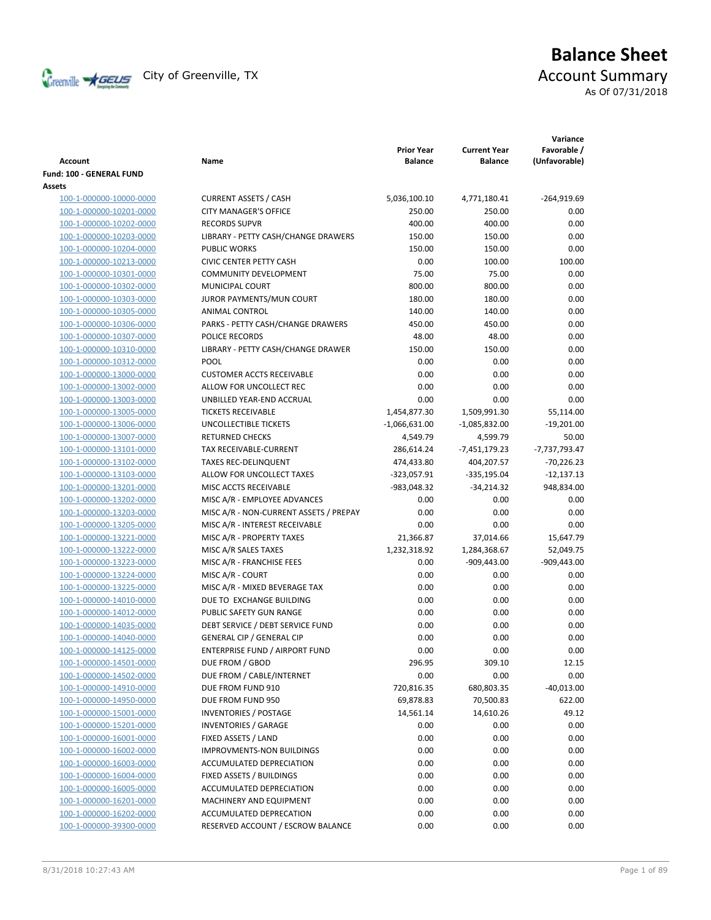City of Greenville, TX

# Balance Sheet

## Account Summary

As Of 07/31/2018

| Account | Name | Prior Year Balance | Current Year Balance | Variance Favorable / (Unfavorable) |
|---|---|---|---|---|
| **Fund: 100 - GENERAL FUND** | | | | |
| **Assets** | | | | |
| 100-1-000000-10000-0000 | CURRENT ASSETS / CASH | 5,036,100.10 | 4,771,180.41 | -264,919.69 |
| 100-1-000000-10201-0000 | CITY MANAGER'S OFFICE | 250.00 | 250.00 | 0.00 |
| 100-1-000000-10202-0000 | RECORDS SUPVR | 400.00 | 400.00 | 0.00 |
| 100-1-000000-10203-0000 | LIBRARY - PETTY CASH/CHANGE DRAWERS | 150.00 | 150.00 | 0.00 |
| 100-1-000000-10204-0000 | PUBLIC WORKS | 150.00 | 150.00 | 0.00 |
| 100-1-000000-10213-0000 | CIVIC CENTER PETTY CASH | 0.00 | 100.00 | 100.00 |
| 100-1-000000-10301-0000 | COMMUNITY DEVELOPMENT | 75.00 | 75.00 | 0.00 |
| 100-1-000000-10302-0000 | MUNICIPAL COURT | 800.00 | 800.00 | 0.00 |
| 100-1-000000-10303-0000 | JUROR PAYMENTS/MUN COURT | 180.00 | 180.00 | 0.00 |
| 100-1-000000-10305-0000 | ANIMAL CONTROL | 140.00 | 140.00 | 0.00 |
| 100-1-000000-10306-0000 | PARKS - PETTY CASH/CHANGE DRAWERS | 450.00 | 450.00 | 0.00 |
| 100-1-000000-10307-0000 | POLICE RECORDS | 48.00 | 48.00 | 0.00 |
| 100-1-000000-10310-0000 | LIBRARY - PETTY CASH/CHANGE DRAWER | 150.00 | 150.00 | 0.00 |
| 100-1-000000-10312-0000 | POOL | 0.00 | 0.00 | 0.00 |
| 100-1-000000-13000-0000 | CUSTOMER ACCTS RECEIVABLE | 0.00 | 0.00 | 0.00 |
| 100-1-000000-13002-0000 | ALLOW FOR UNCOLLECT REC | 0.00 | 0.00 | 0.00 |
| 100-1-000000-13003-0000 | UNBILLED YEAR-END ACCRUAL | 0.00 | 0.00 | 0.00 |
| 100-1-000000-13005-0000 | TICKETS RECEIVABLE | 1,454,877.30 | 1,509,991.30 | 55,114.00 |
| 100-1-000000-13006-0000 | UNCOLLECTIBLE TICKETS | -1,066,631.00 | -1,085,832.00 | -19,201.00 |
| 100-1-000000-13007-0000 | RETURNED CHECKS | 4,549.79 | 4,599.79 | 50.00 |
| 100-1-000000-13101-0000 | TAX RECEIVABLE-CURRENT | 286,614.24 | -7,451,179.23 | -7,737,793.47 |
| 100-1-000000-13102-0000 | TAXES REC-DELINQUENT | 474,433.80 | 404,207.57 | -70,226.23 |
| 100-1-000000-13103-0000 | ALLOW FOR UNCOLLECT TAXES | -323,057.91 | -335,195.04 | -12,137.13 |
| 100-1-000000-13201-0000 | MISC ACCTS RECEIVABLE | -983,048.32 | -34,214.32 | 948,834.00 |
| 100-1-000000-13202-0000 | MISC A/R - EMPLOYEE ADVANCES | 0.00 | 0.00 | 0.00 |
| 100-1-000000-13203-0000 | MISC A/R - NON-CURRENT ASSETS / PREPAY | 0.00 | 0.00 | 0.00 |
| 100-1-000000-13205-0000 | MISC A/R - INTEREST RECEIVABLE | 0.00 | 0.00 | 0.00 |
| 100-1-000000-13221-0000 | MISC A/R - PROPERTY TAXES | 21,366.87 | 37,014.66 | 15,647.79 |
| 100-1-000000-13222-0000 | MISC A/R SALES TAXES | 1,232,318.92 | 1,284,368.67 | 52,049.75 |
| 100-1-000000-13223-0000 | MISC A/R - FRANCHISE FEES | 0.00 | -909,443.00 | -909,443.00 |
| 100-1-000000-13224-0000 | MISC A/R - COURT | 0.00 | 0.00 | 0.00 |
| 100-1-000000-13225-0000 | MISC A/R - MIXED BEVERAGE TAX | 0.00 | 0.00 | 0.00 |
| 100-1-000000-14010-0000 | DUE TO EXCHANGE BUILDING | 0.00 | 0.00 | 0.00 |
| 100-1-000000-14012-0000 | PUBLIC SAFETY GUN RANGE | 0.00 | 0.00 | 0.00 |
| 100-1-000000-14035-0000 | DEBT SERVICE / DEBT SERVICE FUND | 0.00 | 0.00 | 0.00 |
| 100-1-000000-14040-0000 | GENERAL CIP / GENERAL CIP | 0.00 | 0.00 | 0.00 |
| 100-1-000000-14125-0000 | ENTERPRISE FUND / AIRPORT FUND | 0.00 | 0.00 | 0.00 |
| 100-1-000000-14501-0000 | DUE FROM / GBOD | 296.95 | 309.10 | 12.15 |
| 100-1-000000-14502-0000 | DUE FROM / CABLE/INTERNET | 0.00 | 0.00 | 0.00 |
| 100-1-000000-14910-0000 | DUE FROM FUND 910 | 720,816.35 | 680,803.35 | -40,013.00 |
| 100-1-000000-14950-0000 | DUE FROM FUND 950 | 69,878.83 | 70,500.83 | 622.00 |
| 100-1-000000-15001-0000 | INVENTORIES / POSTAGE | 14,561.14 | 14,610.26 | 49.12 |
| 100-1-000000-15201-0000 | INVENTORIES / GARAGE | 0.00 | 0.00 | 0.00 |
| 100-1-000000-16001-0000 | FIXED ASSETS / LAND | 0.00 | 0.00 | 0.00 |
| 100-1-000000-16002-0000 | IMPROVMENTS-NON BUILDINGS | 0.00 | 0.00 | 0.00 |
| 100-1-000000-16003-0000 | ACCUMULATED DEPRECIATION | 0.00 | 0.00 | 0.00 |
| 100-1-000000-16004-0000 | FIXED ASSETS / BUILDINGS | 0.00 | 0.00 | 0.00 |
| 100-1-000000-16005-0000 | ACCUMULATED DEPRECIATION | 0.00 | 0.00 | 0.00 |
| 100-1-000000-16201-0000 | MACHINERY AND EQUIPMENT | 0.00 | 0.00 | 0.00 |
| 100-1-000000-16202-0000 | ACCUMULATED DEPRECATION | 0.00 | 0.00 | 0.00 |
| 100-1-000000-39300-0000 | RESERVED ACCOUNT / ESCROW BALANCE | 0.00 | 0.00 | 0.00 |

8/31/2018 10:27:43 AM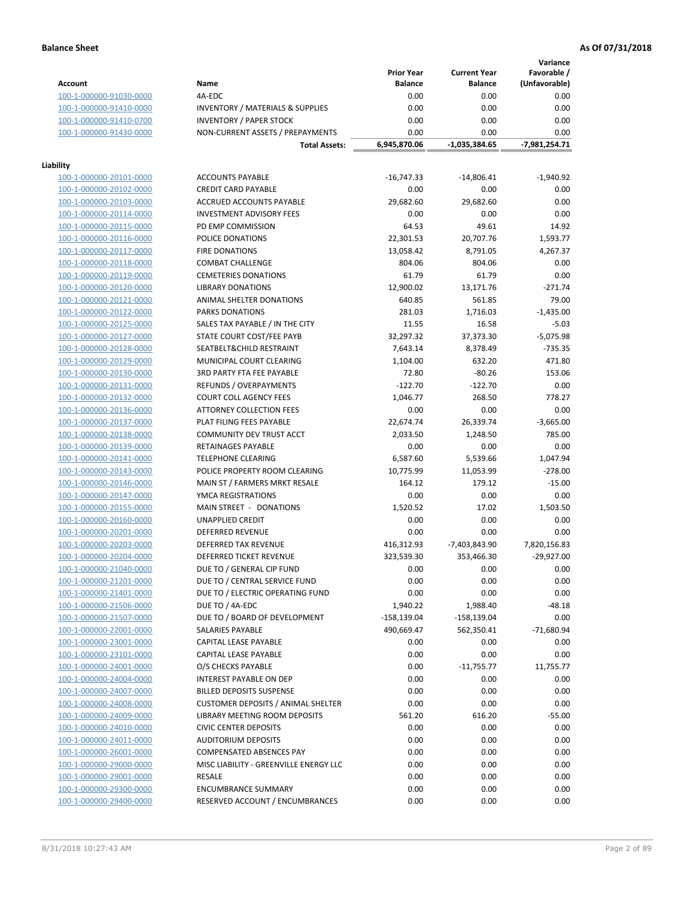**Balance Sheet** **As Of 07/31/2018**

| Account | Name | Prior Year Balance | Current Year Balance | Variance Favorable / (Unfavorable) |
|---|---|---|---|---|
| 100-1-000000-91030-0000 | 4A-EDC | 0.00 | 0.00 | 0.00 |
| 100-1-000000-91410-0000 | INVENTORY / MATERIALS & SUPPLIES | 0.00 | 0.00 | 0.00 |
| 100-1-000000-91410-0700 | INVENTORY / PAPER STOCK | 0.00 | 0.00 | 0.00 |
| 100-1-000000-91430-0000 | NON-CURRENT ASSETS / PREPAYMENTS | 0.00 | 0.00 | 0.00 |
| | **Total Assets:** | **6,945,870.06** | **-1,035,384.65** | **-7,981,254.71** |

**Liability**

| Account | Name | Prior Year Balance | Current Year Balance | Variance Favorable / (Unfavorable) |
|---|---|---|---|---|
| 100-1-000000-20101-0000 | ACCOUNTS PAYABLE | -16,747.33 | -14,806.41 | -1,940.92 |
| 100-1-000000-20102-0000 | CREDIT CARD PAYABLE | 0.00 | 0.00 | 0.00 |
| 100-1-000000-20103-0000 | ACCRUED ACCOUNTS PAYABLE | 29,682.60 | 29,682.60 | 0.00 |
| 100-1-000000-20114-0000 | INVESTMENT ADVISORY FEES | 0.00 | 0.00 | 0.00 |
| 100-1-000000-20115-0000 | PD EMP COMMISSION | 64.53 | 49.61 | 14.92 |
| 100-1-000000-20116-0000 | POLICE DONATIONS | 22,301.53 | 20,707.76 | 1,593.77 |
| 100-1-000000-20117-0000 | FIRE DONATIONS | 13,058.42 | 8,791.05 | 4,267.37 |
| 100-1-000000-20118-0000 | COMBAT CHALLENGE | 804.06 | 804.06 | 0.00 |
| 100-1-000000-20119-0000 | CEMETERIES DONATIONS | 61.79 | 61.79 | 0.00 |
| 100-1-000000-20120-0000 | LIBRARY DONATIONS | 12,900.02 | 13,171.76 | -271.74 |
| 100-1-000000-20121-0000 | ANIMAL SHELTER DONATIONS | 640.85 | 561.85 | 79.00 |
| 100-1-000000-20122-0000 | PARKS DONATIONS | 281.03 | 1,716.03 | -1,435.00 |
| 100-1-000000-20125-0000 | SALES TAX PAYABLE / IN THE CITY | 11.55 | 16.58 | -5.03 |
| 100-1-000000-20127-0000 | STATE COURT COST/FEE PAYB | 32,297.32 | 37,373.30 | -5,075.98 |
| 100-1-000000-20128-0000 | SEATBELT&CHILD RESTRAINT | 7,643.14 | 8,378.49 | -735.35 |
| 100-1-000000-20129-0000 | MUNICIPAL COURT CLEARING | 1,104.00 | 632.20 | 471.80 |
| 100-1-000000-20130-0000 | 3RD PARTY FTA FEE PAYABLE | 72.80 | -80.26 | 153.06 |
| 100-1-000000-20131-0000 | REFUNDS / OVERPAYMENTS | -122.70 | -122.70 | 0.00 |
| 100-1-000000-20132-0000 | COURT COLL AGENCY FEES | 1,046.77 | 268.50 | 778.27 |
| 100-1-000000-20136-0000 | ATTORNEY COLLECTION FEES | 0.00 | 0.00 | 0.00 |
| 100-1-000000-20137-0000 | PLAT FILING FEES PAYABLE | 22,674.74 | 26,339.74 | -3,665.00 |
| 100-1-000000-20138-0000 | COMMUNITY DEV TRUST ACCT | 2,033.50 | 1,248.50 | 785.00 |
| 100-1-000000-20139-0000 | RETAINAGES PAYABLE | 0.00 | 0.00 | 0.00 |
| 100-1-000000-20141-0000 | TELEPHONE CLEARING | 6,587.60 | 5,539.66 | 1,047.94 |
| 100-1-000000-20143-0000 | POLICE PROPERTY ROOM CLEARING | 10,775.99 | 11,053.99 | -278.00 |
| 100-1-000000-20146-0000 | MAIN ST / FARMERS MRKT RESALE | 164.12 | 179.12 | -15.00 |
| 100-1-000000-20147-0000 | YMCA REGISTRATIONS | 0.00 | 0.00 | 0.00 |
| 100-1-000000-20155-0000 | MAIN STREET - DONATIONS | 1,520.52 | 17.02 | 1,503.50 |
| 100-1-000000-20160-0000 | UNAPPLIED CREDIT | 0.00 | 0.00 | 0.00 |
| 100-1-000000-20201-0000 | DEFERRED REVENUE | 0.00 | 0.00 | 0.00 |
| 100-1-000000-20203-0000 | DEFERRED TAX REVENUE | 416,312.93 | -7,403,843.90 | 7,820,156.83 |
| 100-1-000000-20204-0000 | DEFERRED TICKET REVENUE | 323,539.30 | 353,466.30 | -29,927.00 |
| 100-1-000000-21040-0000 | DUE TO / GENERAL CIP FUND | 0.00 | 0.00 | 0.00 |
| 100-1-000000-21201-0000 | DUE TO / CENTRAL SERVICE FUND | 0.00 | 0.00 | 0.00 |
| 100-1-000000-21401-0000 | DUE TO / ELECTRIC OPERATING FUND | 0.00 | 0.00 | 0.00 |
| 100-1-000000-21506-0000 | DUE TO / 4A-EDC | 1,940.22 | 1,988.40 | -48.18 |
| 100-1-000000-21507-0000 | DUE TO / BOARD OF DEVELOPMENT | -158,139.04 | -158,139.04 | 0.00 |
| 100-1-000000-22001-0000 | SALARIES PAYABLE | 490,669.47 | 562,350.41 | -71,680.94 |
| 100-1-000000-23001-0000 | CAPITAL LEASE PAYABLE | 0.00 | 0.00 | 0.00 |
| 100-1-000000-23101-0000 | CAPITAL LEASE PAYABLE | 0.00 | 0.00 | 0.00 |
| 100-1-000000-24001-0000 | O/S CHECKS PAYABLE | 0.00 | -11,755.77 | 11,755.77 |
| 100-1-000000-24004-0000 | INTEREST PAYABLE ON DEP | 0.00 | 0.00 | 0.00 |
| 100-1-000000-24007-0000 | BILLED DEPOSITS SUSPENSE | 0.00 | 0.00 | 0.00 |
| 100-1-000000-24008-0000 | CUSTOMER DEPOSITS / ANIMAL SHELTER | 0.00 | 0.00 | 0.00 |
| 100-1-000000-24009-0000 | LIBRARY MEETING ROOM DEPOSITS | 561.20 | 616.20 | -55.00 |
| 100-1-000000-24010-0000 | CIVIC CENTER DEPOSITS | 0.00 | 0.00 | 0.00 |
| 100-1-000000-24011-0000 | AUDITORIUM DEPOSITS | 0.00 | 0.00 | 0.00 |
| 100-1-000000-26001-0000 | COMPENSATED ABSENCES PAY | 0.00 | 0.00 | 0.00 |
| 100-1-000000-29000-0000 | MISC LIABILITY - GREENVILLE ENERGY LLC | 0.00 | 0.00 | 0.00 |
| 100-1-000000-29001-0000 | RESALE | 0.00 | 0.00 | 0.00 |
| 100-1-000000-29300-0000 | ENCUMBRANCE SUMMARY | 0.00 | 0.00 | 0.00 |
| 100-1-000000-29400-0000 | RESERVED ACCOUNT / ENCUMBRANCES | 0.00 | 0.00 | 0.00 |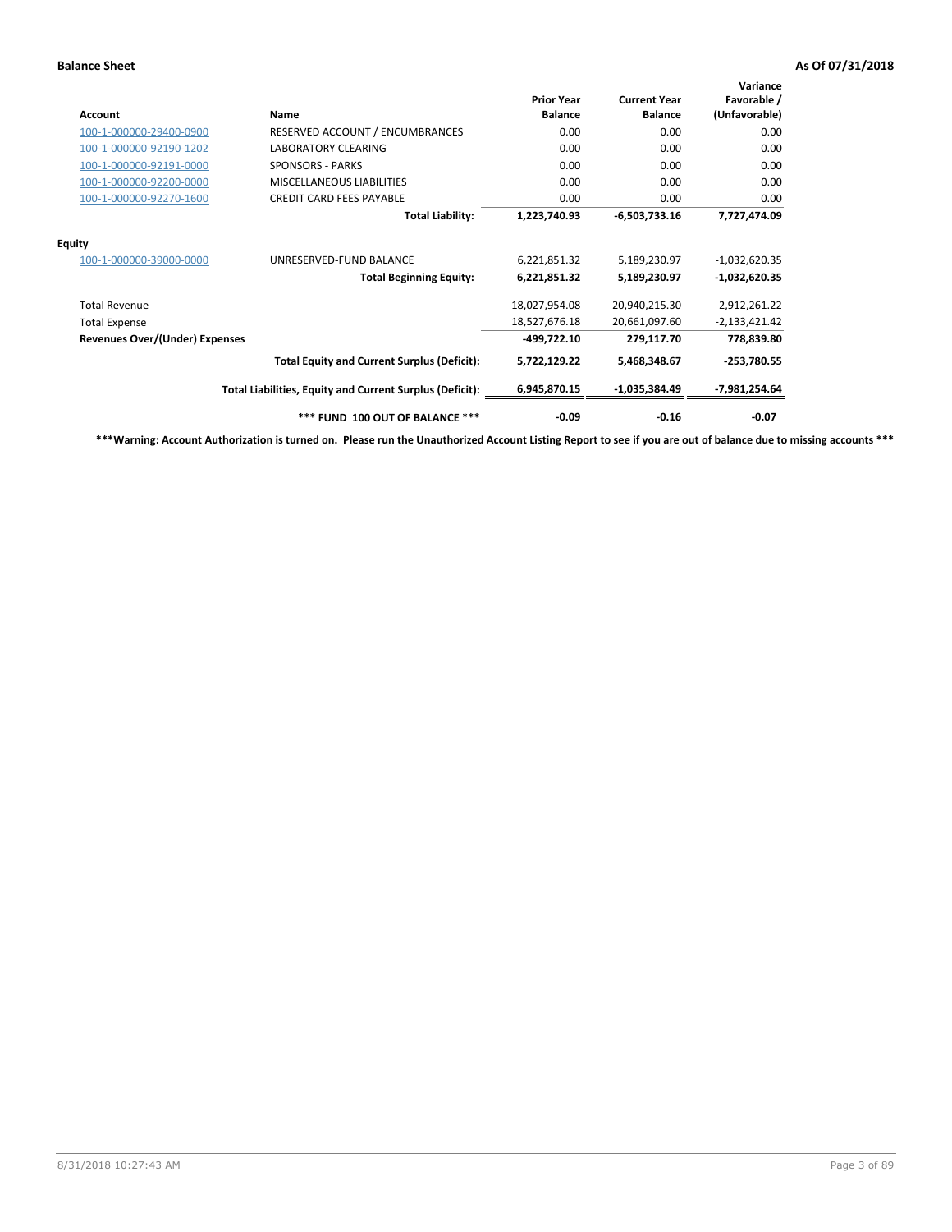**Balance Sheet** **As Of 07/31/2018**

| Account | Name | Prior Year Balance | Current Year Balance | Variance Favorable / (Unfavorable) |
|---|---|---|---|---|
| 100-1-000000-29400-0900 | RESERVED ACCOUNT / ENCUMBRANCES | 0.00 | 0.00 | 0.00 |
| 100-1-000000-92190-1202 | LABORATORY CLEARING | 0.00 | 0.00 | 0.00 |
| 100-1-000000-92191-0000 | SPONSORS - PARKS | 0.00 | 0.00 | 0.00 |
| 100-1-000000-92200-0000 | MISCELLANEOUS LIABILITIES | 0.00 | 0.00 | 0.00 |
| 100-1-000000-92270-1600 | CREDIT CARD FEES PAYABLE | 0.00 | 0.00 | 0.00 |
| | **Total Liability:** | **1,223,740.93** | **-6,503,733.16** | **7,727,474.09** |
| **Equity** | | | | |
| 100-1-000000-39000-0000 | UNRESERVED-FUND BALANCE | 6,221,851.32 | 5,189,230.97 | -1,032,620.35 |
| | **Total Beginning Equity:** | **6,221,851.32** | **5,189,230.97** | **-1,032,620.35** |
| Total Revenue | | 18,027,954.08 | 20,940,215.30 | 2,912,261.22 |
| Total Expense | | 18,527,676.18 | 20,661,097.60 | -2,133,421.42 |
| **Revenues Over/(Under) Expenses** | | **-499,722.10** | **279,117.70** | **778,839.80** |
| | **Total Equity and Current Surplus (Deficit):** | **5,722,129.22** | **5,468,348.67** | **-253,780.55** |
| | **Total Liabilities, Equity and Current Surplus (Deficit):** | **6,945,870.15** | **-1,035,384.49** | **-7,981,254.64** |
| | **\*\*\* FUND 100 OUT OF BALANCE \*\*\*** | **-0.09** | **-0.16** | **-0.07** |

**\*\*\*Warning: Account Authorization is turned on. Please run the Unauthorized Account Listing Report to see if you are out of balance due to missing accounts \*\*\***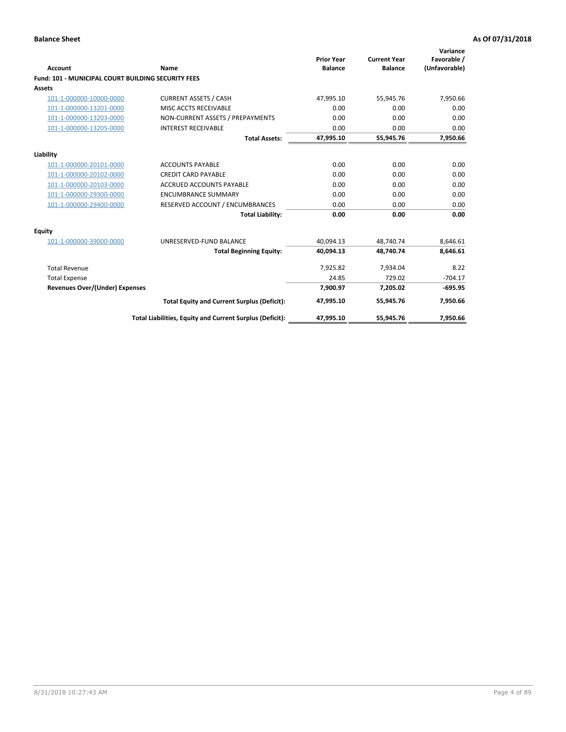**Balance Sheet** **As Of 07/31/2018**

| Account | Name | Prior Year Balance | Current Year Balance | Variance Favorable / (Unfavorable) |
|---|---|---|---|---|
| **Fund: 101 - MUNICIPAL COURT BUILDING SECURITY FEES** | | | | |
| **Assets** | | | | |
| 101-1-000000-10000-0000 | CURRENT ASSETS / CASH | 47,995.10 | 55,945.76 | 7,950.66 |
| 101-1-000000-13201-0000 | MISC ACCTS RECEIVABLE | 0.00 | 0.00 | 0.00 |
| 101-1-000000-13203-0000 | NON-CURRENT ASSETS / PREPAYMENTS | 0.00 | 0.00 | 0.00 |
| 101-1-000000-13205-0000 | INTEREST RECEIVABLE | 0.00 | 0.00 | 0.00 |
| | **Total Assets:** | **47,995.10** | **55,945.76** | **7,950.66** |
| **Liability** | | | | |
| 101-1-000000-20101-0000 | ACCOUNTS PAYABLE | 0.00 | 0.00 | 0.00 |
| 101-1-000000-20102-0000 | CREDIT CARD PAYABLE | 0.00 | 0.00 | 0.00 |
| 101-1-000000-20103-0000 | ACCRUED ACCOUNTS PAYABLE | 0.00 | 0.00 | 0.00 |
| 101-1-000000-29300-0000 | ENCUMBRANCE SUMMARY | 0.00 | 0.00 | 0.00 |
| 101-1-000000-29400-0000 | RESERVED ACCOUNT / ENCUMBRANCES | 0.00 | 0.00 | 0.00 |
| | **Total Liability:** | **0.00** | **0.00** | **0.00** |
| **Equity** | | | | |
| 101-1-000000-39000-0000 | UNRESERVED-FUND BALANCE | 40,094.13 | 48,740.74 | 8,646.61 |
| | **Total Beginning Equity:** | **40,094.13** | **48,740.74** | **8,646.61** |
| Total Revenue | | 7,925.82 | 7,934.04 | 8.22 |
| Total Expense | | 24.85 | 729.02 | -704.17 |
| **Revenues Over/(Under) Expenses** | | **7,900.97** | **7,205.02** | **-695.95** |
| | **Total Equity and Current Surplus (Deficit):** | **47,995.10** | **55,945.76** | **7,950.66** |
| | **Total Liabilities, Equity and Current Surplus (Deficit):** | **47,995.10** | **55,945.76** | **7,950.66** |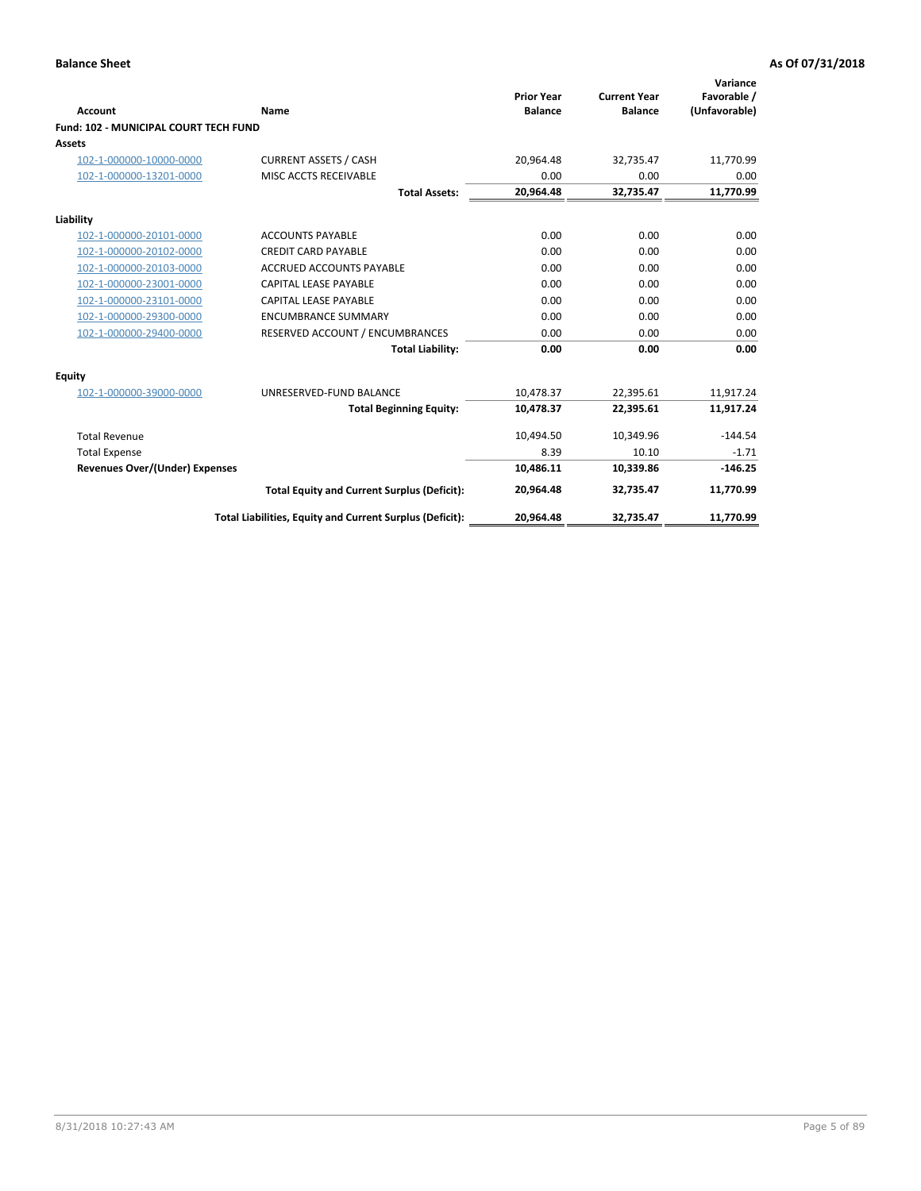**Balance Sheet** **As Of 07/31/2018**

| Account | Name | Prior Year Balance | Current Year Balance | Variance Favorable / (Unfavorable) |
|---|---|---|---|---|
| **Fund: 102 - MUNICIPAL COURT TECH FUND** | | | | |
| **Assets** | | | | |
| 102-1-000000-10000-0000 | CURRENT ASSETS / CASH | 20,964.48 | 32,735.47 | 11,770.99 |
| 102-1-000000-13201-0000 | MISC ACCTS RECEIVABLE | 0.00 | 0.00 | 0.00 |
| | **Total Assets:** | **20,964.48** | **32,735.47** | **11,770.99** |
| **Liability** | | | | |
| 102-1-000000-20101-0000 | ACCOUNTS PAYABLE | 0.00 | 0.00 | 0.00 |
| 102-1-000000-20102-0000 | CREDIT CARD PAYABLE | 0.00 | 0.00 | 0.00 |
| 102-1-000000-20103-0000 | ACCRUED ACCOUNTS PAYABLE | 0.00 | 0.00 | 0.00 |
| 102-1-000000-23001-0000 | CAPITAL LEASE PAYABLE | 0.00 | 0.00 | 0.00 |
| 102-1-000000-23101-0000 | CAPITAL LEASE PAYABLE | 0.00 | 0.00 | 0.00 |
| 102-1-000000-29300-0000 | ENCUMBRANCE SUMMARY | 0.00 | 0.00 | 0.00 |
| 102-1-000000-29400-0000 | RESERVED ACCOUNT / ENCUMBRANCES | 0.00 | 0.00 | 0.00 |
| | **Total Liability:** | **0.00** | **0.00** | **0.00** |
| **Equity** | | | | |
| 102-1-000000-39000-0000 | UNRESERVED-FUND BALANCE | 10,478.37 | 22,395.61 | 11,917.24 |
| | **Total Beginning Equity:** | **10,478.37** | **22,395.61** | **11,917.24** |
| Total Revenue | | 10,494.50 | 10,349.96 | -144.54 |
| Total Expense | | 8.39 | 10.10 | -1.71 |
| **Revenues Over/(Under) Expenses** | | **10,486.11** | **10,339.86** | **-146.25** |
| | **Total Equity and Current Surplus (Deficit):** | **20,964.48** | **32,735.47** | **11,770.99** |
| | **Total Liabilities, Equity and Current Surplus (Deficit):** | **20,964.48** | **32,735.47** | **11,770.99** |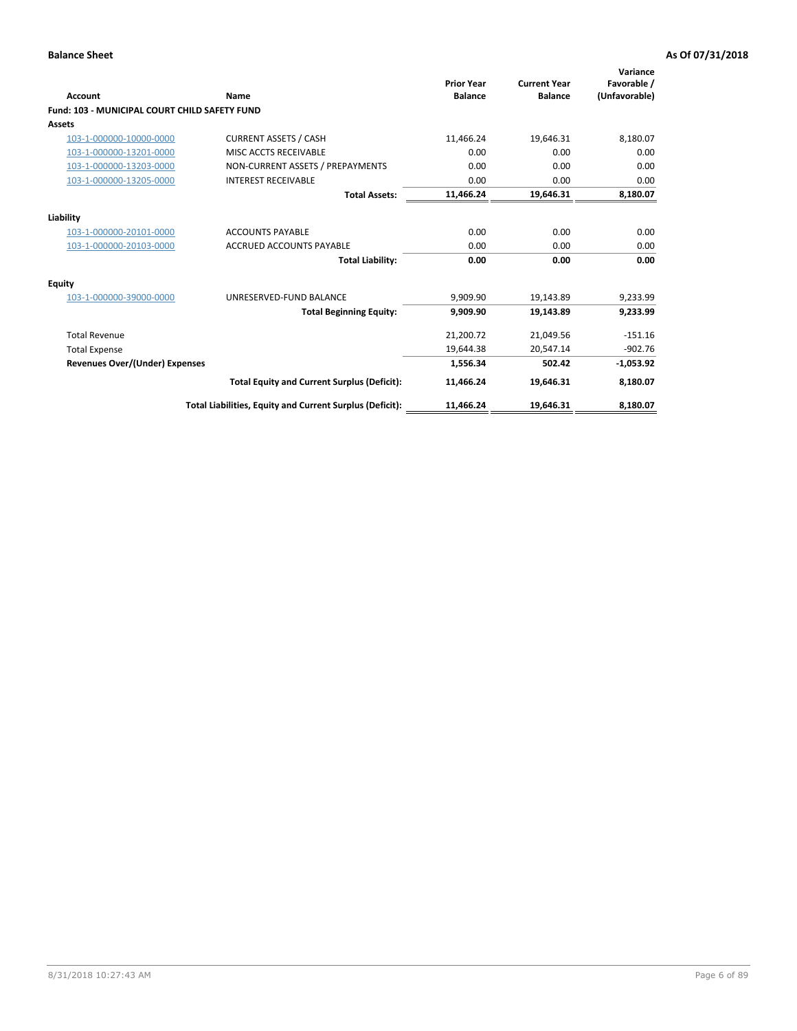**Balance Sheet** **As Of 07/31/2018**

| Account | Name | Prior Year Balance | Current Year Balance | Variance Favorable / (Unfavorable) |
|---|---|---|---|---|
| **Fund: 103 - MUNICIPAL COURT CHILD SAFETY FUND** | | | | |
| **Assets** | | | | |
| 103-1-000000-10000-0000 | CURRENT ASSETS / CASH | 11,466.24 | 19,646.31 | 8,180.07 |
| 103-1-000000-13201-0000 | MISC ACCTS RECEIVABLE | 0.00 | 0.00 | 0.00 |
| 103-1-000000-13203-0000 | NON-CURRENT ASSETS / PREPAYMENTS | 0.00 | 0.00 | 0.00 |
| 103-1-000000-13205-0000 | INTEREST RECEIVABLE | 0.00 | 0.00 | 0.00 |
| | **Total Assets:** | **11,466.24** | **19,646.31** | **8,180.07** |
| **Liability** | | | | |
| 103-1-000000-20101-0000 | ACCOUNTS PAYABLE | 0.00 | 0.00 | 0.00 |
| 103-1-000000-20103-0000 | ACCRUED ACCOUNTS PAYABLE | 0.00 | 0.00 | 0.00 |
| | **Total Liability:** | **0.00** | **0.00** | **0.00** |
| **Equity** | | | | |
| 103-1-000000-39000-0000 | UNRESERVED-FUND BALANCE | 9,909.90 | 19,143.89 | 9,233.99 |
| | **Total Beginning Equity:** | **9,909.90** | **19,143.89** | **9,233.99** |
| Total Revenue | | 21,200.72 | 21,049.56 | -151.16 |
| Total Expense | | 19,644.38 | 20,547.14 | -902.76 |
| **Revenues Over/(Under) Expenses** | | **1,556.34** | **502.42** | **-1,053.92** |
| | **Total Equity and Current Surplus (Deficit):** | **11,466.24** | **19,646.31** | **8,180.07** |
| | **Total Liabilities, Equity and Current Surplus (Deficit):** | **11,466.24** | **19,646.31** | **8,180.07** |

8/31/2018 10:27:43 AM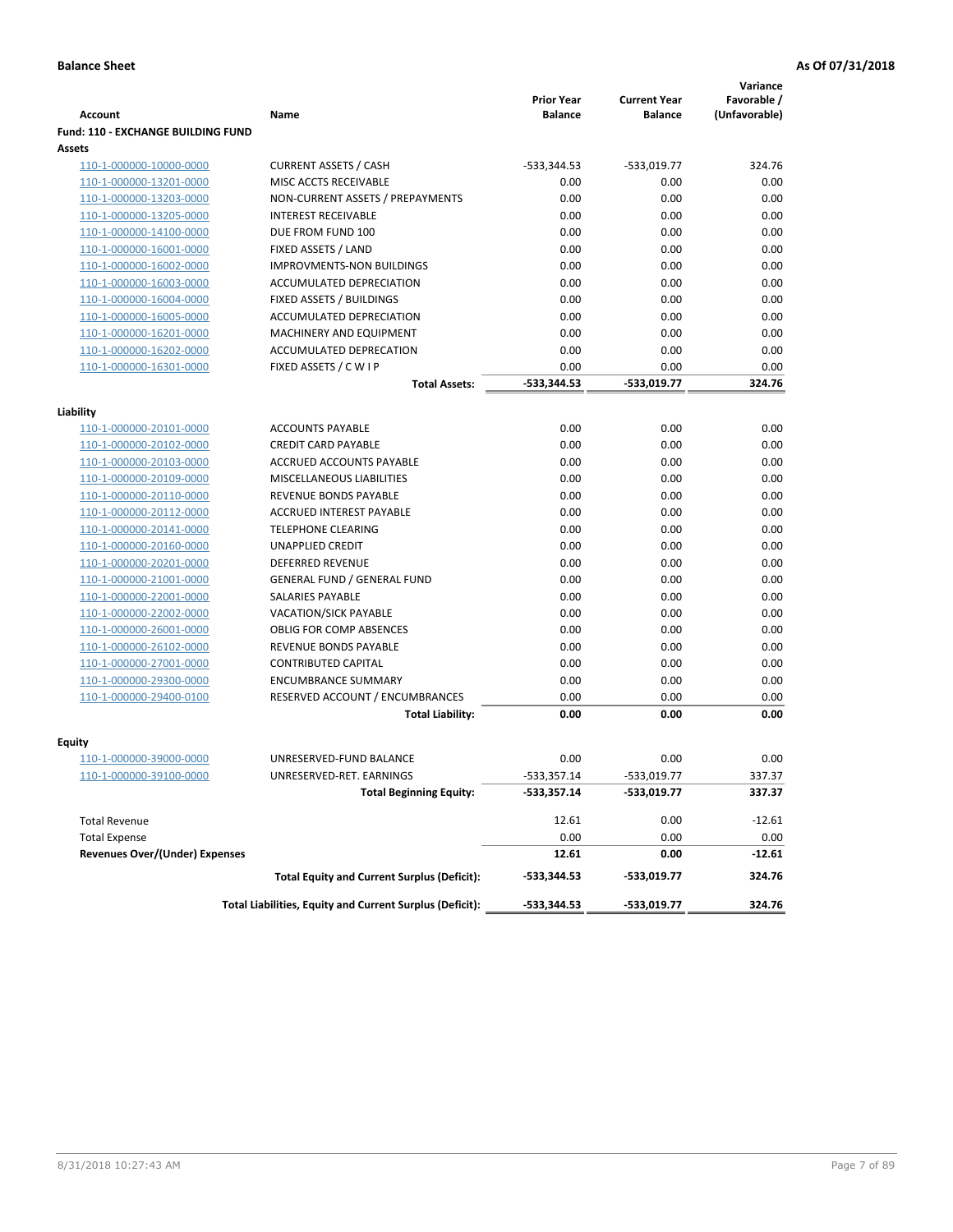**Balance Sheet** **As Of 07/31/2018**

| Account | Name | Prior Year Balance | Current Year Balance | Variance Favorable / (Unfavorable) |
|---|---|---|---|---|
| **Fund: 110 - EXCHANGE BUILDING FUND** | | | | |
| **Assets** | | | | |
| 110-1-000000-10000-0000 | CURRENT ASSETS / CASH | -533,344.53 | -533,019.77 | 324.76 |
| 110-1-000000-13201-0000 | MISC ACCTS RECEIVABLE | 0.00 | 0.00 | 0.00 |
| 110-1-000000-13203-0000 | NON-CURRENT ASSETS / PREPAYMENTS | 0.00 | 0.00 | 0.00 |
| 110-1-000000-13205-0000 | INTEREST RECEIVABLE | 0.00 | 0.00 | 0.00 |
| 110-1-000000-14100-0000 | DUE FROM FUND 100 | 0.00 | 0.00 | 0.00 |
| 110-1-000000-16001-0000 | FIXED ASSETS / LAND | 0.00 | 0.00 | 0.00 |
| 110-1-000000-16002-0000 | IMPROVMENTS-NON BUILDINGS | 0.00 | 0.00 | 0.00 |
| 110-1-000000-16003-0000 | ACCUMULATED DEPRECIATION | 0.00 | 0.00 | 0.00 |
| 110-1-000000-16004-0000 | FIXED ASSETS / BUILDINGS | 0.00 | 0.00 | 0.00 |
| 110-1-000000-16005-0000 | ACCUMULATED DEPRECIATION | 0.00 | 0.00 | 0.00 |
| 110-1-000000-16201-0000 | MACHINERY AND EQUIPMENT | 0.00 | 0.00 | 0.00 |
| 110-1-000000-16202-0000 | ACCUMULATED DEPRECATION | 0.00 | 0.00 | 0.00 |
| 110-1-000000-16301-0000 | FIXED ASSETS / C W I P | 0.00 | 0.00 | 0.00 |
| | **Total Assets:** | **-533,344.53** | **-533,019.77** | **324.76** |
| **Liability** | | | | |
| 110-1-000000-20101-0000 | ACCOUNTS PAYABLE | 0.00 | 0.00 | 0.00 |
| 110-1-000000-20102-0000 | CREDIT CARD PAYABLE | 0.00 | 0.00 | 0.00 |
| 110-1-000000-20103-0000 | ACCRUED ACCOUNTS PAYABLE | 0.00 | 0.00 | 0.00 |
| 110-1-000000-20109-0000 | MISCELLANEOUS LIABILITIES | 0.00 | 0.00 | 0.00 |
| 110-1-000000-20110-0000 | REVENUE BONDS PAYABLE | 0.00 | 0.00 | 0.00 |
| 110-1-000000-20112-0000 | ACCRUED INTEREST PAYABLE | 0.00 | 0.00 | 0.00 |
| 110-1-000000-20141-0000 | TELEPHONE CLEARING | 0.00 | 0.00 | 0.00 |
| 110-1-000000-20160-0000 | UNAPPLIED CREDIT | 0.00 | 0.00 | 0.00 |
| 110-1-000000-20201-0000 | DEFERRED REVENUE | 0.00 | 0.00 | 0.00 |
| 110-1-000000-21001-0000 | GENERAL FUND / GENERAL FUND | 0.00 | 0.00 | 0.00 |
| 110-1-000000-22001-0000 | SALARIES PAYABLE | 0.00 | 0.00 | 0.00 |
| 110-1-000000-22002-0000 | VACATION/SICK PAYABLE | 0.00 | 0.00 | 0.00 |
| 110-1-000000-26001-0000 | OBLIG FOR COMP ABSENCES | 0.00 | 0.00 | 0.00 |
| 110-1-000000-26102-0000 | REVENUE BONDS PAYABLE | 0.00 | 0.00 | 0.00 |
| 110-1-000000-27001-0000 | CONTRIBUTED CAPITAL | 0.00 | 0.00 | 0.00 |
| 110-1-000000-29300-0000 | ENCUMBRANCE SUMMARY | 0.00 | 0.00 | 0.00 |
| 110-1-000000-29400-0100 | RESERVED ACCOUNT / ENCUMBRANCES | 0.00 | 0.00 | 0.00 |
| | **Total Liability:** | **0.00** | **0.00** | **0.00** |
| **Equity** | | | | |
| 110-1-000000-39000-0000 | UNRESERVED-FUND BALANCE | 0.00 | 0.00 | 0.00 |
| 110-1-000000-39100-0000 | UNRESERVED-RET. EARNINGS | -533,357.14 | -533,019.77 | 337.37 |
| | **Total Beginning Equity:** | **-533,357.14** | **-533,019.77** | **337.37** |
| Total Revenue | | 12.61 | 0.00 | -12.61 |
| Total Expense | | 0.00 | 0.00 | 0.00 |
| **Revenues Over/(Under) Expenses** | | **12.61** | **0.00** | **-12.61** |
| | **Total Equity and Current Surplus (Deficit):** | **-533,344.53** | **-533,019.77** | **324.76** |
| | **Total Liabilities, Equity and Current Surplus (Deficit):** | **-533,344.53** | **-533,019.77** | **324.76** |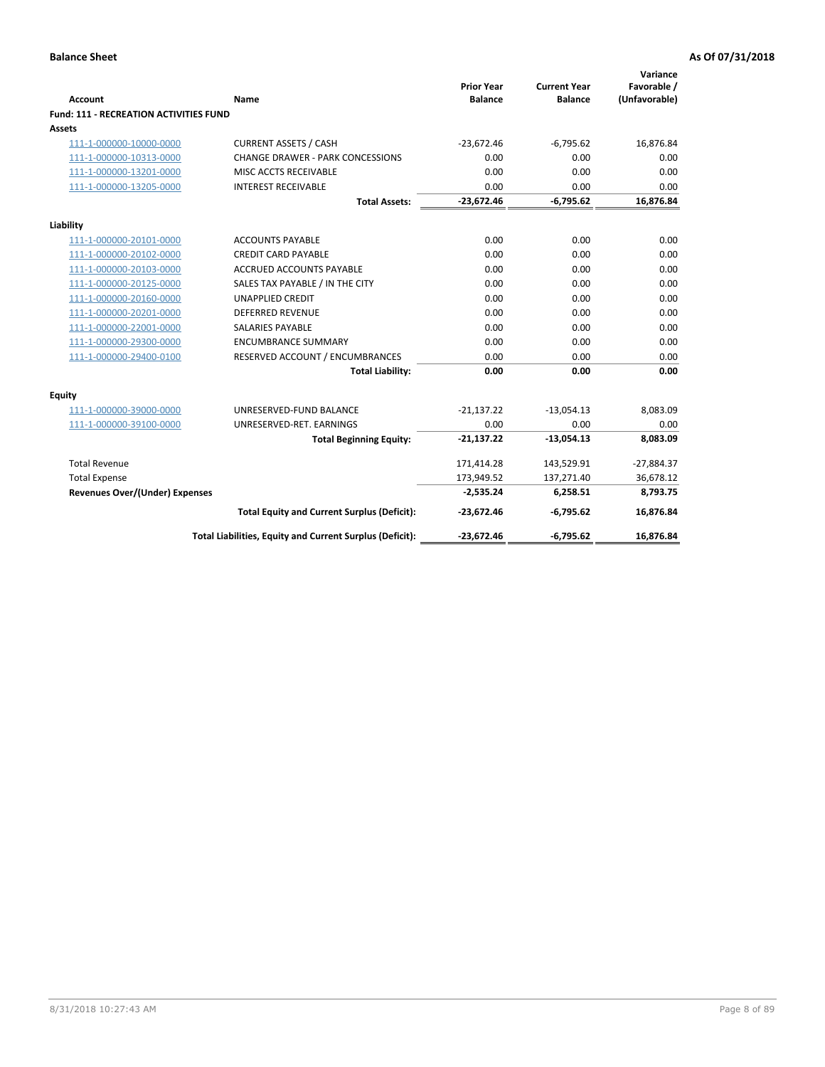**Balance Sheet** **As Of 07/31/2018**

| Account | Name | Prior Year Balance | Current Year Balance | Variance Favorable / (Unfavorable) |
|---|---|---|---|---|
| **Fund: 111 - RECREATION ACTIVITIES FUND** | | | | |
| **Assets** | | | | |
| 111-1-000000-10000-0000 | CURRENT ASSETS / CASH | -23,672.46 | -6,795.62 | 16,876.84 |
| 111-1-000000-10313-0000 | CHANGE DRAWER - PARK CONCESSIONS | 0.00 | 0.00 | 0.00 |
| 111-1-000000-13201-0000 | MISC ACCTS RECEIVABLE | 0.00 | 0.00 | 0.00 |
| 111-1-000000-13205-0000 | INTEREST RECEIVABLE | 0.00 | 0.00 | 0.00 |
| | **Total Assets:** | **-23,672.46** | **-6,795.62** | **16,876.84** |
| **Liability** | | | | |
| 111-1-000000-20101-0000 | ACCOUNTS PAYABLE | 0.00 | 0.00 | 0.00 |
| 111-1-000000-20102-0000 | CREDIT CARD PAYABLE | 0.00 | 0.00 | 0.00 |
| 111-1-000000-20103-0000 | ACCRUED ACCOUNTS PAYABLE | 0.00 | 0.00 | 0.00 |
| 111-1-000000-20125-0000 | SALES TAX PAYABLE / IN THE CITY | 0.00 | 0.00 | 0.00 |
| 111-1-000000-20160-0000 | UNAPPLIED CREDIT | 0.00 | 0.00 | 0.00 |
| 111-1-000000-20201-0000 | DEFERRED REVENUE | 0.00 | 0.00 | 0.00 |
| 111-1-000000-22001-0000 | SALARIES PAYABLE | 0.00 | 0.00 | 0.00 |
| 111-1-000000-29300-0000 | ENCUMBRANCE SUMMARY | 0.00 | 0.00 | 0.00 |
| 111-1-000000-29400-0100 | RESERVED ACCOUNT / ENCUMBRANCES | 0.00 | 0.00 | 0.00 |
| | **Total Liability:** | **0.00** | **0.00** | **0.00** |
| **Equity** | | | | |
| 111-1-000000-39000-0000 | UNRESERVED-FUND BALANCE | -21,137.22 | -13,054.13 | 8,083.09 |
| 111-1-000000-39100-0000 | UNRESERVED-RET. EARNINGS | 0.00 | 0.00 | 0.00 |
| | **Total Beginning Equity:** | **-21,137.22** | **-13,054.13** | **8,083.09** |
| Total Revenue | | 171,414.28 | 143,529.91 | -27,884.37 |
| Total Expense | | 173,949.52 | 137,271.40 | 36,678.12 |
| **Revenues Over/(Under) Expenses** | | **-2,535.24** | **6,258.51** | **8,793.75** |
| | **Total Equity and Current Surplus (Deficit):** | **-23,672.46** | **-6,795.62** | **16,876.84** |
| | **Total Liabilities, Equity and Current Surplus (Deficit):** | **-23,672.46** | **-6,795.62** | **16,876.84** |

8/31/2018 10:27:43 AM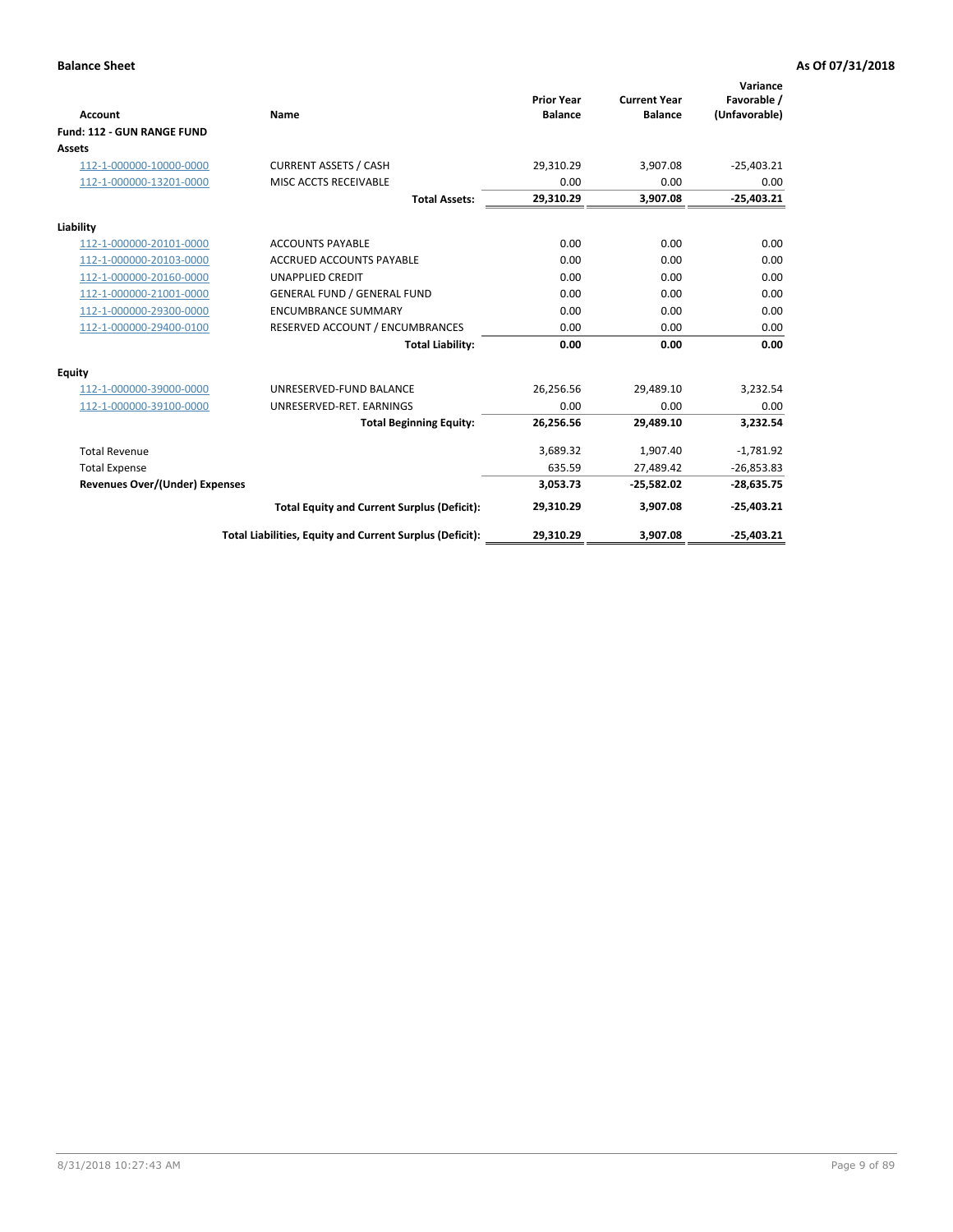**Balance Sheet** **As Of 07/31/2018**

| Account | Name | Prior Year Balance | Current Year Balance | Variance Favorable / (Unfavorable) |
|---|---|---|---|---|
| **Fund: 112 - GUN RANGE FUND** | | | | |
| **Assets** | | | | |
| 112-1-000000-10000-0000 | CURRENT ASSETS / CASH | 29,310.29 | 3,907.08 | -25,403.21 |
| 112-1-000000-13201-0000 | MISC ACCTS RECEIVABLE | 0.00 | 0.00 | 0.00 |
| | **Total Assets:** | **29,310.29** | **3,907.08** | **-25,403.21** |
| **Liability** | | | | |
| 112-1-000000-20101-0000 | ACCOUNTS PAYABLE | 0.00 | 0.00 | 0.00 |
| 112-1-000000-20103-0000 | ACCRUED ACCOUNTS PAYABLE | 0.00 | 0.00 | 0.00 |
| 112-1-000000-20160-0000 | UNAPPLIED CREDIT | 0.00 | 0.00 | 0.00 |
| 112-1-000000-21001-0000 | GENERAL FUND / GENERAL FUND | 0.00 | 0.00 | 0.00 |
| 112-1-000000-29300-0000 | ENCUMBRANCE SUMMARY | 0.00 | 0.00 | 0.00 |
| 112-1-000000-29400-0100 | RESERVED ACCOUNT / ENCUMBRANCES | 0.00 | 0.00 | 0.00 |
| | **Total Liability:** | **0.00** | **0.00** | **0.00** |
| **Equity** | | | | |
| 112-1-000000-39000-0000 | UNRESERVED-FUND BALANCE | 26,256.56 | 29,489.10 | 3,232.54 |
| 112-1-000000-39100-0000 | UNRESERVED-RET. EARNINGS | 0.00 | 0.00 | 0.00 |
| | **Total Beginning Equity:** | **26,256.56** | **29,489.10** | **3,232.54** |
| Total Revenue | | 3,689.32 | 1,907.40 | -1,781.92 |
| Total Expense | | 635.59 | 27,489.42 | -26,853.83 |
| **Revenues Over/(Under) Expenses** | | **3,053.73** | **-25,582.02** | **-28,635.75** |
| | **Total Equity and Current Surplus (Deficit):** | **29,310.29** | **3,907.08** | **-25,403.21** |
| | **Total Liabilities, Equity and Current Surplus (Deficit):** | **29,310.29** | **3,907.08** | **-25,403.21** |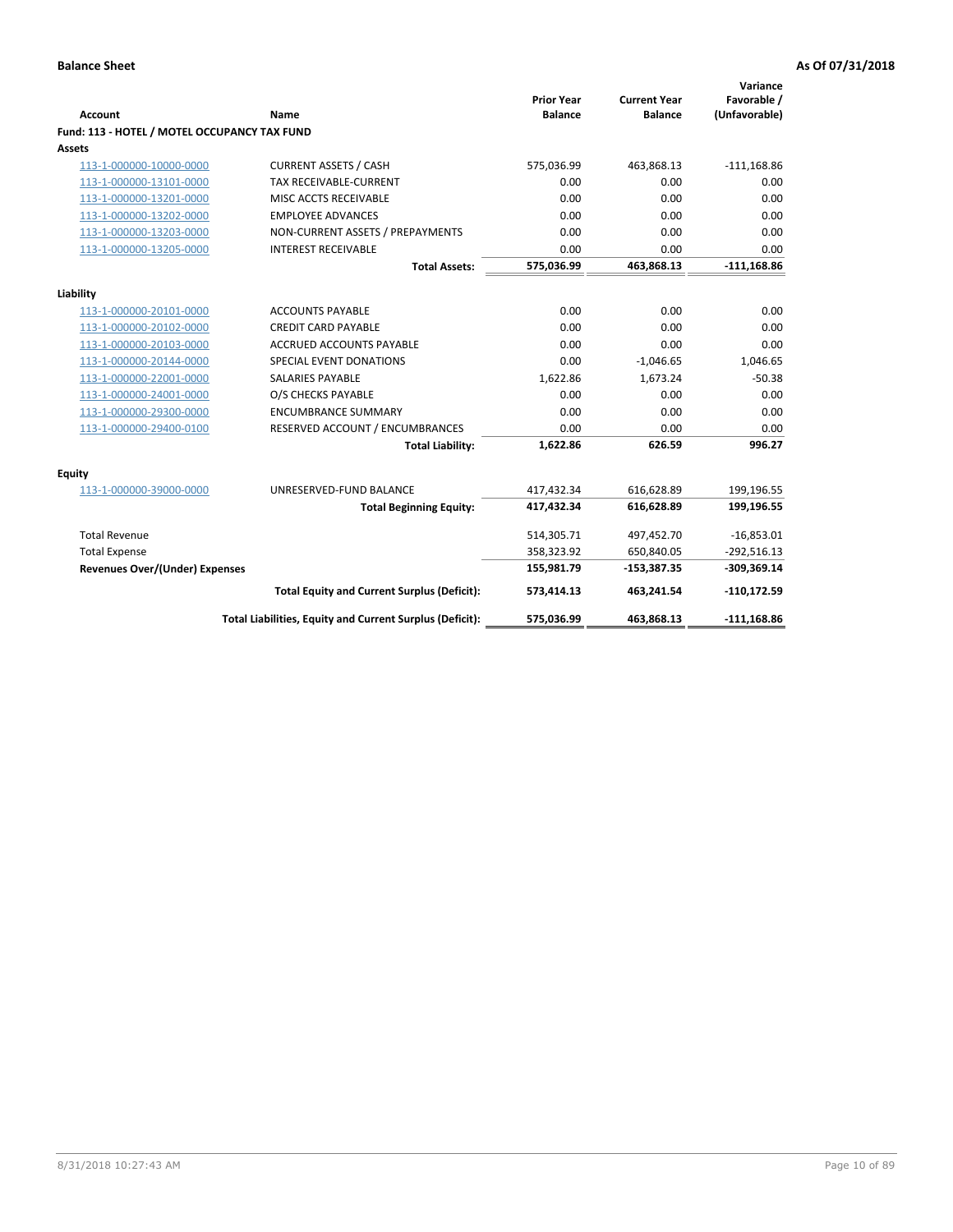**Balance Sheet** **As Of 07/31/2018**

| Account | Name | Prior Year Balance | Current Year Balance | Variance Favorable / (Unfavorable) |
|---|---|---|---|---|
| **Fund: 113 - HOTEL / MOTEL OCCUPANCY TAX FUND** | | | | |
| **Assets** | | | | |
| 113-1-000000-10000-0000 | CURRENT ASSETS / CASH | 575,036.99 | 463,868.13 | -111,168.86 |
| 113-1-000000-13101-0000 | TAX RECEIVABLE-CURRENT | 0.00 | 0.00 | 0.00 |
| 113-1-000000-13201-0000 | MISC ACCTS RECEIVABLE | 0.00 | 0.00 | 0.00 |
| 113-1-000000-13202-0000 | EMPLOYEE ADVANCES | 0.00 | 0.00 | 0.00 |
| 113-1-000000-13203-0000 | NON-CURRENT ASSETS / PREPAYMENTS | 0.00 | 0.00 | 0.00 |
| 113-1-000000-13205-0000 | INTEREST RECEIVABLE | 0.00 | 0.00 | 0.00 |
| | **Total Assets:** | **575,036.99** | **463,868.13** | **-111,168.86** |
| **Liability** | | | | |
| 113-1-000000-20101-0000 | ACCOUNTS PAYABLE | 0.00 | 0.00 | 0.00 |
| 113-1-000000-20102-0000 | CREDIT CARD PAYABLE | 0.00 | 0.00 | 0.00 |
| 113-1-000000-20103-0000 | ACCRUED ACCOUNTS PAYABLE | 0.00 | 0.00 | 0.00 |
| 113-1-000000-20144-0000 | SPECIAL EVENT DONATIONS | 0.00 | -1,046.65 | 1,046.65 |
| 113-1-000000-22001-0000 | SALARIES PAYABLE | 1,622.86 | 1,673.24 | -50.38 |
| 113-1-000000-24001-0000 | O/S CHECKS PAYABLE | 0.00 | 0.00 | 0.00 |
| 113-1-000000-29300-0000 | ENCUMBRANCE SUMMARY | 0.00 | 0.00 | 0.00 |
| 113-1-000000-29400-0100 | RESERVED ACCOUNT / ENCUMBRANCES | 0.00 | 0.00 | 0.00 |
| | **Total Liability:** | **1,622.86** | **626.59** | **996.27** |
| **Equity** | | | | |
| 113-1-000000-39000-0000 | UNRESERVED-FUND BALANCE | 417,432.34 | 616,628.89 | 199,196.55 |
| | **Total Beginning Equity:** | **417,432.34** | **616,628.89** | **199,196.55** |
| Total Revenue | | 514,305.71 | 497,452.70 | -16,853.01 |
| Total Expense | | 358,323.92 | 650,840.05 | -292,516.13 |
| **Revenues Over/(Under) Expenses** | | **155,981.79** | **-153,387.35** | **-309,369.14** |
| | **Total Equity and Current Surplus (Deficit):** | **573,414.13** | **463,241.54** | **-110,172.59** |
| | **Total Liabilities, Equity and Current Surplus (Deficit):** | **575,036.99** | **463,868.13** | **-111,168.86** |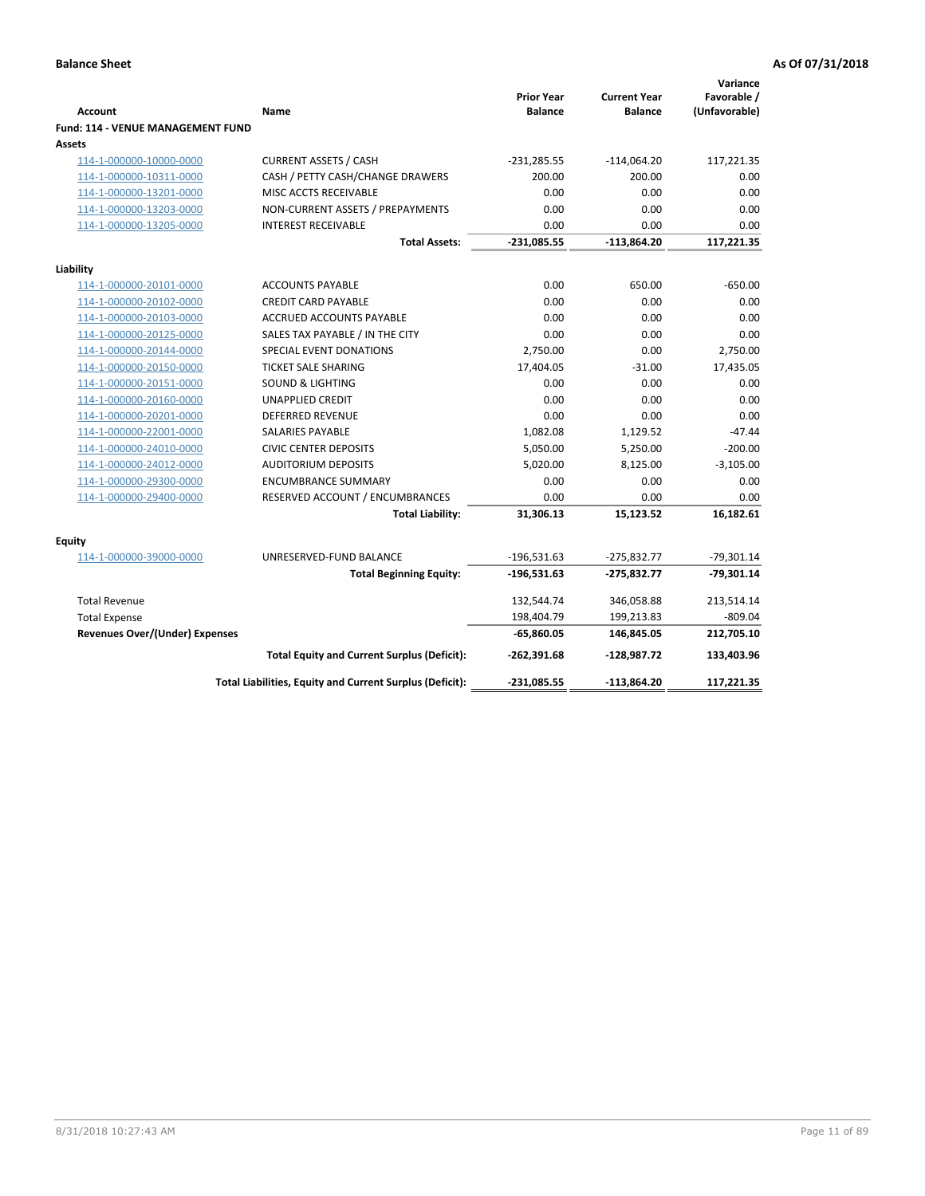**Balance Sheet** **As Of 07/31/2018**

| Account | Name | Prior Year Balance | Current Year Balance | Variance Favorable / (Unfavorable) |
|---|---|---|---|---|
| **Fund: 114 - VENUE MANAGEMENT FUND** | | | | |
| **Assets** | | | | |
| 114-1-000000-10000-0000 | CURRENT ASSETS / CASH | -231,285.55 | -114,064.20 | 117,221.35 |
| 114-1-000000-10311-0000 | CASH / PETTY CASH/CHANGE DRAWERS | 200.00 | 200.00 | 0.00 |
| 114-1-000000-13201-0000 | MISC ACCTS RECEIVABLE | 0.00 | 0.00 | 0.00 |
| 114-1-000000-13203-0000 | NON-CURRENT ASSETS / PREPAYMENTS | 0.00 | 0.00 | 0.00 |
| 114-1-000000-13205-0000 | INTEREST RECEIVABLE | 0.00 | 0.00 | 0.00 |
| | **Total Assets:** | **-231,085.55** | **-113,864.20** | **117,221.35** |
| **Liability** | | | | |
| 114-1-000000-20101-0000 | ACCOUNTS PAYABLE | 0.00 | 650.00 | -650.00 |
| 114-1-000000-20102-0000 | CREDIT CARD PAYABLE | 0.00 | 0.00 | 0.00 |
| 114-1-000000-20103-0000 | ACCRUED ACCOUNTS PAYABLE | 0.00 | 0.00 | 0.00 |
| 114-1-000000-20125-0000 | SALES TAX PAYABLE / IN THE CITY | 0.00 | 0.00 | 0.00 |
| 114-1-000000-20144-0000 | SPECIAL EVENT DONATIONS | 2,750.00 | 0.00 | 2,750.00 |
| 114-1-000000-20150-0000 | TICKET SALE SHARING | 17,404.05 | -31.00 | 17,435.05 |
| 114-1-000000-20151-0000 | SOUND & LIGHTING | 0.00 | 0.00 | 0.00 |
| 114-1-000000-20160-0000 | UNAPPLIED CREDIT | 0.00 | 0.00 | 0.00 |
| 114-1-000000-20201-0000 | DEFERRED REVENUE | 0.00 | 0.00 | 0.00 |
| 114-1-000000-22001-0000 | SALARIES PAYABLE | 1,082.08 | 1,129.52 | -47.44 |
| 114-1-000000-24010-0000 | CIVIC CENTER DEPOSITS | 5,050.00 | 5,250.00 | -200.00 |
| 114-1-000000-24012-0000 | AUDITORIUM DEPOSITS | 5,020.00 | 8,125.00 | -3,105.00 |
| 114-1-000000-29300-0000 | ENCUMBRANCE SUMMARY | 0.00 | 0.00 | 0.00 |
| 114-1-000000-29400-0000 | RESERVED ACCOUNT / ENCUMBRANCES | 0.00 | 0.00 | 0.00 |
| | **Total Liability:** | **31,306.13** | **15,123.52** | **16,182.61** |
| **Equity** | | | | |
| 114-1-000000-39000-0000 | UNRESERVED-FUND BALANCE | -196,531.63 | -275,832.77 | -79,301.14 |
| | **Total Beginning Equity:** | **-196,531.63** | **-275,832.77** | **-79,301.14** |
| Total Revenue | | 132,544.74 | 346,058.88 | 213,514.14 |
| Total Expense | | 198,404.79 | 199,213.83 | -809.04 |
| **Revenues Over/(Under) Expenses** | | **-65,860.05** | **146,845.05** | **212,705.10** |
| | **Total Equity and Current Surplus (Deficit):** | **-262,391.68** | **-128,987.72** | **133,403.96** |
| | **Total Liabilities, Equity and Current Surplus (Deficit):** | **-231,085.55** | **-113,864.20** | **117,221.35** |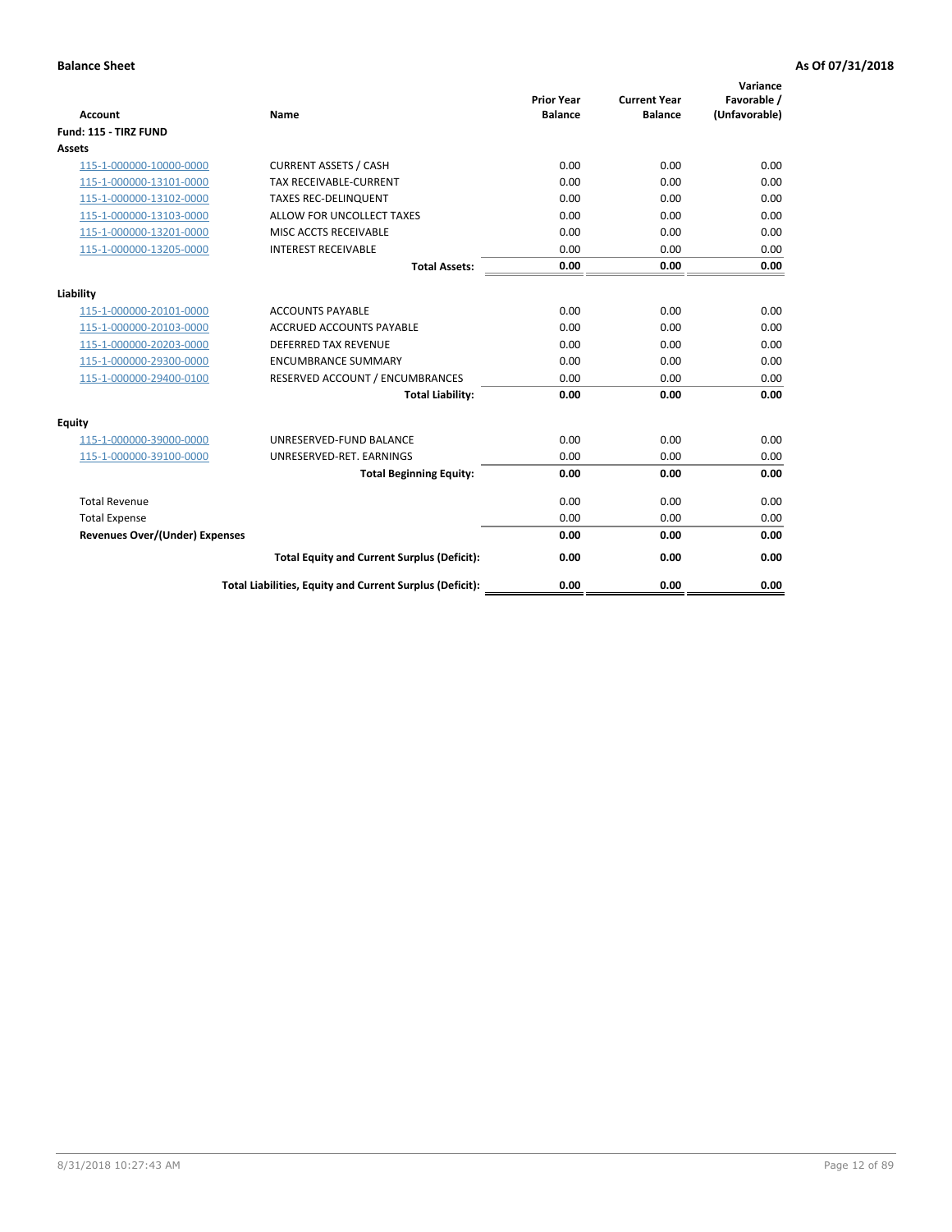**Balance Sheet** **As Of 07/31/2018**

| Account | Name | Prior Year Balance | Current Year Balance | Variance Favorable / (Unfavorable) |
|---|---|---|---|---|
| **Fund: 115 - TIRZ FUND** | | | | |
| **Assets** | | | | |
| 115-1-000000-10000-0000 | CURRENT ASSETS / CASH | 0.00 | 0.00 | 0.00 |
| 115-1-000000-13101-0000 | TAX RECEIVABLE-CURRENT | 0.00 | 0.00 | 0.00 |
| 115-1-000000-13102-0000 | TAXES REC-DELINQUENT | 0.00 | 0.00 | 0.00 |
| 115-1-000000-13103-0000 | ALLOW FOR UNCOLLECT TAXES | 0.00 | 0.00 | 0.00 |
| 115-1-000000-13201-0000 | MISC ACCTS RECEIVABLE | 0.00 | 0.00 | 0.00 |
| 115-1-000000-13205-0000 | INTEREST RECEIVABLE | 0.00 | 0.00 | 0.00 |
| | **Total Assets:** | **0.00** | **0.00** | **0.00** |
| **Liability** | | | | |
| 115-1-000000-20101-0000 | ACCOUNTS PAYABLE | 0.00 | 0.00 | 0.00 |
| 115-1-000000-20103-0000 | ACCRUED ACCOUNTS PAYABLE | 0.00 | 0.00 | 0.00 |
| 115-1-000000-20203-0000 | DEFERRED TAX REVENUE | 0.00 | 0.00 | 0.00 |
| 115-1-000000-29300-0000 | ENCUMBRANCE SUMMARY | 0.00 | 0.00 | 0.00 |
| 115-1-000000-29400-0100 | RESERVED ACCOUNT / ENCUMBRANCES | 0.00 | 0.00 | 0.00 |
| | **Total Liability:** | **0.00** | **0.00** | **0.00** |
| **Equity** | | | | |
| 115-1-000000-39000-0000 | UNRESERVED-FUND BALANCE | 0.00 | 0.00 | 0.00 |
| 115-1-000000-39100-0000 | UNRESERVED-RET. EARNINGS | 0.00 | 0.00 | 0.00 |
| | **Total Beginning Equity:** | **0.00** | **0.00** | **0.00** |
| Total Revenue | | 0.00 | 0.00 | 0.00 |
| Total Expense | | 0.00 | 0.00 | 0.00 |
| **Revenues Over/(Under) Expenses** | | **0.00** | **0.00** | **0.00** |
| | **Total Equity and Current Surplus (Deficit):** | **0.00** | **0.00** | **0.00** |
| | **Total Liabilities, Equity and Current Surplus (Deficit):** | **0.00** | **0.00** | **0.00** |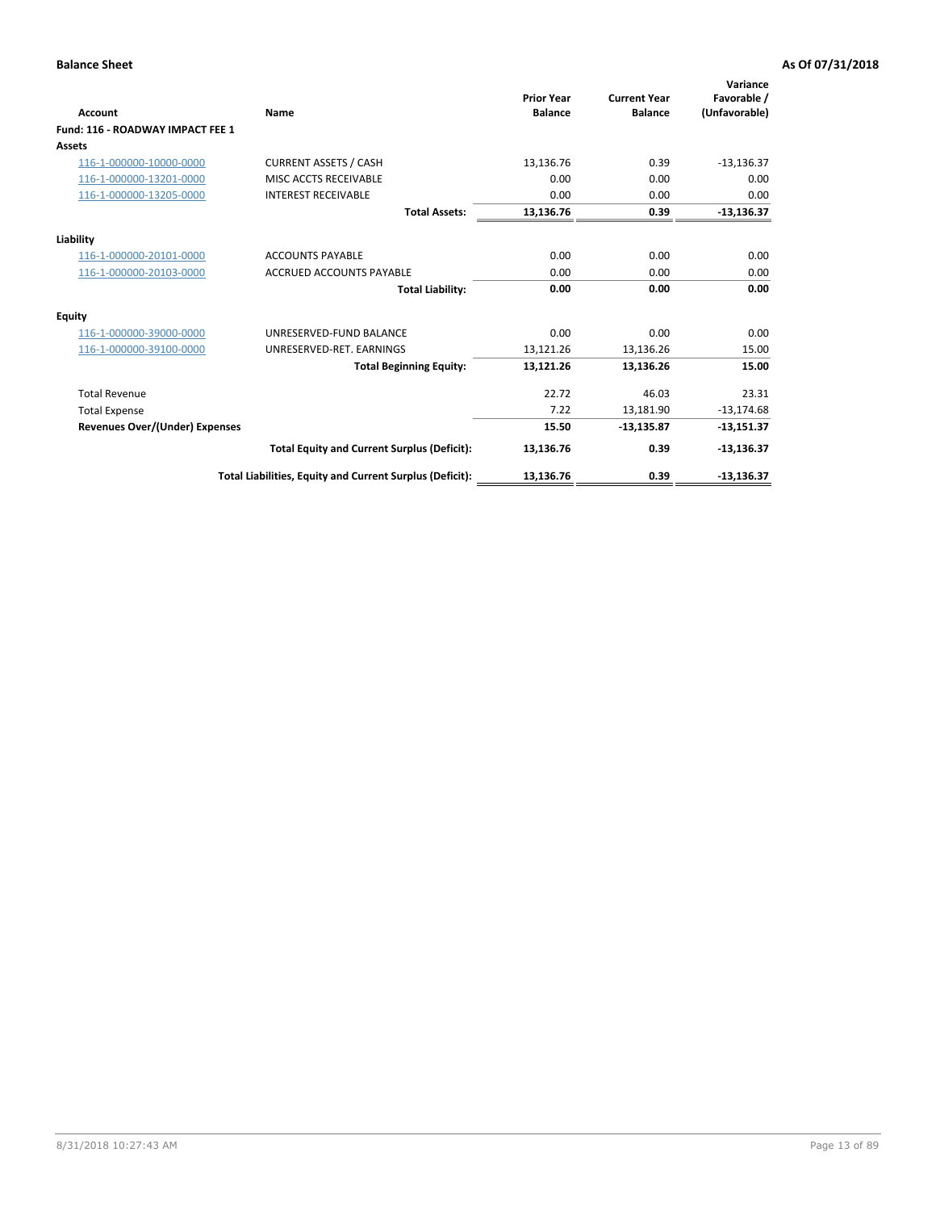**Balance Sheet** **As Of 07/31/2018**

| Account | Name | Prior Year Balance | Current Year Balance | Variance Favorable / (Unfavorable) |
|---|---|---|---|---|
| **Fund: 116 - ROADWAY IMPACT FEE 1** | | | | |
| **Assets** | | | | |
| 116-1-000000-10000-0000 | CURRENT ASSETS / CASH | 13,136.76 | 0.39 | -13,136.37 |
| 116-1-000000-13201-0000 | MISC ACCTS RECEIVABLE | 0.00 | 0.00 | 0.00 |
| 116-1-000000-13205-0000 | INTEREST RECEIVABLE | 0.00 | 0.00 | 0.00 |
| | **Total Assets:** | **13,136.76** | **0.39** | **-13,136.37** |
| **Liability** | | | | |
| 116-1-000000-20101-0000 | ACCOUNTS PAYABLE | 0.00 | 0.00 | 0.00 |
| 116-1-000000-20103-0000 | ACCRUED ACCOUNTS PAYABLE | 0.00 | 0.00 | 0.00 |
| | **Total Liability:** | **0.00** | **0.00** | **0.00** |
| **Equity** | | | | |
| 116-1-000000-39000-0000 | UNRESERVED-FUND BALANCE | 0.00 | 0.00 | 0.00 |
| 116-1-000000-39100-0000 | UNRESERVED-RET. EARNINGS | 13,121.26 | 13,136.26 | 15.00 |
| | **Total Beginning Equity:** | **13,121.26** | **13,136.26** | **15.00** |
| Total Revenue | | 22.72 | 46.03 | 23.31 |
| Total Expense | | 7.22 | 13,181.90 | -13,174.68 |
| **Revenues Over/(Under) Expenses** | | **15.50** | **-13,135.87** | **-13,151.37** |
| | **Total Equity and Current Surplus (Deficit):** | **13,136.76** | **0.39** | **-13,136.37** |
| | **Total Liabilities, Equity and Current Surplus (Deficit):** | **13,136.76** | **0.39** | **-13,136.37** |

8/31/2018 10:27:43 AM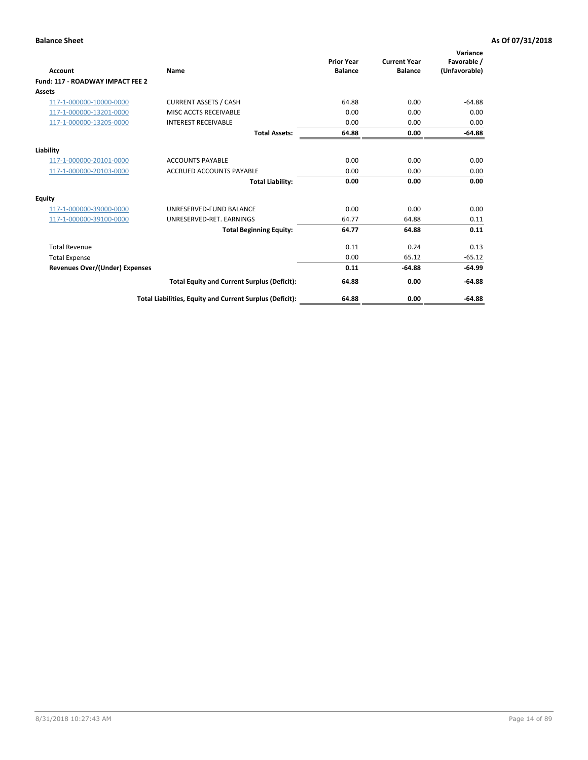**Balance Sheet** **As Of 07/31/2018**

| Account | Name | Prior Year Balance | Current Year Balance | Variance Favorable / (Unfavorable) |
|---|---|---|---|---|
| **Fund: 117 - ROADWAY IMPACT FEE 2** | | | | |
| **Assets** | | | | |
| 117-1-000000-10000-0000 | CURRENT ASSETS / CASH | 64.88 | 0.00 | -64.88 |
| 117-1-000000-13201-0000 | MISC ACCTS RECEIVABLE | 0.00 | 0.00 | 0.00 |
| 117-1-000000-13205-0000 | INTEREST RECEIVABLE | 0.00 | 0.00 | 0.00 |
| | **Total Assets:** | **64.88** | **0.00** | **-64.88** |
| **Liability** | | | | |
| 117-1-000000-20101-0000 | ACCOUNTS PAYABLE | 0.00 | 0.00 | 0.00 |
| 117-1-000000-20103-0000 | ACCRUED ACCOUNTS PAYABLE | 0.00 | 0.00 | 0.00 |
| | **Total Liability:** | **0.00** | **0.00** | **0.00** |
| **Equity** | | | | |
| 117-1-000000-39000-0000 | UNRESERVED-FUND BALANCE | 0.00 | 0.00 | 0.00 |
| 117-1-000000-39100-0000 | UNRESERVED-RET. EARNINGS | 64.77 | 64.88 | 0.11 |
| | **Total Beginning Equity:** | **64.77** | **64.88** | **0.11** |
| Total Revenue | | 0.11 | 0.24 | 0.13 |
| Total Expense | | 0.00 | 65.12 | -65.12 |
| **Revenues Over/(Under) Expenses** | | **0.11** | **-64.88** | **-64.99** |
| | **Total Equity and Current Surplus (Deficit):** | **64.88** | **0.00** | **-64.88** |
| | **Total Liabilities, Equity and Current Surplus (Deficit):** | **64.88** | **0.00** | **-64.88** |

8/31/2018 10:27:43 AM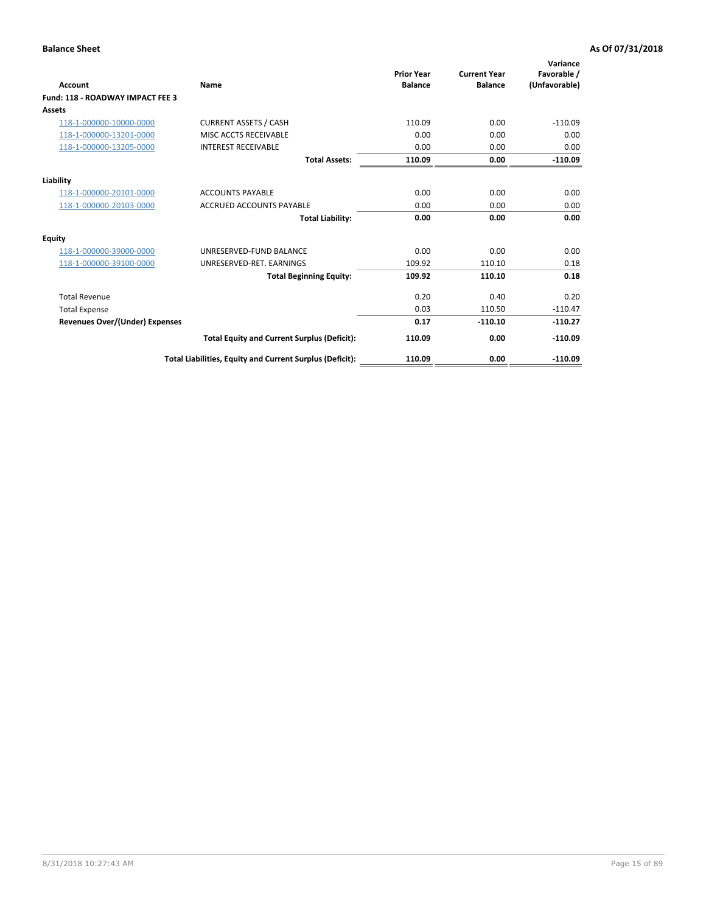**Balance Sheet** **As Of 07/31/2018**

| Account | Name | Prior Year Balance | Current Year Balance | Variance Favorable / (Unfavorable) |
|---|---|---|---|---|
| **Fund: 118 - ROADWAY IMPACT FEE 3** | | | | |
| **Assets** | | | | |
| 118-1-000000-10000-0000 | CURRENT ASSETS / CASH | 110.09 | 0.00 | -110.09 |
| 118-1-000000-13201-0000 | MISC ACCTS RECEIVABLE | 0.00 | 0.00 | 0.00 |
| 118-1-000000-13205-0000 | INTEREST RECEIVABLE | 0.00 | 0.00 | 0.00 |
| | **Total Assets:** | **110.09** | **0.00** | **-110.09** |
| **Liability** | | | | |
| 118-1-000000-20101-0000 | ACCOUNTS PAYABLE | 0.00 | 0.00 | 0.00 |
| 118-1-000000-20103-0000 | ACCRUED ACCOUNTS PAYABLE | 0.00 | 0.00 | 0.00 |
| | **Total Liability:** | **0.00** | **0.00** | **0.00** |
| **Equity** | | | | |
| 118-1-000000-39000-0000 | UNRESERVED-FUND BALANCE | 0.00 | 0.00 | 0.00 |
| 118-1-000000-39100-0000 | UNRESERVED-RET. EARNINGS | 109.92 | 110.10 | 0.18 |
| | **Total Beginning Equity:** | **109.92** | **110.10** | **0.18** |
| Total Revenue | | 0.20 | 0.40 | 0.20 |
| Total Expense | | 0.03 | 110.50 | -110.47 |
| **Revenues Over/(Under) Expenses** | | **0.17** | **-110.10** | **-110.27** |
| | **Total Equity and Current Surplus (Deficit):** | **110.09** | **0.00** | **-110.09** |
| | **Total Liabilities, Equity and Current Surplus (Deficit):** | **110.09** | **0.00** | **-110.09** |

8/31/2018 10:27:43 AM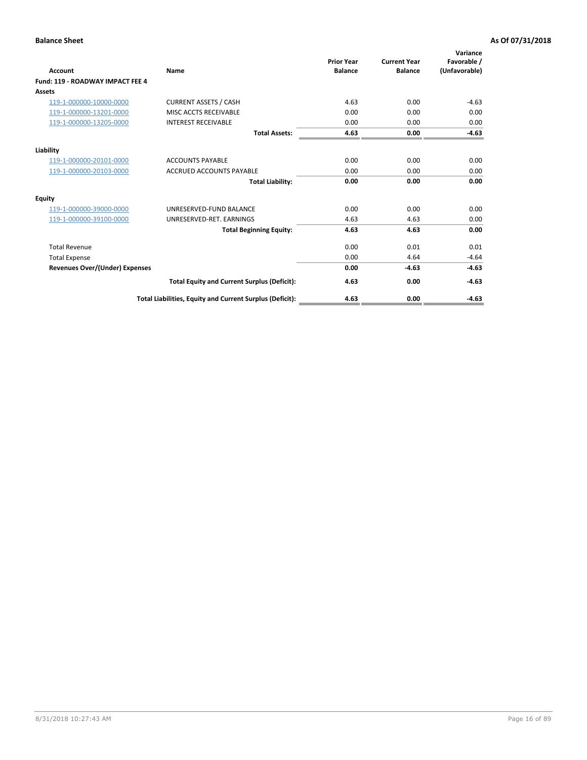**Balance Sheet** **As Of 07/31/2018**

| Account | Name | Prior Year Balance | Current Year Balance | Variance Favorable / (Unfavorable) |
|---|---|---|---|---|
| **Fund: 119 - ROADWAY IMPACT FEE 4** | | | | |
| **Assets** | | | | |
| 119-1-000000-10000-0000 | CURRENT ASSETS / CASH | 4.63 | 0.00 | -4.63 |
| 119-1-000000-13201-0000 | MISC ACCTS RECEIVABLE | 0.00 | 0.00 | 0.00 |
| 119-1-000000-13205-0000 | INTEREST RECEIVABLE | 0.00 | 0.00 | 0.00 |
| | **Total Assets:** | **4.63** | **0.00** | **-4.63** |
| **Liability** | | | | |
| 119-1-000000-20101-0000 | ACCOUNTS PAYABLE | 0.00 | 0.00 | 0.00 |
| 119-1-000000-20103-0000 | ACCRUED ACCOUNTS PAYABLE | 0.00 | 0.00 | 0.00 |
| | **Total Liability:** | **0.00** | **0.00** | **0.00** |
| **Equity** | | | | |
| 119-1-000000-39000-0000 | UNRESERVED-FUND BALANCE | 0.00 | 0.00 | 0.00 |
| 119-1-000000-39100-0000 | UNRESERVED-RET. EARNINGS | 4.63 | 4.63 | 0.00 |
| | **Total Beginning Equity:** | **4.63** | **4.63** | **0.00** |
| Total Revenue | | 0.00 | 0.01 | 0.01 |
| Total Expense | | 0.00 | 4.64 | -4.64 |
| **Revenues Over/(Under) Expenses** | | **0.00** | **-4.63** | **-4.63** |
| | **Total Equity and Current Surplus (Deficit):** | **4.63** | **0.00** | **-4.63** |
| | **Total Liabilities, Equity and Current Surplus (Deficit):** | **4.63** | **0.00** | **-4.63** |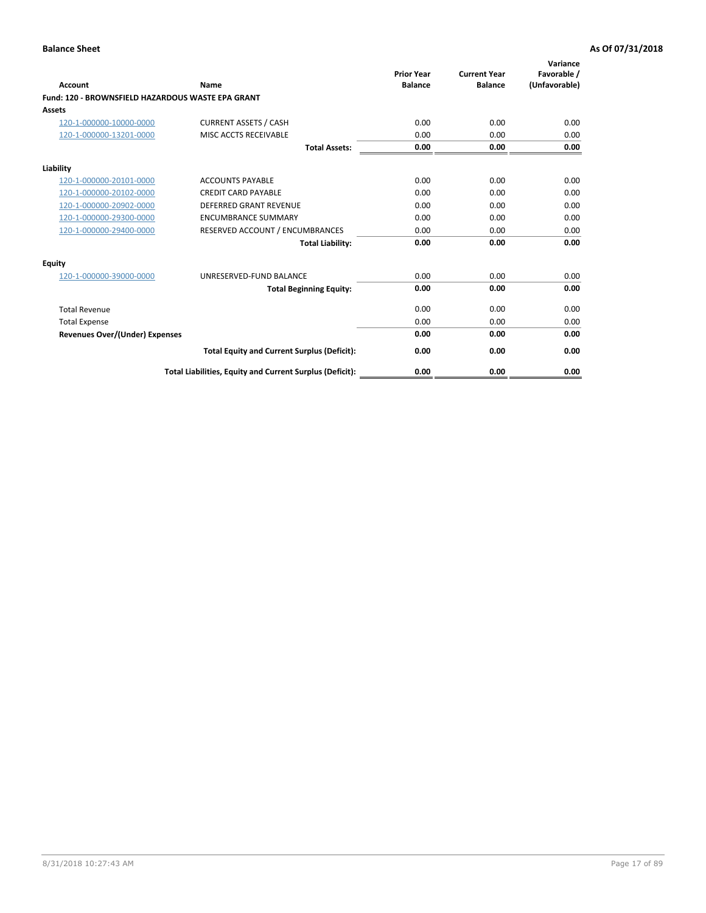**Balance Sheet** | **As Of 07/31/2018**

| Account | Name | Prior Year Balance | Current Year Balance | Variance Favorable / (Unfavorable) |
|---|---|---|---|---|
| **Fund: 120 - BROWNSFIELD HAZARDOUS WASTE EPA GRANT** | | | | |
| **Assets** | | | | |
| 120-1-000000-10000-0000 | CURRENT ASSETS / CASH | 0.00 | 0.00 | 0.00 |
| 120-1-000000-13201-0000 | MISC ACCTS RECEIVABLE | 0.00 | 0.00 | 0.00 |
| | **Total Assets:** | **0.00** | **0.00** | **0.00** |
| **Liability** | | | | |
| 120-1-000000-20101-0000 | ACCOUNTS PAYABLE | 0.00 | 0.00 | 0.00 |
| 120-1-000000-20102-0000 | CREDIT CARD PAYABLE | 0.00 | 0.00 | 0.00 |
| 120-1-000000-20902-0000 | DEFERRED GRANT REVENUE | 0.00 | 0.00 | 0.00 |
| 120-1-000000-29300-0000 | ENCUMBRANCE SUMMARY | 0.00 | 0.00 | 0.00 |
| 120-1-000000-29400-0000 | RESERVED ACCOUNT / ENCUMBRANCES | 0.00 | 0.00 | 0.00 |
| | **Total Liability:** | **0.00** | **0.00** | **0.00** |
| **Equity** | | | | |
| 120-1-000000-39000-0000 | UNRESERVED-FUND BALANCE | 0.00 | 0.00 | 0.00 |
| | **Total Beginning Equity:** | **0.00** | **0.00** | **0.00** |
| Total Revenue | | 0.00 | 0.00 | 0.00 |
| Total Expense | | 0.00 | 0.00 | 0.00 |
| **Revenues Over/(Under) Expenses** | | **0.00** | **0.00** | **0.00** |
| | **Total Equity and Current Surplus (Deficit):** | **0.00** | **0.00** | **0.00** |
| | **Total Liabilities, Equity and Current Surplus (Deficit):** | **0.00** | **0.00** | **0.00** |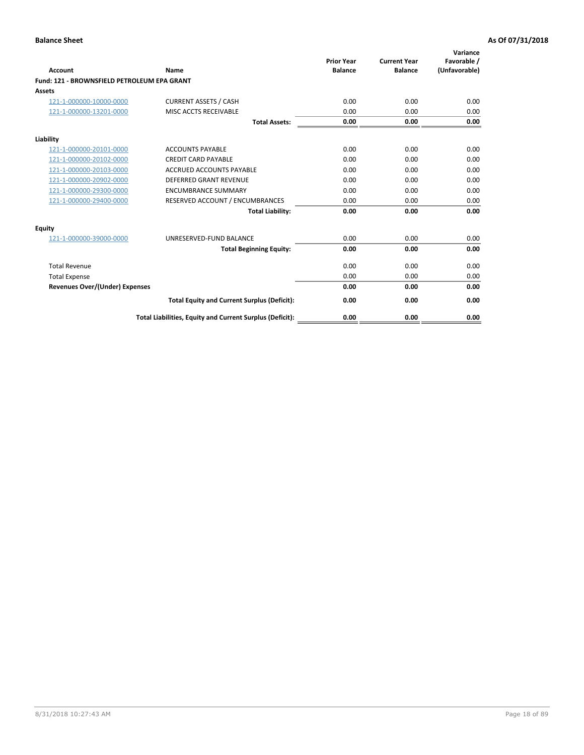**Balance Sheet** — As Of 07/31/2018

| Account | Name | Prior Year Balance | Current Year Balance | Variance Favorable / (Unfavorable) |
|---|---|---|---|---|
| **Fund: 121 - BROWNSFIELD PETROLEUM EPA GRANT** | | | | |
| **Assets** | | | | |
| 121-1-000000-10000-0000 | CURRENT ASSETS / CASH | 0.00 | 0.00 | 0.00 |
| 121-1-000000-13201-0000 | MISC ACCTS RECEIVABLE | 0.00 | 0.00 | 0.00 |
| | **Total Assets:** | **0.00** | **0.00** | **0.00** |
| **Liability** | | | | |
| 121-1-000000-20101-0000 | ACCOUNTS PAYABLE | 0.00 | 0.00 | 0.00 |
| 121-1-000000-20102-0000 | CREDIT CARD PAYABLE | 0.00 | 0.00 | 0.00 |
| 121-1-000000-20103-0000 | ACCRUED ACCOUNTS PAYABLE | 0.00 | 0.00 | 0.00 |
| 121-1-000000-20902-0000 | DEFERRED GRANT REVENUE | 0.00 | 0.00 | 0.00 |
| 121-1-000000-29300-0000 | ENCUMBRANCE SUMMARY | 0.00 | 0.00 | 0.00 |
| 121-1-000000-29400-0000 | RESERVED ACCOUNT / ENCUMBRANCES | 0.00 | 0.00 | 0.00 |
| | **Total Liability:** | **0.00** | **0.00** | **0.00** |
| **Equity** | | | | |
| 121-1-000000-39000-0000 | UNRESERVED-FUND BALANCE | 0.00 | 0.00 | 0.00 |
| | **Total Beginning Equity:** | **0.00** | **0.00** | **0.00** |
| Total Revenue | | 0.00 | 0.00 | 0.00 |
| Total Expense | | 0.00 | 0.00 | 0.00 |
| **Revenues Over/(Under) Expenses** | | **0.00** | **0.00** | **0.00** |
| | **Total Equity and Current Surplus (Deficit):** | **0.00** | **0.00** | **0.00** |
| | **Total Liabilities, Equity and Current Surplus (Deficit):** | **0.00** | **0.00** | **0.00** |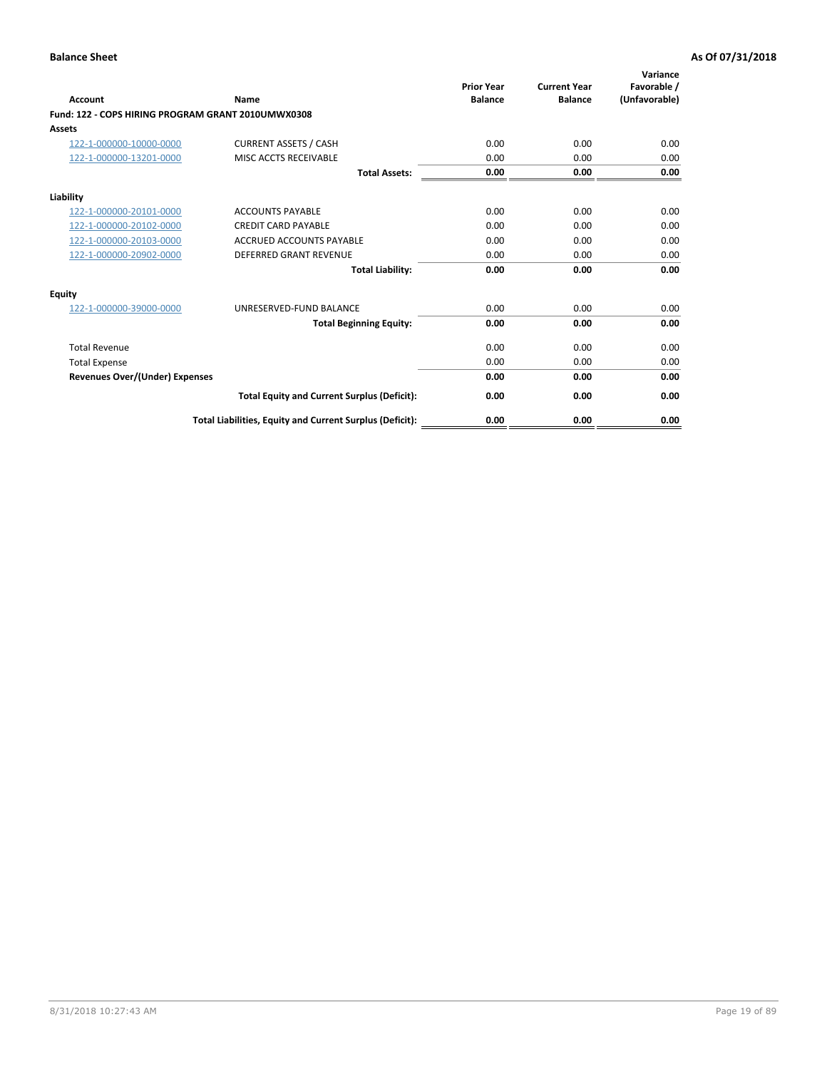**Balance Sheet** **As Of 07/31/2018**

| Account | Name | Prior Year Balance | Current Year Balance | Variance Favorable / (Unfavorable) |
|---|---|---|---|---|
| **Fund: 122 - COPS HIRING PROGRAM GRANT 2010UMWX0308** | | | | |
| **Assets** | | | | |
| 122-1-000000-10000-0000 | CURRENT ASSETS / CASH | 0.00 | 0.00 | 0.00 |
| 122-1-000000-13201-0000 | MISC ACCTS RECEIVABLE | 0.00 | 0.00 | 0.00 |
| | **Total Assets:** | **0.00** | **0.00** | **0.00** |
| **Liability** | | | | |
| 122-1-000000-20101-0000 | ACCOUNTS PAYABLE | 0.00 | 0.00 | 0.00 |
| 122-1-000000-20102-0000 | CREDIT CARD PAYABLE | 0.00 | 0.00 | 0.00 |
| 122-1-000000-20103-0000 | ACCRUED ACCOUNTS PAYABLE | 0.00 | 0.00 | 0.00 |
| 122-1-000000-20902-0000 | DEFERRED GRANT REVENUE | 0.00 | 0.00 | 0.00 |
| | **Total Liability:** | **0.00** | **0.00** | **0.00** |
| **Equity** | | | | |
| 122-1-000000-39000-0000 | UNRESERVED-FUND BALANCE | 0.00 | 0.00 | 0.00 |
| | **Total Beginning Equity:** | **0.00** | **0.00** | **0.00** |
| Total Revenue | | 0.00 | 0.00 | 0.00 |
| Total Expense | | 0.00 | 0.00 | 0.00 |
| **Revenues Over/(Under) Expenses** | | **0.00** | **0.00** | **0.00** |
| | **Total Equity and Current Surplus (Deficit):** | **0.00** | **0.00** | **0.00** |
| | **Total Liabilities, Equity and Current Surplus (Deficit):** | **0.00** | **0.00** | **0.00** |

8/31/2018 10:27:43 AM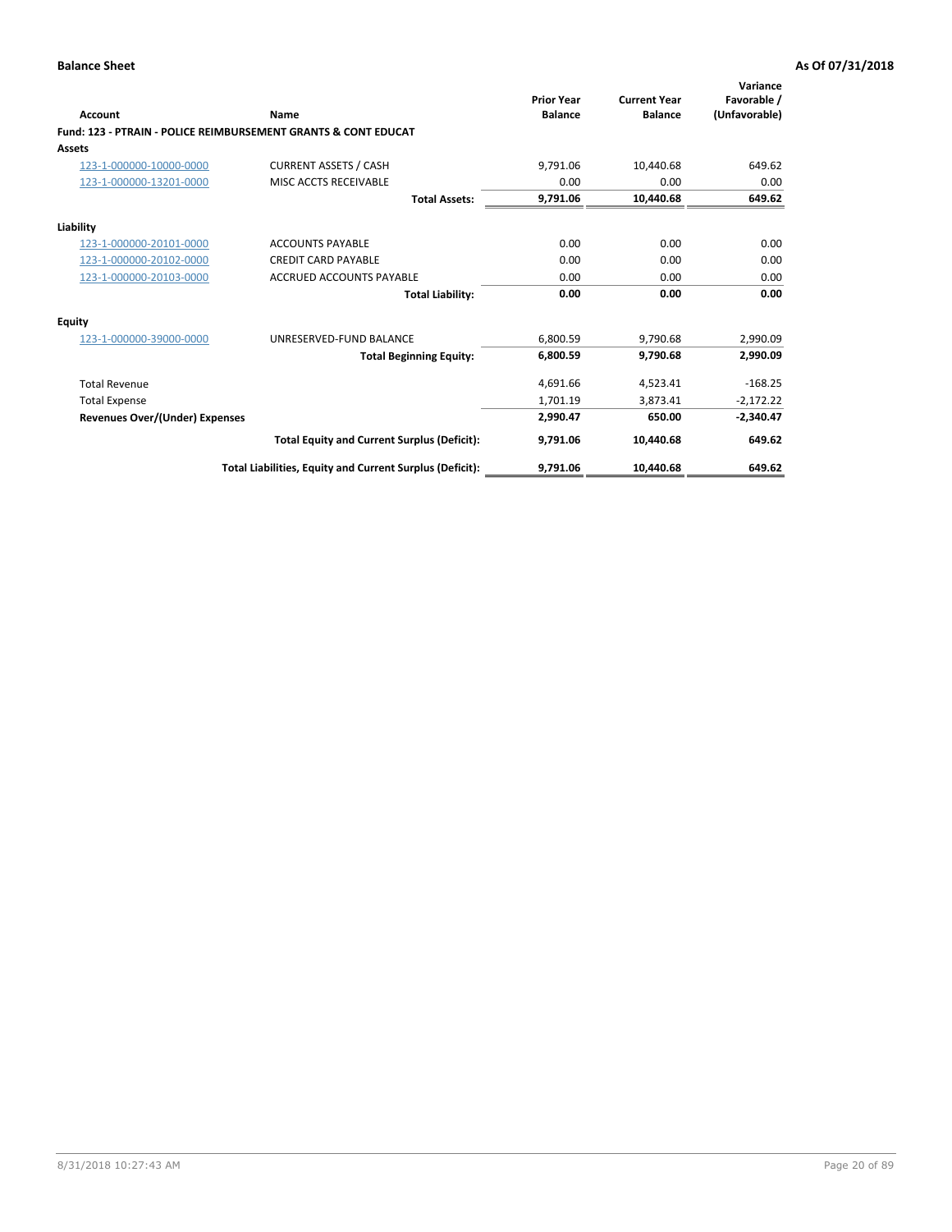**Balance Sheet** **As Of 07/31/2018**

| Account | Name | Prior Year Balance | Current Year Balance | Variance Favorable / (Unfavorable) |
|---|---|---|---|---|
| **Fund: 123 - PTRAIN - POLICE REIMBURSEMENT GRANTS & CONT EDUCAT** | | | | |
| **Assets** | | | | |
| 123-1-000000-10000-0000 | CURRENT ASSETS / CASH | 9,791.06 | 10,440.68 | 649.62 |
| 123-1-000000-13201-0000 | MISC ACCTS RECEIVABLE | 0.00 | 0.00 | 0.00 |
| | **Total Assets:** | **9,791.06** | **10,440.68** | **649.62** |
| **Liability** | | | | |
| 123-1-000000-20101-0000 | ACCOUNTS PAYABLE | 0.00 | 0.00 | 0.00 |
| 123-1-000000-20102-0000 | CREDIT CARD PAYABLE | 0.00 | 0.00 | 0.00 |
| 123-1-000000-20103-0000 | ACCRUED ACCOUNTS PAYABLE | 0.00 | 0.00 | 0.00 |
| | **Total Liability:** | **0.00** | **0.00** | **0.00** |
| **Equity** | | | | |
| 123-1-000000-39000-0000 | UNRESERVED-FUND BALANCE | 6,800.59 | 9,790.68 | 2,990.09 |
| | **Total Beginning Equity:** | **6,800.59** | **9,790.68** | **2,990.09** |
| Total Revenue | | 4,691.66 | 4,523.41 | -168.25 |
| Total Expense | | 1,701.19 | 3,873.41 | -2,172.22 |
| **Revenues Over/(Under) Expenses** | | **2,990.47** | **650.00** | **-2,340.47** |
| | **Total Equity and Current Surplus (Deficit):** | **9,791.06** | **10,440.68** | **649.62** |
| | **Total Liabilities, Equity and Current Surplus (Deficit):** | **9,791.06** | **10,440.68** | **649.62** |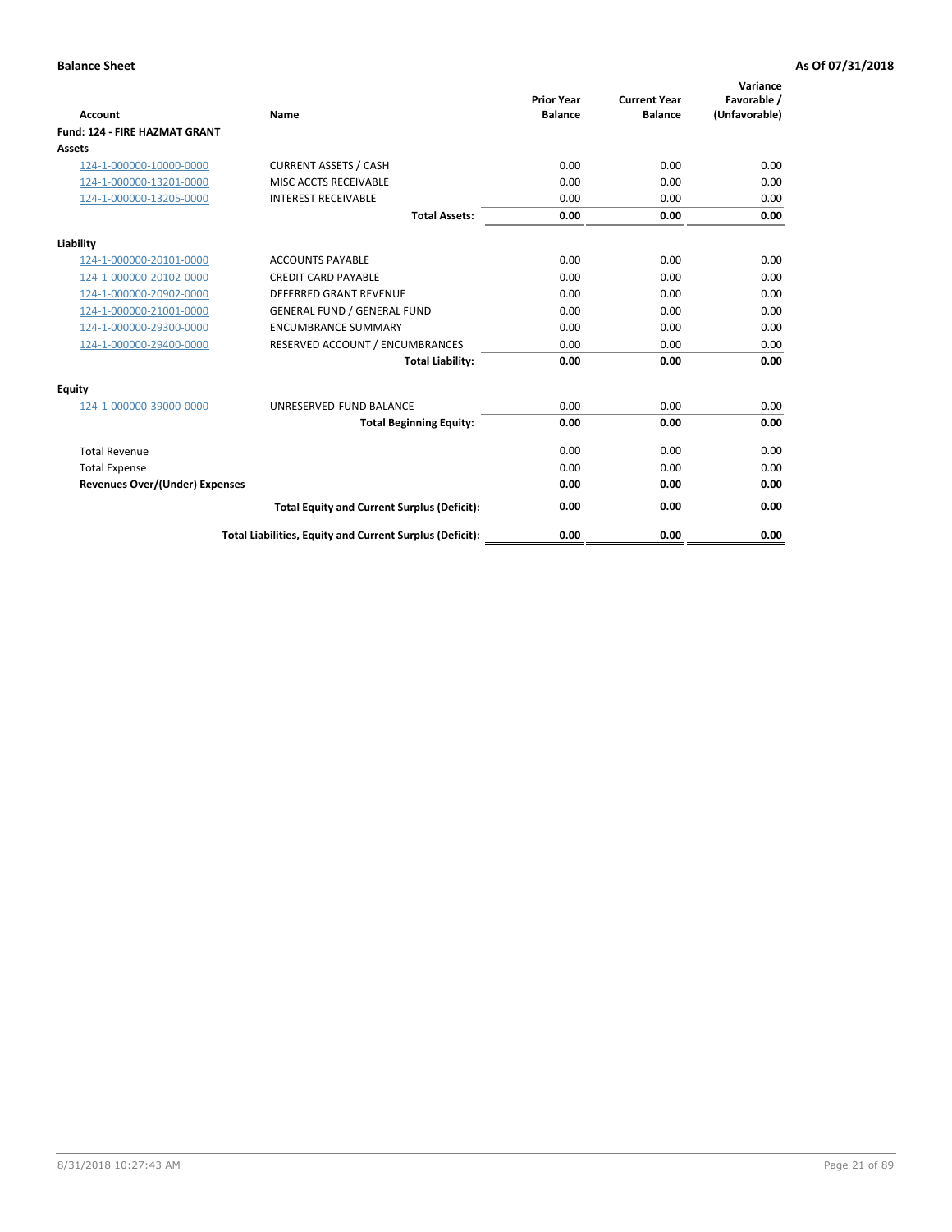**Balance Sheet** **As Of 07/31/2018**

| Account | Name | Prior Year Balance | Current Year Balance | Variance Favorable / (Unfavorable) |
|---|---|---|---|---|
| **Fund: 124 - FIRE HAZMAT GRANT** | | | | |
| **Assets** | | | | |
| 124-1-000000-10000-0000 | CURRENT ASSETS / CASH | 0.00 | 0.00 | 0.00 |
| 124-1-000000-13201-0000 | MISC ACCTS RECEIVABLE | 0.00 | 0.00 | 0.00 |
| 124-1-000000-13205-0000 | INTEREST RECEIVABLE | 0.00 | 0.00 | 0.00 |
| | **Total Assets:** | **0.00** | **0.00** | **0.00** |
| **Liability** | | | | |
| 124-1-000000-20101-0000 | ACCOUNTS PAYABLE | 0.00 | 0.00 | 0.00 |
| 124-1-000000-20102-0000 | CREDIT CARD PAYABLE | 0.00 | 0.00 | 0.00 |
| 124-1-000000-20902-0000 | DEFERRED GRANT REVENUE | 0.00 | 0.00 | 0.00 |
| 124-1-000000-21001-0000 | GENERAL FUND / GENERAL FUND | 0.00 | 0.00 | 0.00 |
| 124-1-000000-29300-0000 | ENCUMBRANCE SUMMARY | 0.00 | 0.00 | 0.00 |
| 124-1-000000-29400-0000 | RESERVED ACCOUNT / ENCUMBRANCES | 0.00 | 0.00 | 0.00 |
| | **Total Liability:** | **0.00** | **0.00** | **0.00** |
| **Equity** | | | | |
| 124-1-000000-39000-0000 | UNRESERVED-FUND BALANCE | 0.00 | 0.00 | 0.00 |
| | **Total Beginning Equity:** | **0.00** | **0.00** | **0.00** |
| Total Revenue | | 0.00 | 0.00 | 0.00 |
| Total Expense | | 0.00 | 0.00 | 0.00 |
| **Revenues Over/(Under) Expenses** | | **0.00** | **0.00** | **0.00** |
| | **Total Equity and Current Surplus (Deficit):** | **0.00** | **0.00** | **0.00** |
| | **Total Liabilities, Equity and Current Surplus (Deficit):** | **0.00** | **0.00** | **0.00** |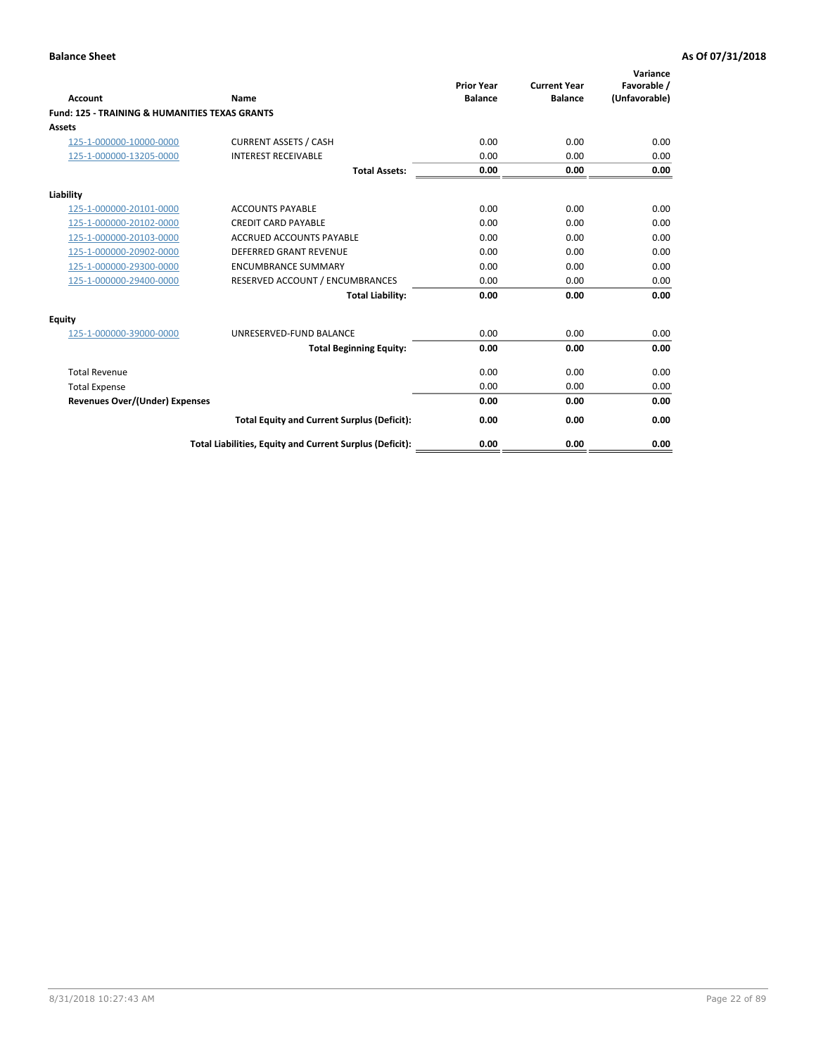**Balance Sheet** **As Of 07/31/2018**

| Account | Name | Prior Year Balance | Current Year Balance | Variance Favorable / (Unfavorable) |
|---|---|---|---|---|
| **Fund: 125 - TRAINING & HUMANITIES TEXAS GRANTS** | | | | |
| **Assets** | | | | |
| 125-1-000000-10000-0000 | CURRENT ASSETS / CASH | 0.00 | 0.00 | 0.00 |
| 125-1-000000-13205-0000 | INTEREST RECEIVABLE | 0.00 | 0.00 | 0.00 |
| | **Total Assets:** | **0.00** | **0.00** | **0.00** |
| **Liability** | | | | |
| 125-1-000000-20101-0000 | ACCOUNTS PAYABLE | 0.00 | 0.00 | 0.00 |
| 125-1-000000-20102-0000 | CREDIT CARD PAYABLE | 0.00 | 0.00 | 0.00 |
| 125-1-000000-20103-0000 | ACCRUED ACCOUNTS PAYABLE | 0.00 | 0.00 | 0.00 |
| 125-1-000000-20902-0000 | DEFERRED GRANT REVENUE | 0.00 | 0.00 | 0.00 |
| 125-1-000000-29300-0000 | ENCUMBRANCE SUMMARY | 0.00 | 0.00 | 0.00 |
| 125-1-000000-29400-0000 | RESERVED ACCOUNT / ENCUMBRANCES | 0.00 | 0.00 | 0.00 |
| | **Total Liability:** | **0.00** | **0.00** | **0.00** |
| **Equity** | | | | |
| 125-1-000000-39000-0000 | UNRESERVED-FUND BALANCE | 0.00 | 0.00 | 0.00 |
| | **Total Beginning Equity:** | **0.00** | **0.00** | **0.00** |
| Total Revenue | | 0.00 | 0.00 | 0.00 |
| Total Expense | | 0.00 | 0.00 | 0.00 |
| **Revenues Over/(Under) Expenses** | | **0.00** | **0.00** | **0.00** |
| | **Total Equity and Current Surplus (Deficit):** | **0.00** | **0.00** | **0.00** |
| | **Total Liabilities, Equity and Current Surplus (Deficit):** | **0.00** | **0.00** | **0.00** |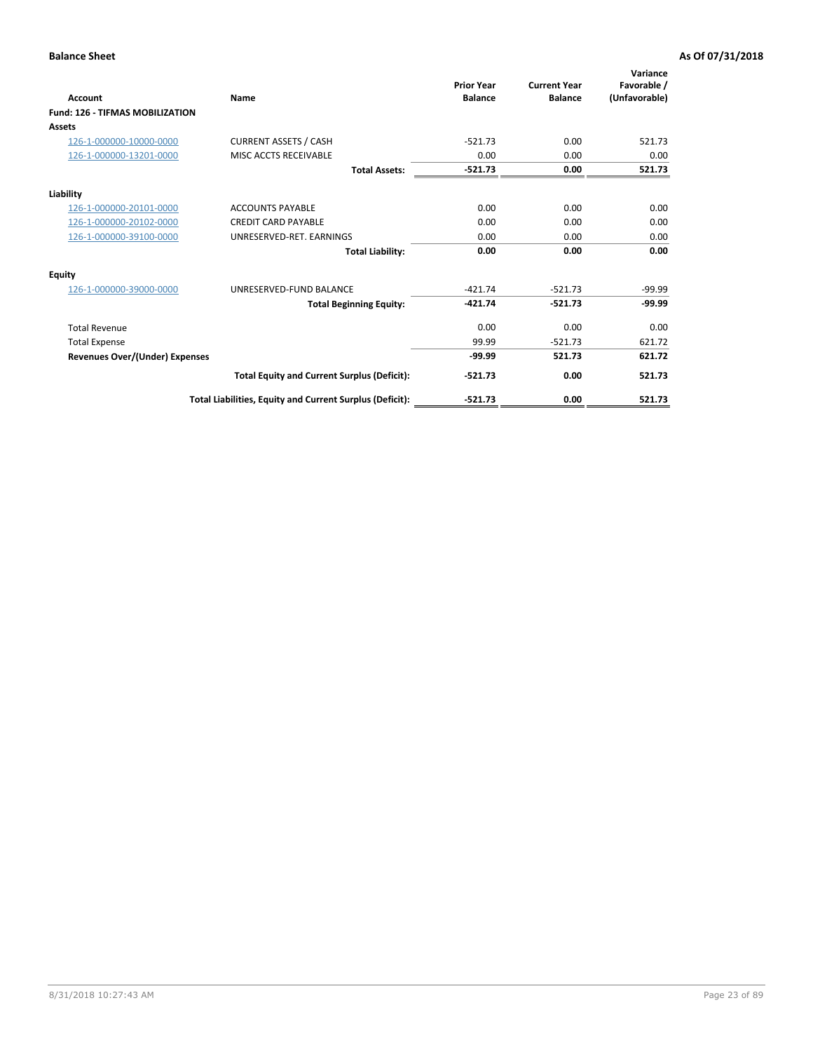**Balance Sheet** | **As Of 07/31/2018**

| Account | Name | Prior Year Balance | Current Year Balance | Variance Favorable / (Unfavorable) |
|---|---|---|---|---|
| **Fund: 126 - TIFMAS MOBILIZATION** | | | | |
| **Assets** | | | | |
| 126-1-000000-10000-0000 | CURRENT ASSETS / CASH | -521.73 | 0.00 | 521.73 |
| 126-1-000000-13201-0000 | MISC ACCTS RECEIVABLE | 0.00 | 0.00 | 0.00 |
| | **Total Assets:** | **-521.73** | **0.00** | **521.73** |
| **Liability** | | | | |
| 126-1-000000-20101-0000 | ACCOUNTS PAYABLE | 0.00 | 0.00 | 0.00 |
| 126-1-000000-20102-0000 | CREDIT CARD PAYABLE | 0.00 | 0.00 | 0.00 |
| 126-1-000000-39100-0000 | UNRESERVED-RET. EARNINGS | 0.00 | 0.00 | 0.00 |
| | **Total Liability:** | **0.00** | **0.00** | **0.00** |
| **Equity** | | | | |
| 126-1-000000-39000-0000 | UNRESERVED-FUND BALANCE | -421.74 | -521.73 | -99.99 |
| | **Total Beginning Equity:** | **-421.74** | **-521.73** | **-99.99** |
| Total Revenue | | 0.00 | 0.00 | 0.00 |
| Total Expense | | 99.99 | -521.73 | 621.72 |
| **Revenues Over/(Under) Expenses** | | **-99.99** | **521.73** | **621.72** |
| | **Total Equity and Current Surplus (Deficit):** | **-521.73** | **0.00** | **521.73** |
| | **Total Liabilities, Equity and Current Surplus (Deficit):** | **-521.73** | **0.00** | **521.73** |

8/31/2018 10:27:43 AM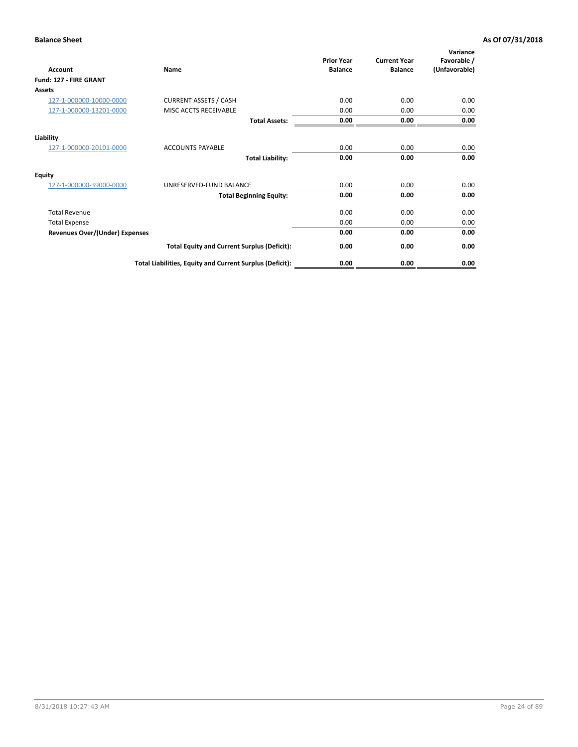| Account | Name | Prior Year Balance | Current Year Balance | Variance Favorable / (Unfavorable) |
|---|---|---|---|---|
| **Fund: 127 - FIRE GRANT** | | | | |
| **Assets** | | | | |
| 127-1-000000-10000-0000 | CURRENT ASSETS / CASH | 0.00 | 0.00 | 0.00 |
| 127-1-000000-13201-0000 | MISC ACCTS RECEIVABLE | 0.00 | 0.00 | 0.00 |
| | **Total Assets:** | **0.00** | **0.00** | **0.00** |
| **Liability** | | | | |
| 127-1-000000-20101-0000 | ACCOUNTS PAYABLE | 0.00 | 0.00 | 0.00 |
| | **Total Liability:** | **0.00** | **0.00** | **0.00** |
| **Equity** | | | | |
| 127-1-000000-39000-0000 | UNRESERVED-FUND BALANCE | 0.00 | 0.00 | 0.00 |
| | **Total Beginning Equity:** | **0.00** | **0.00** | **0.00** |
| Total Revenue | | 0.00 | 0.00 | 0.00 |
| Total Expense | | 0.00 | 0.00 | 0.00 |
| **Revenues Over/(Under) Expenses** | | **0.00** | **0.00** | **0.00** |
| | **Total Equity and Current Surplus (Deficit):** | **0.00** | **0.00** | **0.00** |
| | **Total Liabilities, Equity and Current Surplus (Deficit):** | **0.00** | **0.00** | **0.00** |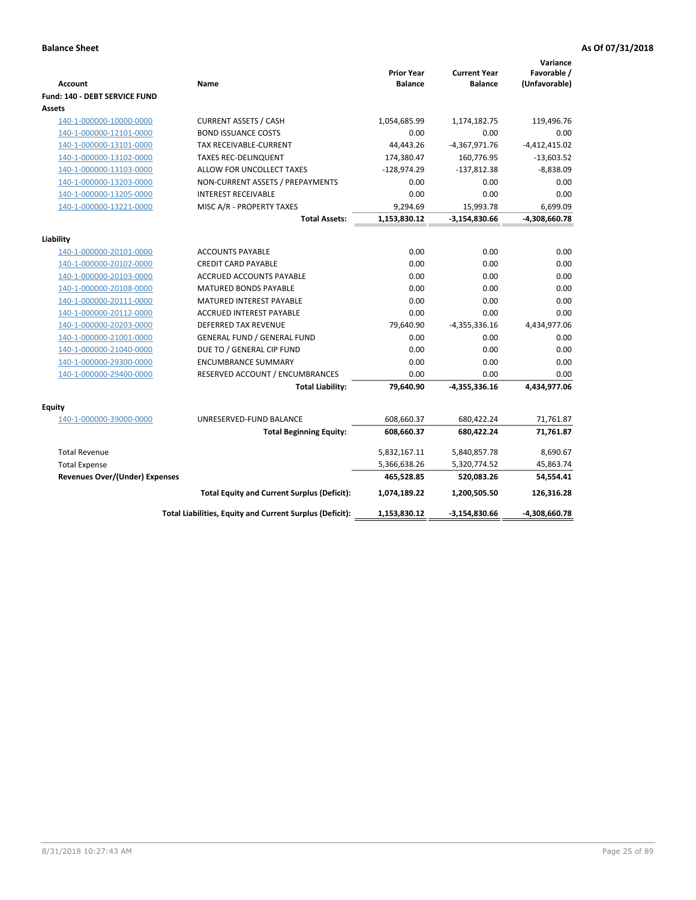**Balance Sheet** **As Of 07/31/2018**

| Account | Name | Prior Year Balance | Current Year Balance | Variance Favorable / (Unfavorable) |
|---|---|---|---|---|
| **Fund: 140 - DEBT SERVICE FUND** | | | | |
| **Assets** | | | | |
| 140-1-000000-10000-0000 | CURRENT ASSETS / CASH | 1,054,685.99 | 1,174,182.75 | 119,496.76 |
| 140-1-000000-12101-0000 | BOND ISSUANCE COSTS | 0.00 | 0.00 | 0.00 |
| 140-1-000000-13101-0000 | TAX RECEIVABLE-CURRENT | 44,443.26 | -4,367,971.76 | -4,412,415.02 |
| 140-1-000000-13102-0000 | TAXES REC-DELINQUENT | 174,380.47 | 160,776.95 | -13,603.52 |
| 140-1-000000-13103-0000 | ALLOW FOR UNCOLLECT TAXES | -128,974.29 | -137,812.38 | -8,838.09 |
| 140-1-000000-13203-0000 | NON-CURRENT ASSETS / PREPAYMENTS | 0.00 | 0.00 | 0.00 |
| 140-1-000000-13205-0000 | INTEREST RECEIVABLE | 0.00 | 0.00 | 0.00 |
| 140-1-000000-13221-0000 | MISC A/R - PROPERTY TAXES | 9,294.69 | 15,993.78 | 6,699.09 |
| | **Total Assets:** | **1,153,830.12** | **-3,154,830.66** | **-4,308,660.78** |
| **Liability** | | | | |
| 140-1-000000-20101-0000 | ACCOUNTS PAYABLE | 0.00 | 0.00 | 0.00 |
| 140-1-000000-20102-0000 | CREDIT CARD PAYABLE | 0.00 | 0.00 | 0.00 |
| 140-1-000000-20103-0000 | ACCRUED ACCOUNTS PAYABLE | 0.00 | 0.00 | 0.00 |
| 140-1-000000-20108-0000 | MATURED BONDS PAYABLE | 0.00 | 0.00 | 0.00 |
| 140-1-000000-20111-0000 | MATURED INTEREST PAYABLE | 0.00 | 0.00 | 0.00 |
| 140-1-000000-20112-0000 | ACCRUED INTEREST PAYABLE | 0.00 | 0.00 | 0.00 |
| 140-1-000000-20203-0000 | DEFERRED TAX REVENUE | 79,640.90 | -4,355,336.16 | 4,434,977.06 |
| 140-1-000000-21001-0000 | GENERAL FUND / GENERAL FUND | 0.00 | 0.00 | 0.00 |
| 140-1-000000-21040-0000 | DUE TO / GENERAL CIP FUND | 0.00 | 0.00 | 0.00 |
| 140-1-000000-29300-0000 | ENCUMBRANCE SUMMARY | 0.00 | 0.00 | 0.00 |
| 140-1-000000-29400-0000 | RESERVED ACCOUNT / ENCUMBRANCES | 0.00 | 0.00 | 0.00 |
| | **Total Liability:** | **79,640.90** | **-4,355,336.16** | **4,434,977.06** |
| **Equity** | | | | |
| 140-1-000000-39000-0000 | UNRESERVED-FUND BALANCE | 608,660.37 | 680,422.24 | 71,761.87 |
| | **Total Beginning Equity:** | **608,660.37** | **680,422.24** | **71,761.87** |
| Total Revenue | | 5,832,167.11 | 5,840,857.78 | 8,690.67 |
| Total Expense | | 5,366,638.26 | 5,320,774.52 | 45,863.74 |
| **Revenues Over/(Under) Expenses** | | **465,528.85** | **520,083.26** | **54,554.41** |
| | **Total Equity and Current Surplus (Deficit):** | **1,074,189.22** | **1,200,505.50** | **126,316.28** |
| | **Total Liabilities, Equity and Current Surplus (Deficit):** | **1,153,830.12** | **-3,154,830.66** | **-4,308,660.78** |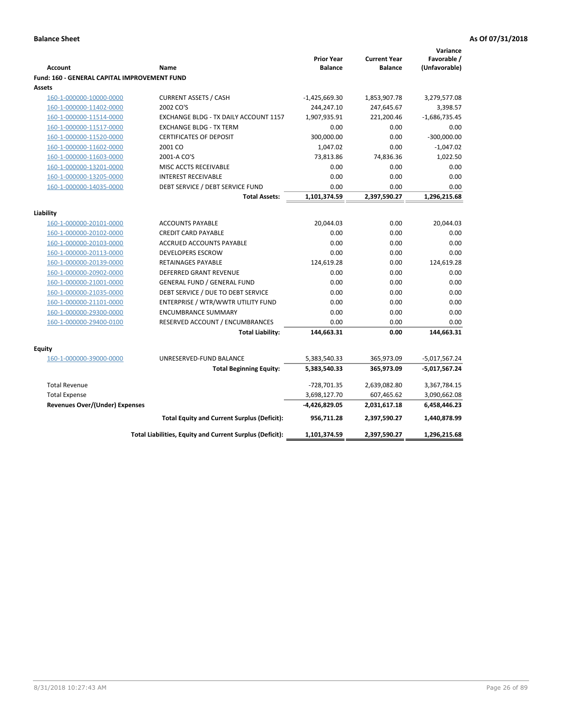**Balance Sheet** **As Of 07/31/2018**

| Account | Name | Prior Year Balance | Current Year Balance | Variance Favorable / (Unfavorable) |
|---|---|---|---|---|
| **Fund: 160 - GENERAL CAPITAL IMPROVEMENT FUND** | | | | |
| **Assets** | | | | |
| 160-1-000000-10000-0000 | CURRENT ASSETS / CASH | -1,425,669.30 | 1,853,907.78 | 3,279,577.08 |
| 160-1-000000-11402-0000 | 2002 CO'S | 244,247.10 | 247,645.67 | 3,398.57 |
| 160-1-000000-11514-0000 | EXCHANGE BLDG - TX DAILY ACCOUNT 1157 | 1,907,935.91 | 221,200.46 | -1,686,735.45 |
| 160-1-000000-11517-0000 | EXCHANGE BLDG - TX TERM | 0.00 | 0.00 | 0.00 |
| 160-1-000000-11520-0000 | CERTIFICATES OF DEPOSIT | 300,000.00 | 0.00 | -300,000.00 |
| 160-1-000000-11602-0000 | 2001 CO | 1,047.02 | 0.00 | -1,047.02 |
| 160-1-000000-11603-0000 | 2001-A CO'S | 73,813.86 | 74,836.36 | 1,022.50 |
| 160-1-000000-13201-0000 | MISC ACCTS RECEIVABLE | 0.00 | 0.00 | 0.00 |
| 160-1-000000-13205-0000 | INTEREST RECEIVABLE | 0.00 | 0.00 | 0.00 |
| 160-1-000000-14035-0000 | DEBT SERVICE / DEBT SERVICE FUND | 0.00 | 0.00 | 0.00 |
| | **Total Assets:** | **1,101,374.59** | **2,397,590.27** | **1,296,215.68** |
| **Liability** | | | | |
| 160-1-000000-20101-0000 | ACCOUNTS PAYABLE | 20,044.03 | 0.00 | 20,044.03 |
| 160-1-000000-20102-0000 | CREDIT CARD PAYABLE | 0.00 | 0.00 | 0.00 |
| 160-1-000000-20103-0000 | ACCRUED ACCOUNTS PAYABLE | 0.00 | 0.00 | 0.00 |
| 160-1-000000-20113-0000 | DEVELOPERS ESCROW | 0.00 | 0.00 | 0.00 |
| 160-1-000000-20139-0000 | RETAINAGES PAYABLE | 124,619.28 | 0.00 | 124,619.28 |
| 160-1-000000-20902-0000 | DEFERRED GRANT REVENUE | 0.00 | 0.00 | 0.00 |
| 160-1-000000-21001-0000 | GENERAL FUND / GENERAL FUND | 0.00 | 0.00 | 0.00 |
| 160-1-000000-21035-0000 | DEBT SERVICE / DUE TO DEBT SERVICE | 0.00 | 0.00 | 0.00 |
| 160-1-000000-21101-0000 | ENTERPRISE / WTR/WWTR UTILITY FUND | 0.00 | 0.00 | 0.00 |
| 160-1-000000-29300-0000 | ENCUMBRANCE SUMMARY | 0.00 | 0.00 | 0.00 |
| 160-1-000000-29400-0100 | RESERVED ACCOUNT / ENCUMBRANCES | 0.00 | 0.00 | 0.00 |
| | **Total Liability:** | **144,663.31** | **0.00** | **144,663.31** |
| **Equity** | | | | |
| 160-1-000000-39000-0000 | UNRESERVED-FUND BALANCE | 5,383,540.33 | 365,973.09 | -5,017,567.24 |
| | **Total Beginning Equity:** | **5,383,540.33** | **365,973.09** | **-5,017,567.24** |
| Total Revenue | | -728,701.35 | 2,639,082.80 | 3,367,784.15 |
| Total Expense | | 3,698,127.70 | 607,465.62 | 3,090,662.08 |
| **Revenues Over/(Under) Expenses** | | **-4,426,829.05** | **2,031,617.18** | **6,458,446.23** |
| | **Total Equity and Current Surplus (Deficit):** | **956,711.28** | **2,397,590.27** | **1,440,878.99** |
| | **Total Liabilities, Equity and Current Surplus (Deficit):** | **1,101,374.59** | **2,397,590.27** | **1,296,215.68** |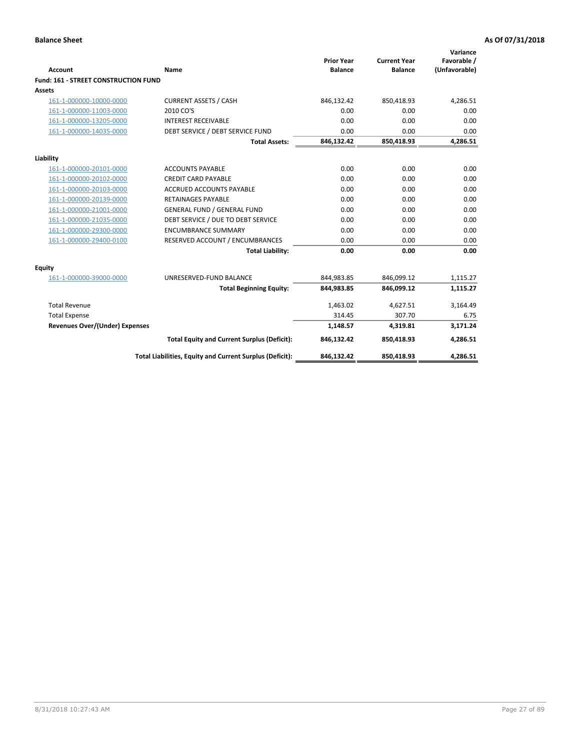**Balance Sheet** **As Of 07/31/2018**

| Account | Name | Prior Year Balance | Current Year Balance | Variance Favorable / (Unfavorable) |
|---|---|---|---|---|
| **Fund: 161 - STREET CONSTRUCTION FUND** | | | | |
| **Assets** | | | | |
| 161-1-000000-10000-0000 | CURRENT ASSETS / CASH | 846,132.42 | 850,418.93 | 4,286.51 |
| 161-1-000000-11003-0000 | 2010 CO'S | 0.00 | 0.00 | 0.00 |
| 161-1-000000-13205-0000 | INTEREST RECEIVABLE | 0.00 | 0.00 | 0.00 |
| 161-1-000000-14035-0000 | DEBT SERVICE / DEBT SERVICE FUND | 0.00 | 0.00 | 0.00 |
| | **Total Assets:** | **846,132.42** | **850,418.93** | **4,286.51** |
| **Liability** | | | | |
| 161-1-000000-20101-0000 | ACCOUNTS PAYABLE | 0.00 | 0.00 | 0.00 |
| 161-1-000000-20102-0000 | CREDIT CARD PAYABLE | 0.00 | 0.00 | 0.00 |
| 161-1-000000-20103-0000 | ACCRUED ACCOUNTS PAYABLE | 0.00 | 0.00 | 0.00 |
| 161-1-000000-20139-0000 | RETAINAGES PAYABLE | 0.00 | 0.00 | 0.00 |
| 161-1-000000-21001-0000 | GENERAL FUND / GENERAL FUND | 0.00 | 0.00 | 0.00 |
| 161-1-000000-21035-0000 | DEBT SERVICE / DUE TO DEBT SERVICE | 0.00 | 0.00 | 0.00 |
| 161-1-000000-29300-0000 | ENCUMBRANCE SUMMARY | 0.00 | 0.00 | 0.00 |
| 161-1-000000-29400-0100 | RESERVED ACCOUNT / ENCUMBRANCES | 0.00 | 0.00 | 0.00 |
| | **Total Liability:** | **0.00** | **0.00** | **0.00** |
| **Equity** | | | | |
| 161-1-000000-39000-0000 | UNRESERVED-FUND BALANCE | 844,983.85 | 846,099.12 | 1,115.27 |
| | **Total Beginning Equity:** | **844,983.85** | **846,099.12** | **1,115.27** |
| Total Revenue | | 1,463.02 | 4,627.51 | 3,164.49 |
| Total Expense | | 314.45 | 307.70 | 6.75 |
| **Revenues Over/(Under) Expenses** | | **1,148.57** | **4,319.81** | **3,171.24** |
| | **Total Equity and Current Surplus (Deficit):** | **846,132.42** | **850,418.93** | **4,286.51** |
| | **Total Liabilities, Equity and Current Surplus (Deficit):** | **846,132.42** | **850,418.93** | **4,286.51** |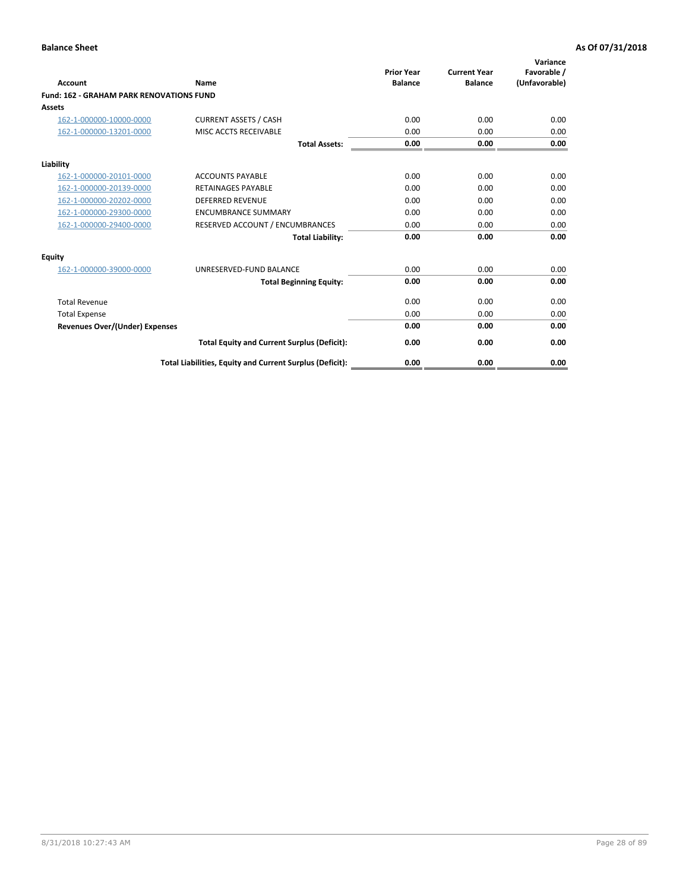**Balance Sheet** **As Of 07/31/2018**

| Account | Name | Prior Year Balance | Current Year Balance | Variance Favorable / (Unfavorable) |
|---|---|---|---|---|
| **Fund: 162 - GRAHAM PARK RENOVATIONS FUND** | | | | |
| **Assets** | | | | |
| 162-1-000000-10000-0000 | CURRENT ASSETS / CASH | 0.00 | 0.00 | 0.00 |
| 162-1-000000-13201-0000 | MISC ACCTS RECEIVABLE | 0.00 | 0.00 | 0.00 |
| | **Total Assets:** | **0.00** | **0.00** | **0.00** |
| **Liability** | | | | |
| 162-1-000000-20101-0000 | ACCOUNTS PAYABLE | 0.00 | 0.00 | 0.00 |
| 162-1-000000-20139-0000 | RETAINAGES PAYABLE | 0.00 | 0.00 | 0.00 |
| 162-1-000000-20202-0000 | DEFERRED REVENUE | 0.00 | 0.00 | 0.00 |
| 162-1-000000-29300-0000 | ENCUMBRANCE SUMMARY | 0.00 | 0.00 | 0.00 |
| 162-1-000000-29400-0000 | RESERVED ACCOUNT / ENCUMBRANCES | 0.00 | 0.00 | 0.00 |
| | **Total Liability:** | **0.00** | **0.00** | **0.00** |
| **Equity** | | | | |
| 162-1-000000-39000-0000 | UNRESERVED-FUND BALANCE | 0.00 | 0.00 | 0.00 |
| | **Total Beginning Equity:** | **0.00** | **0.00** | **0.00** |
| Total Revenue | | 0.00 | 0.00 | 0.00 |
| Total Expense | | 0.00 | 0.00 | 0.00 |
| **Revenues Over/(Under) Expenses** | | **0.00** | **0.00** | **0.00** |
| | **Total Equity and Current Surplus (Deficit):** | **0.00** | **0.00** | **0.00** |
| | **Total Liabilities, Equity and Current Surplus (Deficit):** | **0.00** | **0.00** | **0.00** |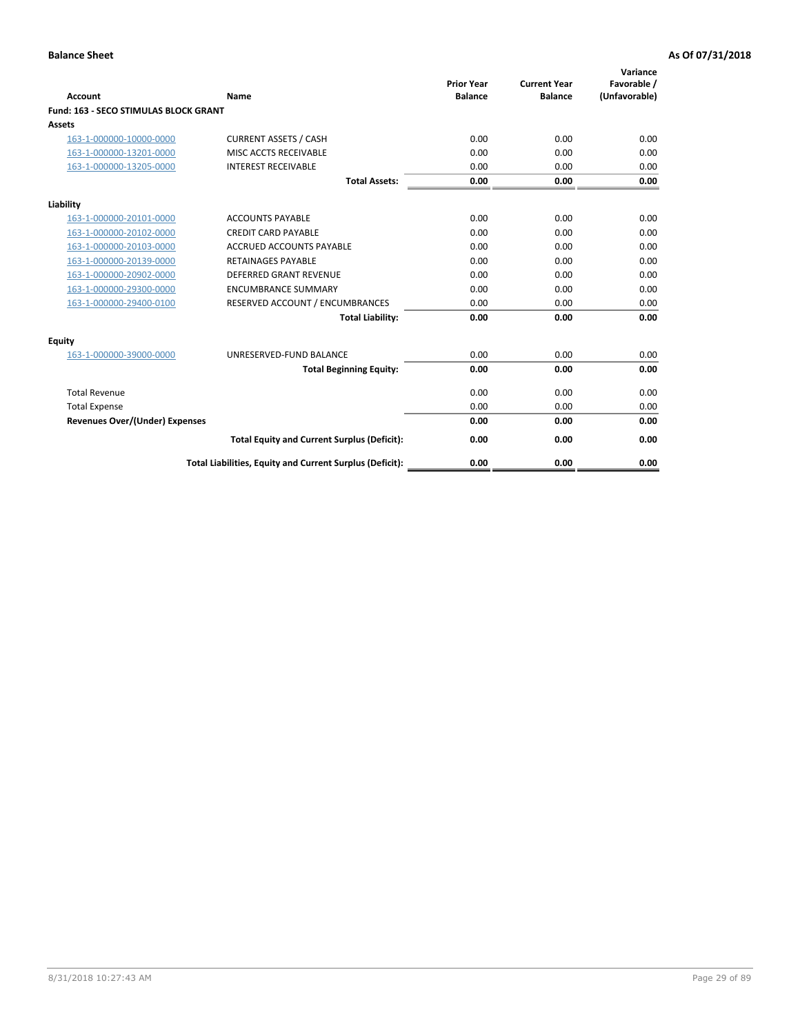**Balance Sheet** **As Of 07/31/2018**

| Account | Name | Prior Year Balance | Current Year Balance | Variance Favorable / (Unfavorable) |
|---|---|---|---|---|
| **Fund: 163 - SECO STIMULAS BLOCK GRANT** | | | | |
| **Assets** | | | | |
| 163-1-000000-10000-0000 | CURRENT ASSETS / CASH | 0.00 | 0.00 | 0.00 |
| 163-1-000000-13201-0000 | MISC ACCTS RECEIVABLE | 0.00 | 0.00 | 0.00 |
| 163-1-000000-13205-0000 | INTEREST RECEIVABLE | 0.00 | 0.00 | 0.00 |
| | **Total Assets:** | **0.00** | **0.00** | **0.00** |
| **Liability** | | | | |
| 163-1-000000-20101-0000 | ACCOUNTS PAYABLE | 0.00 | 0.00 | 0.00 |
| 163-1-000000-20102-0000 | CREDIT CARD PAYABLE | 0.00 | 0.00 | 0.00 |
| 163-1-000000-20103-0000 | ACCRUED ACCOUNTS PAYABLE | 0.00 | 0.00 | 0.00 |
| 163-1-000000-20139-0000 | RETAINAGES PAYABLE | 0.00 | 0.00 | 0.00 |
| 163-1-000000-20902-0000 | DEFERRED GRANT REVENUE | 0.00 | 0.00 | 0.00 |
| 163-1-000000-29300-0000 | ENCUMBRANCE SUMMARY | 0.00 | 0.00 | 0.00 |
| 163-1-000000-29400-0100 | RESERVED ACCOUNT / ENCUMBRANCES | 0.00 | 0.00 | 0.00 |
| | **Total Liability:** | **0.00** | **0.00** | **0.00** |
| **Equity** | | | | |
| 163-1-000000-39000-0000 | UNRESERVED-FUND BALANCE | 0.00 | 0.00 | 0.00 |
| | **Total Beginning Equity:** | **0.00** | **0.00** | **0.00** |
| Total Revenue | | 0.00 | 0.00 | 0.00 |
| Total Expense | | 0.00 | 0.00 | 0.00 |
| **Revenues Over/(Under) Expenses** | | **0.00** | **0.00** | **0.00** |
| | **Total Equity and Current Surplus (Deficit):** | **0.00** | **0.00** | **0.00** |
| | **Total Liabilities, Equity and Current Surplus (Deficit):** | **0.00** | **0.00** | **0.00** |

8/31/2018 10:27:43 AM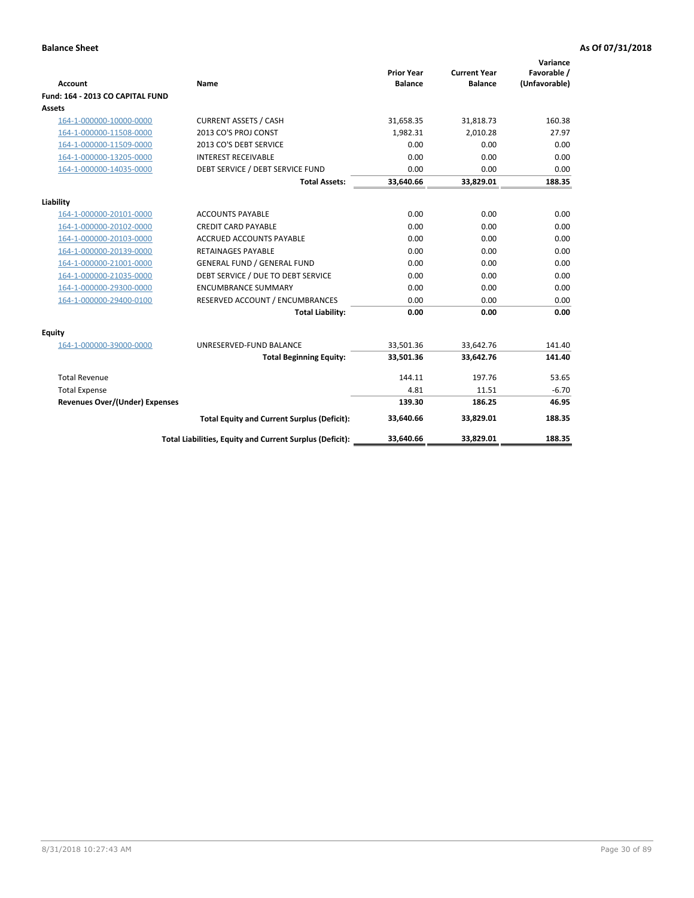**Balance Sheet** **As Of 07/31/2018**

| Account | Name | Prior Year Balance | Current Year Balance | Variance Favorable / (Unfavorable) |
|---|---|---|---|---|
| **Fund: 164 - 2013 CO CAPITAL FUND** | | | | |
| **Assets** | | | | |
| 164-1-000000-10000-0000 | CURRENT ASSETS / CASH | 31,658.35 | 31,818.73 | 160.38 |
| 164-1-000000-11508-0000 | 2013 CO'S PROJ CONST | 1,982.31 | 2,010.28 | 27.97 |
| 164-1-000000-11509-0000 | 2013 CO'S DEBT SERVICE | 0.00 | 0.00 | 0.00 |
| 164-1-000000-13205-0000 | INTEREST RECEIVABLE | 0.00 | 0.00 | 0.00 |
| 164-1-000000-14035-0000 | DEBT SERVICE / DEBT SERVICE FUND | 0.00 | 0.00 | 0.00 |
| | **Total Assets:** | **33,640.66** | **33,829.01** | **188.35** |
| **Liability** | | | | |
| 164-1-000000-20101-0000 | ACCOUNTS PAYABLE | 0.00 | 0.00 | 0.00 |
| 164-1-000000-20102-0000 | CREDIT CARD PAYABLE | 0.00 | 0.00 | 0.00 |
| 164-1-000000-20103-0000 | ACCRUED ACCOUNTS PAYABLE | 0.00 | 0.00 | 0.00 |
| 164-1-000000-20139-0000 | RETAINAGES PAYABLE | 0.00 | 0.00 | 0.00 |
| 164-1-000000-21001-0000 | GENERAL FUND / GENERAL FUND | 0.00 | 0.00 | 0.00 |
| 164-1-000000-21035-0000 | DEBT SERVICE / DUE TO DEBT SERVICE | 0.00 | 0.00 | 0.00 |
| 164-1-000000-29300-0000 | ENCUMBRANCE SUMMARY | 0.00 | 0.00 | 0.00 |
| 164-1-000000-29400-0100 | RESERVED ACCOUNT / ENCUMBRANCES | 0.00 | 0.00 | 0.00 |
| | **Total Liability:** | **0.00** | **0.00** | **0.00** |
| **Equity** | | | | |
| 164-1-000000-39000-0000 | UNRESERVED-FUND BALANCE | 33,501.36 | 33,642.76 | 141.40 |
| | **Total Beginning Equity:** | **33,501.36** | **33,642.76** | **141.40** |
| Total Revenue | | 144.11 | 197.76 | 53.65 |
| Total Expense | | 4.81 | 11.51 | -6.70 |
| **Revenues Over/(Under) Expenses** | | **139.30** | **186.25** | **46.95** |
| | **Total Equity and Current Surplus (Deficit):** | **33,640.66** | **33,829.01** | **188.35** |
| | **Total Liabilities, Equity and Current Surplus (Deficit):** | **33,640.66** | **33,829.01** | **188.35** |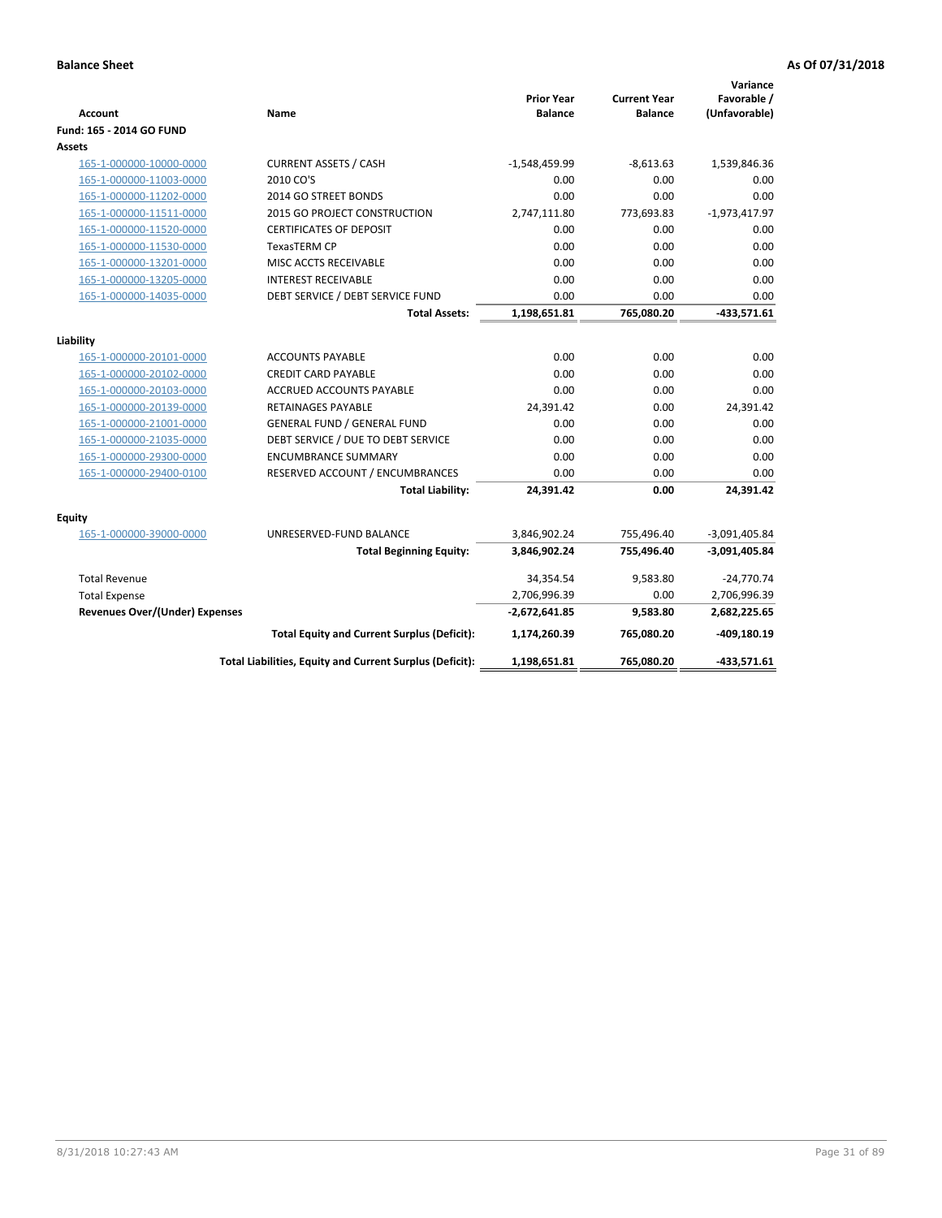**Balance Sheet** **As Of 07/31/2018**

| Account | Name | Prior Year Balance | Current Year Balance | Variance Favorable / (Unfavorable) |
|---|---|---|---|---|
| **Fund: 165 - 2014 GO FUND** | | | | |
| **Assets** | | | | |
| 165-1-000000-10000-0000 | CURRENT ASSETS / CASH | -1,548,459.99 | -8,613.63 | 1,539,846.36 |
| 165-1-000000-11003-0000 | 2010 CO'S | 0.00 | 0.00 | 0.00 |
| 165-1-000000-11202-0000 | 2014 GO STREET BONDS | 0.00 | 0.00 | 0.00 |
| 165-1-000000-11511-0000 | 2015 GO PROJECT CONSTRUCTION | 2,747,111.80 | 773,693.83 | -1,973,417.97 |
| 165-1-000000-11520-0000 | CERTIFICATES OF DEPOSIT | 0.00 | 0.00 | 0.00 |
| 165-1-000000-11530-0000 | TexasTERM CP | 0.00 | 0.00 | 0.00 |
| 165-1-000000-13201-0000 | MISC ACCTS RECEIVABLE | 0.00 | 0.00 | 0.00 |
| 165-1-000000-13205-0000 | INTEREST RECEIVABLE | 0.00 | 0.00 | 0.00 |
| 165-1-000000-14035-0000 | DEBT SERVICE / DEBT SERVICE FUND | 0.00 | 0.00 | 0.00 |
| | **Total Assets:** | **1,198,651.81** | **765,080.20** | **-433,571.61** |
| **Liability** | | | | |
| 165-1-000000-20101-0000 | ACCOUNTS PAYABLE | 0.00 | 0.00 | 0.00 |
| 165-1-000000-20102-0000 | CREDIT CARD PAYABLE | 0.00 | 0.00 | 0.00 |
| 165-1-000000-20103-0000 | ACCRUED ACCOUNTS PAYABLE | 0.00 | 0.00 | 0.00 |
| 165-1-000000-20139-0000 | RETAINAGES PAYABLE | 24,391.42 | 0.00 | 24,391.42 |
| 165-1-000000-21001-0000 | GENERAL FUND / GENERAL FUND | 0.00 | 0.00 | 0.00 |
| 165-1-000000-21035-0000 | DEBT SERVICE / DUE TO DEBT SERVICE | 0.00 | 0.00 | 0.00 |
| 165-1-000000-29300-0000 | ENCUMBRANCE SUMMARY | 0.00 | 0.00 | 0.00 |
| 165-1-000000-29400-0100 | RESERVED ACCOUNT / ENCUMBRANCES | 0.00 | 0.00 | 0.00 |
| | **Total Liability:** | **24,391.42** | **0.00** | **24,391.42** |
| **Equity** | | | | |
| 165-1-000000-39000-0000 | UNRESERVED-FUND BALANCE | 3,846,902.24 | 755,496.40 | -3,091,405.84 |
| | **Total Beginning Equity:** | **3,846,902.24** | **755,496.40** | **-3,091,405.84** |
| Total Revenue | | 34,354.54 | 9,583.80 | -24,770.74 |
| Total Expense | | 2,706,996.39 | 0.00 | 2,706,996.39 |
| **Revenues Over/(Under) Expenses** | | **-2,672,641.85** | **9,583.80** | **2,682,225.65** |
| | **Total Equity and Current Surplus (Deficit):** | **1,174,260.39** | **765,080.20** | **-409,180.19** |
| | **Total Liabilities, Equity and Current Surplus (Deficit):** | **1,198,651.81** | **765,080.20** | **-433,571.61** |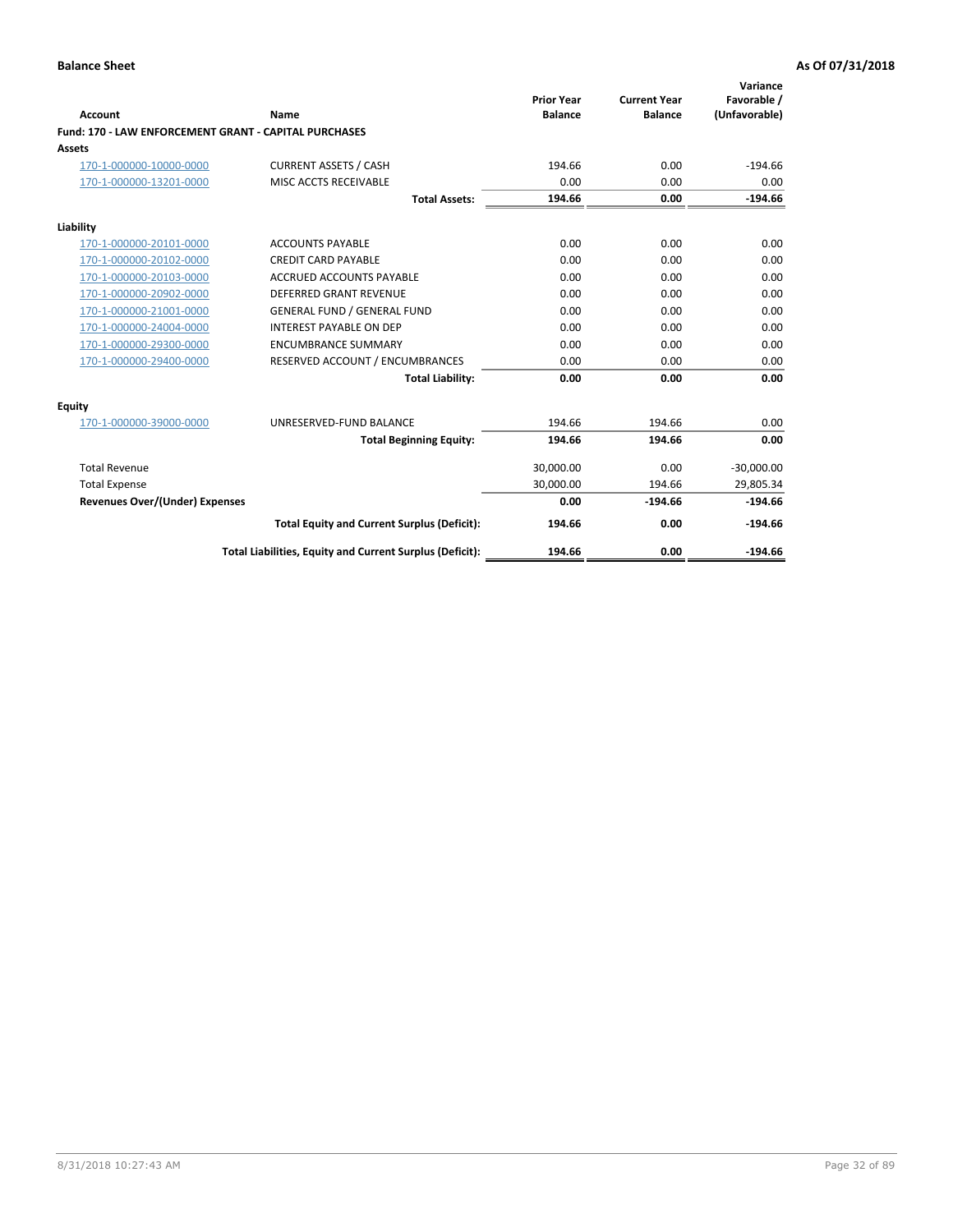**Balance Sheet** **As Of 07/31/2018**

| Account | Name | Prior Year Balance | Current Year Balance | Variance Favorable / (Unfavorable) |
|---|---|---|---|---|
| **Fund: 170 - LAW ENFORCEMENT GRANT - CAPITAL PURCHASES** | | | | |
| **Assets** | | | | |
| 170-1-000000-10000-0000 | CURRENT ASSETS / CASH | 194.66 | 0.00 | -194.66 |
| 170-1-000000-13201-0000 | MISC ACCTS RECEIVABLE | 0.00 | 0.00 | 0.00 |
| | **Total Assets:** | **194.66** | **0.00** | **-194.66** |
| **Liability** | | | | |
| 170-1-000000-20101-0000 | ACCOUNTS PAYABLE | 0.00 | 0.00 | 0.00 |
| 170-1-000000-20102-0000 | CREDIT CARD PAYABLE | 0.00 | 0.00 | 0.00 |
| 170-1-000000-20103-0000 | ACCRUED ACCOUNTS PAYABLE | 0.00 | 0.00 | 0.00 |
| 170-1-000000-20902-0000 | DEFERRED GRANT REVENUE | 0.00 | 0.00 | 0.00 |
| 170-1-000000-21001-0000 | GENERAL FUND / GENERAL FUND | 0.00 | 0.00 | 0.00 |
| 170-1-000000-24004-0000 | INTEREST PAYABLE ON DEP | 0.00 | 0.00 | 0.00 |
| 170-1-000000-29300-0000 | ENCUMBRANCE SUMMARY | 0.00 | 0.00 | 0.00 |
| 170-1-000000-29400-0000 | RESERVED ACCOUNT / ENCUMBRANCES | 0.00 | 0.00 | 0.00 |
| | **Total Liability:** | **0.00** | **0.00** | **0.00** |
| **Equity** | | | | |
| 170-1-000000-39000-0000 | UNRESERVED-FUND BALANCE | 194.66 | 194.66 | 0.00 |
| | **Total Beginning Equity:** | **194.66** | **194.66** | **0.00** |
| Total Revenue | | 30,000.00 | 0.00 | -30,000.00 |
| Total Expense | | 30,000.00 | 194.66 | 29,805.34 |
| **Revenues Over/(Under) Expenses** | | **0.00** | **-194.66** | **-194.66** |
| | **Total Equity and Current Surplus (Deficit):** | **194.66** | **0.00** | **-194.66** |
| | **Total Liabilities, Equity and Current Surplus (Deficit):** | **194.66** | **0.00** | **-194.66** |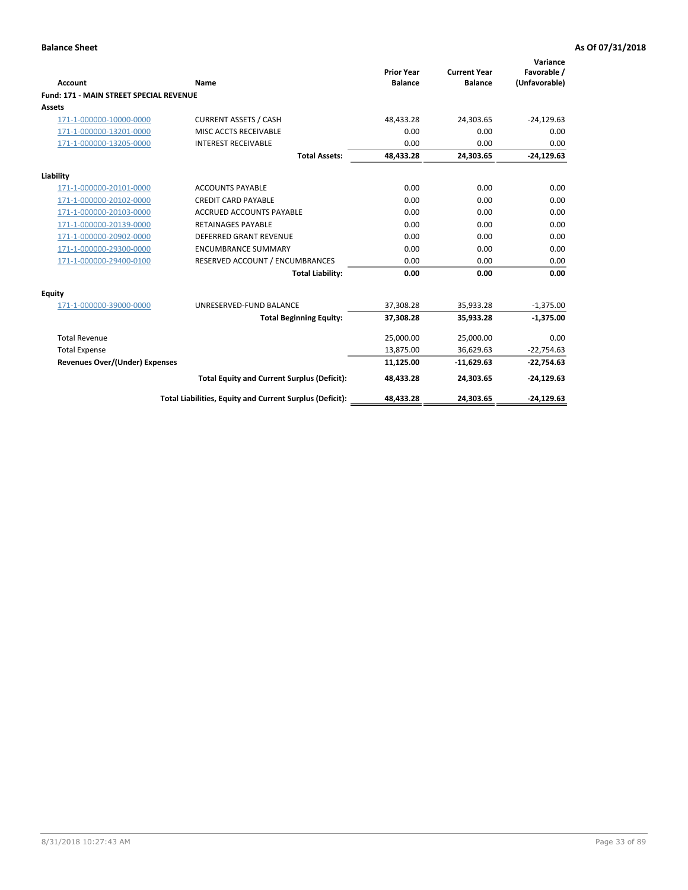**Balance Sheet** — **As Of 07/31/2018**

| Account | Name | Prior Year Balance | Current Year Balance | Variance Favorable / (Unfavorable) |
|---|---|---|---|---|
| **Fund: 171 - MAIN STREET SPECIAL REVENUE** | | | | |
| **Assets** | | | | |
| 171-1-000000-10000-0000 | CURRENT ASSETS / CASH | 48,433.28 | 24,303.65 | -24,129.63 |
| 171-1-000000-13201-0000 | MISC ACCTS RECEIVABLE | 0.00 | 0.00 | 0.00 |
| 171-1-000000-13205-0000 | INTEREST RECEIVABLE | 0.00 | 0.00 | 0.00 |
| | **Total Assets:** | **48,433.28** | **24,303.65** | **-24,129.63** |
| **Liability** | | | | |
| 171-1-000000-20101-0000 | ACCOUNTS PAYABLE | 0.00 | 0.00 | 0.00 |
| 171-1-000000-20102-0000 | CREDIT CARD PAYABLE | 0.00 | 0.00 | 0.00 |
| 171-1-000000-20103-0000 | ACCRUED ACCOUNTS PAYABLE | 0.00 | 0.00 | 0.00 |
| 171-1-000000-20139-0000 | RETAINAGES PAYABLE | 0.00 | 0.00 | 0.00 |
| 171-1-000000-20902-0000 | DEFERRED GRANT REVENUE | 0.00 | 0.00 | 0.00 |
| 171-1-000000-29300-0000 | ENCUMBRANCE SUMMARY | 0.00 | 0.00 | 0.00 |
| 171-1-000000-29400-0100 | RESERVED ACCOUNT / ENCUMBRANCES | 0.00 | 0.00 | 0.00 |
| | **Total Liability:** | **0.00** | **0.00** | **0.00** |
| **Equity** | | | | |
| 171-1-000000-39000-0000 | UNRESERVED-FUND BALANCE | 37,308.28 | 35,933.28 | -1,375.00 |
| | **Total Beginning Equity:** | **37,308.28** | **35,933.28** | **-1,375.00** |
| Total Revenue | | 25,000.00 | 25,000.00 | 0.00 |
| Total Expense | | 13,875.00 | 36,629.63 | -22,754.63 |
| **Revenues Over/(Under) Expenses** | | **11,125.00** | **-11,629.63** | **-22,754.63** |
| | **Total Equity and Current Surplus (Deficit):** | **48,433.28** | **24,303.65** | **-24,129.63** |
| | **Total Liabilities, Equity and Current Surplus (Deficit):** | **48,433.28** | **24,303.65** | **-24,129.63** |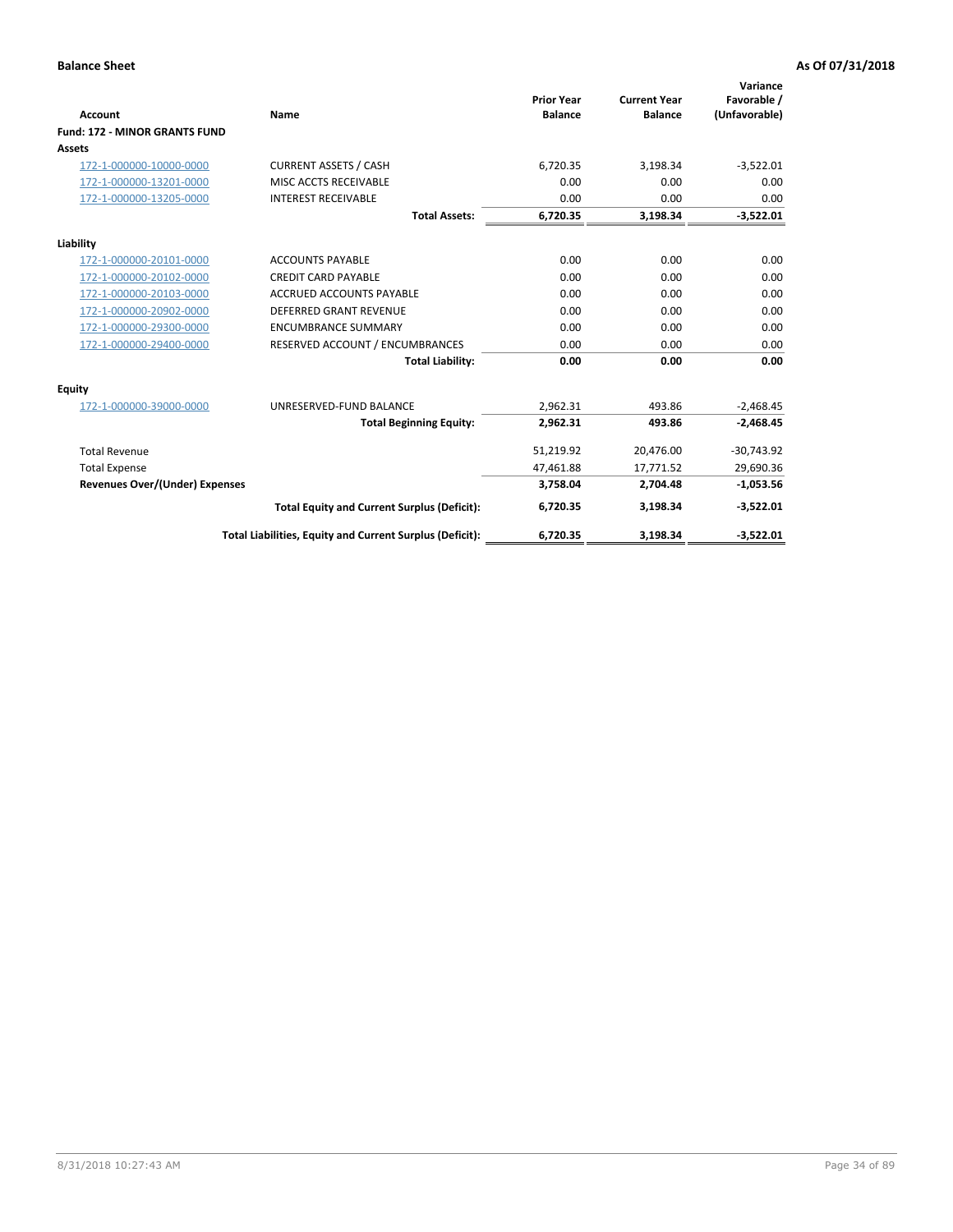**Balance Sheet** **As Of 07/31/2018**

| Account | Name | Prior Year Balance | Current Year Balance | Variance Favorable / (Unfavorable) |
|---|---|---|---|---|
| **Fund: 172 - MINOR GRANTS FUND** | | | | |
| **Assets** | | | | |
| 172-1-000000-10000-0000 | CURRENT ASSETS / CASH | 6,720.35 | 3,198.34 | -3,522.01 |
| 172-1-000000-13201-0000 | MISC ACCTS RECEIVABLE | 0.00 | 0.00 | 0.00 |
| 172-1-000000-13205-0000 | INTEREST RECEIVABLE | 0.00 | 0.00 | 0.00 |
| | **Total Assets:** | **6,720.35** | **3,198.34** | **-3,522.01** |
| **Liability** | | | | |
| 172-1-000000-20101-0000 | ACCOUNTS PAYABLE | 0.00 | 0.00 | 0.00 |
| 172-1-000000-20102-0000 | CREDIT CARD PAYABLE | 0.00 | 0.00 | 0.00 |
| 172-1-000000-20103-0000 | ACCRUED ACCOUNTS PAYABLE | 0.00 | 0.00 | 0.00 |
| 172-1-000000-20902-0000 | DEFERRED GRANT REVENUE | 0.00 | 0.00 | 0.00 |
| 172-1-000000-29300-0000 | ENCUMBRANCE SUMMARY | 0.00 | 0.00 | 0.00 |
| 172-1-000000-29400-0000 | RESERVED ACCOUNT / ENCUMBRANCES | 0.00 | 0.00 | 0.00 |
| | **Total Liability:** | **0.00** | **0.00** | **0.00** |
| **Equity** | | | | |
| 172-1-000000-39000-0000 | UNRESERVED-FUND BALANCE | 2,962.31 | 493.86 | -2,468.45 |
| | **Total Beginning Equity:** | **2,962.31** | **493.86** | **-2,468.45** |
| Total Revenue | | 51,219.92 | 20,476.00 | -30,743.92 |
| Total Expense | | 47,461.88 | 17,771.52 | 29,690.36 |
| **Revenues Over/(Under) Expenses** | | **3,758.04** | **2,704.48** | **-1,053.56** |
| | **Total Equity and Current Surplus (Deficit):** | **6,720.35** | **3,198.34** | **-3,522.01** |
| | **Total Liabilities, Equity and Current Surplus (Deficit):** | **6,720.35** | **3,198.34** | **-3,522.01** |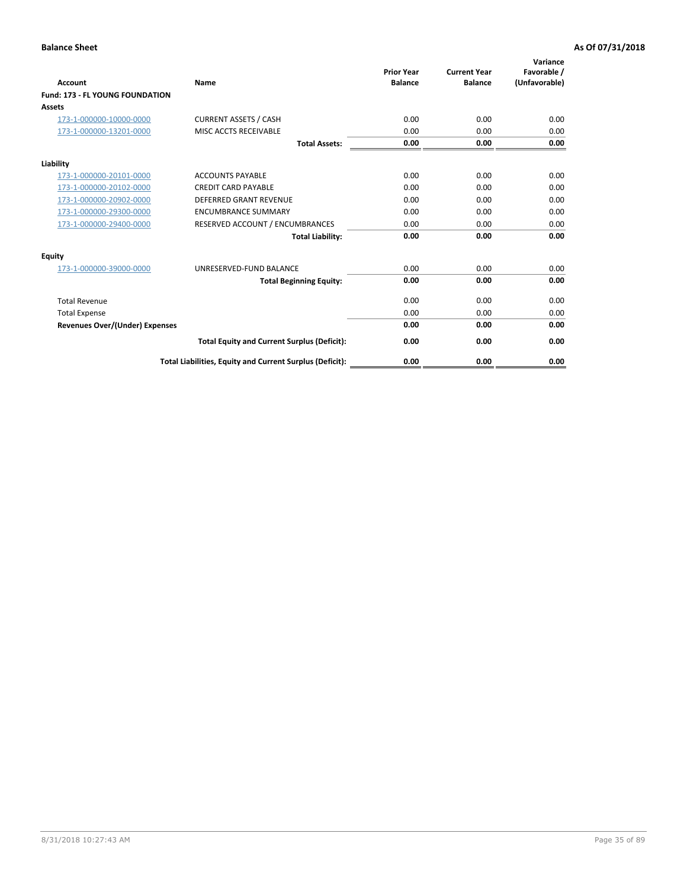**Balance Sheet** **As Of 07/31/2018**

| Account | Name | Prior Year Balance | Current Year Balance | Variance Favorable / (Unfavorable) |
|---|---|---|---|---|
| **Fund: 173 - FL YOUNG FOUNDATION** | | | | |
| **Assets** | | | | |
| 173-1-000000-10000-0000 | CURRENT ASSETS / CASH | 0.00 | 0.00 | 0.00 |
| 173-1-000000-13201-0000 | MISC ACCTS RECEIVABLE | 0.00 | 0.00 | 0.00 |
| | **Total Assets:** | **0.00** | **0.00** | **0.00** |
| **Liability** | | | | |
| 173-1-000000-20101-0000 | ACCOUNTS PAYABLE | 0.00 | 0.00 | 0.00 |
| 173-1-000000-20102-0000 | CREDIT CARD PAYABLE | 0.00 | 0.00 | 0.00 |
| 173-1-000000-20902-0000 | DEFERRED GRANT REVENUE | 0.00 | 0.00 | 0.00 |
| 173-1-000000-29300-0000 | ENCUMBRANCE SUMMARY | 0.00 | 0.00 | 0.00 |
| 173-1-000000-29400-0000 | RESERVED ACCOUNT / ENCUMBRANCES | 0.00 | 0.00 | 0.00 |
| | **Total Liability:** | **0.00** | **0.00** | **0.00** |
| **Equity** | | | | |
| 173-1-000000-39000-0000 | UNRESERVED-FUND BALANCE | 0.00 | 0.00 | 0.00 |
| | **Total Beginning Equity:** | **0.00** | **0.00** | **0.00** |
| Total Revenue | | 0.00 | 0.00 | 0.00 |
| Total Expense | | 0.00 | 0.00 | 0.00 |
| **Revenues Over/(Under) Expenses** | | **0.00** | **0.00** | **0.00** |
| | **Total Equity and Current Surplus (Deficit):** | **0.00** | **0.00** | **0.00** |
| | **Total Liabilities, Equity and Current Surplus (Deficit):** | **0.00** | **0.00** | **0.00** |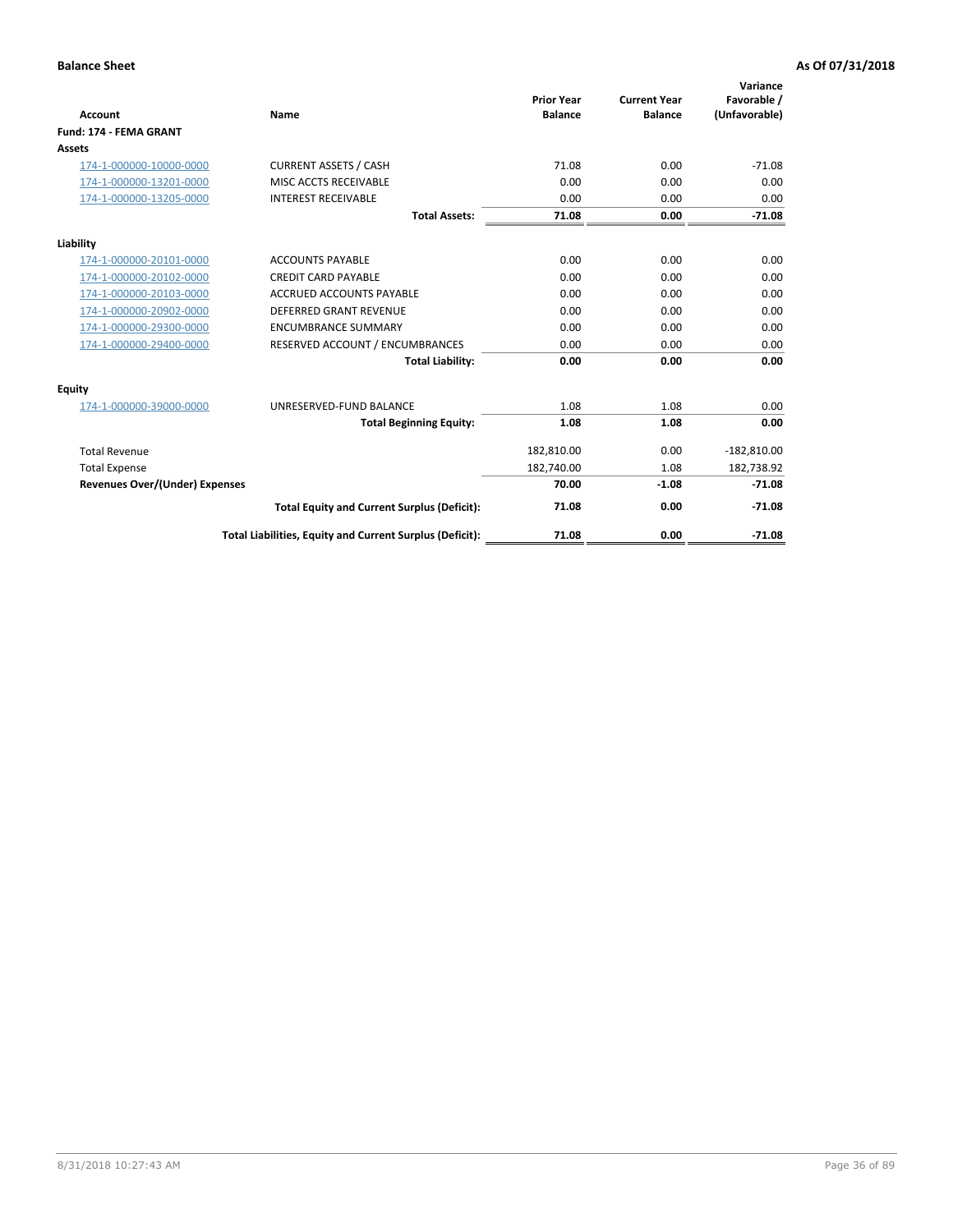**Balance Sheet** **As Of 07/31/2018**

| Account | Name | Prior Year Balance | Current Year Balance | Variance Favorable / (Unfavorable) |
|---|---|---|---|---|
| **Fund: 174 - FEMA GRANT** | | | | |
| **Assets** | | | | |
| 174-1-000000-10000-0000 | CURRENT ASSETS / CASH | 71.08 | 0.00 | -71.08 |
| 174-1-000000-13201-0000 | MISC ACCTS RECEIVABLE | 0.00 | 0.00 | 0.00 |
| 174-1-000000-13205-0000 | INTEREST RECEIVABLE | 0.00 | 0.00 | 0.00 |
| | **Total Assets:** | **71.08** | **0.00** | **-71.08** |
| **Liability** | | | | |
| 174-1-000000-20101-0000 | ACCOUNTS PAYABLE | 0.00 | 0.00 | 0.00 |
| 174-1-000000-20102-0000 | CREDIT CARD PAYABLE | 0.00 | 0.00 | 0.00 |
| 174-1-000000-20103-0000 | ACCRUED ACCOUNTS PAYABLE | 0.00 | 0.00 | 0.00 |
| 174-1-000000-20902-0000 | DEFERRED GRANT REVENUE | 0.00 | 0.00 | 0.00 |
| 174-1-000000-29300-0000 | ENCUMBRANCE SUMMARY | 0.00 | 0.00 | 0.00 |
| 174-1-000000-29400-0000 | RESERVED ACCOUNT / ENCUMBRANCES | 0.00 | 0.00 | 0.00 |
| | **Total Liability:** | **0.00** | **0.00** | **0.00** |
| **Equity** | | | | |
| 174-1-000000-39000-0000 | UNRESERVED-FUND BALANCE | 1.08 | 1.08 | 0.00 |
| | **Total Beginning Equity:** | **1.08** | **1.08** | **0.00** |
| Total Revenue | | 182,810.00 | 0.00 | -182,810.00 |
| Total Expense | | 182,740.00 | 1.08 | 182,738.92 |
| **Revenues Over/(Under) Expenses** | | **70.00** | **-1.08** | **-71.08** |
| | **Total Equity and Current Surplus (Deficit):** | **71.08** | **0.00** | **-71.08** |
| | **Total Liabilities, Equity and Current Surplus (Deficit):** | **71.08** | **0.00** | **-71.08** |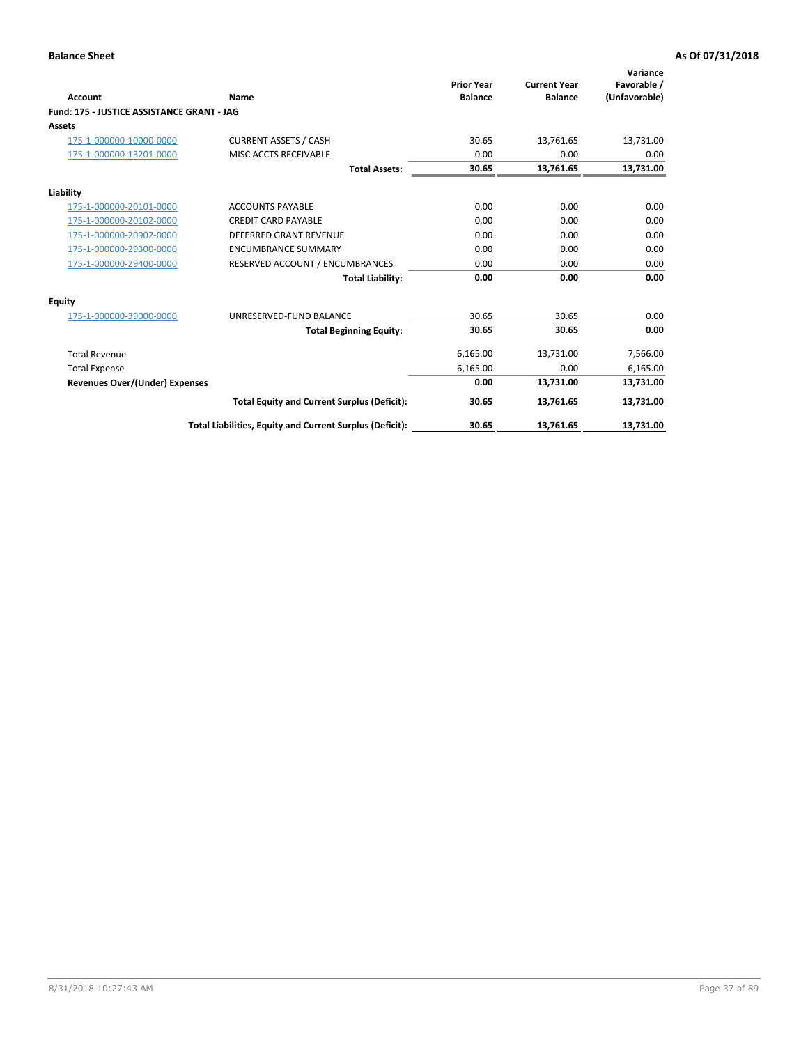**Balance Sheet** | **As Of 07/31/2018**

| Account | Name | Prior Year Balance | Current Year Balance | Variance Favorable / (Unfavorable) |
|---|---|---|---|---|
| **Fund: 175 - JUSTICE ASSISTANCE GRANT - JAG** | | | | |
| **Assets** | | | | |
| 175-1-000000-10000-0000 | CURRENT ASSETS / CASH | 30.65 | 13,761.65 | 13,731.00 |
| 175-1-000000-13201-0000 | MISC ACCTS RECEIVABLE | 0.00 | 0.00 | 0.00 |
| | **Total Assets:** | **30.65** | **13,761.65** | **13,731.00** |
| **Liability** | | | | |
| 175-1-000000-20101-0000 | ACCOUNTS PAYABLE | 0.00 | 0.00 | 0.00 |
| 175-1-000000-20102-0000 | CREDIT CARD PAYABLE | 0.00 | 0.00 | 0.00 |
| 175-1-000000-20902-0000 | DEFERRED GRANT REVENUE | 0.00 | 0.00 | 0.00 |
| 175-1-000000-29300-0000 | ENCUMBRANCE SUMMARY | 0.00 | 0.00 | 0.00 |
| 175-1-000000-29400-0000 | RESERVED ACCOUNT / ENCUMBRANCES | 0.00 | 0.00 | 0.00 |
| | **Total Liability:** | **0.00** | **0.00** | **0.00** |
| **Equity** | | | | |
| 175-1-000000-39000-0000 | UNRESERVED-FUND BALANCE | 30.65 | 30.65 | 0.00 |
| | **Total Beginning Equity:** | **30.65** | **30.65** | **0.00** |
| Total Revenue | | 6,165.00 | 13,731.00 | 7,566.00 |
| Total Expense | | 6,165.00 | 0.00 | 6,165.00 |
| **Revenues Over/(Under) Expenses** | | **0.00** | **13,731.00** | **13,731.00** |
| | **Total Equity and Current Surplus (Deficit):** | **30.65** | **13,761.65** | **13,731.00** |
| | **Total Liabilities, Equity and Current Surplus (Deficit):** | **30.65** | **13,761.65** | **13,731.00** |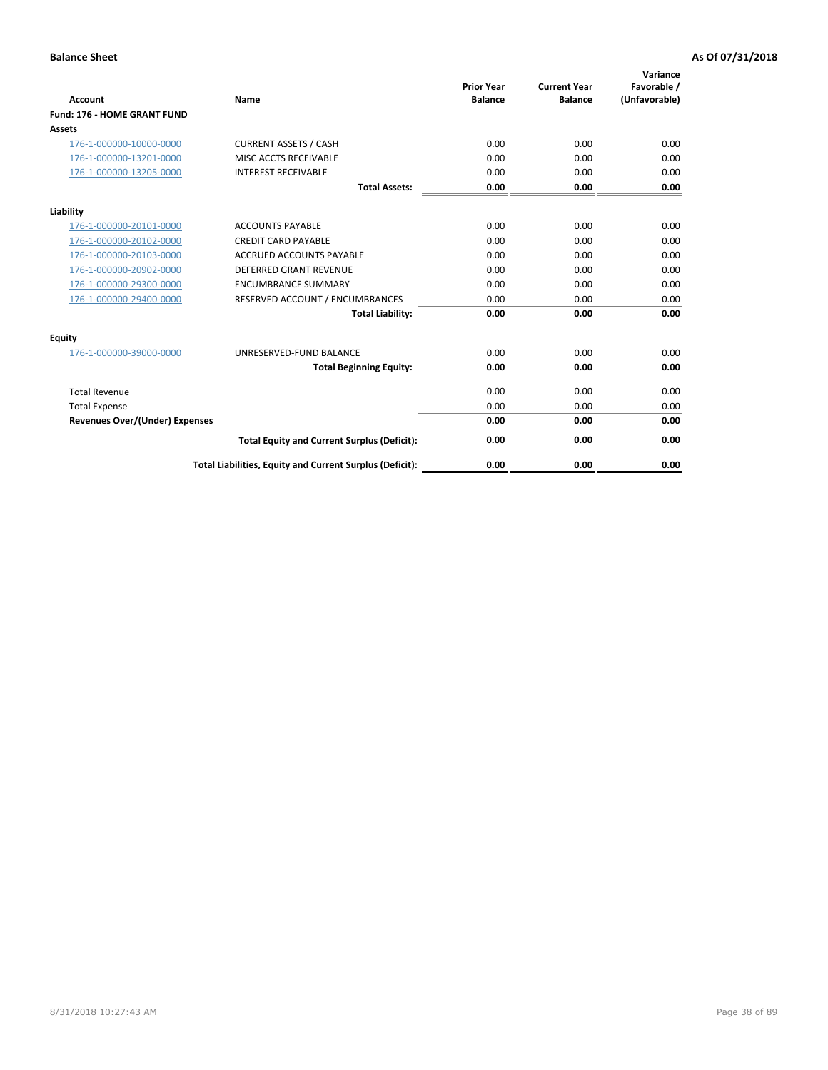**Balance Sheet** **As Of 07/31/2018**

| Account | Name | Prior Year Balance | Current Year Balance | Variance Favorable / (Unfavorable) |
|---|---|---|---|---|
| **Fund: 176 - HOME GRANT FUND** | | | | |
| **Assets** | | | | |
| 176-1-000000-10000-0000 | CURRENT ASSETS / CASH | 0.00 | 0.00 | 0.00 |
| 176-1-000000-13201-0000 | MISC ACCTS RECEIVABLE | 0.00 | 0.00 | 0.00 |
| 176-1-000000-13205-0000 | INTEREST RECEIVABLE | 0.00 | 0.00 | 0.00 |
| | **Total Assets:** | **0.00** | **0.00** | **0.00** |
| **Liability** | | | | |
| 176-1-000000-20101-0000 | ACCOUNTS PAYABLE | 0.00 | 0.00 | 0.00 |
| 176-1-000000-20102-0000 | CREDIT CARD PAYABLE | 0.00 | 0.00 | 0.00 |
| 176-1-000000-20103-0000 | ACCRUED ACCOUNTS PAYABLE | 0.00 | 0.00 | 0.00 |
| 176-1-000000-20902-0000 | DEFERRED GRANT REVENUE | 0.00 | 0.00 | 0.00 |
| 176-1-000000-29300-0000 | ENCUMBRANCE SUMMARY | 0.00 | 0.00 | 0.00 |
| 176-1-000000-29400-0000 | RESERVED ACCOUNT / ENCUMBRANCES | 0.00 | 0.00 | 0.00 |
| | **Total Liability:** | **0.00** | **0.00** | **0.00** |
| **Equity** | | | | |
| 176-1-000000-39000-0000 | UNRESERVED-FUND BALANCE | 0.00 | 0.00 | 0.00 |
| | **Total Beginning Equity:** | **0.00** | **0.00** | **0.00** |
| Total Revenue | | 0.00 | 0.00 | 0.00 |
| Total Expense | | 0.00 | 0.00 | 0.00 |
| **Revenues Over/(Under) Expenses** | | **0.00** | **0.00** | **0.00** |
| | **Total Equity and Current Surplus (Deficit):** | **0.00** | **0.00** | **0.00** |
| | **Total Liabilities, Equity and Current Surplus (Deficit):** | **0.00** | **0.00** | **0.00** |

8/31/2018 10:27:43 AM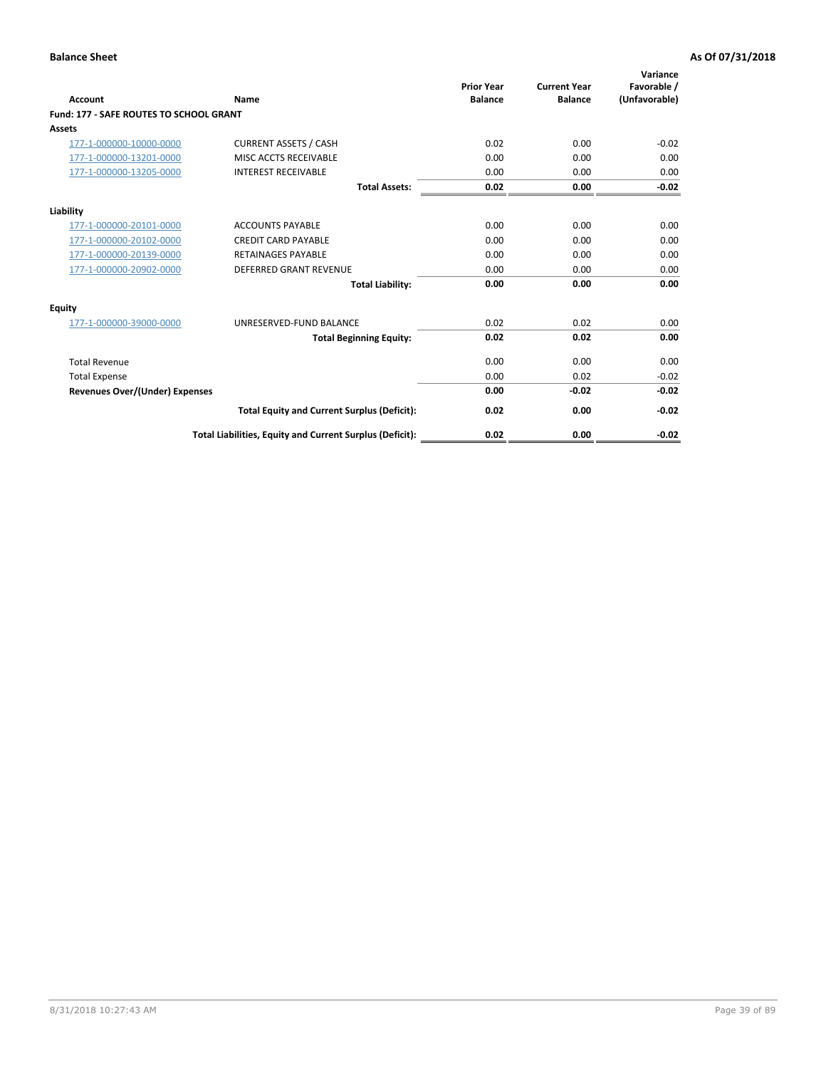**Balance Sheet** **As Of 07/31/2018**

| Account | Name | Prior Year Balance | Current Year Balance | Variance Favorable / (Unfavorable) |
|---|---|---|---|---|
| **Fund: 177 - SAFE ROUTES TO SCHOOL GRANT** | | | | |
| **Assets** | | | | |
| 177-1-000000-10000-0000 | CURRENT ASSETS / CASH | 0.02 | 0.00 | -0.02 |
| 177-1-000000-13201-0000 | MISC ACCTS RECEIVABLE | 0.00 | 0.00 | 0.00 |
| 177-1-000000-13205-0000 | INTEREST RECEIVABLE | 0.00 | 0.00 | 0.00 |
| | **Total Assets:** | **0.02** | **0.00** | **-0.02** |
| **Liability** | | | | |
| 177-1-000000-20101-0000 | ACCOUNTS PAYABLE | 0.00 | 0.00 | 0.00 |
| 177-1-000000-20102-0000 | CREDIT CARD PAYABLE | 0.00 | 0.00 | 0.00 |
| 177-1-000000-20139-0000 | RETAINAGES PAYABLE | 0.00 | 0.00 | 0.00 |
| 177-1-000000-20902-0000 | DEFERRED GRANT REVENUE | 0.00 | 0.00 | 0.00 |
| | **Total Liability:** | **0.00** | **0.00** | **0.00** |
| **Equity** | | | | |
| 177-1-000000-39000-0000 | UNRESERVED-FUND BALANCE | 0.02 | 0.02 | 0.00 |
| | **Total Beginning Equity:** | **0.02** | **0.02** | **0.00** |
| Total Revenue | | 0.00 | 0.00 | 0.00 |
| Total Expense | | 0.00 | 0.02 | -0.02 |
| **Revenues Over/(Under) Expenses** | | **0.00** | **-0.02** | **-0.02** |
| | **Total Equity and Current Surplus (Deficit):** | **0.02** | **0.00** | **-0.02** |
| | **Total Liabilities, Equity and Current Surplus (Deficit):** | **0.02** | **0.00** | **-0.02** |

8/31/2018 10:27:43 AM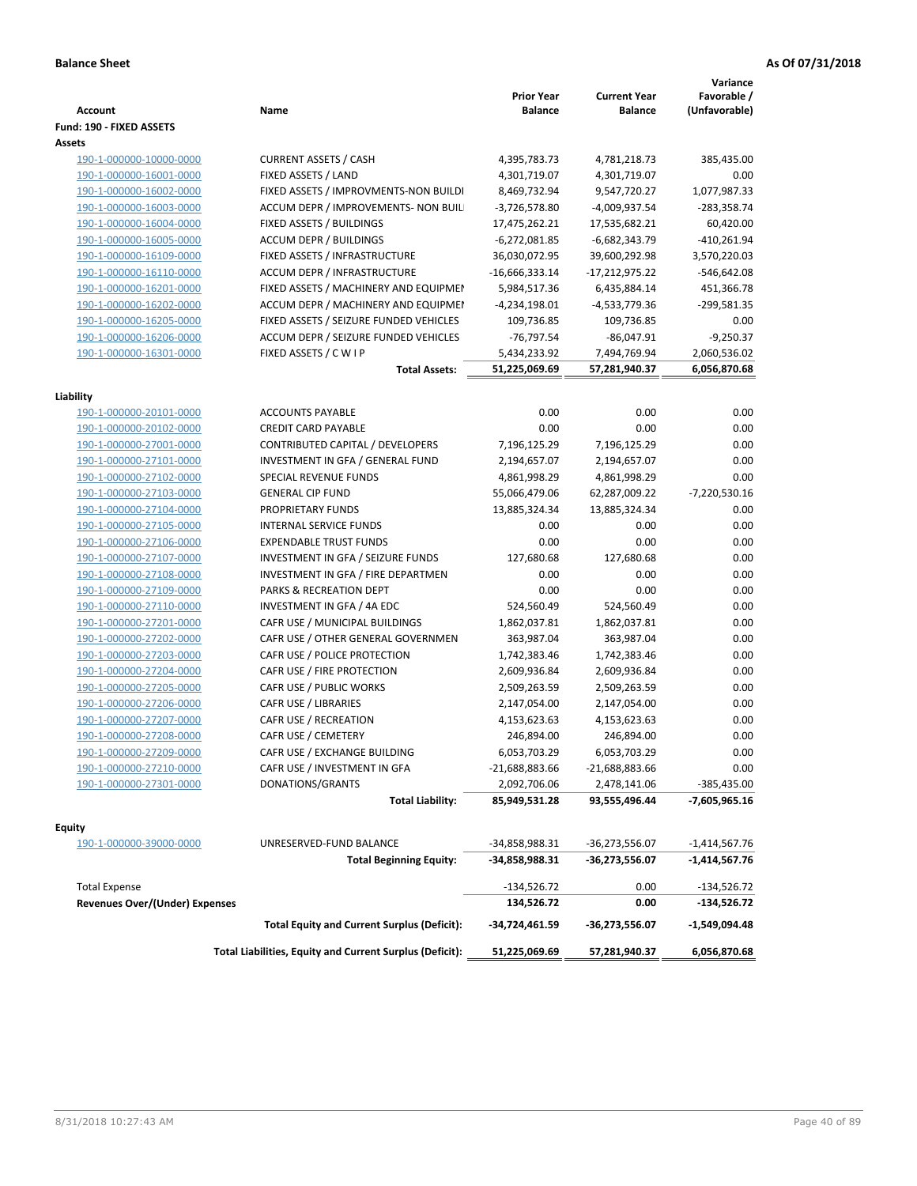**Balance Sheet** **As Of 07/31/2018**

| Account | Name | Prior Year Balance | Current Year Balance | Variance Favorable / (Unfavorable) |
|---|---|---|---|---|
| **Fund: 190 - FIXED ASSETS** | | | | |
| **Assets** | | | | |
| 190-1-000000-10000-0000 | CURRENT ASSETS / CASH | 4,395,783.73 | 4,781,218.73 | 385,435.00 |
| 190-1-000000-16001-0000 | FIXED ASSETS / LAND | 4,301,719.07 | 4,301,719.07 | 0.00 |
| 190-1-000000-16002-0000 | FIXED ASSETS / IMPROVMENTS-NON BUILDI | 8,469,732.94 | 9,547,720.27 | 1,077,987.33 |
| 190-1-000000-16003-0000 | ACCUM DEPR / IMPROVEMENTS- NON BUIL | -3,726,578.80 | -4,009,937.54 | -283,358.74 |
| 190-1-000000-16004-0000 | FIXED ASSETS / BUILDINGS | 17,475,262.21 | 17,535,682.21 | 60,420.00 |
| 190-1-000000-16005-0000 | ACCUM DEPR / BUILDINGS | -6,272,081.85 | -6,682,343.79 | -410,261.94 |
| 190-1-000000-16109-0000 | FIXED ASSETS / INFRASTRUCTURE | 36,030,072.95 | 39,600,292.98 | 3,570,220.03 |
| 190-1-000000-16110-0000 | ACCUM DEPR / INFRASTRUCTURE | -16,666,333.14 | -17,212,975.22 | -546,642.08 |
| 190-1-000000-16201-0000 | FIXED ASSETS / MACHINERY AND EQUIPMEN | 5,984,517.36 | 6,435,884.14 | 451,366.78 |
| 190-1-000000-16202-0000 | ACCUM DEPR / MACHINERY AND EQUIPMEI | -4,234,198.01 | -4,533,779.36 | -299,581.35 |
| 190-1-000000-16205-0000 | FIXED ASSETS / SEIZURE FUNDED VEHICLES | 109,736.85 | 109,736.85 | 0.00 |
| 190-1-000000-16206-0000 | ACCUM DEPR / SEIZURE FUNDED VEHICLES | -76,797.54 | -86,047.91 | -9,250.37 |
| 190-1-000000-16301-0000 | FIXED ASSETS / C W I P | 5,434,233.92 | 7,494,769.94 | 2,060,536.02 |
| | **Total Assets:** | **51,225,069.69** | **57,281,940.37** | **6,056,870.68** |
| **Liability** | | | | |
| 190-1-000000-20101-0000 | ACCOUNTS PAYABLE | 0.00 | 0.00 | 0.00 |
| 190-1-000000-20102-0000 | CREDIT CARD PAYABLE | 0.00 | 0.00 | 0.00 |
| 190-1-000000-27001-0000 | CONTRIBUTED CAPITAL / DEVELOPERS | 7,196,125.29 | 7,196,125.29 | 0.00 |
| 190-1-000000-27101-0000 | INVESTMENT IN GFA / GENERAL FUND | 2,194,657.07 | 2,194,657.07 | 0.00 |
| 190-1-000000-27102-0000 | SPECIAL REVENUE FUNDS | 4,861,998.29 | 4,861,998.29 | 0.00 |
| 190-1-000000-27103-0000 | GENERAL CIP FUND | 55,066,479.06 | 62,287,009.22 | -7,220,530.16 |
| 190-1-000000-27104-0000 | PROPRIETARY FUNDS | 13,885,324.34 | 13,885,324.34 | 0.00 |
| 190-1-000000-27105-0000 | INTERNAL SERVICE FUNDS | 0.00 | 0.00 | 0.00 |
| 190-1-000000-27106-0000 | EXPENDABLE TRUST FUNDS | 0.00 | 0.00 | 0.00 |
| 190-1-000000-27107-0000 | INVESTMENT IN GFA / SEIZURE FUNDS | 127,680.68 | 127,680.68 | 0.00 |
| 190-1-000000-27108-0000 | INVESTMENT IN GFA / FIRE DEPARTMEN | 0.00 | 0.00 | 0.00 |
| 190-1-000000-27109-0000 | PARKS & RECREATION DEPT | 0.00 | 0.00 | 0.00 |
| 190-1-000000-27110-0000 | INVESTMENT IN GFA / 4A EDC | 524,560.49 | 524,560.49 | 0.00 |
| 190-1-000000-27201-0000 | CAFR USE / MUNICIPAL BUILDINGS | 1,862,037.81 | 1,862,037.81 | 0.00 |
| 190-1-000000-27202-0000 | CAFR USE / OTHER GENERAL GOVERNMEN | 363,987.04 | 363,987.04 | 0.00 |
| 190-1-000000-27203-0000 | CAFR USE / POLICE PROTECTION | 1,742,383.46 | 1,742,383.46 | 0.00 |
| 190-1-000000-27204-0000 | CAFR USE / FIRE PROTECTION | 2,609,936.84 | 2,609,936.84 | 0.00 |
| 190-1-000000-27205-0000 | CAFR USE / PUBLIC WORKS | 2,509,263.59 | 2,509,263.59 | 0.00 |
| 190-1-000000-27206-0000 | CAFR USE / LIBRARIES | 2,147,054.00 | 2,147,054.00 | 0.00 |
| 190-1-000000-27207-0000 | CAFR USE / RECREATION | 4,153,623.63 | 4,153,623.63 | 0.00 |
| 190-1-000000-27208-0000 | CAFR USE / CEMETERY | 246,894.00 | 246,894.00 | 0.00 |
| 190-1-000000-27209-0000 | CAFR USE / EXCHANGE BUILDING | 6,053,703.29 | 6,053,703.29 | 0.00 |
| 190-1-000000-27210-0000 | CAFR USE / INVESTMENT IN GFA | -21,688,883.66 | -21,688,883.66 | 0.00 |
| 190-1-000000-27301-0000 | DONATIONS/GRANTS | 2,092,706.06 | 2,478,141.06 | -385,435.00 |
| | **Total Liability:** | **85,949,531.28** | **93,555,496.44** | **-7,605,965.16** |
| **Equity** | | | | |
| 190-1-000000-39000-0000 | UNRESERVED-FUND BALANCE | -34,858,988.31 | -36,273,556.07 | -1,414,567.76 |
| | **Total Beginning Equity:** | **-34,858,988.31** | **-36,273,556.07** | **-1,414,567.76** |
| Total Expense | | -134,526.72 | 0.00 | -134,526.72 |
| **Revenues Over/(Under) Expenses** | | **134,526.72** | **0.00** | **-134,526.72** |
| | **Total Equity and Current Surplus (Deficit):** | **-34,724,461.59** | **-36,273,556.07** | **-1,549,094.48** |
| | **Total Liabilities, Equity and Current Surplus (Deficit):** | **51,225,069.69** | **57,281,940.37** | **6,056,870.68** |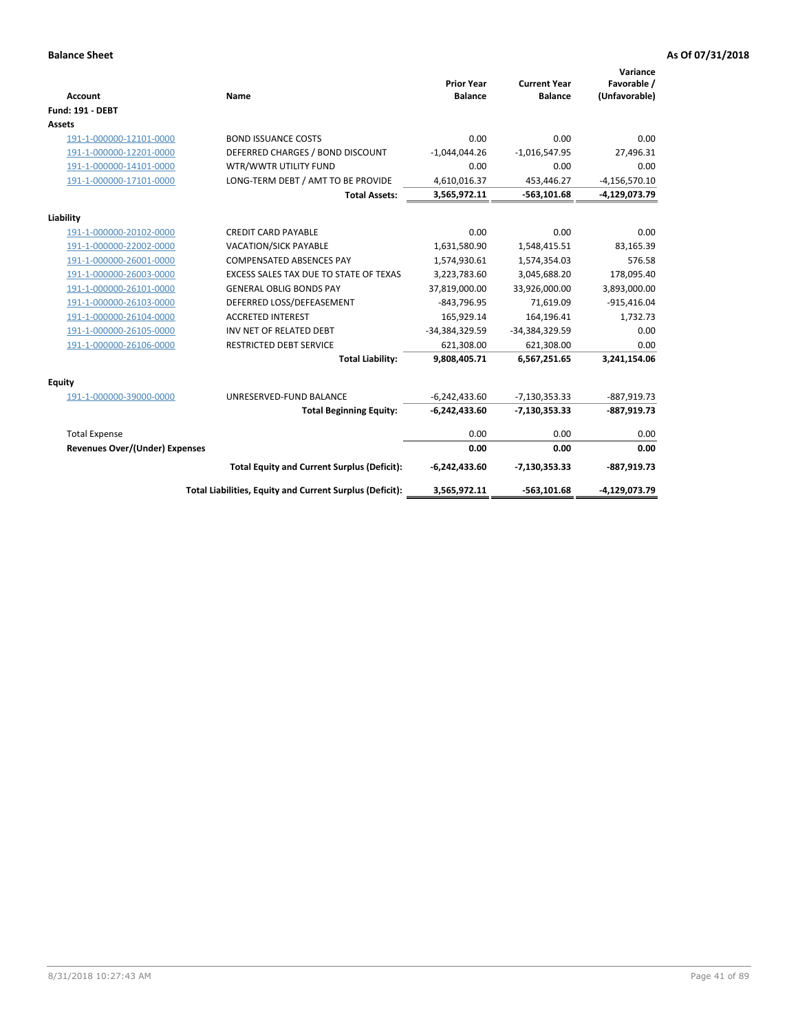**Balance Sheet** **As Of 07/31/2018**

| Account | Name | Prior Year Balance | Current Year Balance | Variance Favorable / (Unfavorable) |
|---|---|---|---|---|
| **Fund: 191 - DEBT** | | | | |
| **Assets** | | | | |
| 191-1-000000-12101-0000 | BOND ISSUANCE COSTS | 0.00 | 0.00 | 0.00 |
| 191-1-000000-12201-0000 | DEFERRED CHARGES / BOND DISCOUNT | -1,044,044.26 | -1,016,547.95 | 27,496.31 |
| 191-1-000000-14101-0000 | WTR/WWTR UTILITY FUND | 0.00 | 0.00 | 0.00 |
| 191-1-000000-17101-0000 | LONG-TERM DEBT / AMT TO BE PROVIDE | 4,610,016.37 | 453,446.27 | -4,156,570.10 |
| | **Total Assets:** | **3,565,972.11** | **-563,101.68** | **-4,129,073.79** |
| **Liability** | | | | |
| 191-1-000000-20102-0000 | CREDIT CARD PAYABLE | 0.00 | 0.00 | 0.00 |
| 191-1-000000-22002-0000 | VACATION/SICK PAYABLE | 1,631,580.90 | 1,548,415.51 | 83,165.39 |
| 191-1-000000-26001-0000 | COMPENSATED ABSENCES PAY | 1,574,930.61 | 1,574,354.03 | 576.58 |
| 191-1-000000-26003-0000 | EXCESS SALES TAX DUE TO STATE OF TEXAS | 3,223,783.60 | 3,045,688.20 | 178,095.40 |
| 191-1-000000-26101-0000 | GENERAL OBLIG BONDS PAY | 37,819,000.00 | 33,926,000.00 | 3,893,000.00 |
| 191-1-000000-26103-0000 | DEFERRED LOSS/DEFEASEMENT | -843,796.95 | 71,619.09 | -915,416.04 |
| 191-1-000000-26104-0000 | ACCRETED INTEREST | 165,929.14 | 164,196.41 | 1,732.73 |
| 191-1-000000-26105-0000 | INV NET OF RELATED DEBT | -34,384,329.59 | -34,384,329.59 | 0.00 |
| 191-1-000000-26106-0000 | RESTRICTED DEBT SERVICE | 621,308.00 | 621,308.00 | 0.00 |
| | **Total Liability:** | **9,808,405.71** | **6,567,251.65** | **3,241,154.06** |
| **Equity** | | | | |
| 191-1-000000-39000-0000 | UNRESERVED-FUND BALANCE | -6,242,433.60 | -7,130,353.33 | -887,919.73 |
| | **Total Beginning Equity:** | **-6,242,433.60** | **-7,130,353.33** | **-887,919.73** |
| Total Expense | | 0.00 | 0.00 | 0.00 |
| **Revenues Over/(Under) Expenses** | | **0.00** | **0.00** | **0.00** |
| | **Total Equity and Current Surplus (Deficit):** | **-6,242,433.60** | **-7,130,353.33** | **-887,919.73** |
| | **Total Liabilities, Equity and Current Surplus (Deficit):** | **3,565,972.11** | **-563,101.68** | **-4,129,073.79** |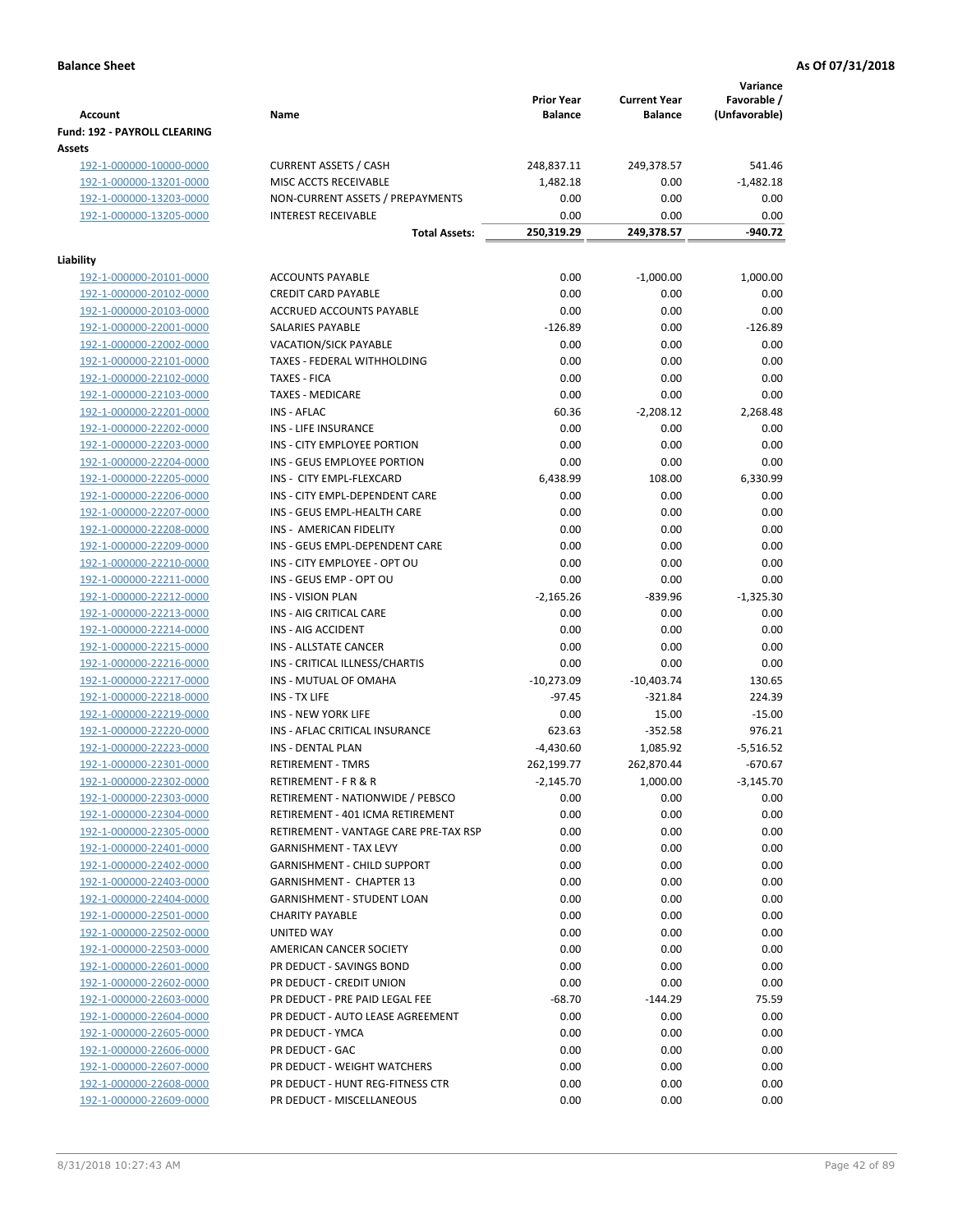**Balance Sheet** **As Of 07/31/2018**

| Account | Name | Prior Year Balance | Current Year Balance | Variance Favorable / (Unfavorable) |
|---|---|---|---|---|
| **Fund: 192 - PAYROLL CLEARING** | | | | |
| **Assets** | | | | |
| 192-1-000000-10000-0000 | CURRENT ASSETS / CASH | 248,837.11 | 249,378.57 | 541.46 |
| 192-1-000000-13201-0000 | MISC ACCTS RECEIVABLE | 1,482.18 | 0.00 | -1,482.18 |
| 192-1-000000-13203-0000 | NON-CURRENT ASSETS / PREPAYMENTS | 0.00 | 0.00 | 0.00 |
| 192-1-000000-13205-0000 | INTEREST RECEIVABLE | 0.00 | 0.00 | 0.00 |
| | **Total Assets:** | **250,319.29** | **249,378.57** | **-940.72** |
| **Liability** | | | | |
| 192-1-000000-20101-0000 | ACCOUNTS PAYABLE | 0.00 | -1,000.00 | 1,000.00 |
| 192-1-000000-20102-0000 | CREDIT CARD PAYABLE | 0.00 | 0.00 | 0.00 |
| 192-1-000000-20103-0000 | ACCRUED ACCOUNTS PAYABLE | 0.00 | 0.00 | 0.00 |
| 192-1-000000-22001-0000 | SALARIES PAYABLE | -126.89 | 0.00 | -126.89 |
| 192-1-000000-22002-0000 | VACATION/SICK PAYABLE | 0.00 | 0.00 | 0.00 |
| 192-1-000000-22101-0000 | TAXES - FEDERAL WITHHOLDING | 0.00 | 0.00 | 0.00 |
| 192-1-000000-22102-0000 | TAXES - FICA | 0.00 | 0.00 | 0.00 |
| 192-1-000000-22103-0000 | TAXES - MEDICARE | 0.00 | 0.00 | 0.00 |
| 192-1-000000-22201-0000 | INS - AFLAC | 60.36 | -2,208.12 | 2,268.48 |
| 192-1-000000-22202-0000 | INS - LIFE INSURANCE | 0.00 | 0.00 | 0.00 |
| 192-1-000000-22203-0000 | INS - CITY EMPLOYEE PORTION | 0.00 | 0.00 | 0.00 |
| 192-1-000000-22204-0000 | INS - GEUS EMPLOYEE PORTION | 0.00 | 0.00 | 0.00 |
| 192-1-000000-22205-0000 | INS - CITY EMPL-FLEXCARD | 6,438.99 | 108.00 | 6,330.99 |
| 192-1-000000-22206-0000 | INS - CITY EMPL-DEPENDENT CARE | 0.00 | 0.00 | 0.00 |
| 192-1-000000-22207-0000 | INS - GEUS EMPL-HEALTH CARE | 0.00 | 0.00 | 0.00 |
| 192-1-000000-22208-0000 | INS - AMERICAN FIDELITY | 0.00 | 0.00 | 0.00 |
| 192-1-000000-22209-0000 | INS - GEUS EMPL-DEPENDENT CARE | 0.00 | 0.00 | 0.00 |
| 192-1-000000-22210-0000 | INS - CITY EMPLOYEE - OPT OU | 0.00 | 0.00 | 0.00 |
| 192-1-000000-22211-0000 | INS - GEUS EMP - OPT OU | 0.00 | 0.00 | 0.00 |
| 192-1-000000-22212-0000 | INS - VISION PLAN | -2,165.26 | -839.96 | -1,325.30 |
| 192-1-000000-22213-0000 | INS - AIG CRITICAL CARE | 0.00 | 0.00 | 0.00 |
| 192-1-000000-22214-0000 | INS - AIG ACCIDENT | 0.00 | 0.00 | 0.00 |
| 192-1-000000-22215-0000 | INS - ALLSTATE CANCER | 0.00 | 0.00 | 0.00 |
| 192-1-000000-22216-0000 | INS - CRITICAL ILLNESS/CHARTIS | 0.00 | 0.00 | 0.00 |
| 192-1-000000-22217-0000 | INS - MUTUAL OF OMAHA | -10,273.09 | -10,403.74 | 130.65 |
| 192-1-000000-22218-0000 | INS - TX LIFE | -97.45 | -321.84 | 224.39 |
| 192-1-000000-22219-0000 | INS - NEW YORK LIFE | 0.00 | 15.00 | -15.00 |
| 192-1-000000-22220-0000 | INS - AFLAC CRITICAL INSURANCE | 623.63 | -352.58 | 976.21 |
| 192-1-000000-22223-0000 | INS - DENTAL PLAN | -4,430.60 | 1,085.92 | -5,516.52 |
| 192-1-000000-22301-0000 | RETIREMENT - TMRS | 262,199.77 | 262,870.44 | -670.67 |
| 192-1-000000-22302-0000 | RETIREMENT - F R & R | -2,145.70 | 1,000.00 | -3,145.70 |
| 192-1-000000-22303-0000 | RETIREMENT - NATIONWIDE / PEBSCO | 0.00 | 0.00 | 0.00 |
| 192-1-000000-22304-0000 | RETIREMENT - 401 ICMA RETIREMENT | 0.00 | 0.00 | 0.00 |
| 192-1-000000-22305-0000 | RETIREMENT - VANTAGE CARE PRE-TAX RSP | 0.00 | 0.00 | 0.00 |
| 192-1-000000-22401-0000 | GARNISHMENT - TAX LEVY | 0.00 | 0.00 | 0.00 |
| 192-1-000000-22402-0000 | GARNISHMENT - CHILD SUPPORT | 0.00 | 0.00 | 0.00 |
| 192-1-000000-22403-0000 | GARNISHMENT - CHAPTER 13 | 0.00 | 0.00 | 0.00 |
| 192-1-000000-22404-0000 | GARNISHMENT - STUDENT LOAN | 0.00 | 0.00 | 0.00 |
| 192-1-000000-22501-0000 | CHARITY PAYABLE | 0.00 | 0.00 | 0.00 |
| 192-1-000000-22502-0000 | UNITED WAY | 0.00 | 0.00 | 0.00 |
| 192-1-000000-22503-0000 | AMERICAN CANCER SOCIETY | 0.00 | 0.00 | 0.00 |
| 192-1-000000-22601-0000 | PR DEDUCT - SAVINGS BOND | 0.00 | 0.00 | 0.00 |
| 192-1-000000-22602-0000 | PR DEDUCT - CREDIT UNION | 0.00 | 0.00 | 0.00 |
| 192-1-000000-22603-0000 | PR DEDUCT - PRE PAID LEGAL FEE | -68.70 | -144.29 | 75.59 |
| 192-1-000000-22604-0000 | PR DEDUCT - AUTO LEASE AGREEMENT | 0.00 | 0.00 | 0.00 |
| 192-1-000000-22605-0000 | PR DEDUCT - YMCA | 0.00 | 0.00 | 0.00 |
| 192-1-000000-22606-0000 | PR DEDUCT - GAC | 0.00 | 0.00 | 0.00 |
| 192-1-000000-22607-0000 | PR DEDUCT - WEIGHT WATCHERS | 0.00 | 0.00 | 0.00 |
| 192-1-000000-22608-0000 | PR DEDUCT - HUNT REG-FITNESS CTR | 0.00 | 0.00 | 0.00 |
| 192-1-000000-22609-0000 | PR DEDUCT - MISCELLANEOUS | 0.00 | 0.00 | 0.00 |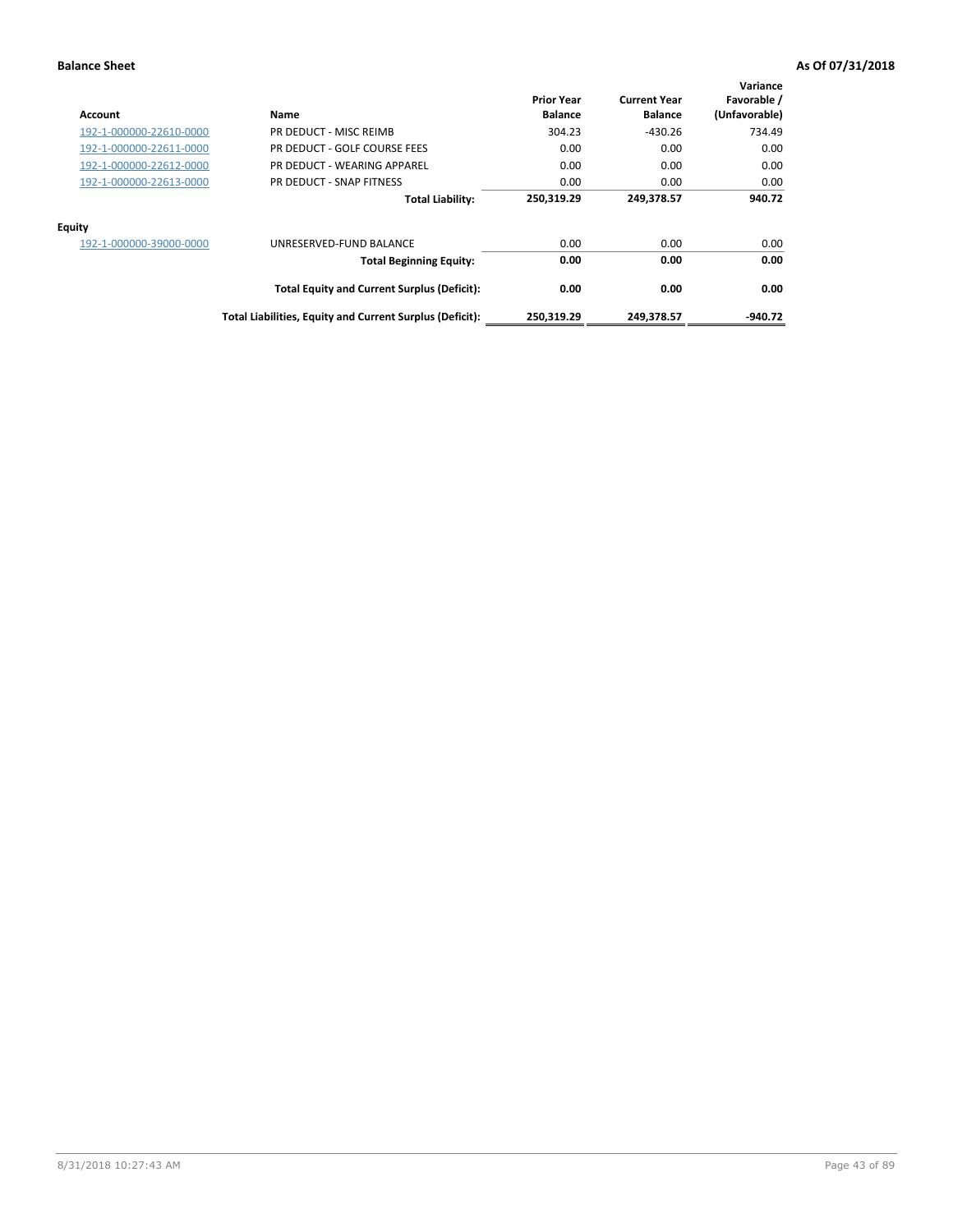**Balance Sheet** **As Of 07/31/2018**

| Account | Name | Prior Year Balance | Current Year Balance | Variance Favorable / (Unfavorable) |
|---|---|---|---|---|
| 192-1-000000-22610-0000 | PR DEDUCT - MISC REIMB | 304.23 | -430.26 | 734.49 |
| 192-1-000000-22611-0000 | PR DEDUCT - GOLF COURSE FEES | 0.00 | 0.00 | 0.00 |
| 192-1-000000-22612-0000 | PR DEDUCT - WEARING APPAREL | 0.00 | 0.00 | 0.00 |
| 192-1-000000-22613-0000 | PR DEDUCT - SNAP FITNESS | 0.00 | 0.00 | 0.00 |
| | **Total Liability:** | **250,319.29** | **249,378.57** | **940.72** |
| **Equity** | | | | |
| 192-1-000000-39000-0000 | UNRESERVED-FUND BALANCE | 0.00 | 0.00 | 0.00 |
| | **Total Beginning Equity:** | **0.00** | **0.00** | **0.00** |
| | **Total Equity and Current Surplus (Deficit):** | **0.00** | **0.00** | **0.00** |
| | **Total Liabilities, Equity and Current Surplus (Deficit):** | **250,319.29** | **249,378.57** | **-940.72** |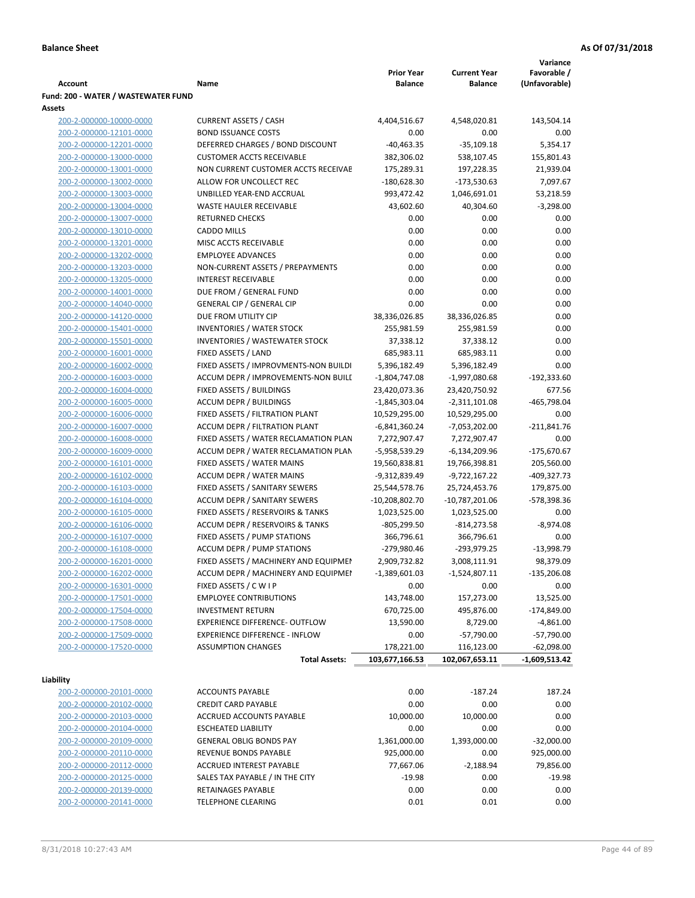**Balance Sheet** **As Of 07/31/2018**

| Account | Name | Prior Year Balance | Current Year Balance | Variance Favorable / (Unfavorable) |
|---|---|---|---|---|
| **Fund: 200 - WATER / WASTEWATER FUND** | | | | |
| **Assets** | | | | |
| 200-2-000000-10000-0000 | CURRENT ASSETS / CASH | 4,404,516.67 | 4,548,020.81 | 143,504.14 |
| 200-2-000000-12101-0000 | BOND ISSUANCE COSTS | 0.00 | 0.00 | 0.00 |
| 200-2-000000-12201-0000 | DEFERRED CHARGES / BOND DISCOUNT | -40,463.35 | -35,109.18 | 5,354.17 |
| 200-2-000000-13000-0000 | CUSTOMER ACCTS RECEIVABLE | 382,306.02 | 538,107.45 | 155,801.43 |
| 200-2-000000-13001-0000 | NON CURRENT CUSTOMER ACCTS RECEIVAE | 175,289.31 | 197,228.35 | 21,939.04 |
| 200-2-000000-13002-0000 | ALLOW FOR UNCOLLECT REC | -180,628.30 | -173,530.63 | 7,097.67 |
| 200-2-000000-13003-0000 | UNBILLED YEAR-END ACCRUAL | 993,472.42 | 1,046,691.01 | 53,218.59 |
| 200-2-000000-13004-0000 | WASTE HAULER RECEIVABLE | 43,602.60 | 40,304.60 | -3,298.00 |
| 200-2-000000-13007-0000 | RETURNED CHECKS | 0.00 | 0.00 | 0.00 |
| 200-2-000000-13010-0000 | CADDO MILLS | 0.00 | 0.00 | 0.00 |
| 200-2-000000-13201-0000 | MISC ACCTS RECEIVABLE | 0.00 | 0.00 | 0.00 |
| 200-2-000000-13202-0000 | EMPLOYEE ADVANCES | 0.00 | 0.00 | 0.00 |
| 200-2-000000-13203-0000 | NON-CURRENT ASSETS / PREPAYMENTS | 0.00 | 0.00 | 0.00 |
| 200-2-000000-13205-0000 | INTEREST RECEIVABLE | 0.00 | 0.00 | 0.00 |
| 200-2-000000-14001-0000 | DUE FROM / GENERAL FUND | 0.00 | 0.00 | 0.00 |
| 200-2-000000-14040-0000 | GENERAL CIP / GENERAL CIP | 0.00 | 0.00 | 0.00 |
| 200-2-000000-14120-0000 | DUE FROM UTILITY CIP | 38,336,026.85 | 38,336,026.85 | 0.00 |
| 200-2-000000-15401-0000 | INVENTORIES / WATER STOCK | 255,981.59 | 255,981.59 | 0.00 |
| 200-2-000000-15501-0000 | INVENTORIES / WASTEWATER STOCK | 37,338.12 | 37,338.12 | 0.00 |
| 200-2-000000-16001-0000 | FIXED ASSETS / LAND | 685,983.11 | 685,983.11 | 0.00 |
| 200-2-000000-16002-0000 | FIXED ASSETS / IMPROVMENTS-NON BUILDI | 5,396,182.49 | 5,396,182.49 | 0.00 |
| 200-2-000000-16003-0000 | ACCUM DEPR / IMPROVEMENTS-NON BUILL | -1,804,747.08 | -1,997,080.68 | -192,333.60 |
| 200-2-000000-16004-0000 | FIXED ASSETS / BUILDINGS | 23,420,073.36 | 23,420,750.92 | 677.56 |
| 200-2-000000-16005-0000 | ACCUM DEPR / BUILDINGS | -1,845,303.04 | -2,311,101.08 | -465,798.04 |
| 200-2-000000-16006-0000 | FIXED ASSETS / FILTRATION PLANT | 10,529,295.00 | 10,529,295.00 | 0.00 |
| 200-2-000000-16007-0000 | ACCUM DEPR / FILTRATION PLANT | -6,841,360.24 | -7,053,202.00 | -211,841.76 |
| 200-2-000000-16008-0000 | FIXED ASSETS / WATER RECLAMATION PLAN | 7,272,907.47 | 7,272,907.47 | 0.00 |
| 200-2-000000-16009-0000 | ACCUM DEPR / WATER RECLAMATION PLAN | -5,958,539.29 | -6,134,209.96 | -175,670.67 |
| 200-2-000000-16101-0000 | FIXED ASSETS / WATER MAINS | 19,560,838.81 | 19,766,398.81 | 205,560.00 |
| 200-2-000000-16102-0000 | ACCUM DEPR / WATER MAINS | -9,312,839.49 | -9,722,167.22 | -409,327.73 |
| 200-2-000000-16103-0000 | FIXED ASSETS / SANITARY SEWERS | 25,544,578.76 | 25,724,453.76 | 179,875.00 |
| 200-2-000000-16104-0000 | ACCUM DEPR / SANITARY SEWERS | -10,208,802.70 | -10,787,201.06 | -578,398.36 |
| 200-2-000000-16105-0000 | FIXED ASSETS / RESERVOIRS & TANKS | 1,023,525.00 | 1,023,525.00 | 0.00 |
| 200-2-000000-16106-0000 | ACCUM DEPR / RESERVOIRS & TANKS | -805,299.50 | -814,273.58 | -8,974.08 |
| 200-2-000000-16107-0000 | FIXED ASSETS / PUMP STATIONS | 366,796.61 | 366,796.61 | 0.00 |
| 200-2-000000-16108-0000 | ACCUM DEPR / PUMP STATIONS | -279,980.46 | -293,979.25 | -13,998.79 |
| 200-2-000000-16201-0000 | FIXED ASSETS / MACHINERY AND EQUIPMEN | 2,909,732.82 | 3,008,111.91 | 98,379.09 |
| 200-2-000000-16202-0000 | ACCUM DEPR / MACHINERY AND EQUIPMEI | -1,389,601.03 | -1,524,807.11 | -135,206.08 |
| 200-2-000000-16301-0000 | FIXED ASSETS / C W I P | 0.00 | 0.00 | 0.00 |
| 200-2-000000-17501-0000 | EMPLOYEE CONTRIBUTIONS | 143,748.00 | 157,273.00 | 13,525.00 |
| 200-2-000000-17504-0000 | INVESTMENT RETURN | 670,725.00 | 495,876.00 | -174,849.00 |
| 200-2-000000-17508-0000 | EXPERIENCE DIFFERENCE- OUTFLOW | 13,590.00 | 8,729.00 | -4,861.00 |
| 200-2-000000-17509-0000 | EXPERIENCE DIFFERENCE - INFLOW | 0.00 | -57,790.00 | -57,790.00 |
| 200-2-000000-17520-0000 | ASSUMPTION CHANGES | 178,221.00 | 116,123.00 | -62,098.00 |
| | **Total Assets:** | **103,677,166.53** | **102,067,653.11** | **-1,609,513.42** |
| **Liability** | | | | |
| 200-2-000000-20101-0000 | ACCOUNTS PAYABLE | 0.00 | -187.24 | 187.24 |
| 200-2-000000-20102-0000 | CREDIT CARD PAYABLE | 0.00 | 0.00 | 0.00 |
| 200-2-000000-20103-0000 | ACCRUED ACCOUNTS PAYABLE | 10,000.00 | 10,000.00 | 0.00 |
| 200-2-000000-20104-0000 | ESCHEATED LIABILITY | 0.00 | 0.00 | 0.00 |
| 200-2-000000-20109-0000 | GENERAL OBLIG BONDS PAY | 1,361,000.00 | 1,393,000.00 | -32,000.00 |
| 200-2-000000-20110-0000 | REVENUE BONDS PAYABLE | 925,000.00 | 0.00 | 925,000.00 |
| 200-2-000000-20112-0000 | ACCRUED INTEREST PAYABLE | 77,667.06 | -2,188.94 | 79,856.00 |
| 200-2-000000-20125-0000 | SALES TAX PAYABLE / IN THE CITY | -19.98 | 0.00 | -19.98 |
| 200-2-000000-20139-0000 | RETAINAGES PAYABLE | 0.00 | 0.00 | 0.00 |
| 200-2-000000-20141-0000 | TELEPHONE CLEARING | 0.01 | 0.01 | 0.00 |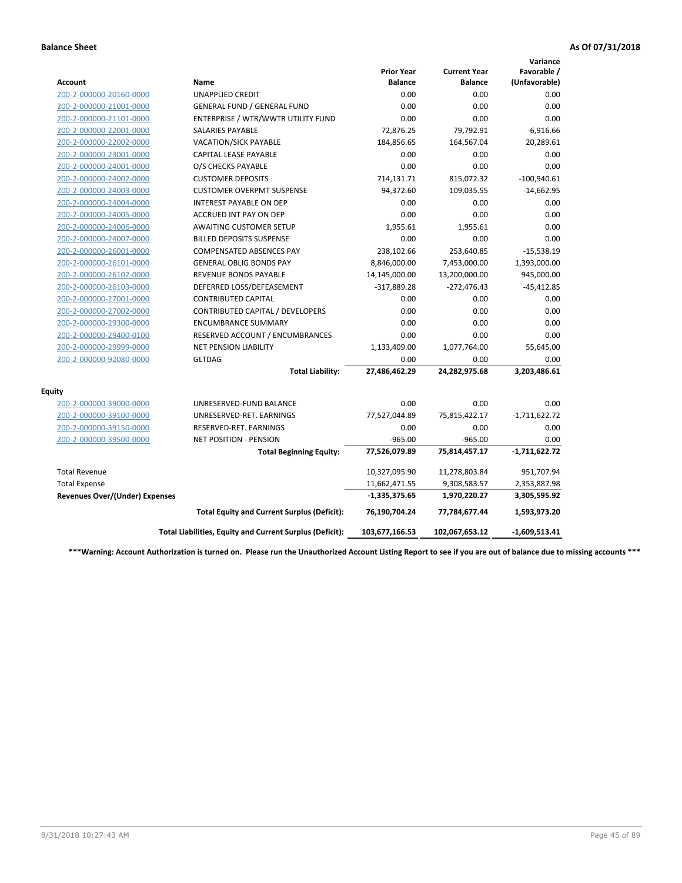**Balance Sheet** **As Of 07/31/2018**

| Account | Name | Prior Year Balance | Current Year Balance | Variance Favorable / (Unfavorable) |
|---|---|---|---|---|
| 200-2-000000-20160-0000 | UNAPPLIED CREDIT | 0.00 | 0.00 | 0.00 |
| 200-2-000000-21001-0000 | GENERAL FUND / GENERAL FUND | 0.00 | 0.00 | 0.00 |
| 200-2-000000-21101-0000 | ENTERPRISE / WTR/WWTR UTILITY FUND | 0.00 | 0.00 | 0.00 |
| 200-2-000000-22001-0000 | SALARIES PAYABLE | 72,876.25 | 79,792.91 | -6,916.66 |
| 200-2-000000-22002-0000 | VACATION/SICK PAYABLE | 184,856.65 | 164,567.04 | 20,289.61 |
| 200-2-000000-23001-0000 | CAPITAL LEASE PAYABLE | 0.00 | 0.00 | 0.00 |
| 200-2-000000-24001-0000 | O/S CHECKS PAYABLE | 0.00 | 0.00 | 0.00 |
| 200-2-000000-24002-0000 | CUSTOMER DEPOSITS | 714,131.71 | 815,072.32 | -100,940.61 |
| 200-2-000000-24003-0000 | CUSTOMER OVERPMT SUSPENSE | 94,372.60 | 109,035.55 | -14,662.95 |
| 200-2-000000-24004-0000 | INTEREST PAYABLE ON DEP | 0.00 | 0.00 | 0.00 |
| 200-2-000000-24005-0000 | ACCRUED INT PAY ON DEP | 0.00 | 0.00 | 0.00 |
| 200-2-000000-24006-0000 | AWAITING CUSTOMER SETUP | 1,955.61 | 1,955.61 | 0.00 |
| 200-2-000000-24007-0000 | BILLED DEPOSITS SUSPENSE | 0.00 | 0.00 | 0.00 |
| 200-2-000000-26001-0000 | COMPENSATED ABSENCES PAY | 238,102.66 | 253,640.85 | -15,538.19 |
| 200-2-000000-26101-0000 | GENERAL OBLIG BONDS PAY | 8,846,000.00 | 7,453,000.00 | 1,393,000.00 |
| 200-2-000000-26102-0000 | REVENUE BONDS PAYABLE | 14,145,000.00 | 13,200,000.00 | 945,000.00 |
| 200-2-000000-26103-0000 | DEFERRED LOSS/DEFEASEMENT | -317,889.28 | -272,476.43 | -45,412.85 |
| 200-2-000000-27001-0000 | CONTRIBUTED CAPITAL | 0.00 | 0.00 | 0.00 |
| 200-2-000000-27002-0000 | CONTRIBUTED CAPITAL / DEVELOPERS | 0.00 | 0.00 | 0.00 |
| 200-2-000000-29300-0000 | ENCUMBRANCE SUMMARY | 0.00 | 0.00 | 0.00 |
| 200-2-000000-29400-0100 | RESERVED ACCOUNT / ENCUMBRANCES | 0.00 | 0.00 | 0.00 |
| 200-2-000000-29999-0000 | NET PENSION LIABILITY | 1,133,409.00 | 1,077,764.00 | 55,645.00 |
| 200-2-000000-92080-0000 | GLTDAG | 0.00 | 0.00 | 0.00 |
| | **Total Liability:** | **27,486,462.29** | **24,282,975.68** | **3,203,486.61** |
| **Equity** | | | | |
| 200-2-000000-39000-0000 | UNRESERVED-FUND BALANCE | 0.00 | 0.00 | 0.00 |
| 200-2-000000-39100-0000 | UNRESERVED-RET. EARNINGS | 77,527,044.89 | 75,815,422.17 | -1,711,622.72 |
| 200-2-000000-39150-0000 | RESERVED-RET. EARNINGS | 0.00 | 0.00 | 0.00 |
| 200-2-000000-39500-0000 | NET POSITION - PENSION | -965.00 | -965.00 | 0.00 |
| | **Total Beginning Equity:** | **77,526,079.89** | **75,814,457.17** | **-1,711,622.72** |
| Total Revenue | | 10,327,095.90 | 11,278,803.84 | 951,707.94 |
| Total Expense | | 11,662,471.55 | 9,308,583.57 | 2,353,887.98 |
| **Revenues Over/(Under) Expenses** | | **-1,335,375.65** | **1,970,220.27** | **3,305,595.92** |
| | **Total Equity and Current Surplus (Deficit):** | **76,190,704.24** | **77,784,677.44** | **1,593,973.20** |
| | **Total Liabilities, Equity and Current Surplus (Deficit):** | **103,677,166.53** | **102,067,653.12** | **-1,609,513.41** |

**\*\*\*Warning: Account Authorization is turned on. Please run the Unauthorized Account Listing Report to see if you are out of balance due to missing accounts \*\*\***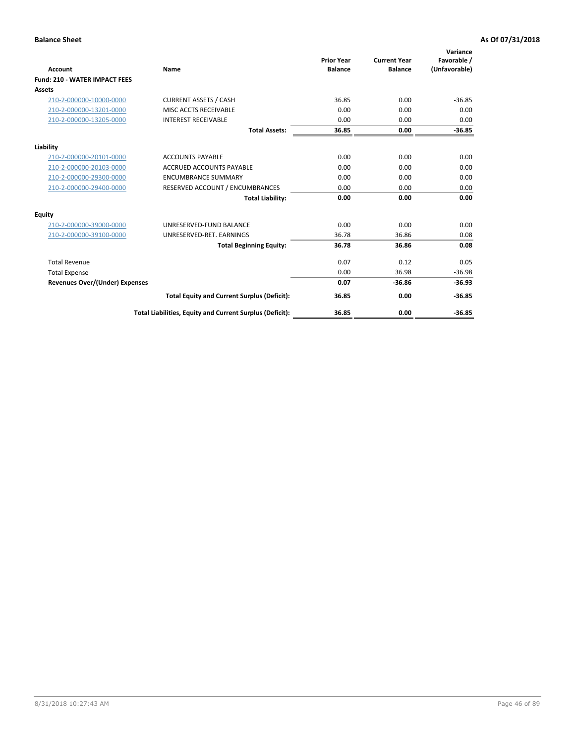**Balance Sheet** **As Of 07/31/2018**

| Account | Name | Prior Year Balance | Current Year Balance | Variance Favorable / (Unfavorable) |
|---|---|---|---|---|
| **Fund: 210 - WATER IMPACT FEES** | | | | |
| **Assets** | | | | |
| 210-2-000000-10000-0000 | CURRENT ASSETS / CASH | 36.85 | 0.00 | -36.85 |
| 210-2-000000-13201-0000 | MISC ACCTS RECEIVABLE | 0.00 | 0.00 | 0.00 |
| 210-2-000000-13205-0000 | INTEREST RECEIVABLE | 0.00 | 0.00 | 0.00 |
| | **Total Assets:** | **36.85** | **0.00** | **-36.85** |
| **Liability** | | | | |
| 210-2-000000-20101-0000 | ACCOUNTS PAYABLE | 0.00 | 0.00 | 0.00 |
| 210-2-000000-20103-0000 | ACCRUED ACCOUNTS PAYABLE | 0.00 | 0.00 | 0.00 |
| 210-2-000000-29300-0000 | ENCUMBRANCE SUMMARY | 0.00 | 0.00 | 0.00 |
| 210-2-000000-29400-0000 | RESERVED ACCOUNT / ENCUMBRANCES | 0.00 | 0.00 | 0.00 |
| | **Total Liability:** | **0.00** | **0.00** | **0.00** |
| **Equity** | | | | |
| 210-2-000000-39000-0000 | UNRESERVED-FUND BALANCE | 0.00 | 0.00 | 0.00 |
| 210-2-000000-39100-0000 | UNRESERVED-RET. EARNINGS | 36.78 | 36.86 | 0.08 |
| | **Total Beginning Equity:** | **36.78** | **36.86** | **0.08** |
| Total Revenue | | 0.07 | 0.12 | 0.05 |
| Total Expense | | 0.00 | 36.98 | -36.98 |
| **Revenues Over/(Under) Expenses** | | **0.07** | **-36.86** | **-36.93** |
| | **Total Equity and Current Surplus (Deficit):** | **36.85** | **0.00** | **-36.85** |
| | **Total Liabilities, Equity and Current Surplus (Deficit):** | **36.85** | **0.00** | **-36.85** |

8/31/2018 10:27:43 AM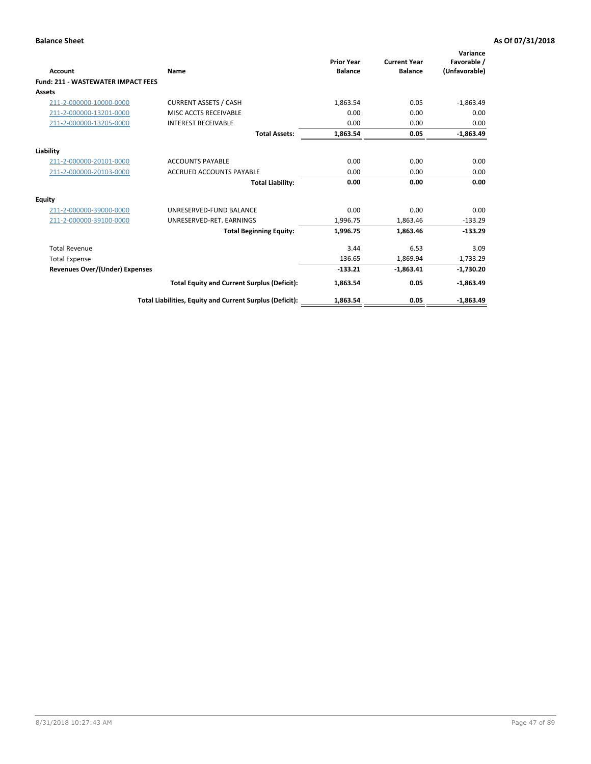**Balance Sheet** **As Of 07/31/2018**

| Account | Name | Prior Year Balance | Current Year Balance | Variance Favorable / (Unfavorable) |
|---|---|---|---|---|
| **Fund: 211 - WASTEWATER IMPACT FEES** | | | | |
| **Assets** | | | | |
| 211-2-000000-10000-0000 | CURRENT ASSETS / CASH | 1,863.54 | 0.05 | -1,863.49 |
| 211-2-000000-13201-0000 | MISC ACCTS RECEIVABLE | 0.00 | 0.00 | 0.00 |
| 211-2-000000-13205-0000 | INTEREST RECEIVABLE | 0.00 | 0.00 | 0.00 |
| | **Total Assets:** | **1,863.54** | **0.05** | **-1,863.49** |
| **Liability** | | | | |
| 211-2-000000-20101-0000 | ACCOUNTS PAYABLE | 0.00 | 0.00 | 0.00 |
| 211-2-000000-20103-0000 | ACCRUED ACCOUNTS PAYABLE | 0.00 | 0.00 | 0.00 |
| | **Total Liability:** | **0.00** | **0.00** | **0.00** |
| **Equity** | | | | |
| 211-2-000000-39000-0000 | UNRESERVED-FUND BALANCE | 0.00 | 0.00 | 0.00 |
| 211-2-000000-39100-0000 | UNRESERVED-RET. EARNINGS | 1,996.75 | 1,863.46 | -133.29 |
| | **Total Beginning Equity:** | **1,996.75** | **1,863.46** | **-133.29** |
| Total Revenue | | 3.44 | 6.53 | 3.09 |
| Total Expense | | 136.65 | 1,869.94 | -1,733.29 |
| **Revenues Over/(Under) Expenses** | | **-133.21** | **-1,863.41** | **-1,730.20** |
| | **Total Equity and Current Surplus (Deficit):** | **1,863.54** | **0.05** | **-1,863.49** |
| | **Total Liabilities, Equity and Current Surplus (Deficit):** | **1,863.54** | **0.05** | **-1,863.49** |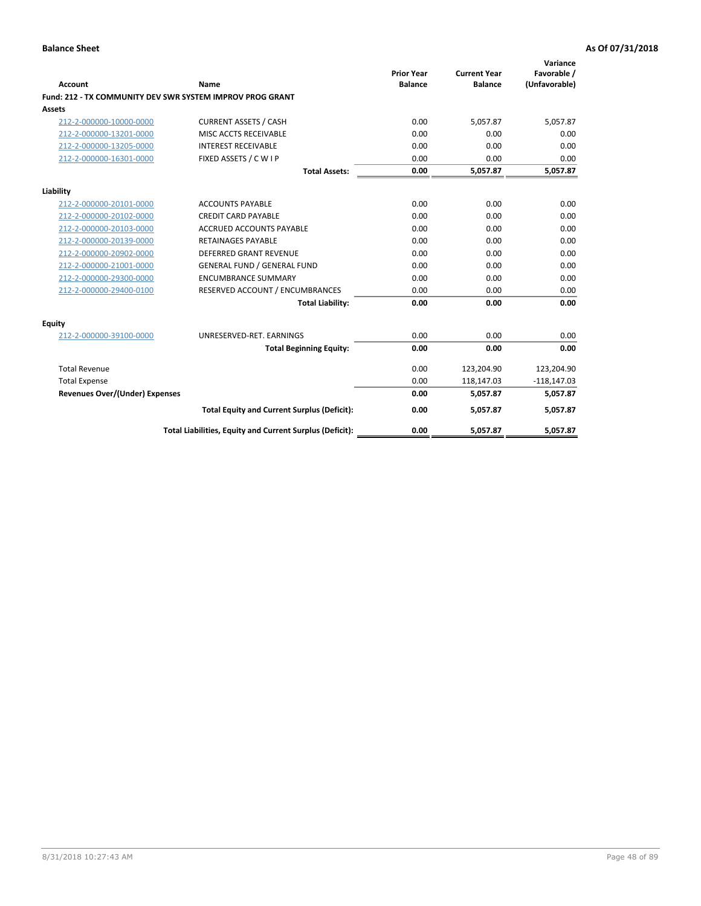**Balance Sheet** — **As Of 07/31/2018**

| Account | Name | Prior Year Balance | Current Year Balance | Variance Favorable / (Unfavorable) |
|---|---|---|---|---|
| **Fund: 212 - TX COMMUNITY DEV SWR SYSTEM IMPROV PROG GRANT** | | | | |
| **Assets** | | | | |
| 212-2-000000-10000-0000 | CURRENT ASSETS / CASH | 0.00 | 5,057.87 | 5,057.87 |
| 212-2-000000-13201-0000 | MISC ACCTS RECEIVABLE | 0.00 | 0.00 | 0.00 |
| 212-2-000000-13205-0000 | INTEREST RECEIVABLE | 0.00 | 0.00 | 0.00 |
| 212-2-000000-16301-0000 | FIXED ASSETS / C W I P | 0.00 | 0.00 | 0.00 |
| | **Total Assets:** | **0.00** | **5,057.87** | **5,057.87** |
| **Liability** | | | | |
| 212-2-000000-20101-0000 | ACCOUNTS PAYABLE | 0.00 | 0.00 | 0.00 |
| 212-2-000000-20102-0000 | CREDIT CARD PAYABLE | 0.00 | 0.00 | 0.00 |
| 212-2-000000-20103-0000 | ACCRUED ACCOUNTS PAYABLE | 0.00 | 0.00 | 0.00 |
| 212-2-000000-20139-0000 | RETAINAGES PAYABLE | 0.00 | 0.00 | 0.00 |
| 212-2-000000-20902-0000 | DEFERRED GRANT REVENUE | 0.00 | 0.00 | 0.00 |
| 212-2-000000-21001-0000 | GENERAL FUND / GENERAL FUND | 0.00 | 0.00 | 0.00 |
| 212-2-000000-29300-0000 | ENCUMBRANCE SUMMARY | 0.00 | 0.00 | 0.00 |
| 212-2-000000-29400-0100 | RESERVED ACCOUNT / ENCUMBRANCES | 0.00 | 0.00 | 0.00 |
| | **Total Liability:** | **0.00** | **0.00** | **0.00** |
| **Equity** | | | | |
| 212-2-000000-39100-0000 | UNRESERVED-RET. EARNINGS | 0.00 | 0.00 | 0.00 |
| | **Total Beginning Equity:** | **0.00** | **0.00** | **0.00** |
| Total Revenue | | 0.00 | 123,204.90 | 123,204.90 |
| Total Expense | | 0.00 | 118,147.03 | -118,147.03 |
| **Revenues Over/(Under) Expenses** | | **0.00** | **5,057.87** | **5,057.87** |
| | **Total Equity and Current Surplus (Deficit):** | **0.00** | **5,057.87** | **5,057.87** |
| | **Total Liabilities, Equity and Current Surplus (Deficit):** | **0.00** | **5,057.87** | **5,057.87** |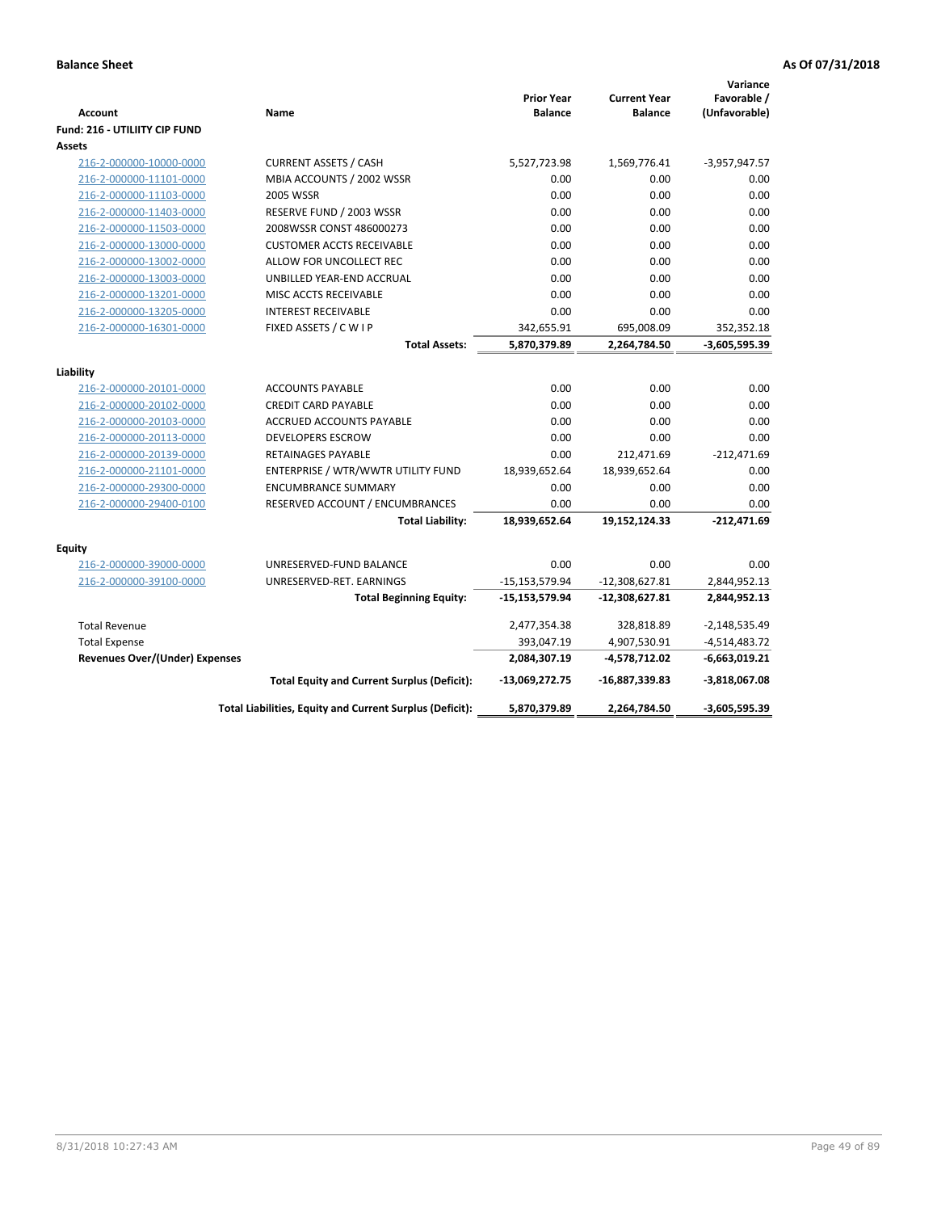**Balance Sheet** **As Of 07/31/2018**

| Account | Name | Prior Year Balance | Current Year Balance | Variance Favorable / (Unfavorable) |
|---|---|---|---|---|
| **Fund: 216 - UTILIITY CIP FUND** | | | | |
| **Assets** | | | | |
| 216-2-000000-10000-0000 | CURRENT ASSETS / CASH | 5,527,723.98 | 1,569,776.41 | -3,957,947.57 |
| 216-2-000000-11101-0000 | MBIA ACCOUNTS / 2002 WSSR | 0.00 | 0.00 | 0.00 |
| 216-2-000000-11103-0000 | 2005 WSSR | 0.00 | 0.00 | 0.00 |
| 216-2-000000-11403-0000 | RESERVE FUND / 2003 WSSR | 0.00 | 0.00 | 0.00 |
| 216-2-000000-11503-0000 | 2008WSSR CONST 486000273 | 0.00 | 0.00 | 0.00 |
| 216-2-000000-13000-0000 | CUSTOMER ACCTS RECEIVABLE | 0.00 | 0.00 | 0.00 |
| 216-2-000000-13002-0000 | ALLOW FOR UNCOLLECT REC | 0.00 | 0.00 | 0.00 |
| 216-2-000000-13003-0000 | UNBILLED YEAR-END ACCRUAL | 0.00 | 0.00 | 0.00 |
| 216-2-000000-13201-0000 | MISC ACCTS RECEIVABLE | 0.00 | 0.00 | 0.00 |
| 216-2-000000-13205-0000 | INTEREST RECEIVABLE | 0.00 | 0.00 | 0.00 |
| 216-2-000000-16301-0000 | FIXED ASSETS / C W I P | 342,655.91 | 695,008.09 | 352,352.18 |
| | **Total Assets:** | **5,870,379.89** | **2,264,784.50** | **-3,605,595.39** |
| **Liability** | | | | |
| 216-2-000000-20101-0000 | ACCOUNTS PAYABLE | 0.00 | 0.00 | 0.00 |
| 216-2-000000-20102-0000 | CREDIT CARD PAYABLE | 0.00 | 0.00 | 0.00 |
| 216-2-000000-20103-0000 | ACCRUED ACCOUNTS PAYABLE | 0.00 | 0.00 | 0.00 |
| 216-2-000000-20113-0000 | DEVELOPERS ESCROW | 0.00 | 0.00 | 0.00 |
| 216-2-000000-20139-0000 | RETAINAGES PAYABLE | 0.00 | 212,471.69 | -212,471.69 |
| 216-2-000000-21101-0000 | ENTERPRISE / WTR/WWTR UTILITY FUND | 18,939,652.64 | 18,939,652.64 | 0.00 |
| 216-2-000000-29300-0000 | ENCUMBRANCE SUMMARY | 0.00 | 0.00 | 0.00 |
| 216-2-000000-29400-0100 | RESERVED ACCOUNT / ENCUMBRANCES | 0.00 | 0.00 | 0.00 |
| | **Total Liability:** | **18,939,652.64** | **19,152,124.33** | **-212,471.69** |
| **Equity** | | | | |
| 216-2-000000-39000-0000 | UNRESERVED-FUND BALANCE | 0.00 | 0.00 | 0.00 |
| 216-2-000000-39100-0000 | UNRESERVED-RET. EARNINGS | -15,153,579.94 | -12,308,627.81 | 2,844,952.13 |
| | **Total Beginning Equity:** | **-15,153,579.94** | **-12,308,627.81** | **2,844,952.13** |
| Total Revenue | | 2,477,354.38 | 328,818.89 | -2,148,535.49 |
| Total Expense | | 393,047.19 | 4,907,530.91 | -4,514,483.72 |
| **Revenues Over/(Under) Expenses** | | **2,084,307.19** | **-4,578,712.02** | **-6,663,019.21** |
| | **Total Equity and Current Surplus (Deficit):** | **-13,069,272.75** | **-16,887,339.83** | **-3,818,067.08** |
| | **Total Liabilities, Equity and Current Surplus (Deficit):** | **5,870,379.89** | **2,264,784.50** | **-3,605,595.39** |

8/31/2018 10:27:43 AM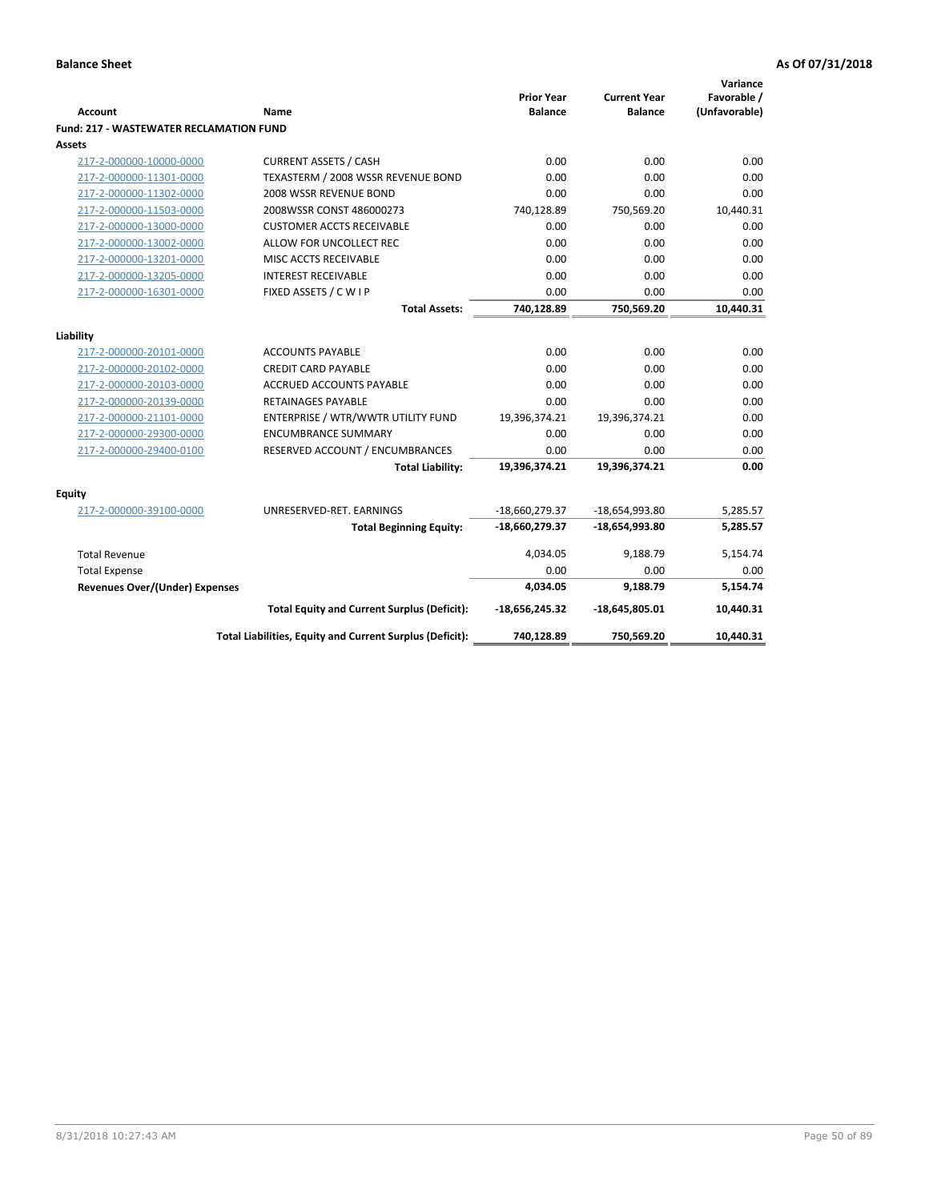**Balance Sheet** **As Of 07/31/2018**

| Account | Name | Prior Year Balance | Current Year Balance | Variance Favorable / (Unfavorable) |
|---|---|---|---|---|
| **Fund: 217 - WASTEWATER RECLAMATION FUND** | | | | |
| **Assets** | | | | |
| 217-2-000000-10000-0000 | CURRENT ASSETS / CASH | 0.00 | 0.00 | 0.00 |
| 217-2-000000-11301-0000 | TEXASTERM / 2008 WSSR REVENUE BOND | 0.00 | 0.00 | 0.00 |
| 217-2-000000-11302-0000 | 2008 WSSR REVENUE BOND | 0.00 | 0.00 | 0.00 |
| 217-2-000000-11503-0000 | 2008WSSR CONST 486000273 | 740,128.89 | 750,569.20 | 10,440.31 |
| 217-2-000000-13000-0000 | CUSTOMER ACCTS RECEIVABLE | 0.00 | 0.00 | 0.00 |
| 217-2-000000-13002-0000 | ALLOW FOR UNCOLLECT REC | 0.00 | 0.00 | 0.00 |
| 217-2-000000-13201-0000 | MISC ACCTS RECEIVABLE | 0.00 | 0.00 | 0.00 |
| 217-2-000000-13205-0000 | INTEREST RECEIVABLE | 0.00 | 0.00 | 0.00 |
| 217-2-000000-16301-0000 | FIXED ASSETS / C W I P | 0.00 | 0.00 | 0.00 |
| | **Total Assets:** | **740,128.89** | **750,569.20** | **10,440.31** |
| **Liability** | | | | |
| 217-2-000000-20101-0000 | ACCOUNTS PAYABLE | 0.00 | 0.00 | 0.00 |
| 217-2-000000-20102-0000 | CREDIT CARD PAYABLE | 0.00 | 0.00 | 0.00 |
| 217-2-000000-20103-0000 | ACCRUED ACCOUNTS PAYABLE | 0.00 | 0.00 | 0.00 |
| 217-2-000000-20139-0000 | RETAINAGES PAYABLE | 0.00 | 0.00 | 0.00 |
| 217-2-000000-21101-0000 | ENTERPRISE / WTR/WWTR UTILITY FUND | 19,396,374.21 | 19,396,374.21 | 0.00 |
| 217-2-000000-29300-0000 | ENCUMBRANCE SUMMARY | 0.00 | 0.00 | 0.00 |
| 217-2-000000-29400-0100 | RESERVED ACCOUNT / ENCUMBRANCES | 0.00 | 0.00 | 0.00 |
| | **Total Liability:** | **19,396,374.21** | **19,396,374.21** | **0.00** |
| **Equity** | | | | |
| 217-2-000000-39100-0000 | UNRESERVED-RET. EARNINGS | -18,660,279.37 | -18,654,993.80 | 5,285.57 |
| | **Total Beginning Equity:** | **-18,660,279.37** | **-18,654,993.80** | **5,285.57** |
| Total Revenue | | 4,034.05 | 9,188.79 | 5,154.74 |
| Total Expense | | 0.00 | 0.00 | 0.00 |
| **Revenues Over/(Under) Expenses** | | **4,034.05** | **9,188.79** | **5,154.74** |
| | **Total Equity and Current Surplus (Deficit):** | **-18,656,245.32** | **-18,645,805.01** | **10,440.31** |
| | **Total Liabilities, Equity and Current Surplus (Deficit):** | **740,128.89** | **750,569.20** | **10,440.31** |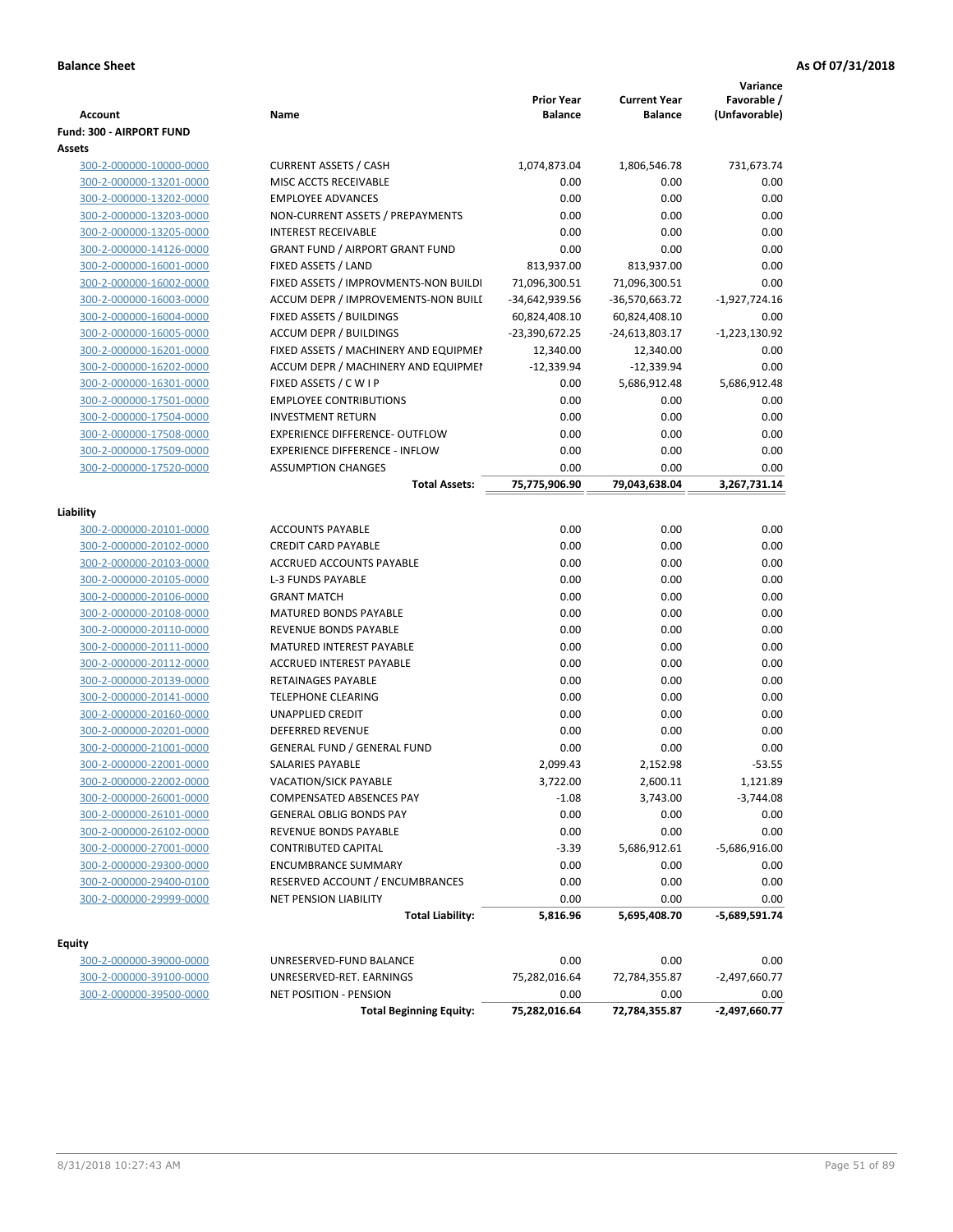**Balance Sheet** — As Of 07/31/2018

| Account | Name | Prior Year Balance | Current Year Balance | Variance Favorable / (Unfavorable) |
|---|---|---|---|---|
| **Fund: 300 - AIRPORT FUND** | | | | |
| **Assets** | | | | |
| 300-2-000000-10000-0000 | CURRENT ASSETS / CASH | 1,074,873.04 | 1,806,546.78 | 731,673.74 |
| 300-2-000000-13201-0000 | MISC ACCTS RECEIVABLE | 0.00 | 0.00 | 0.00 |
| 300-2-000000-13202-0000 | EMPLOYEE ADVANCES | 0.00 | 0.00 | 0.00 |
| 300-2-000000-13203-0000 | NON-CURRENT ASSETS / PREPAYMENTS | 0.00 | 0.00 | 0.00 |
| 300-2-000000-13205-0000 | INTEREST RECEIVABLE | 0.00 | 0.00 | 0.00 |
| 300-2-000000-14126-0000 | GRANT FUND / AIRPORT GRANT FUND | 0.00 | 0.00 | 0.00 |
| 300-2-000000-16001-0000 | FIXED ASSETS / LAND | 813,937.00 | 813,937.00 | 0.00 |
| 300-2-000000-16002-0000 | FIXED ASSETS / IMPROVMENTS-NON BUILDI | 71,096,300.51 | 71,096,300.51 | 0.00 |
| 300-2-000000-16003-0000 | ACCUM DEPR / IMPROVEMENTS-NON BUILI | -34,642,939.56 | -36,570,663.72 | -1,927,724.16 |
| 300-2-000000-16004-0000 | FIXED ASSETS / BUILDINGS | 60,824,408.10 | 60,824,408.10 | 0.00 |
| 300-2-000000-16005-0000 | ACCUM DEPR / BUILDINGS | -23,390,672.25 | -24,613,803.17 | -1,223,130.92 |
| 300-2-000000-16201-0000 | FIXED ASSETS / MACHINERY AND EQUIPMEI | 12,340.00 | 12,340.00 | 0.00 |
| 300-2-000000-16202-0000 | ACCUM DEPR / MACHINERY AND EQUIPMEI | -12,339.94 | -12,339.94 | 0.00 |
| 300-2-000000-16301-0000 | FIXED ASSETS / C W I P | 0.00 | 5,686,912.48 | 5,686,912.48 |
| 300-2-000000-17501-0000 | EMPLOYEE CONTRIBUTIONS | 0.00 | 0.00 | 0.00 |
| 300-2-000000-17504-0000 | INVESTMENT RETURN | 0.00 | 0.00 | 0.00 |
| 300-2-000000-17508-0000 | EXPERIENCE DIFFERENCE- OUTFLOW | 0.00 | 0.00 | 0.00 |
| 300-2-000000-17509-0000 | EXPERIENCE DIFFERENCE - INFLOW | 0.00 | 0.00 | 0.00 |
| 300-2-000000-17520-0000 | ASSUMPTION CHANGES | 0.00 | 0.00 | 0.00 |
| | **Total Assets:** | **75,775,906.90** | **79,043,638.04** | **3,267,731.14** |
| **Liability** | | | | |
| 300-2-000000-20101-0000 | ACCOUNTS PAYABLE | 0.00 | 0.00 | 0.00 |
| 300-2-000000-20102-0000 | CREDIT CARD PAYABLE | 0.00 | 0.00 | 0.00 |
| 300-2-000000-20103-0000 | ACCRUED ACCOUNTS PAYABLE | 0.00 | 0.00 | 0.00 |
| 300-2-000000-20105-0000 | L-3 FUNDS PAYABLE | 0.00 | 0.00 | 0.00 |
| 300-2-000000-20106-0000 | GRANT MATCH | 0.00 | 0.00 | 0.00 |
| 300-2-000000-20108-0000 | MATURED BONDS PAYABLE | 0.00 | 0.00 | 0.00 |
| 300-2-000000-20110-0000 | REVENUE BONDS PAYABLE | 0.00 | 0.00 | 0.00 |
| 300-2-000000-20111-0000 | MATURED INTEREST PAYABLE | 0.00 | 0.00 | 0.00 |
| 300-2-000000-20112-0000 | ACCRUED INTEREST PAYABLE | 0.00 | 0.00 | 0.00 |
| 300-2-000000-20139-0000 | RETAINAGES PAYABLE | 0.00 | 0.00 | 0.00 |
| 300-2-000000-20141-0000 | TELEPHONE CLEARING | 0.00 | 0.00 | 0.00 |
| 300-2-000000-20160-0000 | UNAPPLIED CREDIT | 0.00 | 0.00 | 0.00 |
| 300-2-000000-20201-0000 | DEFERRED REVENUE | 0.00 | 0.00 | 0.00 |
| 300-2-000000-21001-0000 | GENERAL FUND / GENERAL FUND | 0.00 | 0.00 | 0.00 |
| 300-2-000000-22001-0000 | SALARIES PAYABLE | 2,099.43 | 2,152.98 | -53.55 |
| 300-2-000000-22002-0000 | VACATION/SICK PAYABLE | 3,722.00 | 2,600.11 | 1,121.89 |
| 300-2-000000-26001-0000 | COMPENSATED ABSENCES PAY | -1.08 | 3,743.00 | -3,744.08 |
| 300-2-000000-26101-0000 | GENERAL OBLIG BONDS PAY | 0.00 | 0.00 | 0.00 |
| 300-2-000000-26102-0000 | REVENUE BONDS PAYABLE | 0.00 | 0.00 | 0.00 |
| 300-2-000000-27001-0000 | CONTRIBUTED CAPITAL | -3.39 | 5,686,912.61 | -5,686,916.00 |
| 300-2-000000-29300-0000 | ENCUMBRANCE SUMMARY | 0.00 | 0.00 | 0.00 |
| 300-2-000000-29400-0100 | RESERVED ACCOUNT / ENCUMBRANCES | 0.00 | 0.00 | 0.00 |
| 300-2-000000-29999-0000 | NET PENSION LIABILITY | 0.00 | 0.00 | 0.00 |
| | **Total Liability:** | **5,816.96** | **5,695,408.70** | **-5,689,591.74** |
| **Equity** | | | | |
| 300-2-000000-39000-0000 | UNRESERVED-FUND BALANCE | 0.00 | 0.00 | 0.00 |
| 300-2-000000-39100-0000 | UNRESERVED-RET. EARNINGS | 75,282,016.64 | 72,784,355.87 | -2,497,660.77 |
| 300-2-000000-39500-0000 | NET POSITION - PENSION | 0.00 | 0.00 | 0.00 |
| | **Total Beginning Equity:** | **75,282,016.64** | **72,784,355.87** | **-2,497,660.77** |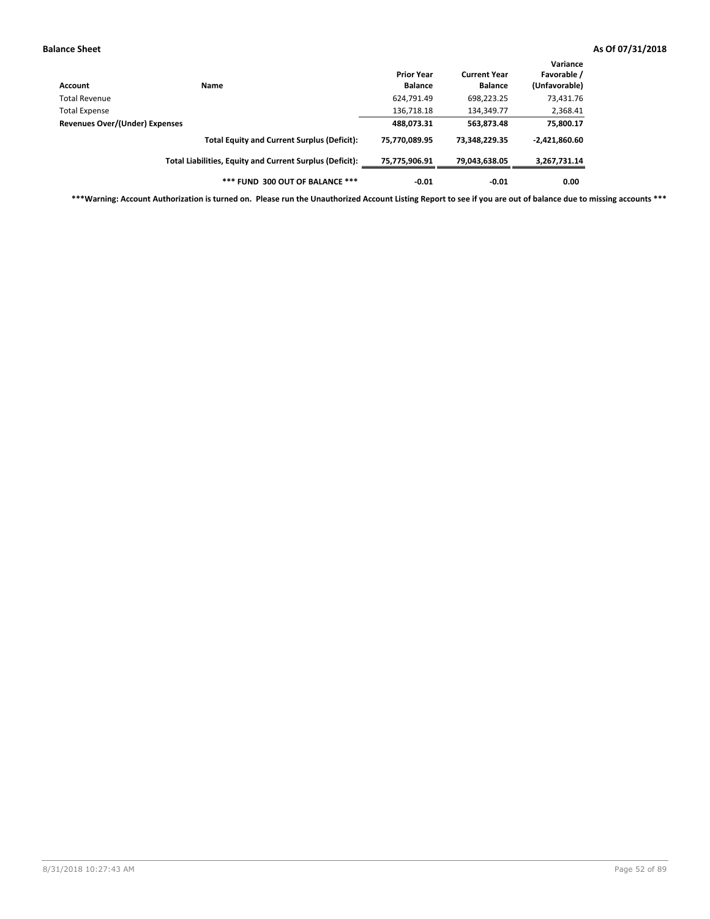**Balance Sheet** **As Of 07/31/2018**

| Account | Name | Prior Year Balance | Current Year Balance | Variance Favorable / (Unfavorable) |
|---|---|---|---|---|
| Total Revenue | | 624,791.49 | 698,223.25 | 73,431.76 |
| Total Expense | | 136,718.18 | 134,349.77 | 2,368.41 |
| **Revenues Over/(Under) Expenses** | | **488,073.31** | **563,873.48** | **75,800.17** |
| | **Total Equity and Current Surplus (Deficit):** | **75,770,089.95** | **73,348,229.35** | **-2,421,860.60** |
| | **Total Liabilities, Equity and Current Surplus (Deficit):** | **75,775,906.91** | **79,043,638.05** | **3,267,731.14** |
| | **\*\*\* FUND 300 OUT OF BALANCE \*\*\*** | **-0.01** | **-0.01** | **0.00** |

**\*\*\*Warning: Account Authorization is turned on. Please run the Unauthorized Account Listing Report to see if you are out of balance due to missing accounts \*\*\***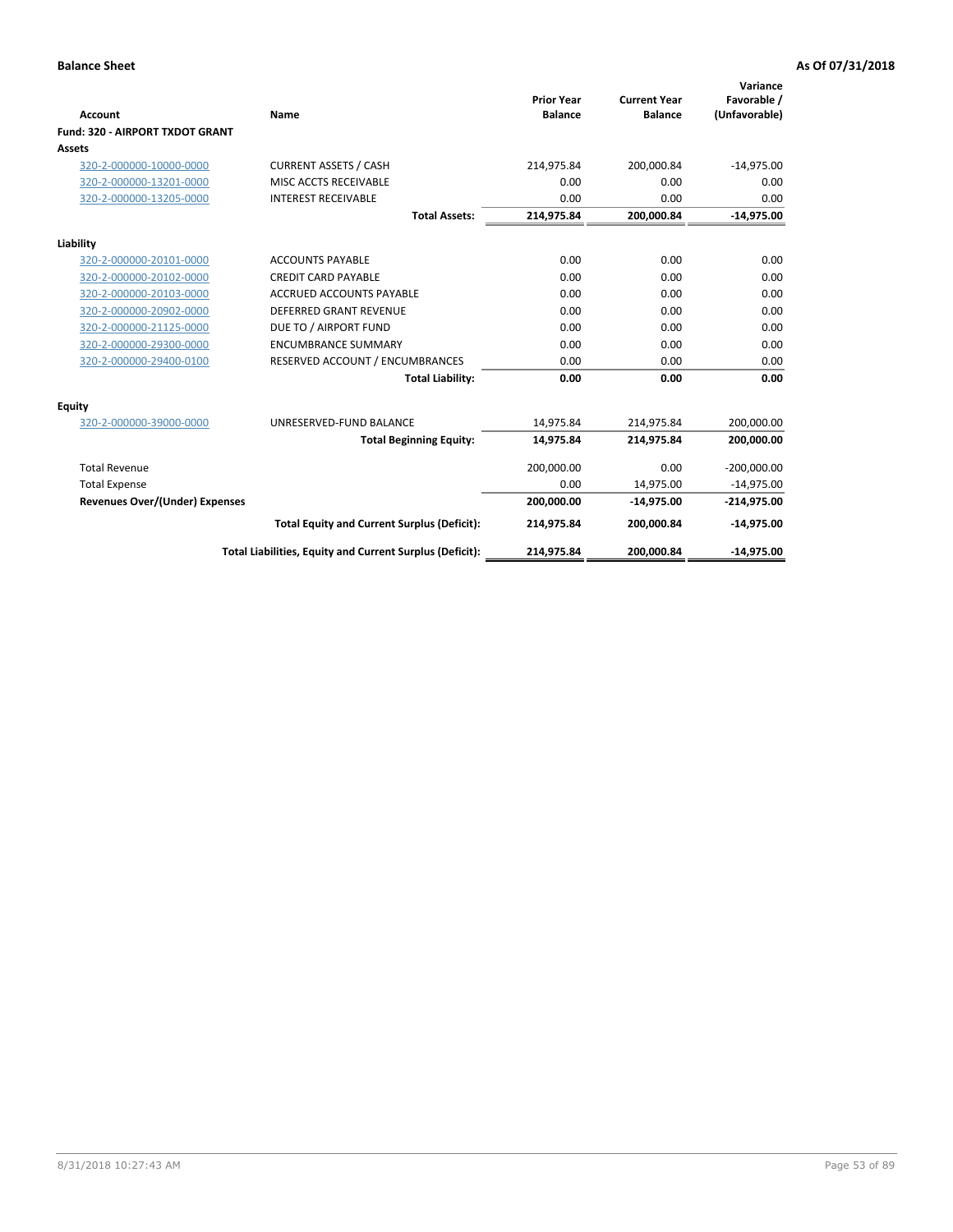**Balance Sheet** | **As Of 07/31/2018**

| Account | Name | Prior Year Balance | Current Year Balance | Variance Favorable / (Unfavorable) |
|---|---|---|---|---|
| **Fund: 320 - AIRPORT TXDOT GRANT** | | | | |
| **Assets** | | | | |
| 320-2-000000-10000-0000 | CURRENT ASSETS / CASH | 214,975.84 | 200,000.84 | -14,975.00 |
| 320-2-000000-13201-0000 | MISC ACCTS RECEIVABLE | 0.00 | 0.00 | 0.00 |
| 320-2-000000-13205-0000 | INTEREST RECEIVABLE | 0.00 | 0.00 | 0.00 |
| | **Total Assets:** | **214,975.84** | **200,000.84** | **-14,975.00** |
| **Liability** | | | | |
| 320-2-000000-20101-0000 | ACCOUNTS PAYABLE | 0.00 | 0.00 | 0.00 |
| 320-2-000000-20102-0000 | CREDIT CARD PAYABLE | 0.00 | 0.00 | 0.00 |
| 320-2-000000-20103-0000 | ACCRUED ACCOUNTS PAYABLE | 0.00 | 0.00 | 0.00 |
| 320-2-000000-20902-0000 | DEFERRED GRANT REVENUE | 0.00 | 0.00 | 0.00 |
| 320-2-000000-21125-0000 | DUE TO / AIRPORT FUND | 0.00 | 0.00 | 0.00 |
| 320-2-000000-29300-0000 | ENCUMBRANCE SUMMARY | 0.00 | 0.00 | 0.00 |
| 320-2-000000-29400-0100 | RESERVED ACCOUNT / ENCUMBRANCES | 0.00 | 0.00 | 0.00 |
| | **Total Liability:** | **0.00** | **0.00** | **0.00** |
| **Equity** | | | | |
| 320-2-000000-39000-0000 | UNRESERVED-FUND BALANCE | 14,975.84 | 214,975.84 | 200,000.00 |
| | **Total Beginning Equity:** | **14,975.84** | **214,975.84** | **200,000.00** |
| Total Revenue | | 200,000.00 | 0.00 | -200,000.00 |
| Total Expense | | 0.00 | 14,975.00 | -14,975.00 |
| **Revenues Over/(Under) Expenses** | | **200,000.00** | **-14,975.00** | **-214,975.00** |
| | **Total Equity and Current Surplus (Deficit):** | **214,975.84** | **200,000.84** | **-14,975.00** |
| | **Total Liabilities, Equity and Current Surplus (Deficit):** | **214,975.84** | **200,000.84** | **-14,975.00** |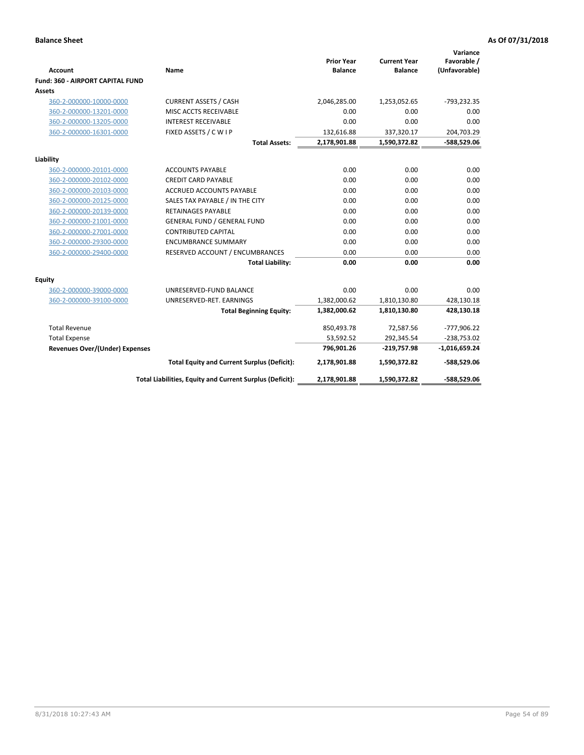**Balance Sheet** **As Of 07/31/2018**

| Account | Name | Prior Year Balance | Current Year Balance | Variance Favorable / (Unfavorable) |
|---|---|---|---|---|
| **Fund: 360 - AIRPORT CAPITAL FUND** | | | | |
| **Assets** | | | | |
| 360-2-000000-10000-0000 | CURRENT ASSETS / CASH | 2,046,285.00 | 1,253,052.65 | -793,232.35 |
| 360-2-000000-13201-0000 | MISC ACCTS RECEIVABLE | 0.00 | 0.00 | 0.00 |
| 360-2-000000-13205-0000 | INTEREST RECEIVABLE | 0.00 | 0.00 | 0.00 |
| 360-2-000000-16301-0000 | FIXED ASSETS / C W I P | 132,616.88 | 337,320.17 | 204,703.29 |
| | **Total Assets:** | **2,178,901.88** | **1,590,372.82** | **-588,529.06** |
| **Liability** | | | | |
| 360-2-000000-20101-0000 | ACCOUNTS PAYABLE | 0.00 | 0.00 | 0.00 |
| 360-2-000000-20102-0000 | CREDIT CARD PAYABLE | 0.00 | 0.00 | 0.00 |
| 360-2-000000-20103-0000 | ACCRUED ACCOUNTS PAYABLE | 0.00 | 0.00 | 0.00 |
| 360-2-000000-20125-0000 | SALES TAX PAYABLE / IN THE CITY | 0.00 | 0.00 | 0.00 |
| 360-2-000000-20139-0000 | RETAINAGES PAYABLE | 0.00 | 0.00 | 0.00 |
| 360-2-000000-21001-0000 | GENERAL FUND / GENERAL FUND | 0.00 | 0.00 | 0.00 |
| 360-2-000000-27001-0000 | CONTRIBUTED CAPITAL | 0.00 | 0.00 | 0.00 |
| 360-2-000000-29300-0000 | ENCUMBRANCE SUMMARY | 0.00 | 0.00 | 0.00 |
| 360-2-000000-29400-0000 | RESERVED ACCOUNT / ENCUMBRANCES | 0.00 | 0.00 | 0.00 |
| | **Total Liability:** | **0.00** | **0.00** | **0.00** |
| **Equity** | | | | |
| 360-2-000000-39000-0000 | UNRESERVED-FUND BALANCE | 0.00 | 0.00 | 0.00 |
| 360-2-000000-39100-0000 | UNRESERVED-RET. EARNINGS | 1,382,000.62 | 1,810,130.80 | 428,130.18 |
| | **Total Beginning Equity:** | **1,382,000.62** | **1,810,130.80** | **428,130.18** |
| Total Revenue | | 850,493.78 | 72,587.56 | -777,906.22 |
| Total Expense | | 53,592.52 | 292,345.54 | -238,753.02 |
| **Revenues Over/(Under) Expenses** | | **796,901.26** | **-219,757.98** | **-1,016,659.24** |
| | **Total Equity and Current Surplus (Deficit):** | **2,178,901.88** | **1,590,372.82** | **-588,529.06** |
| | **Total Liabilities, Equity and Current Surplus (Deficit):** | **2,178,901.88** | **1,590,372.82** | **-588,529.06** |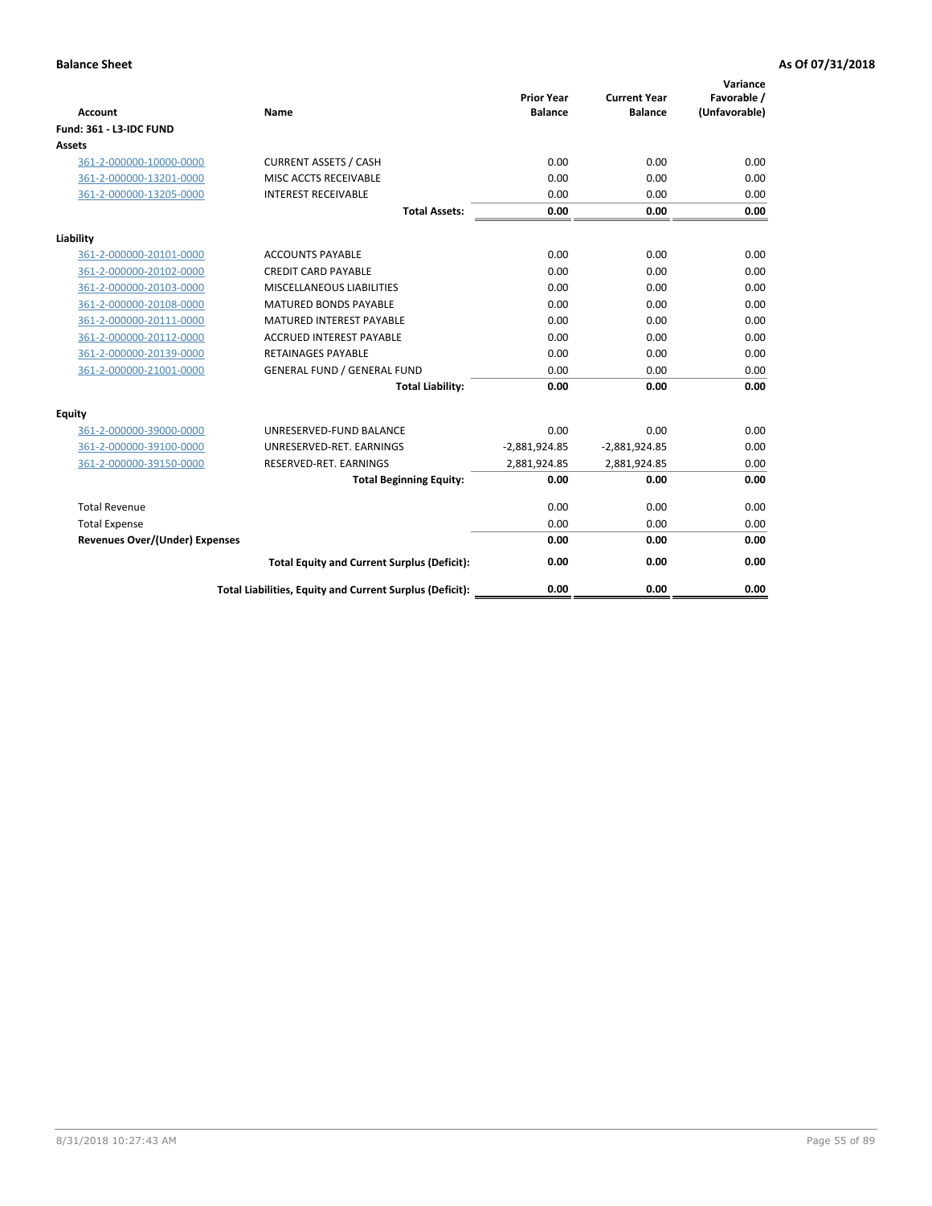**Balance Sheet** **As Of 07/31/2018**

| Account | Name | Prior Year Balance | Current Year Balance | Variance Favorable / (Unfavorable) |
|---|---|---|---|---|
| **Fund: 361 - L3-IDC FUND** | | | | |
| **Assets** | | | | |
| 361-2-000000-10000-0000 | CURRENT ASSETS / CASH | 0.00 | 0.00 | 0.00 |
| 361-2-000000-13201-0000 | MISC ACCTS RECEIVABLE | 0.00 | 0.00 | 0.00 |
| 361-2-000000-13205-0000 | INTEREST RECEIVABLE | 0.00 | 0.00 | 0.00 |
| | **Total Assets:** | **0.00** | **0.00** | **0.00** |
| **Liability** | | | | |
| 361-2-000000-20101-0000 | ACCOUNTS PAYABLE | 0.00 | 0.00 | 0.00 |
| 361-2-000000-20102-0000 | CREDIT CARD PAYABLE | 0.00 | 0.00 | 0.00 |
| 361-2-000000-20103-0000 | MISCELLANEOUS LIABILITIES | 0.00 | 0.00 | 0.00 |
| 361-2-000000-20108-0000 | MATURED BONDS PAYABLE | 0.00 | 0.00 | 0.00 |
| 361-2-000000-20111-0000 | MATURED INTEREST PAYABLE | 0.00 | 0.00 | 0.00 |
| 361-2-000000-20112-0000 | ACCRUED INTEREST PAYABLE | 0.00 | 0.00 | 0.00 |
| 361-2-000000-20139-0000 | RETAINAGES PAYABLE | 0.00 | 0.00 | 0.00 |
| 361-2-000000-21001-0000 | GENERAL FUND / GENERAL FUND | 0.00 | 0.00 | 0.00 |
| | **Total Liability:** | **0.00** | **0.00** | **0.00** |
| **Equity** | | | | |
| 361-2-000000-39000-0000 | UNRESERVED-FUND BALANCE | 0.00 | 0.00 | 0.00 |
| 361-2-000000-39100-0000 | UNRESERVED-RET. EARNINGS | -2,881,924.85 | -2,881,924.85 | 0.00 |
| 361-2-000000-39150-0000 | RESERVED-RET. EARNINGS | 2,881,924.85 | 2,881,924.85 | 0.00 |
| | **Total Beginning Equity:** | **0.00** | **0.00** | **0.00** |
| Total Revenue | | 0.00 | 0.00 | 0.00 |
| Total Expense | | 0.00 | 0.00 | 0.00 |
| **Revenues Over/(Under) Expenses** | | **0.00** | **0.00** | **0.00** |
| | **Total Equity and Current Surplus (Deficit):** | **0.00** | **0.00** | **0.00** |
| | **Total Liabilities, Equity and Current Surplus (Deficit):** | **0.00** | **0.00** | **0.00** |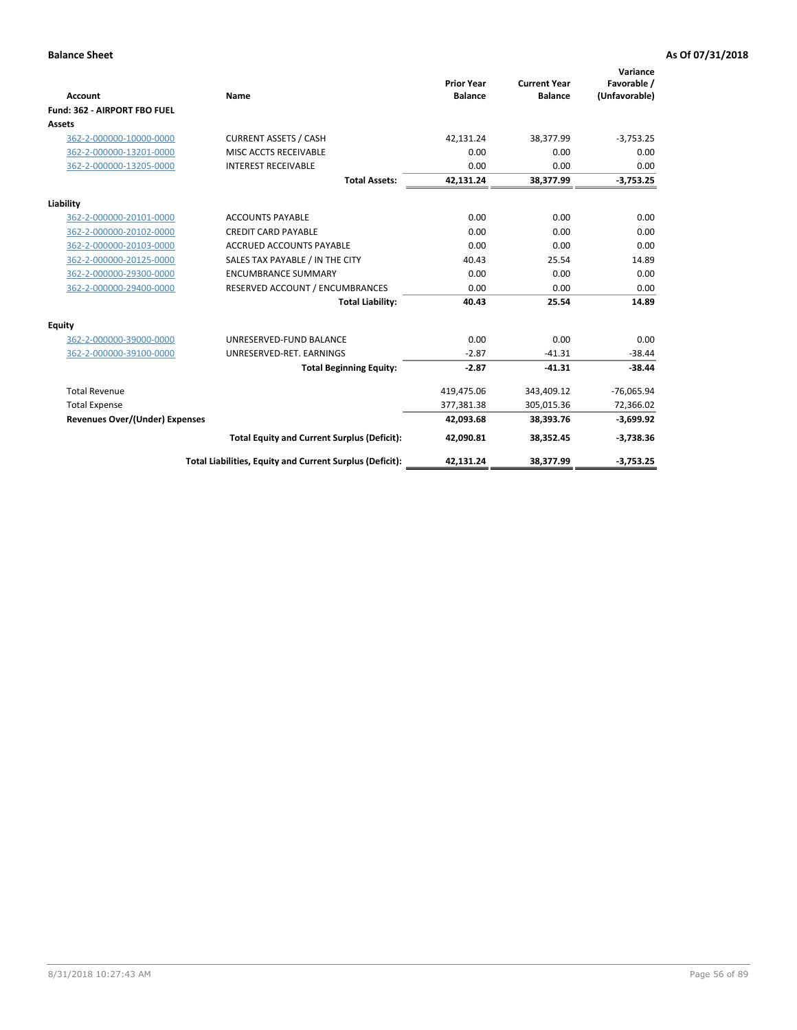**Balance Sheet** **As Of 07/31/2018**

| Account | Name | Prior Year Balance | Current Year Balance | Variance Favorable / (Unfavorable) |
|---|---|---|---|---|
| **Fund: 362 - AIRPORT FBO FUEL** | | | | |
| **Assets** | | | | |
| 362-2-000000-10000-0000 | CURRENT ASSETS / CASH | 42,131.24 | 38,377.99 | -3,753.25 |
| 362-2-000000-13201-0000 | MISC ACCTS RECEIVABLE | 0.00 | 0.00 | 0.00 |
| 362-2-000000-13205-0000 | INTEREST RECEIVABLE | 0.00 | 0.00 | 0.00 |
| | **Total Assets:** | **42,131.24** | **38,377.99** | **-3,753.25** |
| **Liability** | | | | |
| 362-2-000000-20101-0000 | ACCOUNTS PAYABLE | 0.00 | 0.00 | 0.00 |
| 362-2-000000-20102-0000 | CREDIT CARD PAYABLE | 0.00 | 0.00 | 0.00 |
| 362-2-000000-20103-0000 | ACCRUED ACCOUNTS PAYABLE | 0.00 | 0.00 | 0.00 |
| 362-2-000000-20125-0000 | SALES TAX PAYABLE / IN THE CITY | 40.43 | 25.54 | 14.89 |
| 362-2-000000-29300-0000 | ENCUMBRANCE SUMMARY | 0.00 | 0.00 | 0.00 |
| 362-2-000000-29400-0000 | RESERVED ACCOUNT / ENCUMBRANCES | 0.00 | 0.00 | 0.00 |
| | **Total Liability:** | **40.43** | **25.54** | **14.89** |
| **Equity** | | | | |
| 362-2-000000-39000-0000 | UNRESERVED-FUND BALANCE | 0.00 | 0.00 | 0.00 |
| 362-2-000000-39100-0000 | UNRESERVED-RET. EARNINGS | -2.87 | -41.31 | -38.44 |
| | **Total Beginning Equity:** | **-2.87** | **-41.31** | **-38.44** |
| Total Revenue | | 419,475.06 | 343,409.12 | -76,065.94 |
| Total Expense | | 377,381.38 | 305,015.36 | 72,366.02 |
| **Revenues Over/(Under) Expenses** | | **42,093.68** | **38,393.76** | **-3,699.92** |
| | **Total Equity and Current Surplus (Deficit):** | **42,090.81** | **38,352.45** | **-3,738.36** |
| | **Total Liabilities, Equity and Current Surplus (Deficit):** | **42,131.24** | **38,377.99** | **-3,753.25** |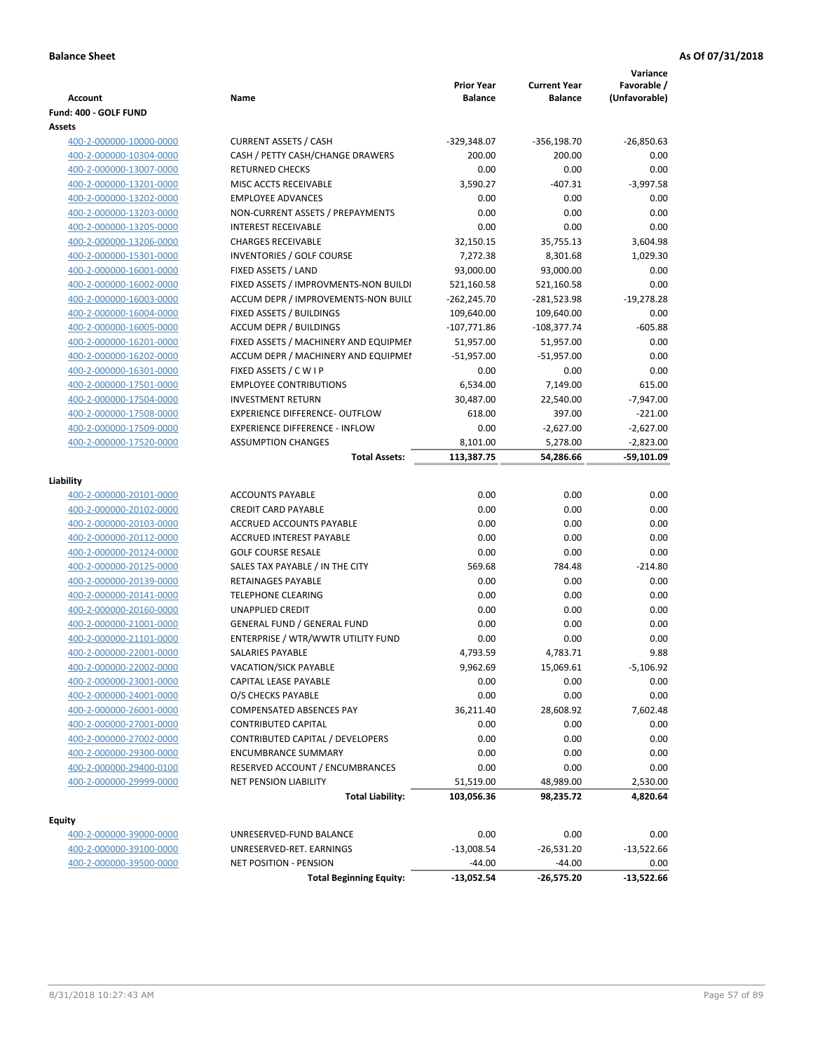**Balance Sheet** **As Of 07/31/2018**

| Account | Name | Prior Year Balance | Current Year Balance | Variance Favorable / (Unfavorable) |
|---|---|---|---|---|
| **Fund: 400 - GOLF FUND** | | | | |
| **Assets** | | | | |
| 400-2-000000-10000-0000 | CURRENT ASSETS / CASH | -329,348.07 | -356,198.70 | -26,850.63 |
| 400-2-000000-10304-0000 | CASH / PETTY CASH/CHANGE DRAWERS | 200.00 | 200.00 | 0.00 |
| 400-2-000000-13007-0000 | RETURNED CHECKS | 0.00 | 0.00 | 0.00 |
| 400-2-000000-13201-0000 | MISC ACCTS RECEIVABLE | 3,590.27 | -407.31 | -3,997.58 |
| 400-2-000000-13202-0000 | EMPLOYEE ADVANCES | 0.00 | 0.00 | 0.00 |
| 400-2-000000-13203-0000 | NON-CURRENT ASSETS / PREPAYMENTS | 0.00 | 0.00 | 0.00 |
| 400-2-000000-13205-0000 | INTEREST RECEIVABLE | 0.00 | 0.00 | 0.00 |
| 400-2-000000-13206-0000 | CHARGES RECEIVABLE | 32,150.15 | 35,755.13 | 3,604.98 |
| 400-2-000000-15301-0000 | INVENTORIES / GOLF COURSE | 7,272.38 | 8,301.68 | 1,029.30 |
| 400-2-000000-16001-0000 | FIXED ASSETS / LAND | 93,000.00 | 93,000.00 | 0.00 |
| 400-2-000000-16002-0000 | FIXED ASSETS / IMPROVMENTS-NON BUILDI | 521,160.58 | 521,160.58 | 0.00 |
| 400-2-000000-16003-0000 | ACCUM DEPR / IMPROVEMENTS-NON BUILI | -262,245.70 | -281,523.98 | -19,278.28 |
| 400-2-000000-16004-0000 | FIXED ASSETS / BUILDINGS | 109,640.00 | 109,640.00 | 0.00 |
| 400-2-000000-16005-0000 | ACCUM DEPR / BUILDINGS | -107,771.86 | -108,377.74 | -605.88 |
| 400-2-000000-16201-0000 | FIXED ASSETS / MACHINERY AND EQUIPMEN | 51,957.00 | 51,957.00 | 0.00 |
| 400-2-000000-16202-0000 | ACCUM DEPR / MACHINERY AND EQUIPMEI | -51,957.00 | -51,957.00 | 0.00 |
| 400-2-000000-16301-0000 | FIXED ASSETS / C W I P | 0.00 | 0.00 | 0.00 |
| 400-2-000000-17501-0000 | EMPLOYEE CONTRIBUTIONS | 6,534.00 | 7,149.00 | 615.00 |
| 400-2-000000-17504-0000 | INVESTMENT RETURN | 30,487.00 | 22,540.00 | -7,947.00 |
| 400-2-000000-17508-0000 | EXPERIENCE DIFFERENCE- OUTFLOW | 618.00 | 397.00 | -221.00 |
| 400-2-000000-17509-0000 | EXPERIENCE DIFFERENCE - INFLOW | 0.00 | -2,627.00 | -2,627.00 |
| 400-2-000000-17520-0000 | ASSUMPTION CHANGES | 8,101.00 | 5,278.00 | -2,823.00 |
| | **Total Assets:** | **113,387.75** | **54,286.66** | **-59,101.09** |
| **Liability** | | | | |
| 400-2-000000-20101-0000 | ACCOUNTS PAYABLE | 0.00 | 0.00 | 0.00 |
| 400-2-000000-20102-0000 | CREDIT CARD PAYABLE | 0.00 | 0.00 | 0.00 |
| 400-2-000000-20103-0000 | ACCRUED ACCOUNTS PAYABLE | 0.00 | 0.00 | 0.00 |
| 400-2-000000-20112-0000 | ACCRUED INTEREST PAYABLE | 0.00 | 0.00 | 0.00 |
| 400-2-000000-20124-0000 | GOLF COURSE RESALE | 0.00 | 0.00 | 0.00 |
| 400-2-000000-20125-0000 | SALES TAX PAYABLE / IN THE CITY | 569.68 | 784.48 | -214.80 |
| 400-2-000000-20139-0000 | RETAINAGES PAYABLE | 0.00 | 0.00 | 0.00 |
| 400-2-000000-20141-0000 | TELEPHONE CLEARING | 0.00 | 0.00 | 0.00 |
| 400-2-000000-20160-0000 | UNAPPLIED CREDIT | 0.00 | 0.00 | 0.00 |
| 400-2-000000-21001-0000 | GENERAL FUND / GENERAL FUND | 0.00 | 0.00 | 0.00 |
| 400-2-000000-21101-0000 | ENTERPRISE / WTR/WWTR UTILITY FUND | 0.00 | 0.00 | 0.00 |
| 400-2-000000-22001-0000 | SALARIES PAYABLE | 4,793.59 | 4,783.71 | 9.88 |
| 400-2-000000-22002-0000 | VACATION/SICK PAYABLE | 9,962.69 | 15,069.61 | -5,106.92 |
| 400-2-000000-23001-0000 | CAPITAL LEASE PAYABLE | 0.00 | 0.00 | 0.00 |
| 400-2-000000-24001-0000 | O/S CHECKS PAYABLE | 0.00 | 0.00 | 0.00 |
| 400-2-000000-26001-0000 | COMPENSATED ABSENCES PAY | 36,211.40 | 28,608.92 | 7,602.48 |
| 400-2-000000-27001-0000 | CONTRIBUTED CAPITAL | 0.00 | 0.00 | 0.00 |
| 400-2-000000-27002-0000 | CONTRIBUTED CAPITAL / DEVELOPERS | 0.00 | 0.00 | 0.00 |
| 400-2-000000-29300-0000 | ENCUMBRANCE SUMMARY | 0.00 | 0.00 | 0.00 |
| 400-2-000000-29400-0100 | RESERVED ACCOUNT / ENCUMBRANCES | 0.00 | 0.00 | 0.00 |
| 400-2-000000-29999-0000 | NET PENSION LIABILITY | 51,519.00 | 48,989.00 | 2,530.00 |
| | **Total Liability:** | **103,056.36** | **98,235.72** | **4,820.64** |
| **Equity** | | | | |
| 400-2-000000-39000-0000 | UNRESERVED-FUND BALANCE | 0.00 | 0.00 | 0.00 |
| 400-2-000000-39100-0000 | UNRESERVED-RET. EARNINGS | -13,008.54 | -26,531.20 | -13,522.66 |
| 400-2-000000-39500-0000 | NET POSITION - PENSION | -44.00 | -44.00 | 0.00 |
| | **Total Beginning Equity:** | **-13,052.54** | **-26,575.20** | **-13,522.66** |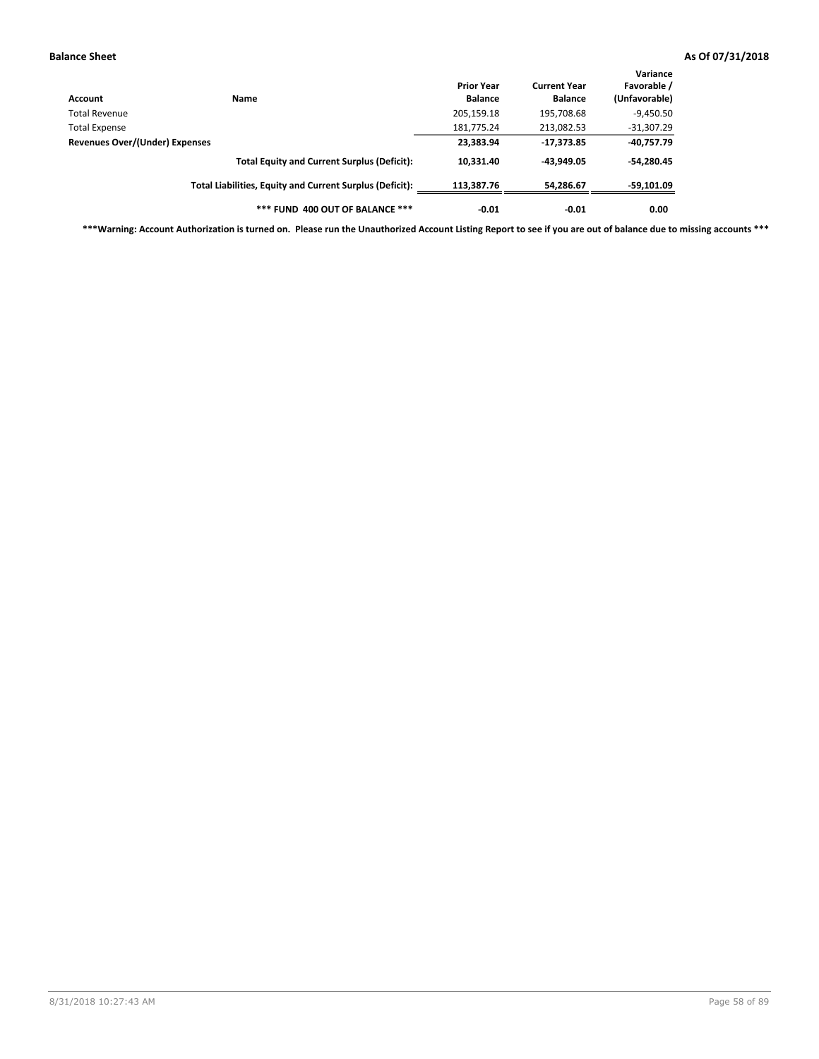**Balance Sheet** **As Of 07/31/2018**

| Account | Name | Prior Year Balance | Current Year Balance | Variance Favorable / (Unfavorable) |
|---|---|---|---|---|
| Total Revenue | | 205,159.18 | 195,708.68 | -9,450.50 |
| Total Expense | | 181,775.24 | 213,082.53 | -31,307.29 |
| **Revenues Over/(Under) Expenses** | | **23,383.94** | **-17,373.85** | **-40,757.79** |
| | **Total Equity and Current Surplus (Deficit):** | **10,331.40** | **-43,949.05** | **-54,280.45** |
| | **Total Liabilities, Equity and Current Surplus (Deficit):** | **113,387.76** | **54,286.67** | **-59,101.09** |
| | **\*\*\* FUND 400 OUT OF BALANCE \*\*\*** | **-0.01** | **-0.01** | **0.00** |

**\*\*\*Warning: Account Authorization is turned on. Please run the Unauthorized Account Listing Report to see if you are out of balance due to missing accounts \*\*\***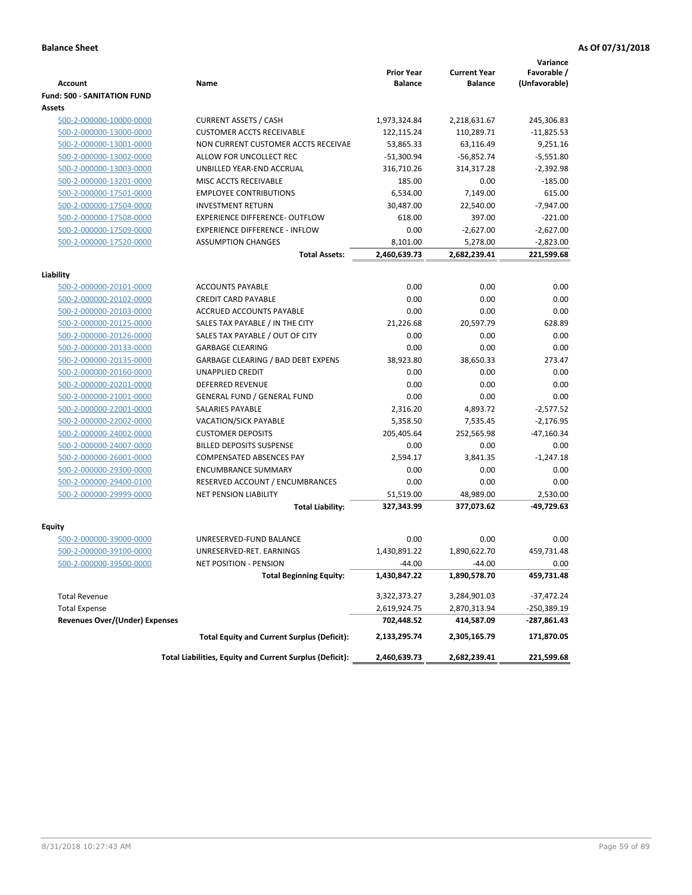**Balance Sheet** **As Of 07/31/2018**

| Account | Name | Prior Year Balance | Current Year Balance | Variance Favorable / (Unfavorable) |
|---|---|---|---|---|
| **Fund: 500 - SANITATION FUND** | | | | |
| **Assets** | | | | |
| 500-2-000000-10000-0000 | CURRENT ASSETS / CASH | 1,973,324.84 | 2,218,631.67 | 245,306.83 |
| 500-2-000000-13000-0000 | CUSTOMER ACCTS RECEIVABLE | 122,115.24 | 110,289.71 | -11,825.53 |
| 500-2-000000-13001-0000 | NON CURRENT CUSTOMER ACCTS RECEIVAE | 53,865.33 | 63,116.49 | 9,251.16 |
| 500-2-000000-13002-0000 | ALLOW FOR UNCOLLECT REC | -51,300.94 | -56,852.74 | -5,551.80 |
| 500-2-000000-13003-0000 | UNBILLED YEAR-END ACCRUAL | 316,710.26 | 314,317.28 | -2,392.98 |
| 500-2-000000-13201-0000 | MISC ACCTS RECEIVABLE | 185.00 | 0.00 | -185.00 |
| 500-2-000000-17501-0000 | EMPLOYEE CONTRIBUTIONS | 6,534.00 | 7,149.00 | 615.00 |
| 500-2-000000-17504-0000 | INVESTMENT RETURN | 30,487.00 | 22,540.00 | -7,947.00 |
| 500-2-000000-17508-0000 | EXPERIENCE DIFFERENCE- OUTFLOW | 618.00 | 397.00 | -221.00 |
| 500-2-000000-17509-0000 | EXPERIENCE DIFFERENCE - INFLOW | 0.00 | -2,627.00 | -2,627.00 |
| 500-2-000000-17520-0000 | ASSUMPTION CHANGES | 8,101.00 | 5,278.00 | -2,823.00 |
| | **Total Assets:** | **2,460,639.73** | **2,682,239.41** | **221,599.68** |
| **Liability** | | | | |
| 500-2-000000-20101-0000 | ACCOUNTS PAYABLE | 0.00 | 0.00 | 0.00 |
| 500-2-000000-20102-0000 | CREDIT CARD PAYABLE | 0.00 | 0.00 | 0.00 |
| 500-2-000000-20103-0000 | ACCRUED ACCOUNTS PAYABLE | 0.00 | 0.00 | 0.00 |
| 500-2-000000-20125-0000 | SALES TAX PAYABLE / IN THE CITY | 21,226.68 | 20,597.79 | 628.89 |
| 500-2-000000-20126-0000 | SALES TAX PAYABLE / OUT OF CITY | 0.00 | 0.00 | 0.00 |
| 500-2-000000-20133-0000 | GARBAGE CLEARING | 0.00 | 0.00 | 0.00 |
| 500-2-000000-20135-0000 | GARBAGE CLEARING / BAD DEBT EXPENS | 38,923.80 | 38,650.33 | 273.47 |
| 500-2-000000-20160-0000 | UNAPPLIED CREDIT | 0.00 | 0.00 | 0.00 |
| 500-2-000000-20201-0000 | DEFERRED REVENUE | 0.00 | 0.00 | 0.00 |
| 500-2-000000-21001-0000 | GENERAL FUND / GENERAL FUND | 0.00 | 0.00 | 0.00 |
| 500-2-000000-22001-0000 | SALARIES PAYABLE | 2,316.20 | 4,893.72 | -2,577.52 |
| 500-2-000000-22002-0000 | VACATION/SICK PAYABLE | 5,358.50 | 7,535.45 | -2,176.95 |
| 500-2-000000-24002-0000 | CUSTOMER DEPOSITS | 205,405.64 | 252,565.98 | -47,160.34 |
| 500-2-000000-24007-0000 | BILLED DEPOSITS SUSPENSE | 0.00 | 0.00 | 0.00 |
| 500-2-000000-26001-0000 | COMPENSATED ABSENCES PAY | 2,594.17 | 3,841.35 | -1,247.18 |
| 500-2-000000-29300-0000 | ENCUMBRANCE SUMMARY | 0.00 | 0.00 | 0.00 |
| 500-2-000000-29400-0100 | RESERVED ACCOUNT / ENCUMBRANCES | 0.00 | 0.00 | 0.00 |
| 500-2-000000-29999-0000 | NET PENSION LIABILITY | 51,519.00 | 48,989.00 | 2,530.00 |
| | **Total Liability:** | **327,343.99** | **377,073.62** | **-49,729.63** |
| **Equity** | | | | |
| 500-2-000000-39000-0000 | UNRESERVED-FUND BALANCE | 0.00 | 0.00 | 0.00 |
| 500-2-000000-39100-0000 | UNRESERVED-RET. EARNINGS | 1,430,891.22 | 1,890,622.70 | 459,731.48 |
| 500-2-000000-39500-0000 | NET POSITION - PENSION | -44.00 | -44.00 | 0.00 |
| | **Total Beginning Equity:** | **1,430,847.22** | **1,890,578.70** | **459,731.48** |
| Total Revenue | | 3,322,373.27 | 3,284,901.03 | -37,472.24 |
| Total Expense | | 2,619,924.75 | 2,870,313.94 | -250,389.19 |
| **Revenues Over/(Under) Expenses** | | **702,448.52** | **414,587.09** | **-287,861.43** |
| | **Total Equity and Current Surplus (Deficit):** | **2,133,295.74** | **2,305,165.79** | **171,870.05** |
| | **Total Liabilities, Equity and Current Surplus (Deficit):** | **2,460,639.73** | **2,682,239.41** | **221,599.68** |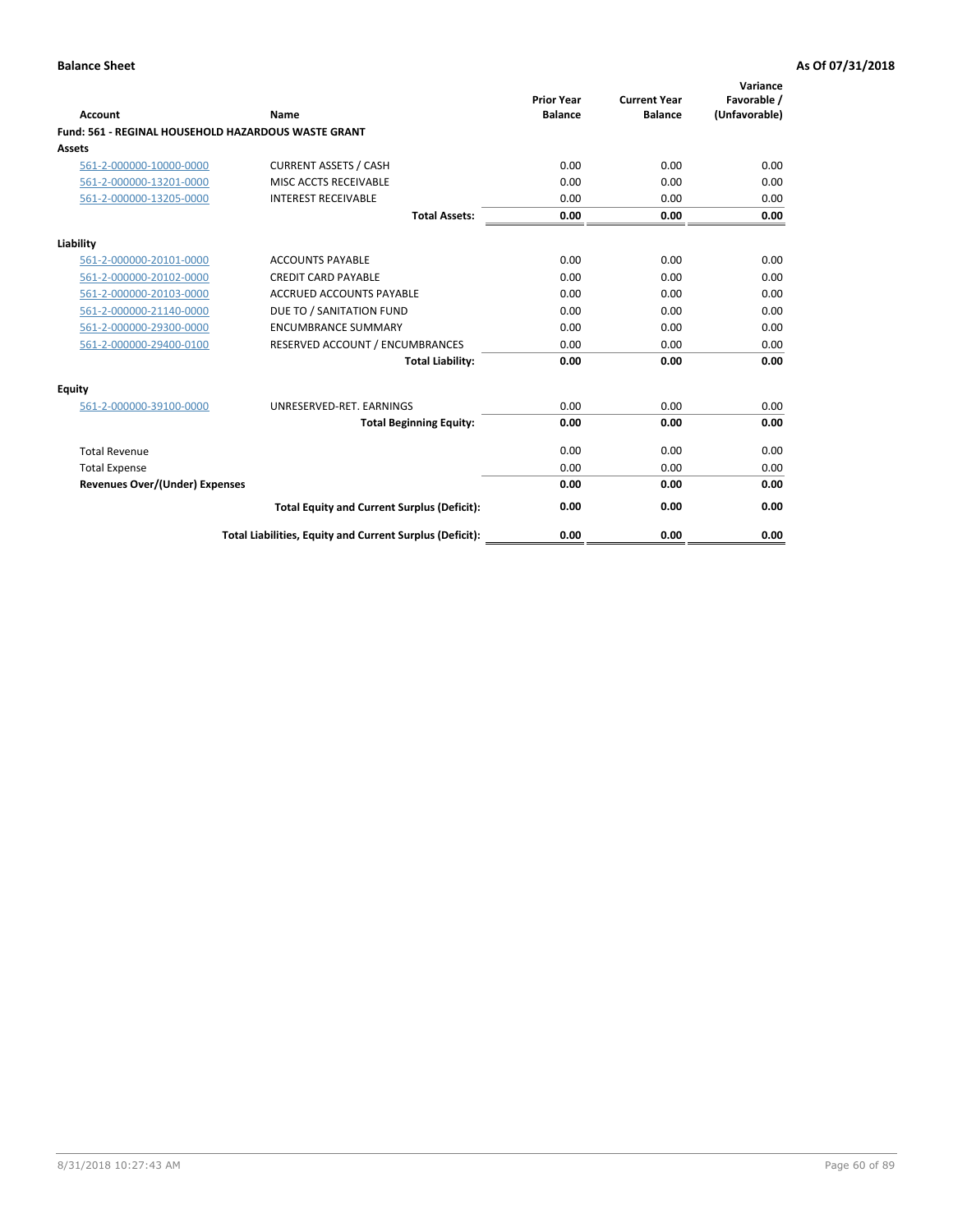**Balance Sheet** | **As Of 07/31/2018**

| Account | Name | Prior Year Balance | Current Year Balance | Variance Favorable / (Unfavorable) |
|---|---|---|---|---|
| **Fund: 561 - REGINAL HOUSEHOLD HAZARDOUS WASTE GRANT** | | | | |
| **Assets** | | | | |
| 561-2-000000-10000-0000 | CURRENT ASSETS / CASH | 0.00 | 0.00 | 0.00 |
| 561-2-000000-13201-0000 | MISC ACCTS RECEIVABLE | 0.00 | 0.00 | 0.00 |
| 561-2-000000-13205-0000 | INTEREST RECEIVABLE | 0.00 | 0.00 | 0.00 |
| | **Total Assets:** | **0.00** | **0.00** | **0.00** |
| **Liability** | | | | |
| 561-2-000000-20101-0000 | ACCOUNTS PAYABLE | 0.00 | 0.00 | 0.00 |
| 561-2-000000-20102-0000 | CREDIT CARD PAYABLE | 0.00 | 0.00 | 0.00 |
| 561-2-000000-20103-0000 | ACCRUED ACCOUNTS PAYABLE | 0.00 | 0.00 | 0.00 |
| 561-2-000000-21140-0000 | DUE TO / SANITATION FUND | 0.00 | 0.00 | 0.00 |
| 561-2-000000-29300-0000 | ENCUMBRANCE SUMMARY | 0.00 | 0.00 | 0.00 |
| 561-2-000000-29400-0100 | RESERVED ACCOUNT / ENCUMBRANCES | 0.00 | 0.00 | 0.00 |
| | **Total Liability:** | **0.00** | **0.00** | **0.00** |
| **Equity** | | | | |
| 561-2-000000-39100-0000 | UNRESERVED-RET. EARNINGS | 0.00 | 0.00 | 0.00 |
| | **Total Beginning Equity:** | **0.00** | **0.00** | **0.00** |
| Total Revenue | | 0.00 | 0.00 | 0.00 |
| Total Expense | | 0.00 | 0.00 | 0.00 |
| **Revenues Over/(Under) Expenses** | | **0.00** | **0.00** | **0.00** |
| | **Total Equity and Current Surplus (Deficit):** | **0.00** | **0.00** | **0.00** |
| | **Total Liabilities, Equity and Current Surplus (Deficit):** | **0.00** | **0.00** | **0.00** |

8/31/2018 10:27:43 AM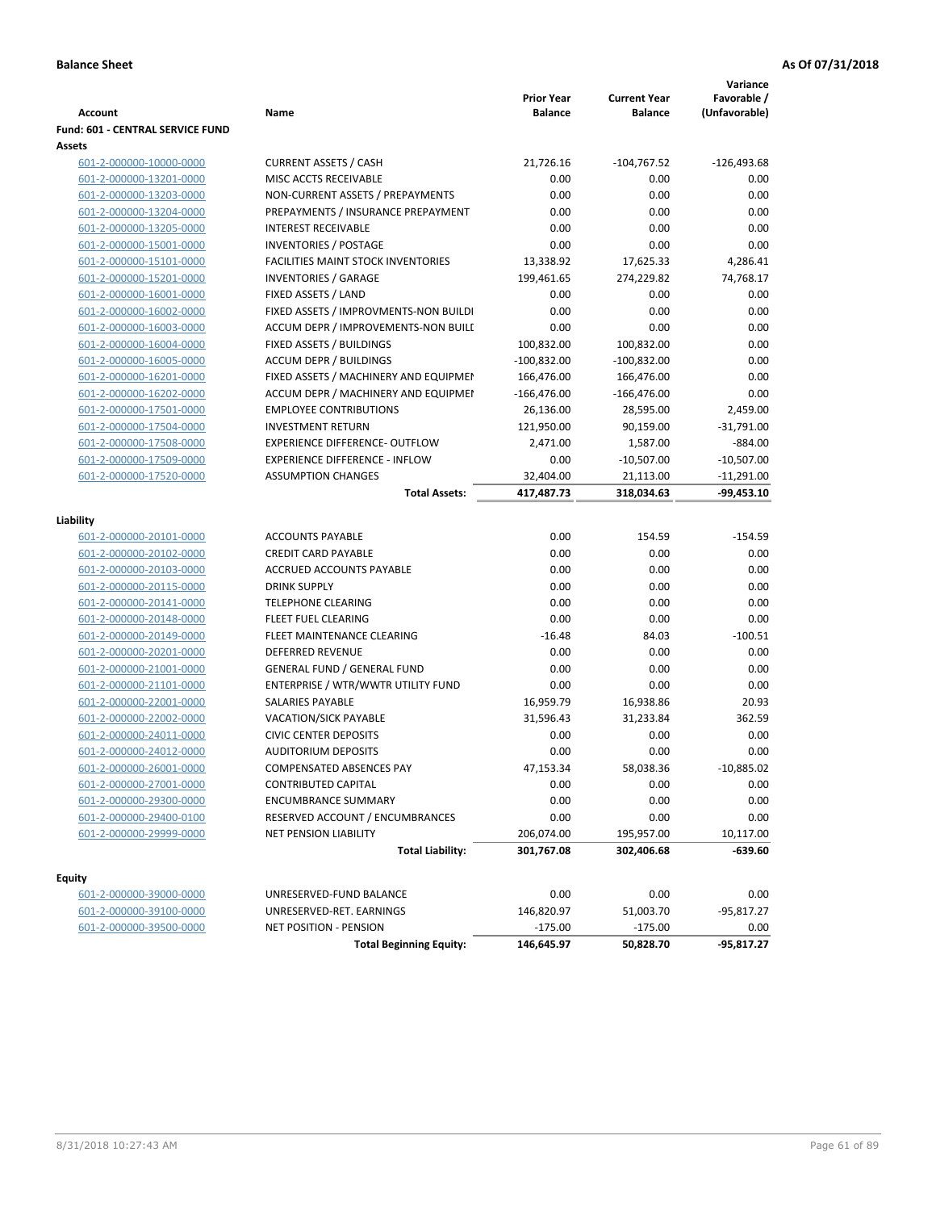**Balance Sheet** **As Of 07/31/2018**

| Account | Name | Prior Year Balance | Current Year Balance | Variance Favorable / (Unfavorable) |
|---|---|---|---|---|
| **Fund: 601 - CENTRAL SERVICE FUND** | | | | |
| **Assets** | | | | |
| 601-2-000000-10000-0000 | CURRENT ASSETS / CASH | 21,726.16 | -104,767.52 | -126,493.68 |
| 601-2-000000-13201-0000 | MISC ACCTS RECEIVABLE | 0.00 | 0.00 | 0.00 |
| 601-2-000000-13203-0000 | NON-CURRENT ASSETS / PREPAYMENTS | 0.00 | 0.00 | 0.00 |
| 601-2-000000-13204-0000 | PREPAYMENTS / INSURANCE PREPAYMENT | 0.00 | 0.00 | 0.00 |
| 601-2-000000-13205-0000 | INTEREST RECEIVABLE | 0.00 | 0.00 | 0.00 |
| 601-2-000000-15001-0000 | INVENTORIES / POSTAGE | 0.00 | 0.00 | 0.00 |
| 601-2-000000-15101-0000 | FACILITIES MAINT STOCK INVENTORIES | 13,338.92 | 17,625.33 | 4,286.41 |
| 601-2-000000-15201-0000 | INVENTORIES / GARAGE | 199,461.65 | 274,229.82 | 74,768.17 |
| 601-2-000000-16001-0000 | FIXED ASSETS / LAND | 0.00 | 0.00 | 0.00 |
| 601-2-000000-16002-0000 | FIXED ASSETS / IMPROVMENTS-NON BUILDI | 0.00 | 0.00 | 0.00 |
| 601-2-000000-16003-0000 | ACCUM DEPR / IMPROVEMENTS-NON BUILI | 0.00 | 0.00 | 0.00 |
| 601-2-000000-16004-0000 | FIXED ASSETS / BUILDINGS | 100,832.00 | 100,832.00 | 0.00 |
| 601-2-000000-16005-0000 | ACCUM DEPR / BUILDINGS | -100,832.00 | -100,832.00 | 0.00 |
| 601-2-000000-16201-0000 | FIXED ASSETS / MACHINERY AND EQUIPMEI | 166,476.00 | 166,476.00 | 0.00 |
| 601-2-000000-16202-0000 | ACCUM DEPR / MACHINERY AND EQUIPMEI | -166,476.00 | -166,476.00 | 0.00 |
| 601-2-000000-17501-0000 | EMPLOYEE CONTRIBUTIONS | 26,136.00 | 28,595.00 | 2,459.00 |
| 601-2-000000-17504-0000 | INVESTMENT RETURN | 121,950.00 | 90,159.00 | -31,791.00 |
| 601-2-000000-17508-0000 | EXPERIENCE DIFFERENCE- OUTFLOW | 2,471.00 | 1,587.00 | -884.00 |
| 601-2-000000-17509-0000 | EXPERIENCE DIFFERENCE - INFLOW | 0.00 | -10,507.00 | -10,507.00 |
| 601-2-000000-17520-0000 | ASSUMPTION CHANGES | 32,404.00 | 21,113.00 | -11,291.00 |
| | **Total Assets:** | **417,487.73** | **318,034.63** | **-99,453.10** |
| **Liability** | | | | |
| 601-2-000000-20101-0000 | ACCOUNTS PAYABLE | 0.00 | 154.59 | -154.59 |
| 601-2-000000-20102-0000 | CREDIT CARD PAYABLE | 0.00 | 0.00 | 0.00 |
| 601-2-000000-20103-0000 | ACCRUED ACCOUNTS PAYABLE | 0.00 | 0.00 | 0.00 |
| 601-2-000000-20115-0000 | DRINK SUPPLY | 0.00 | 0.00 | 0.00 |
| 601-2-000000-20141-0000 | TELEPHONE CLEARING | 0.00 | 0.00 | 0.00 |
| 601-2-000000-20148-0000 | FLEET FUEL CLEARING | 0.00 | 0.00 | 0.00 |
| 601-2-000000-20149-0000 | FLEET MAINTENANCE CLEARING | -16.48 | 84.03 | -100.51 |
| 601-2-000000-20201-0000 | DEFERRED REVENUE | 0.00 | 0.00 | 0.00 |
| 601-2-000000-21001-0000 | GENERAL FUND / GENERAL FUND | 0.00 | 0.00 | 0.00 |
| 601-2-000000-21101-0000 | ENTERPRISE / WTR/WWTR UTILITY FUND | 0.00 | 0.00 | 0.00 |
| 601-2-000000-22001-0000 | SALARIES PAYABLE | 16,959.79 | 16,938.86 | 20.93 |
| 601-2-000000-22002-0000 | VACATION/SICK PAYABLE | 31,596.43 | 31,233.84 | 362.59 |
| 601-2-000000-24011-0000 | CIVIC CENTER DEPOSITS | 0.00 | 0.00 | 0.00 |
| 601-2-000000-24012-0000 | AUDITORIUM DEPOSITS | 0.00 | 0.00 | 0.00 |
| 601-2-000000-26001-0000 | COMPENSATED ABSENCES PAY | 47,153.34 | 58,038.36 | -10,885.02 |
| 601-2-000000-27001-0000 | CONTRIBUTED CAPITAL | 0.00 | 0.00 | 0.00 |
| 601-2-000000-29300-0000 | ENCUMBRANCE SUMMARY | 0.00 | 0.00 | 0.00 |
| 601-2-000000-29400-0100 | RESERVED ACCOUNT / ENCUMBRANCES | 0.00 | 0.00 | 0.00 |
| 601-2-000000-29999-0000 | NET PENSION LIABILITY | 206,074.00 | 195,957.00 | 10,117.00 |
| | **Total Liability:** | **301,767.08** | **302,406.68** | **-639.60** |
| **Equity** | | | | |
| 601-2-000000-39000-0000 | UNRESERVED-FUND BALANCE | 0.00 | 0.00 | 0.00 |
| 601-2-000000-39100-0000 | UNRESERVED-RET. EARNINGS | 146,820.97 | 51,003.70 | -95,817.27 |
| 601-2-000000-39500-0000 | NET POSITION - PENSION | -175.00 | -175.00 | 0.00 |
| | **Total Beginning Equity:** | **146,645.97** | **50,828.70** | **-95,817.27** |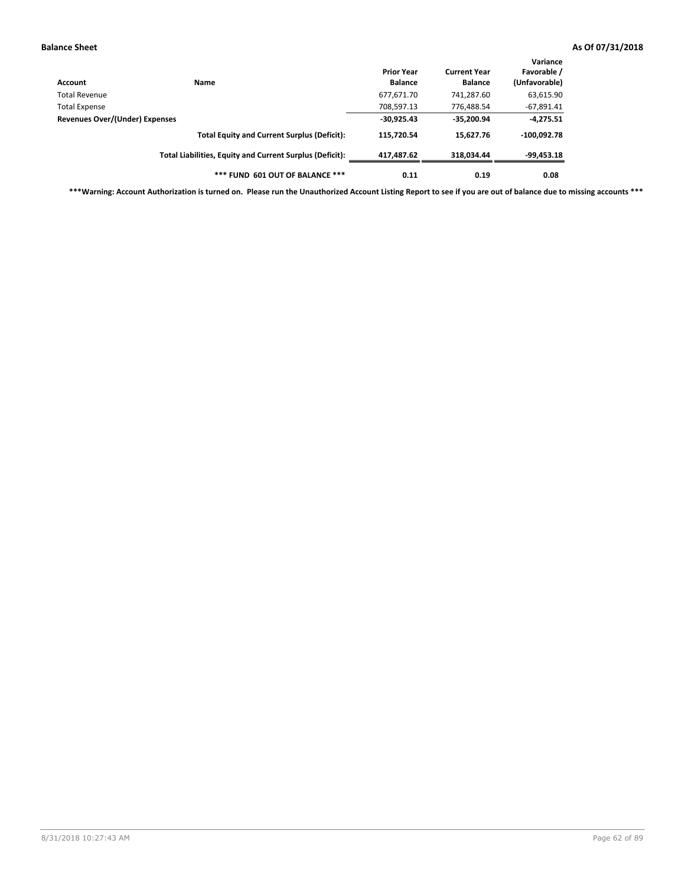| Account | Name | Prior Year Balance | Current Year Balance | Variance Favorable / (Unfavorable) |
|---|---|---|---|---|
| Total Revenue | | 677,671.70 | 741,287.60 | 63,615.90 |
| Total Expense | | 708,597.13 | 776,488.54 | -67,891.41 |
| **Revenues Over/(Under) Expenses** | | **-30,925.43** | **-35,200.94** | **-4,275.51** |
| | **Total Equity and Current Surplus (Deficit):** | **115,720.54** | **15,627.76** | **-100,092.78** |
| | **Total Liabilities, Equity and Current Surplus (Deficit):** | **417,487.62** | **318,034.44** | **-99,453.18** |
| | **\*\*\* FUND 601 OUT OF BALANCE \*\*\*** | **0.11** | **0.19** | **0.08** |

**\*\*\*Warning: Account Authorization is turned on. Please run the Unauthorized Account Listing Report to see if you are out of balance due to missing accounts \*\*\***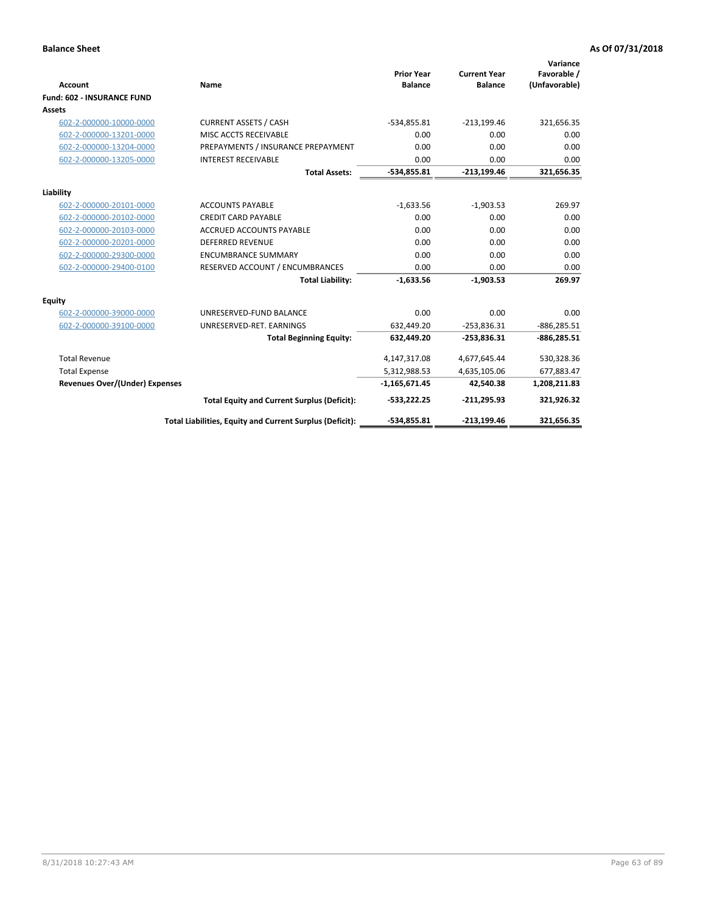**Balance Sheet** **As Of 07/31/2018**

| Account | Name | Prior Year Balance | Current Year Balance | Variance Favorable / (Unfavorable) |
|---|---|---|---|---|
| **Fund: 602 - INSURANCE FUND** | | | | |
| **Assets** | | | | |
| 602-2-000000-10000-0000 | CURRENT ASSETS / CASH | -534,855.81 | -213,199.46 | 321,656.35 |
| 602-2-000000-13201-0000 | MISC ACCTS RECEIVABLE | 0.00 | 0.00 | 0.00 |
| 602-2-000000-13204-0000 | PREPAYMENTS / INSURANCE PREPAYMENT | 0.00 | 0.00 | 0.00 |
| 602-2-000000-13205-0000 | INTEREST RECEIVABLE | 0.00 | 0.00 | 0.00 |
| | **Total Assets:** | **-534,855.81** | **-213,199.46** | **321,656.35** |
| **Liability** | | | | |
| 602-2-000000-20101-0000 | ACCOUNTS PAYABLE | -1,633.56 | -1,903.53 | 269.97 |
| 602-2-000000-20102-0000 | CREDIT CARD PAYABLE | 0.00 | 0.00 | 0.00 |
| 602-2-000000-20103-0000 | ACCRUED ACCOUNTS PAYABLE | 0.00 | 0.00 | 0.00 |
| 602-2-000000-20201-0000 | DEFERRED REVENUE | 0.00 | 0.00 | 0.00 |
| 602-2-000000-29300-0000 | ENCUMBRANCE SUMMARY | 0.00 | 0.00 | 0.00 |
| 602-2-000000-29400-0100 | RESERVED ACCOUNT / ENCUMBRANCES | 0.00 | 0.00 | 0.00 |
| | **Total Liability:** | **-1,633.56** | **-1,903.53** | **269.97** |
| **Equity** | | | | |
| 602-2-000000-39000-0000 | UNRESERVED-FUND BALANCE | 0.00 | 0.00 | 0.00 |
| 602-2-000000-39100-0000 | UNRESERVED-RET. EARNINGS | 632,449.20 | -253,836.31 | -886,285.51 |
| | **Total Beginning Equity:** | **632,449.20** | **-253,836.31** | **-886,285.51** |
| Total Revenue | | 4,147,317.08 | 4,677,645.44 | 530,328.36 |
| Total Expense | | 5,312,988.53 | 4,635,105.06 | 677,883.47 |
| **Revenues Over/(Under) Expenses** | | **-1,165,671.45** | **42,540.38** | **1,208,211.83** |
| | **Total Equity and Current Surplus (Deficit):** | **-533,222.25** | **-211,295.93** | **321,926.32** |
| | **Total Liabilities, Equity and Current Surplus (Deficit):** | **-534,855.81** | **-213,199.46** | **321,656.35** |

8/31/2018 10:27:43 AM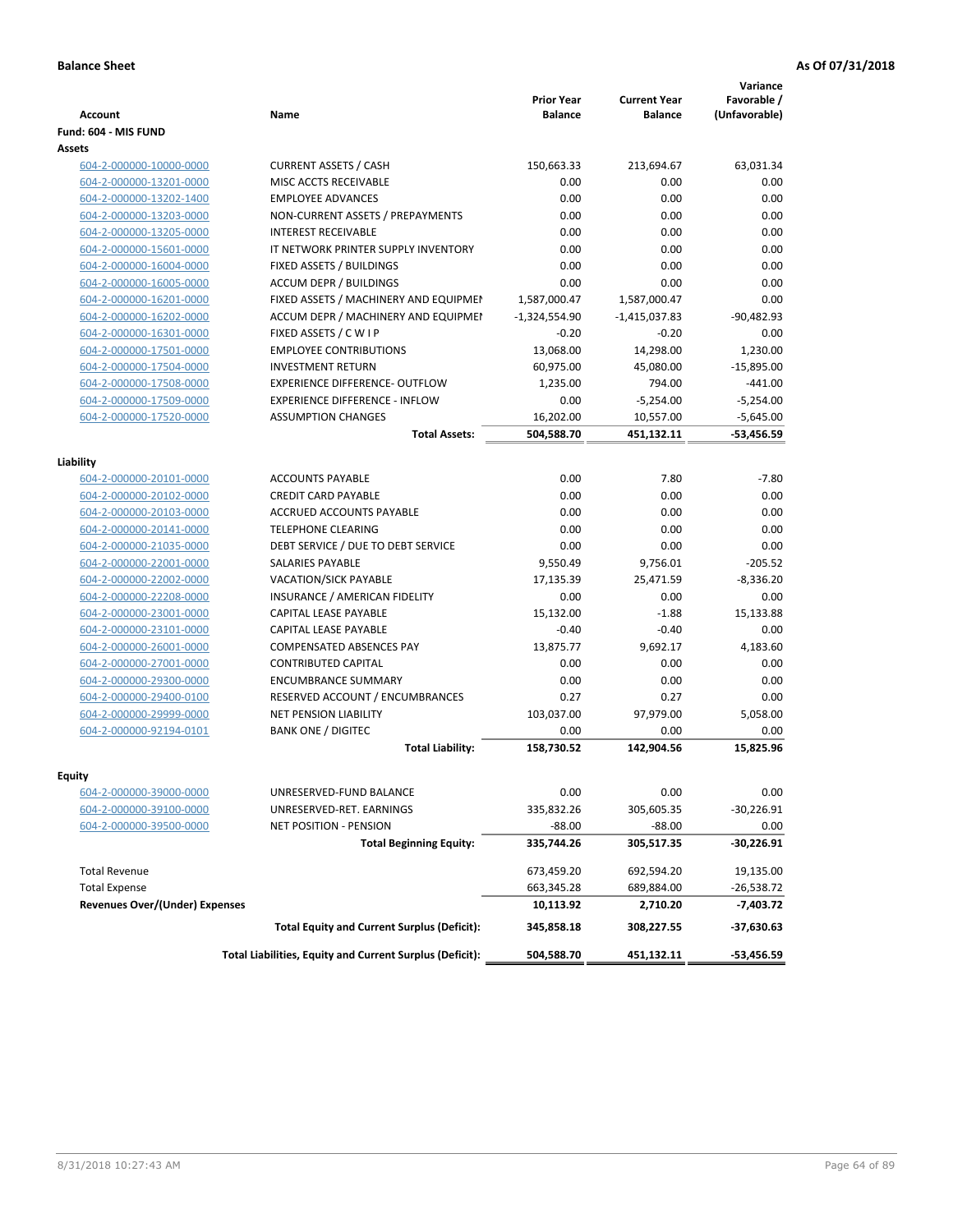**Balance Sheet** **As Of 07/31/2018**

| Account | Name | Prior Year Balance | Current Year Balance | Variance Favorable / (Unfavorable) |
|---|---|---|---|---|
| **Fund: 604 - MIS FUND** | | | | |
| **Assets** | | | | |
| 604-2-000000-10000-0000 | CURRENT ASSETS / CASH | 150,663.33 | 213,694.67 | 63,031.34 |
| 604-2-000000-13201-0000 | MISC ACCTS RECEIVABLE | 0.00 | 0.00 | 0.00 |
| 604-2-000000-13202-1400 | EMPLOYEE ADVANCES | 0.00 | 0.00 | 0.00 |
| 604-2-000000-13203-0000 | NON-CURRENT ASSETS / PREPAYMENTS | 0.00 | 0.00 | 0.00 |
| 604-2-000000-13205-0000 | INTEREST RECEIVABLE | 0.00 | 0.00 | 0.00 |
| 604-2-000000-15601-0000 | IT NETWORK PRINTER SUPPLY INVENTORY | 0.00 | 0.00 | 0.00 |
| 604-2-000000-16004-0000 | FIXED ASSETS / BUILDINGS | 0.00 | 0.00 | 0.00 |
| 604-2-000000-16005-0000 | ACCUM DEPR / BUILDINGS | 0.00 | 0.00 | 0.00 |
| 604-2-000000-16201-0000 | FIXED ASSETS / MACHINERY AND EQUIPMEN | 1,587,000.47 | 1,587,000.47 | 0.00 |
| 604-2-000000-16202-0000 | ACCUM DEPR / MACHINERY AND EQUIPMEI | -1,324,554.90 | -1,415,037.83 | -90,482.93 |
| 604-2-000000-16301-0000 | FIXED ASSETS / C W I P | -0.20 | -0.20 | 0.00 |
| 604-2-000000-17501-0000 | EMPLOYEE CONTRIBUTIONS | 13,068.00 | 14,298.00 | 1,230.00 |
| 604-2-000000-17504-0000 | INVESTMENT RETURN | 60,975.00 | 45,080.00 | -15,895.00 |
| 604-2-000000-17508-0000 | EXPERIENCE DIFFERENCE- OUTFLOW | 1,235.00 | 794.00 | -441.00 |
| 604-2-000000-17509-0000 | EXPERIENCE DIFFERENCE - INFLOW | 0.00 | -5,254.00 | -5,254.00 |
| 604-2-000000-17520-0000 | ASSUMPTION CHANGES | 16,202.00 | 10,557.00 | -5,645.00 |
| | **Total Assets:** | **504,588.70** | **451,132.11** | **-53,456.59** |
| **Liability** | | | | |
| 604-2-000000-20101-0000 | ACCOUNTS PAYABLE | 0.00 | 7.80 | -7.80 |
| 604-2-000000-20102-0000 | CREDIT CARD PAYABLE | 0.00 | 0.00 | 0.00 |
| 604-2-000000-20103-0000 | ACCRUED ACCOUNTS PAYABLE | 0.00 | 0.00 | 0.00 |
| 604-2-000000-20141-0000 | TELEPHONE CLEARING | 0.00 | 0.00 | 0.00 |
| 604-2-000000-21035-0000 | DEBT SERVICE / DUE TO DEBT SERVICE | 0.00 | 0.00 | 0.00 |
| 604-2-000000-22001-0000 | SALARIES PAYABLE | 9,550.49 | 9,756.01 | -205.52 |
| 604-2-000000-22002-0000 | VACATION/SICK PAYABLE | 17,135.39 | 25,471.59 | -8,336.20 |
| 604-2-000000-22208-0000 | INSURANCE / AMERICAN FIDELITY | 0.00 | 0.00 | 0.00 |
| 604-2-000000-23001-0000 | CAPITAL LEASE PAYABLE | 15,132.00 | -1.88 | 15,133.88 |
| 604-2-000000-23101-0000 | CAPITAL LEASE PAYABLE | -0.40 | -0.40 | 0.00 |
| 604-2-000000-26001-0000 | COMPENSATED ABSENCES PAY | 13,875.77 | 9,692.17 | 4,183.60 |
| 604-2-000000-27001-0000 | CONTRIBUTED CAPITAL | 0.00 | 0.00 | 0.00 |
| 604-2-000000-29300-0000 | ENCUMBRANCE SUMMARY | 0.00 | 0.00 | 0.00 |
| 604-2-000000-29400-0100 | RESERVED ACCOUNT / ENCUMBRANCES | 0.27 | 0.27 | 0.00 |
| 604-2-000000-29999-0000 | NET PENSION LIABILITY | 103,037.00 | 97,979.00 | 5,058.00 |
| 604-2-000000-92194-0101 | BANK ONE / DIGITEC | 0.00 | 0.00 | 0.00 |
| | **Total Liability:** | **158,730.52** | **142,904.56** | **15,825.96** |
| **Equity** | | | | |
| 604-2-000000-39000-0000 | UNRESERVED-FUND BALANCE | 0.00 | 0.00 | 0.00 |
| 604-2-000000-39100-0000 | UNRESERVED-RET. EARNINGS | 335,832.26 | 305,605.35 | -30,226.91 |
| 604-2-000000-39500-0000 | NET POSITION - PENSION | -88.00 | -88.00 | 0.00 |
| | **Total Beginning Equity:** | **335,744.26** | **305,517.35** | **-30,226.91** |
| Total Revenue | | 673,459.20 | 692,594.20 | 19,135.00 |
| Total Expense | | 663,345.28 | 689,884.00 | -26,538.72 |
| **Revenues Over/(Under) Expenses** | | **10,113.92** | **2,710.20** | **-7,403.72** |
| | **Total Equity and Current Surplus (Deficit):** | **345,858.18** | **308,227.55** | **-37,630.63** |
| | **Total Liabilities, Equity and Current Surplus (Deficit):** | **504,588.70** | **451,132.11** | **-53,456.59** |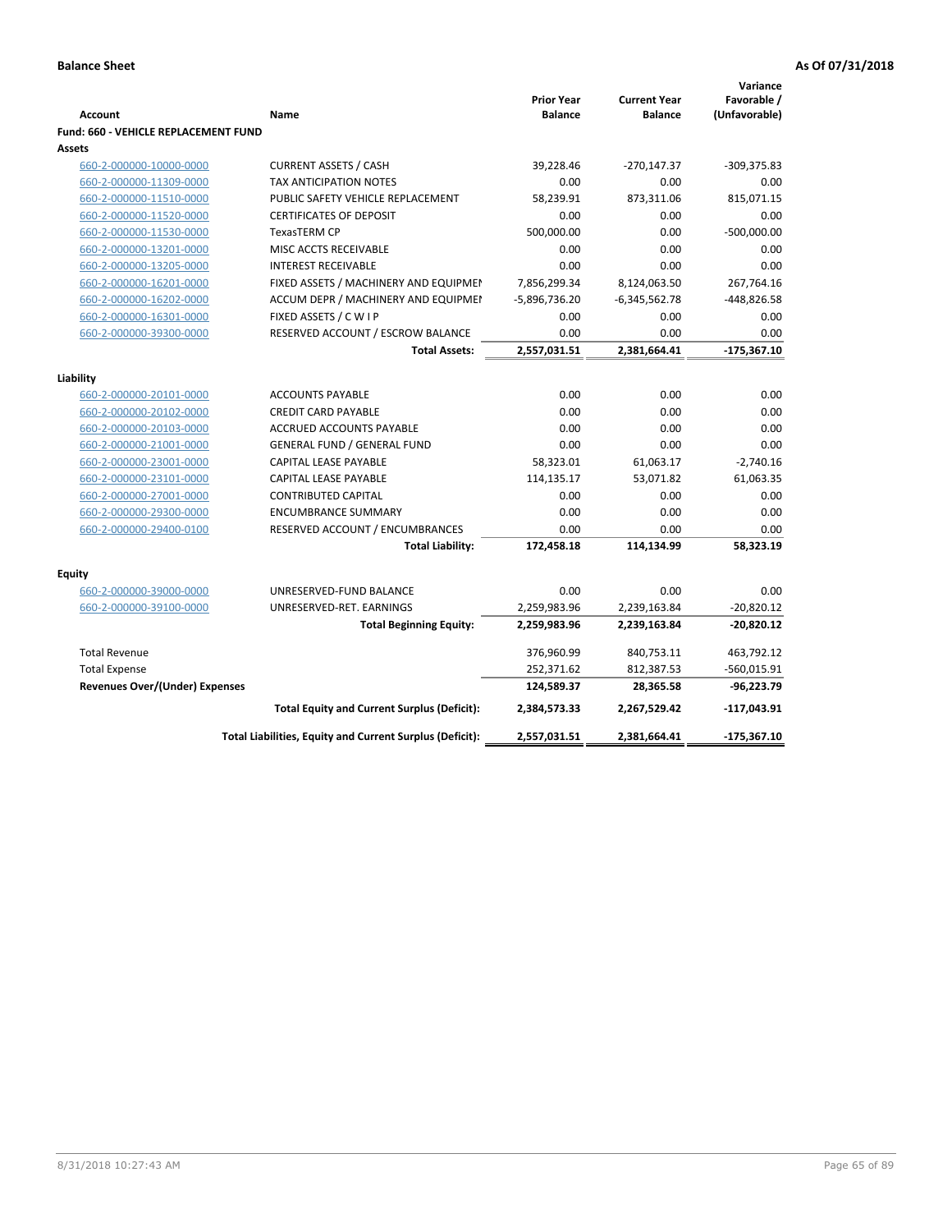**Balance Sheet** **As Of 07/31/2018**

| Account | Name | Prior Year Balance | Current Year Balance | Variance Favorable / (Unfavorable) |
|---|---|---|---|---|
| **Fund: 660 - VEHICLE REPLACEMENT FUND** | | | | |
| **Assets** | | | | |
| 660-2-000000-10000-0000 | CURRENT ASSETS / CASH | 39,228.46 | -270,147.37 | -309,375.83 |
| 660-2-000000-11309-0000 | TAX ANTICIPATION NOTES | 0.00 | 0.00 | 0.00 |
| 660-2-000000-11510-0000 | PUBLIC SAFETY VEHICLE REPLACEMENT | 58,239.91 | 873,311.06 | 815,071.15 |
| 660-2-000000-11520-0000 | CERTIFICATES OF DEPOSIT | 0.00 | 0.00 | 0.00 |
| 660-2-000000-11530-0000 | TexasTERM CP | 500,000.00 | 0.00 | -500,000.00 |
| 660-2-000000-13201-0000 | MISC ACCTS RECEIVABLE | 0.00 | 0.00 | 0.00 |
| 660-2-000000-13205-0000 | INTEREST RECEIVABLE | 0.00 | 0.00 | 0.00 |
| 660-2-000000-16201-0000 | FIXED ASSETS / MACHINERY AND EQUIPMEN | 7,856,299.34 | 8,124,063.50 | 267,764.16 |
| 660-2-000000-16202-0000 | ACCUM DEPR / MACHINERY AND EQUIPMEI | -5,896,736.20 | -6,345,562.78 | -448,826.58 |
| 660-2-000000-16301-0000 | FIXED ASSETS / C W I P | 0.00 | 0.00 | 0.00 |
| 660-2-000000-39300-0000 | RESERVED ACCOUNT / ESCROW BALANCE | 0.00 | 0.00 | 0.00 |
| | **Total Assets:** | **2,557,031.51** | **2,381,664.41** | **-175,367.10** |
| **Liability** | | | | |
| 660-2-000000-20101-0000 | ACCOUNTS PAYABLE | 0.00 | 0.00 | 0.00 |
| 660-2-000000-20102-0000 | CREDIT CARD PAYABLE | 0.00 | 0.00 | 0.00 |
| 660-2-000000-20103-0000 | ACCRUED ACCOUNTS PAYABLE | 0.00 | 0.00 | 0.00 |
| 660-2-000000-21001-0000 | GENERAL FUND / GENERAL FUND | 0.00 | 0.00 | 0.00 |
| 660-2-000000-23001-0000 | CAPITAL LEASE PAYABLE | 58,323.01 | 61,063.17 | -2,740.16 |
| 660-2-000000-23101-0000 | CAPITAL LEASE PAYABLE | 114,135.17 | 53,071.82 | 61,063.35 |
| 660-2-000000-27001-0000 | CONTRIBUTED CAPITAL | 0.00 | 0.00 | 0.00 |
| 660-2-000000-29300-0000 | ENCUMBRANCE SUMMARY | 0.00 | 0.00 | 0.00 |
| 660-2-000000-29400-0100 | RESERVED ACCOUNT / ENCUMBRANCES | 0.00 | 0.00 | 0.00 |
| | **Total Liability:** | **172,458.18** | **114,134.99** | **58,323.19** |
| **Equity** | | | | |
| 660-2-000000-39000-0000 | UNRESERVED-FUND BALANCE | 0.00 | 0.00 | 0.00 |
| 660-2-000000-39100-0000 | UNRESERVED-RET. EARNINGS | 2,259,983.96 | 2,239,163.84 | -20,820.12 |
| | **Total Beginning Equity:** | **2,259,983.96** | **2,239,163.84** | **-20,820.12** |
| Total Revenue | | 376,960.99 | 840,753.11 | 463,792.12 |
| Total Expense | | 252,371.62 | 812,387.53 | -560,015.91 |
| **Revenues Over/(Under) Expenses** | | **124,589.37** | **28,365.58** | **-96,223.79** |
| | **Total Equity and Current Surplus (Deficit):** | **2,384,573.33** | **2,267,529.42** | **-117,043.91** |
| | **Total Liabilities, Equity and Current Surplus (Deficit):** | **2,557,031.51** | **2,381,664.41** | **-175,367.10** |

8/31/2018 10:27:43 AM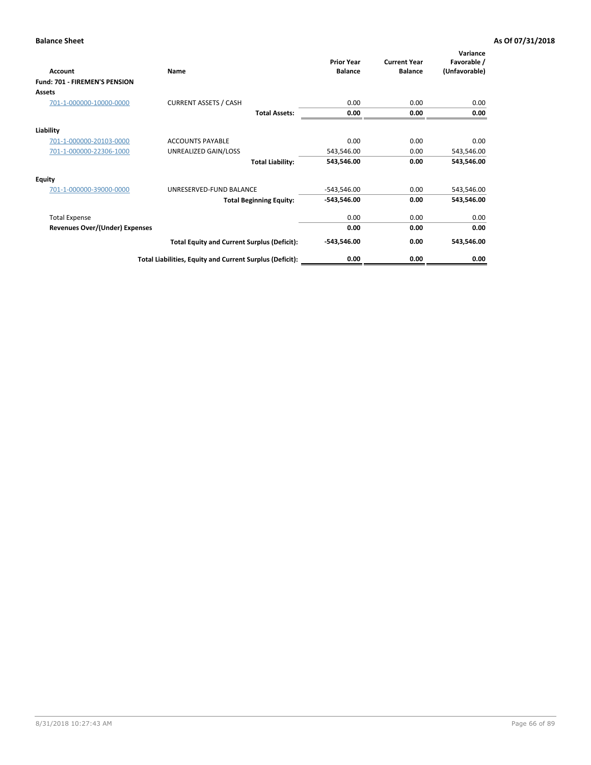**Balance Sheet** | **As Of 07/31/2018**

| Account | Name | Prior Year Balance | Current Year Balance | Variance Favorable / (Unfavorable) |
|---|---|---|---|---|
| **Fund: 701 - FIREMEN'S PENSION** | | | | |
| **Assets** | | | | |
| 701-1-000000-10000-0000 | CURRENT ASSETS / CASH | 0.00 | 0.00 | 0.00 |
| | **Total Assets:** | **0.00** | **0.00** | **0.00** |
| **Liability** | | | | |
| 701-1-000000-20103-0000 | ACCOUNTS PAYABLE | 0.00 | 0.00 | 0.00 |
| 701-1-000000-22306-1000 | UNREALIZED GAIN/LOSS | 543,546.00 | 0.00 | 543,546.00 |
| | **Total Liability:** | **543,546.00** | **0.00** | **543,546.00** |
| **Equity** | | | | |
| 701-1-000000-39000-0000 | UNRESERVED-FUND BALANCE | -543,546.00 | 0.00 | 543,546.00 |
| | **Total Beginning Equity:** | **-543,546.00** | **0.00** | **543,546.00** |
| Total Expense | | 0.00 | 0.00 | 0.00 |
| **Revenues Over/(Under) Expenses** | | **0.00** | **0.00** | **0.00** |
| | **Total Equity and Current Surplus (Deficit):** | **-543,546.00** | **0.00** | **543,546.00** |
| | **Total Liabilities, Equity and Current Surplus (Deficit):** | **0.00** | **0.00** | **0.00** |

8/31/2018 10:27:43 AM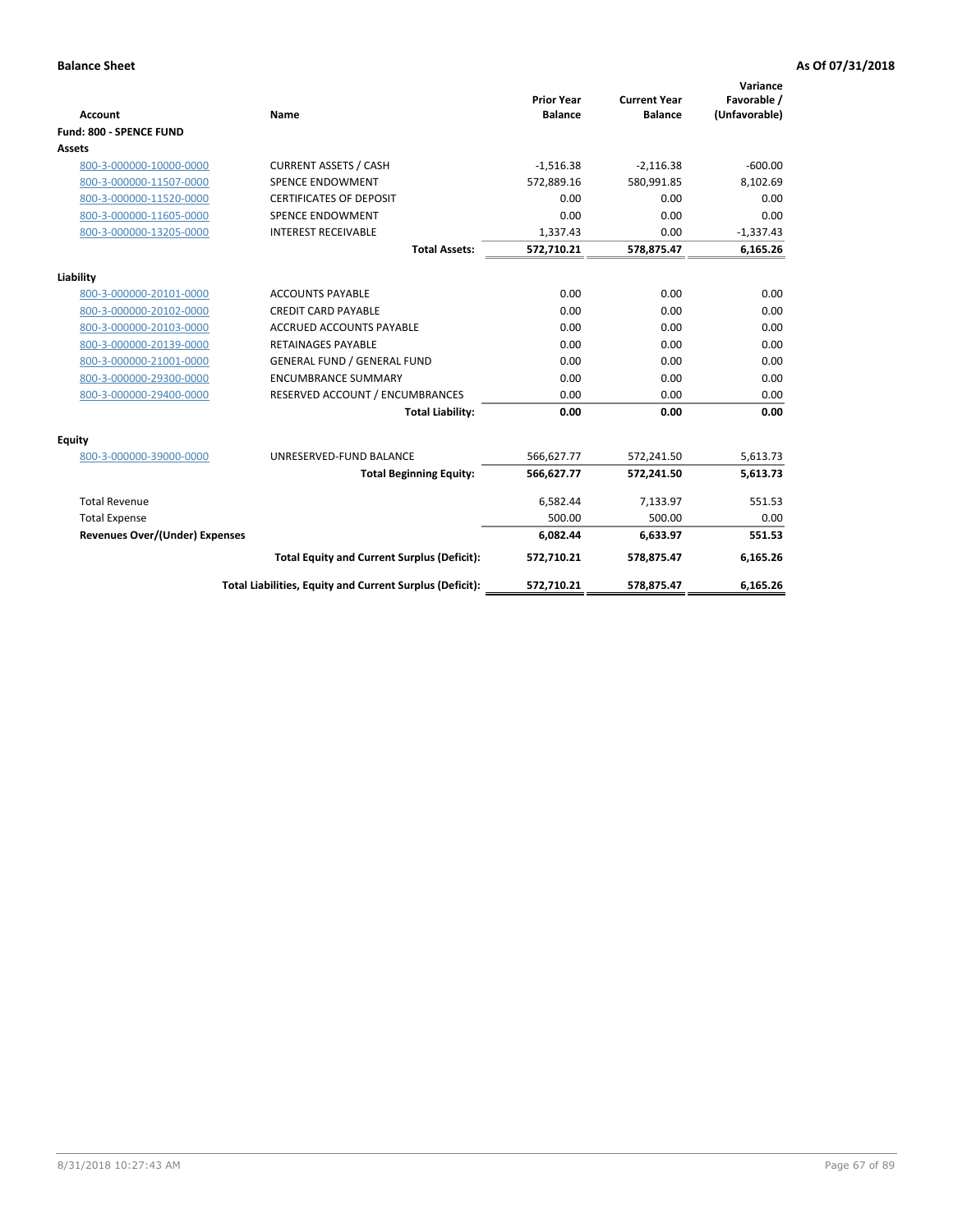**Balance Sheet** **As Of 07/31/2018**

| Account | Name | Prior Year Balance | Current Year Balance | Variance Favorable / (Unfavorable) |
|---|---|---|---|---|
| **Fund: 800 - SPENCE FUND** | | | | |
| **Assets** | | | | |
| 800-3-000000-10000-0000 | CURRENT ASSETS / CASH | -1,516.38 | -2,116.38 | -600.00 |
| 800-3-000000-11507-0000 | SPENCE ENDOWMENT | 572,889.16 | 580,991.85 | 8,102.69 |
| 800-3-000000-11520-0000 | CERTIFICATES OF DEPOSIT | 0.00 | 0.00 | 0.00 |
| 800-3-000000-11605-0000 | SPENCE ENDOWMENT | 0.00 | 0.00 | 0.00 |
| 800-3-000000-13205-0000 | INTEREST RECEIVABLE | 1,337.43 | 0.00 | -1,337.43 |
| | **Total Assets:** | **572,710.21** | **578,875.47** | **6,165.26** |
| **Liability** | | | | |
| 800-3-000000-20101-0000 | ACCOUNTS PAYABLE | 0.00 | 0.00 | 0.00 |
| 800-3-000000-20102-0000 | CREDIT CARD PAYABLE | 0.00 | 0.00 | 0.00 |
| 800-3-000000-20103-0000 | ACCRUED ACCOUNTS PAYABLE | 0.00 | 0.00 | 0.00 |
| 800-3-000000-20139-0000 | RETAINAGES PAYABLE | 0.00 | 0.00 | 0.00 |
| 800-3-000000-21001-0000 | GENERAL FUND / GENERAL FUND | 0.00 | 0.00 | 0.00 |
| 800-3-000000-29300-0000 | ENCUMBRANCE SUMMARY | 0.00 | 0.00 | 0.00 |
| 800-3-000000-29400-0000 | RESERVED ACCOUNT / ENCUMBRANCES | 0.00 | 0.00 | 0.00 |
| | **Total Liability:** | **0.00** | **0.00** | **0.00** |
| **Equity** | | | | |
| 800-3-000000-39000-0000 | UNRESERVED-FUND BALANCE | 566,627.77 | 572,241.50 | 5,613.73 |
| | **Total Beginning Equity:** | **566,627.77** | **572,241.50** | **5,613.73** |
| Total Revenue | | 6,582.44 | 7,133.97 | 551.53 |
| Total Expense | | 500.00 | 500.00 | 0.00 |
| **Revenues Over/(Under) Expenses** | | **6,082.44** | **6,633.97** | **551.53** |
| | **Total Equity and Current Surplus (Deficit):** | **572,710.21** | **578,875.47** | **6,165.26** |
| | **Total Liabilities, Equity and Current Surplus (Deficit):** | **572,710.21** | **578,875.47** | **6,165.26** |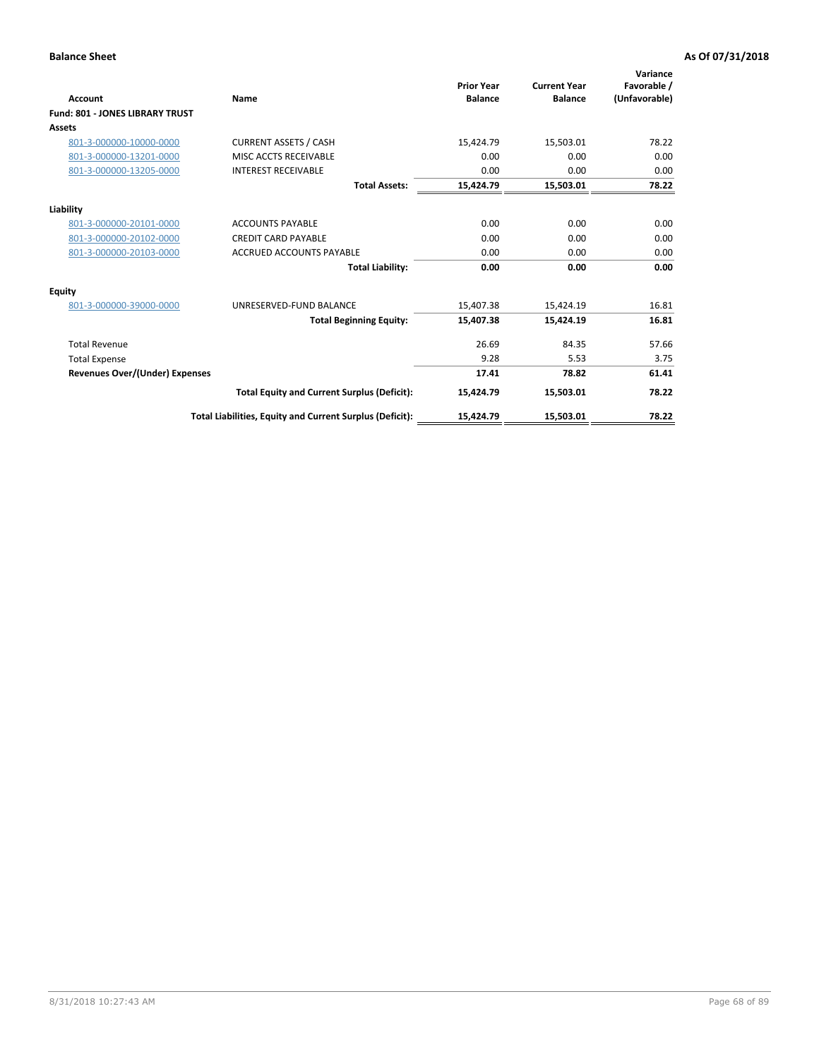**Balance Sheet** **As Of 07/31/2018**

| Account | Name | Prior Year Balance | Current Year Balance | Variance Favorable / (Unfavorable) |
|---|---|---|---|---|
| **Fund: 801 - JONES LIBRARY TRUST** | | | | |
| **Assets** | | | | |
| 801-3-000000-10000-0000 | CURRENT ASSETS / CASH | 15,424.79 | 15,503.01 | 78.22 |
| 801-3-000000-13201-0000 | MISC ACCTS RECEIVABLE | 0.00 | 0.00 | 0.00 |
| 801-3-000000-13205-0000 | INTEREST RECEIVABLE | 0.00 | 0.00 | 0.00 |
| | **Total Assets:** | **15,424.79** | **15,503.01** | **78.22** |
| **Liability** | | | | |
| 801-3-000000-20101-0000 | ACCOUNTS PAYABLE | 0.00 | 0.00 | 0.00 |
| 801-3-000000-20102-0000 | CREDIT CARD PAYABLE | 0.00 | 0.00 | 0.00 |
| 801-3-000000-20103-0000 | ACCRUED ACCOUNTS PAYABLE | 0.00 | 0.00 | 0.00 |
| | **Total Liability:** | **0.00** | **0.00** | **0.00** |
| **Equity** | | | | |
| 801-3-000000-39000-0000 | UNRESERVED-FUND BALANCE | 15,407.38 | 15,424.19 | 16.81 |
| | **Total Beginning Equity:** | **15,407.38** | **15,424.19** | **16.81** |
| Total Revenue | | 26.69 | 84.35 | 57.66 |
| Total Expense | | 9.28 | 5.53 | 3.75 |
| **Revenues Over/(Under) Expenses** | | **17.41** | **78.82** | **61.41** |
| | **Total Equity and Current Surplus (Deficit):** | **15,424.79** | **15,503.01** | **78.22** |
| | **Total Liabilities, Equity and Current Surplus (Deficit):** | **15,424.79** | **15,503.01** | **78.22** |

8/31/2018 10:27:43 AM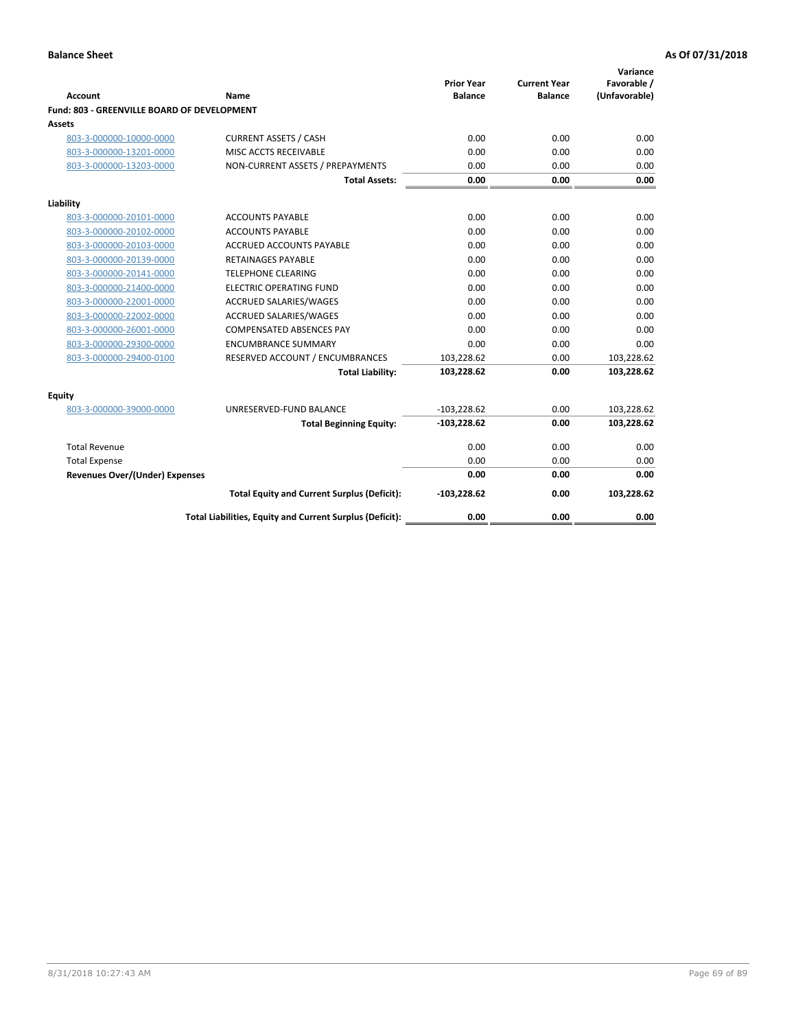**Balance Sheet** **As Of 07/31/2018**

| Account | Name | Prior Year Balance | Current Year Balance | Variance Favorable / (Unfavorable) |
|---|---|---|---|---|
| **Fund: 803 - GREENVILLE BOARD OF DEVELOPMENT** | | | | |
| **Assets** | | | | |
| 803-3-000000-10000-0000 | CURRENT ASSETS / CASH | 0.00 | 0.00 | 0.00 |
| 803-3-000000-13201-0000 | MISC ACCTS RECEIVABLE | 0.00 | 0.00 | 0.00 |
| 803-3-000000-13203-0000 | NON-CURRENT ASSETS / PREPAYMENTS | 0.00 | 0.00 | 0.00 |
| | **Total Assets:** | **0.00** | **0.00** | **0.00** |
| **Liability** | | | | |
| 803-3-000000-20101-0000 | ACCOUNTS PAYABLE | 0.00 | 0.00 | 0.00 |
| 803-3-000000-20102-0000 | ACCOUNTS PAYABLE | 0.00 | 0.00 | 0.00 |
| 803-3-000000-20103-0000 | ACCRUED ACCOUNTS PAYABLE | 0.00 | 0.00 | 0.00 |
| 803-3-000000-20139-0000 | RETAINAGES PAYABLE | 0.00 | 0.00 | 0.00 |
| 803-3-000000-20141-0000 | TELEPHONE CLEARING | 0.00 | 0.00 | 0.00 |
| 803-3-000000-21400-0000 | ELECTRIC OPERATING FUND | 0.00 | 0.00 | 0.00 |
| 803-3-000000-22001-0000 | ACCRUED SALARIES/WAGES | 0.00 | 0.00 | 0.00 |
| 803-3-000000-22002-0000 | ACCRUED SALARIES/WAGES | 0.00 | 0.00 | 0.00 |
| 803-3-000000-26001-0000 | COMPENSATED ABSENCES PAY | 0.00 | 0.00 | 0.00 |
| 803-3-000000-29300-0000 | ENCUMBRANCE SUMMARY | 0.00 | 0.00 | 0.00 |
| 803-3-000000-29400-0100 | RESERVED ACCOUNT / ENCUMBRANCES | 103,228.62 | 0.00 | 103,228.62 |
| | **Total Liability:** | **103,228.62** | **0.00** | **103,228.62** |
| **Equity** | | | | |
| 803-3-000000-39000-0000 | UNRESERVED-FUND BALANCE | -103,228.62 | 0.00 | 103,228.62 |
| | **Total Beginning Equity:** | **-103,228.62** | **0.00** | **103,228.62** |
| Total Revenue | | 0.00 | 0.00 | 0.00 |
| Total Expense | | 0.00 | 0.00 | 0.00 |
| **Revenues Over/(Under) Expenses** | | **0.00** | **0.00** | **0.00** |
| | **Total Equity and Current Surplus (Deficit):** | **-103,228.62** | **0.00** | **103,228.62** |
| | **Total Liabilities, Equity and Current Surplus (Deficit):** | **0.00** | **0.00** | **0.00** |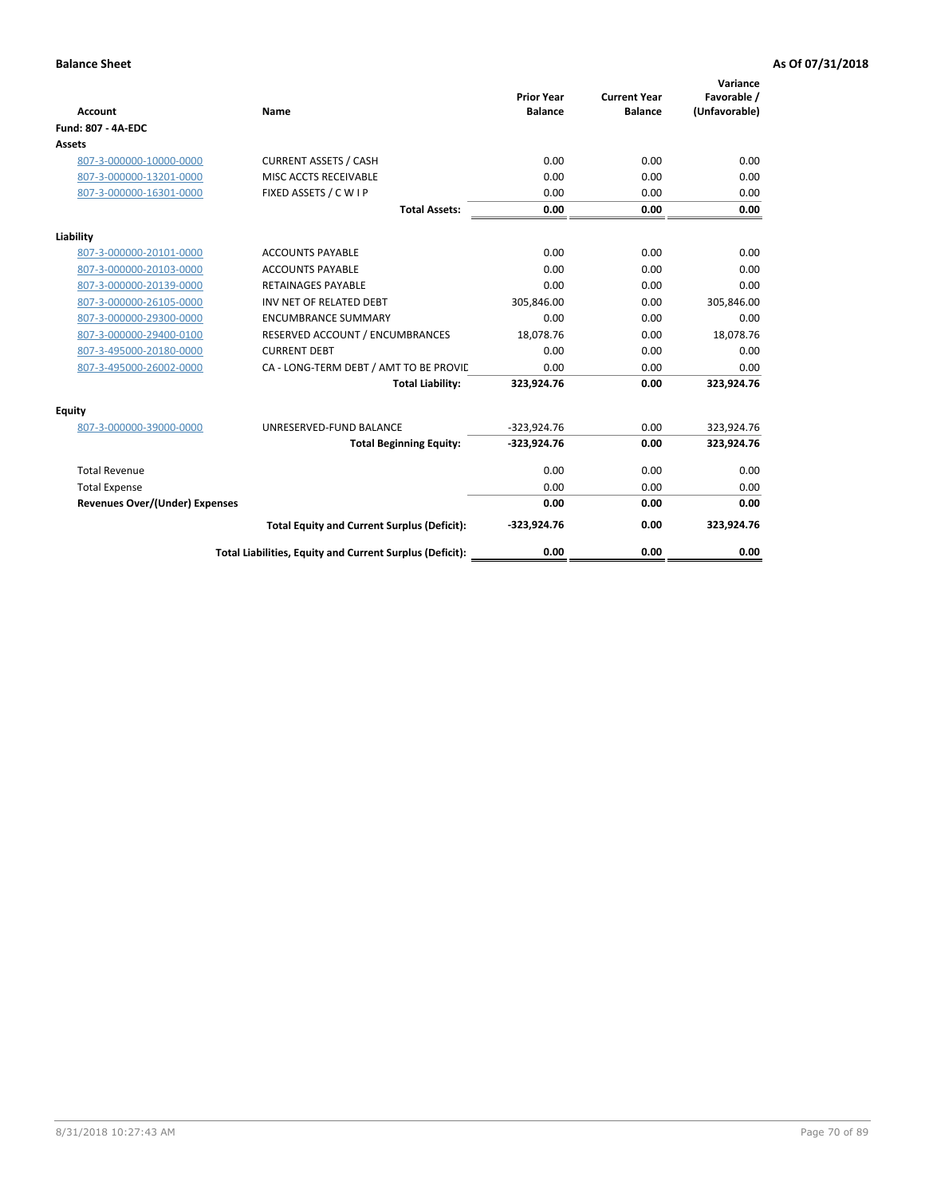**Balance Sheet** **As Of 07/31/2018**

| Account | Name | Prior Year Balance | Current Year Balance | Variance Favorable / (Unfavorable) |
|---|---|---|---|---|
| **Fund: 807 - 4A-EDC** | | | | |
| **Assets** | | | | |
| 807-3-000000-10000-0000 | CURRENT ASSETS / CASH | 0.00 | 0.00 | 0.00 |
| 807-3-000000-13201-0000 | MISC ACCTS RECEIVABLE | 0.00 | 0.00 | 0.00 |
| 807-3-000000-16301-0000 | FIXED ASSETS / C W I P | 0.00 | 0.00 | 0.00 |
| | **Total Assets:** | **0.00** | **0.00** | **0.00** |
| **Liability** | | | | |
| 807-3-000000-20101-0000 | ACCOUNTS PAYABLE | 0.00 | 0.00 | 0.00 |
| 807-3-000000-20103-0000 | ACCOUNTS PAYABLE | 0.00 | 0.00 | 0.00 |
| 807-3-000000-20139-0000 | RETAINAGES PAYABLE | 0.00 | 0.00 | 0.00 |
| 807-3-000000-26105-0000 | INV NET OF RELATED DEBT | 305,846.00 | 0.00 | 305,846.00 |
| 807-3-000000-29300-0000 | ENCUMBRANCE SUMMARY | 0.00 | 0.00 | 0.00 |
| 807-3-000000-29400-0100 | RESERVED ACCOUNT / ENCUMBRANCES | 18,078.76 | 0.00 | 18,078.76 |
| 807-3-495000-20180-0000 | CURRENT DEBT | 0.00 | 0.00 | 0.00 |
| 807-3-495000-26002-0000 | CA - LONG-TERM DEBT / AMT TO BE PROVIE | 0.00 | 0.00 | 0.00 |
| | **Total Liability:** | **323,924.76** | **0.00** | **323,924.76** |
| **Equity** | | | | |
| 807-3-000000-39000-0000 | UNRESERVED-FUND BALANCE | -323,924.76 | 0.00 | 323,924.76 |
| | **Total Beginning Equity:** | **-323,924.76** | **0.00** | **323,924.76** |
| Total Revenue | | 0.00 | 0.00 | 0.00 |
| Total Expense | | 0.00 | 0.00 | 0.00 |
| **Revenues Over/(Under) Expenses** | | **0.00** | **0.00** | **0.00** |
| | **Total Equity and Current Surplus (Deficit):** | **-323,924.76** | **0.00** | **323,924.76** |
| | **Total Liabilities, Equity and Current Surplus (Deficit):** | **0.00** | **0.00** | **0.00** |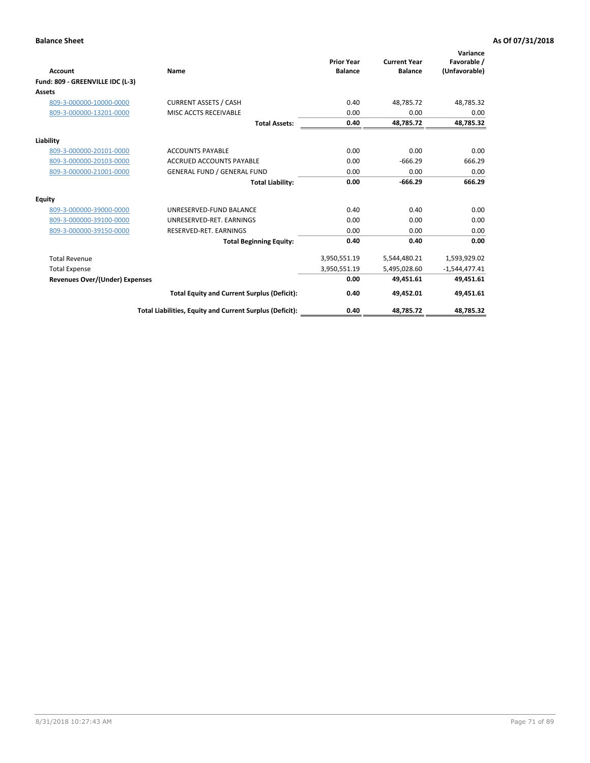**Balance Sheet** **As Of 07/31/2018**

| Account | Name | Prior Year Balance | Current Year Balance | Variance Favorable / (Unfavorable) |
|---|---|---|---|---|
| **Fund: 809 - GREENVILLE IDC (L-3)** | | | | |
| **Assets** | | | | |
| 809-3-000000-10000-0000 | CURRENT ASSETS / CASH | 0.40 | 48,785.72 | 48,785.32 |
| 809-3-000000-13201-0000 | MISC ACCTS RECEIVABLE | 0.00 | 0.00 | 0.00 |
| | **Total Assets:** | **0.40** | **48,785.72** | **48,785.32** |
| **Liability** | | | | |
| 809-3-000000-20101-0000 | ACCOUNTS PAYABLE | 0.00 | 0.00 | 0.00 |
| 809-3-000000-20103-0000 | ACCRUED ACCOUNTS PAYABLE | 0.00 | -666.29 | 666.29 |
| 809-3-000000-21001-0000 | GENERAL FUND / GENERAL FUND | 0.00 | 0.00 | 0.00 |
| | **Total Liability:** | **0.00** | **-666.29** | **666.29** |
| **Equity** | | | | |
| 809-3-000000-39000-0000 | UNRESERVED-FUND BALANCE | 0.40 | 0.40 | 0.00 |
| 809-3-000000-39100-0000 | UNRESERVED-RET. EARNINGS | 0.00 | 0.00 | 0.00 |
| 809-3-000000-39150-0000 | RESERVED-RET. EARNINGS | 0.00 | 0.00 | 0.00 |
| | **Total Beginning Equity:** | **0.40** | **0.40** | **0.00** |
| Total Revenue | | 3,950,551.19 | 5,544,480.21 | 1,593,929.02 |
| Total Expense | | 3,950,551.19 | 5,495,028.60 | -1,544,477.41 |
| **Revenues Over/(Under) Expenses** | | **0.00** | **49,451.61** | **49,451.61** |
| | **Total Equity and Current Surplus (Deficit):** | **0.40** | **49,452.01** | **49,451.61** |
| | **Total Liabilities, Equity and Current Surplus (Deficit):** | **0.40** | **48,785.72** | **48,785.32** |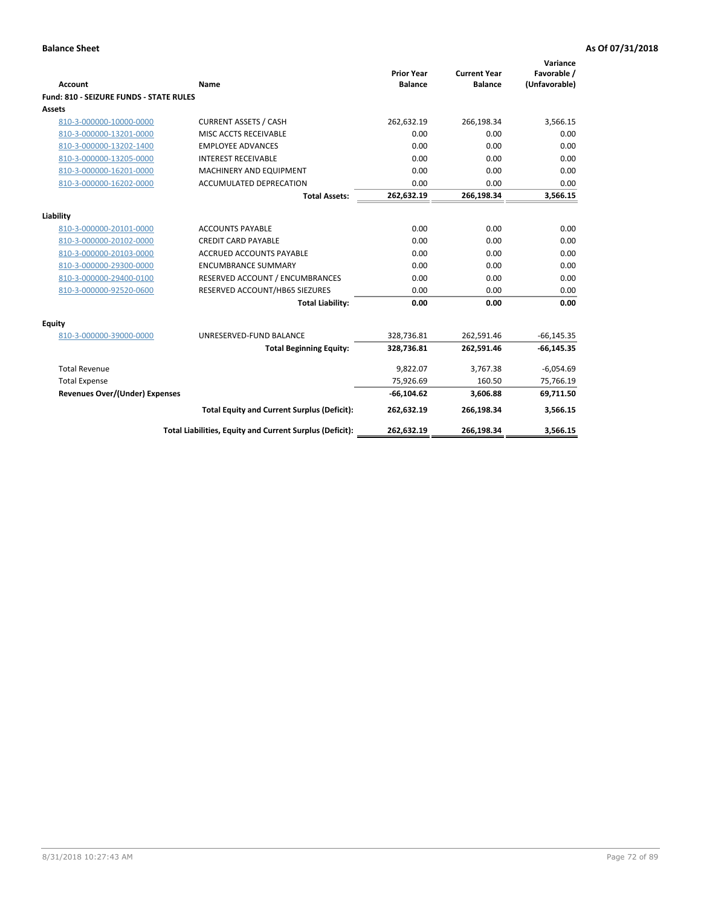**Balance Sheet** **As Of 07/31/2018**

| Account | Name | Prior Year Balance | Current Year Balance | Variance Favorable / (Unfavorable) |
|---|---|---|---|---|
| **Fund: 810 - SEIZURE FUNDS - STATE RULES** | | | | |
| **Assets** | | | | |
| 810-3-000000-10000-0000 | CURRENT ASSETS / CASH | 262,632.19 | 266,198.34 | 3,566.15 |
| 810-3-000000-13201-0000 | MISC ACCTS RECEIVABLE | 0.00 | 0.00 | 0.00 |
| 810-3-000000-13202-1400 | EMPLOYEE ADVANCES | 0.00 | 0.00 | 0.00 |
| 810-3-000000-13205-0000 | INTEREST RECEIVABLE | 0.00 | 0.00 | 0.00 |
| 810-3-000000-16201-0000 | MACHINERY AND EQUIPMENT | 0.00 | 0.00 | 0.00 |
| 810-3-000000-16202-0000 | ACCUMULATED DEPRECATION | 0.00 | 0.00 | 0.00 |
| | **Total Assets:** | **262,632.19** | **266,198.34** | **3,566.15** |
| **Liability** | | | | |
| 810-3-000000-20101-0000 | ACCOUNTS PAYABLE | 0.00 | 0.00 | 0.00 |
| 810-3-000000-20102-0000 | CREDIT CARD PAYABLE | 0.00 | 0.00 | 0.00 |
| 810-3-000000-20103-0000 | ACCRUED ACCOUNTS PAYABLE | 0.00 | 0.00 | 0.00 |
| 810-3-000000-29300-0000 | ENCUMBRANCE SUMMARY | 0.00 | 0.00 | 0.00 |
| 810-3-000000-29400-0100 | RESERVED ACCOUNT / ENCUMBRANCES | 0.00 | 0.00 | 0.00 |
| 810-3-000000-92520-0600 | RESERVED ACCOUNT/HB65 SIEZURES | 0.00 | 0.00 | 0.00 |
| | **Total Liability:** | **0.00** | **0.00** | **0.00** |
| **Equity** | | | | |
| 810-3-000000-39000-0000 | UNRESERVED-FUND BALANCE | 328,736.81 | 262,591.46 | -66,145.35 |
| | **Total Beginning Equity:** | **328,736.81** | **262,591.46** | **-66,145.35** |
| Total Revenue | | 9,822.07 | 3,767.38 | -6,054.69 |
| Total Expense | | 75,926.69 | 160.50 | 75,766.19 |
| **Revenues Over/(Under) Expenses** | | **-66,104.62** | **3,606.88** | **69,711.50** |
| | **Total Equity and Current Surplus (Deficit):** | **262,632.19** | **266,198.34** | **3,566.15** |
| | **Total Liabilities, Equity and Current Surplus (Deficit):** | **262,632.19** | **266,198.34** | **3,566.15** |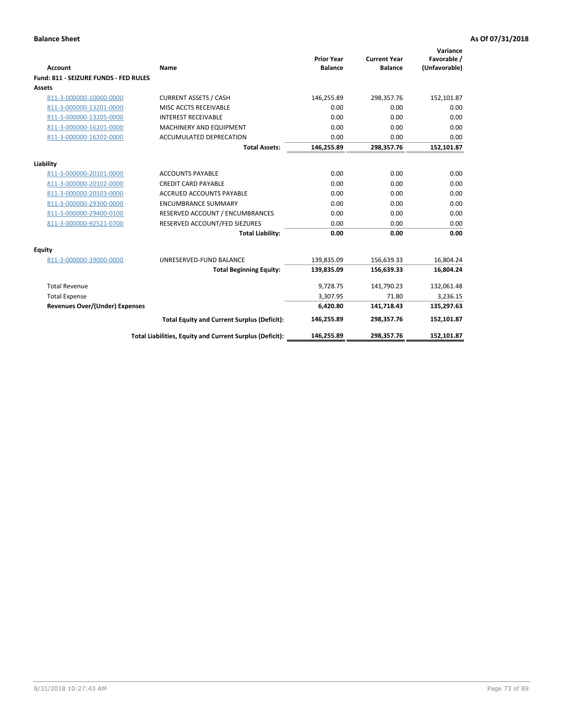**Balance Sheet** **As Of 07/31/2018**

| Account | Name | Prior Year Balance | Current Year Balance | Variance Favorable / (Unfavorable) |
|---|---|---|---|---|
| **Fund: 811 - SEIZURE FUNDS - FED RULES** | | | | |
| **Assets** | | | | |
| 811-3-000000-10000-0000 | CURRENT ASSETS / CASH | 146,255.89 | 298,357.76 | 152,101.87 |
| 811-3-000000-13201-0000 | MISC ACCTS RECEIVABLE | 0.00 | 0.00 | 0.00 |
| 811-3-000000-13205-0000 | INTEREST RECEIVABLE | 0.00 | 0.00 | 0.00 |
| 811-3-000000-16201-0000 | MACHINERY AND EQUIPMENT | 0.00 | 0.00 | 0.00 |
| 811-3-000000-16202-0000 | ACCUMULATED DEPRECATION | 0.00 | 0.00 | 0.00 |
| | **Total Assets:** | **146,255.89** | **298,357.76** | **152,101.87** |
| **Liability** | | | | |
| 811-3-000000-20101-0000 | ACCOUNTS PAYABLE | 0.00 | 0.00 | 0.00 |
| 811-3-000000-20102-0000 | CREDIT CARD PAYABLE | 0.00 | 0.00 | 0.00 |
| 811-3-000000-20103-0000 | ACCRUED ACCOUNTS PAYABLE | 0.00 | 0.00 | 0.00 |
| 811-3-000000-29300-0000 | ENCUMBRANCE SUMMARY | 0.00 | 0.00 | 0.00 |
| 811-3-000000-29400-0100 | RESERVED ACCOUNT / ENCUMBRANCES | 0.00 | 0.00 | 0.00 |
| 811-3-000000-92521-0700 | RESERVED ACCOUNT/FED SIEZURES | 0.00 | 0.00 | 0.00 |
| | **Total Liability:** | **0.00** | **0.00** | **0.00** |
| **Equity** | | | | |
| 811-3-000000-39000-0000 | UNRESERVED-FUND BALANCE | 139,835.09 | 156,639.33 | 16,804.24 |
| | **Total Beginning Equity:** | **139,835.09** | **156,639.33** | **16,804.24** |
| Total Revenue | | 9,728.75 | 141,790.23 | 132,061.48 |
| Total Expense | | 3,307.95 | 71.80 | 3,236.15 |
| **Revenues Over/(Under) Expenses** | | **6,420.80** | **141,718.43** | **135,297.63** |
| | **Total Equity and Current Surplus (Deficit):** | **146,255.89** | **298,357.76** | **152,101.87** |
| | **Total Liabilities, Equity and Current Surplus (Deficit):** | **146,255.89** | **298,357.76** | **152,101.87** |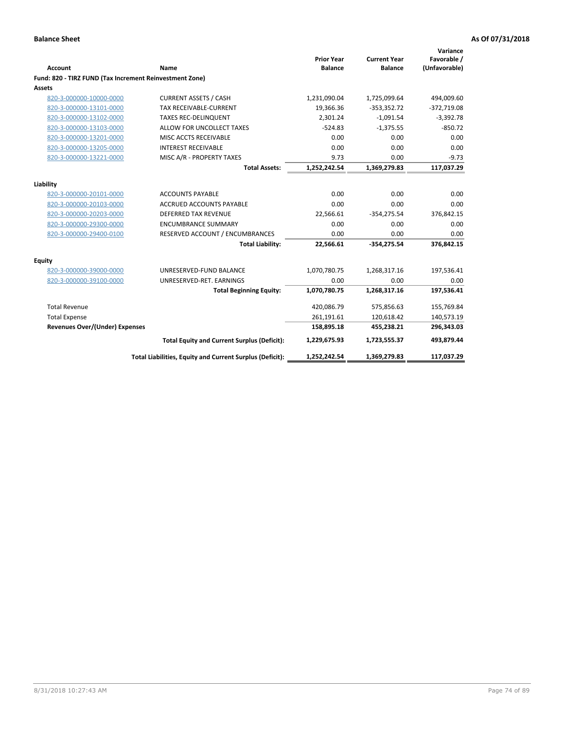**Balance Sheet** **As Of 07/31/2018**

| Account | Name | Prior Year Balance | Current Year Balance | Variance Favorable / (Unfavorable) |
|---|---|---|---|---|
| **Fund: 820 - TIRZ FUND (Tax Increment Reinvestment Zone)** | | | | |
| **Assets** | | | | |
| 820-3-000000-10000-0000 | CURRENT ASSETS / CASH | 1,231,090.04 | 1,725,099.64 | 494,009.60 |
| 820-3-000000-13101-0000 | TAX RECEIVABLE-CURRENT | 19,366.36 | -353,352.72 | -372,719.08 |
| 820-3-000000-13102-0000 | TAXES REC-DELINQUENT | 2,301.24 | -1,091.54 | -3,392.78 |
| 820-3-000000-13103-0000 | ALLOW FOR UNCOLLECT TAXES | -524.83 | -1,375.55 | -850.72 |
| 820-3-000000-13201-0000 | MISC ACCTS RECEIVABLE | 0.00 | 0.00 | 0.00 |
| 820-3-000000-13205-0000 | INTEREST RECEIVABLE | 0.00 | 0.00 | 0.00 |
| 820-3-000000-13221-0000 | MISC A/R - PROPERTY TAXES | 9.73 | 0.00 | -9.73 |
| | **Total Assets:** | **1,252,242.54** | **1,369,279.83** | **117,037.29** |
| **Liability** | | | | |
| 820-3-000000-20101-0000 | ACCOUNTS PAYABLE | 0.00 | 0.00 | 0.00 |
| 820-3-000000-20103-0000 | ACCRUED ACCOUNTS PAYABLE | 0.00 | 0.00 | 0.00 |
| 820-3-000000-20203-0000 | DEFERRED TAX REVENUE | 22,566.61 | -354,275.54 | 376,842.15 |
| 820-3-000000-29300-0000 | ENCUMBRANCE SUMMARY | 0.00 | 0.00 | 0.00 |
| 820-3-000000-29400-0100 | RESERVED ACCOUNT / ENCUMBRANCES | 0.00 | 0.00 | 0.00 |
| | **Total Liability:** | **22,566.61** | **-354,275.54** | **376,842.15** |
| **Equity** | | | | |
| 820-3-000000-39000-0000 | UNRESERVED-FUND BALANCE | 1,070,780.75 | 1,268,317.16 | 197,536.41 |
| 820-3-000000-39100-0000 | UNRESERVED-RET. EARNINGS | 0.00 | 0.00 | 0.00 |
| | **Total Beginning Equity:** | **1,070,780.75** | **1,268,317.16** | **197,536.41** |
| Total Revenue | | 420,086.79 | 575,856.63 | 155,769.84 |
| Total Expense | | 261,191.61 | 120,618.42 | 140,573.19 |
| **Revenues Over/(Under) Expenses** | | **158,895.18** | **455,238.21** | **296,343.03** |
| | **Total Equity and Current Surplus (Deficit):** | **1,229,675.93** | **1,723,555.37** | **493,879.44** |
| | **Total Liabilities, Equity and Current Surplus (Deficit):** | **1,252,242.54** | **1,369,279.83** | **117,037.29** |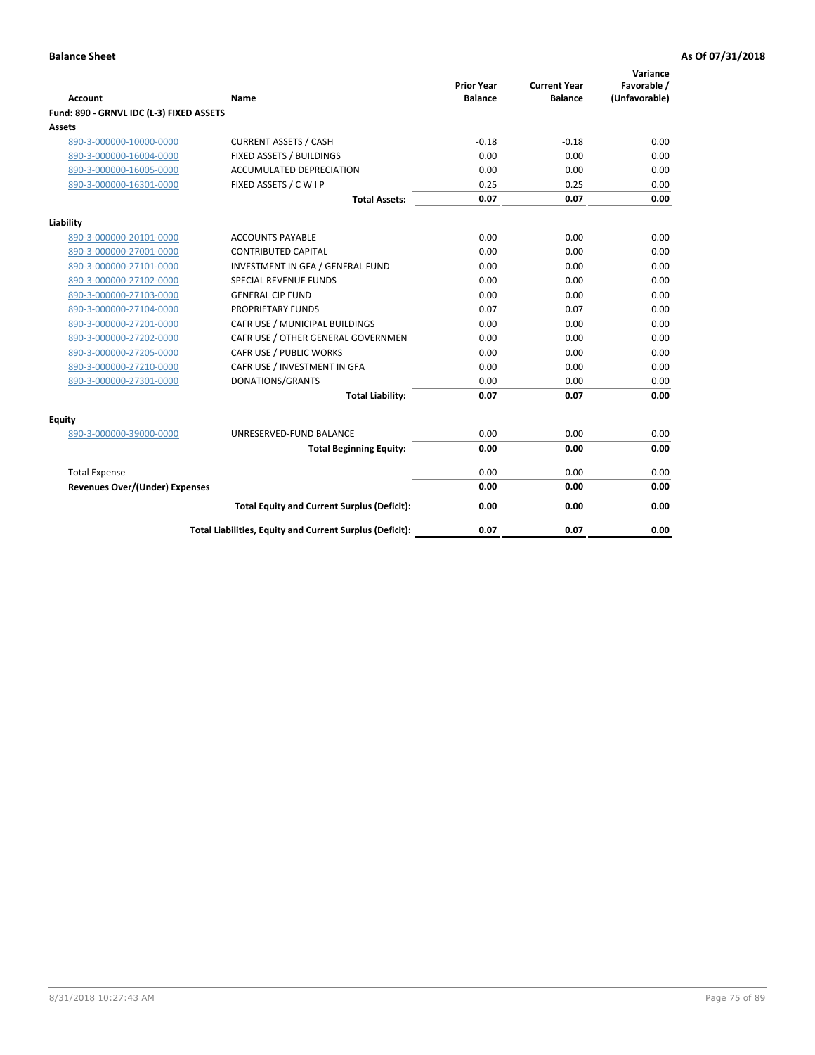**Balance Sheet** **As Of 07/31/2018**

| Account | Name | Prior Year Balance | Current Year Balance | Variance Favorable / (Unfavorable) |
|---|---|---|---|---|
| **Fund: 890 - GRNVL IDC (L-3) FIXED ASSETS** | | | | |
| **Assets** | | | | |
| 890-3-000000-10000-0000 | CURRENT ASSETS / CASH | -0.18 | -0.18 | 0.00 |
| 890-3-000000-16004-0000 | FIXED ASSETS / BUILDINGS | 0.00 | 0.00 | 0.00 |
| 890-3-000000-16005-0000 | ACCUMULATED DEPRECIATION | 0.00 | 0.00 | 0.00 |
| 890-3-000000-16301-0000 | FIXED ASSETS / C W I P | 0.25 | 0.25 | 0.00 |
| | **Total Assets:** | **0.07** | **0.07** | **0.00** |
| **Liability** | | | | |
| 890-3-000000-20101-0000 | ACCOUNTS PAYABLE | 0.00 | 0.00 | 0.00 |
| 890-3-000000-27001-0000 | CONTRIBUTED CAPITAL | 0.00 | 0.00 | 0.00 |
| 890-3-000000-27101-0000 | INVESTMENT IN GFA / GENERAL FUND | 0.00 | 0.00 | 0.00 |
| 890-3-000000-27102-0000 | SPECIAL REVENUE FUNDS | 0.00 | 0.00 | 0.00 |
| 890-3-000000-27103-0000 | GENERAL CIP FUND | 0.00 | 0.00 | 0.00 |
| 890-3-000000-27104-0000 | PROPRIETARY FUNDS | 0.07 | 0.07 | 0.00 |
| 890-3-000000-27201-0000 | CAFR USE / MUNICIPAL BUILDINGS | 0.00 | 0.00 | 0.00 |
| 890-3-000000-27202-0000 | CAFR USE / OTHER GENERAL GOVERNMEN | 0.00 | 0.00 | 0.00 |
| 890-3-000000-27205-0000 | CAFR USE / PUBLIC WORKS | 0.00 | 0.00 | 0.00 |
| 890-3-000000-27210-0000 | CAFR USE / INVESTMENT IN GFA | 0.00 | 0.00 | 0.00 |
| 890-3-000000-27301-0000 | DONATIONS/GRANTS | 0.00 | 0.00 | 0.00 |
| | **Total Liability:** | **0.07** | **0.07** | **0.00** |
| **Equity** | | | | |
| 890-3-000000-39000-0000 | UNRESERVED-FUND BALANCE | 0.00 | 0.00 | 0.00 |
| | **Total Beginning Equity:** | **0.00** | **0.00** | **0.00** |
| Total Expense | | 0.00 | 0.00 | 0.00 |
| **Revenues Over/(Under) Expenses** | | **0.00** | **0.00** | **0.00** |
| | **Total Equity and Current Surplus (Deficit):** | **0.00** | **0.00** | **0.00** |
| | **Total Liabilities, Equity and Current Surplus (Deficit):** | **0.07** | **0.07** | **0.00** |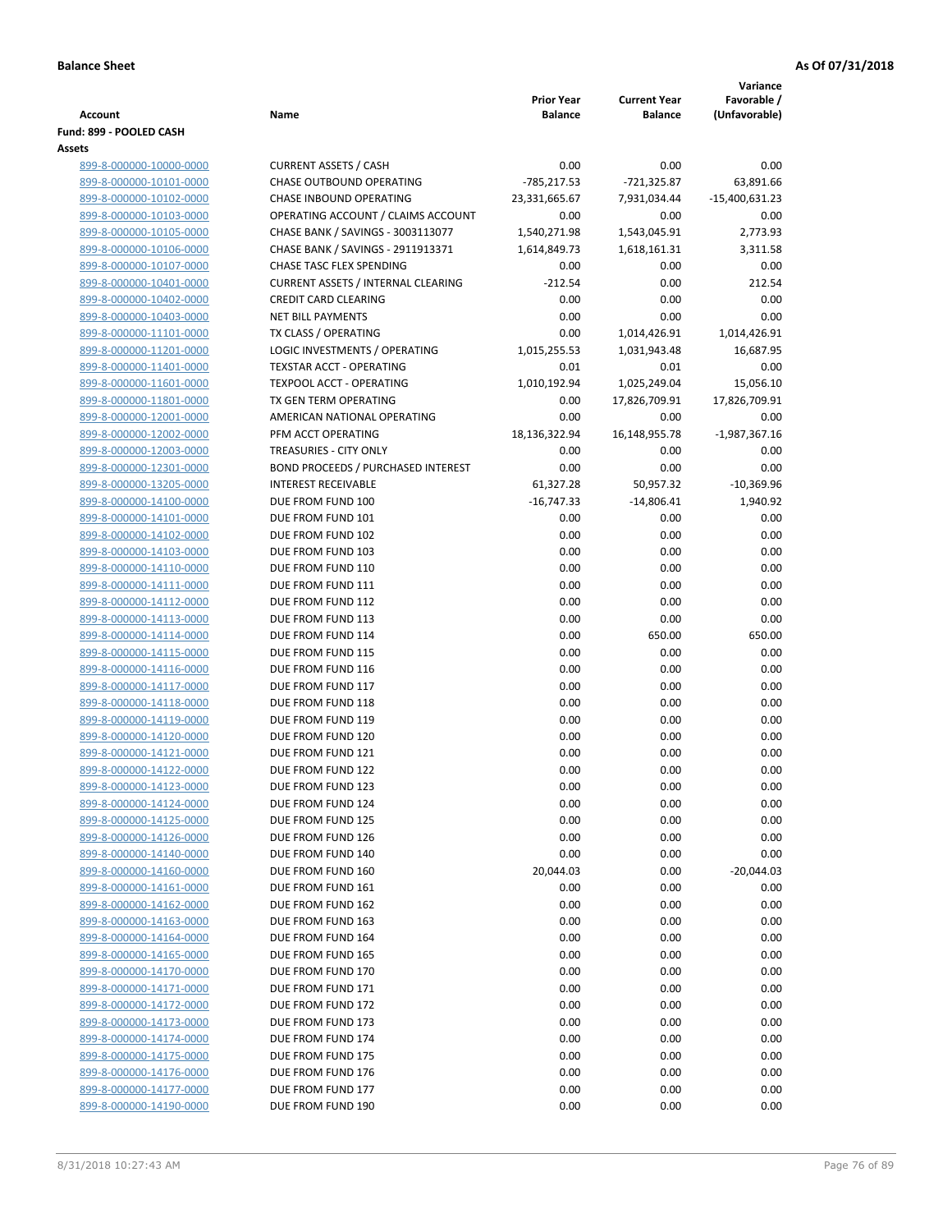**Balance Sheet** **As Of 07/31/2018**

| Account | Name | Prior Year Balance | Current Year Balance | Variance Favorable / (Unfavorable) |
|---|---|---|---|---|
| **Fund: 899 - POOLED CASH** | | | | |
| **Assets** | | | | |
| 899-8-000000-10000-0000 | CURRENT ASSETS / CASH | 0.00 | 0.00 | 0.00 |
| 899-8-000000-10101-0000 | CHASE OUTBOUND OPERATING | -785,217.53 | -721,325.87 | 63,891.66 |
| 899-8-000000-10102-0000 | CHASE INBOUND OPERATING | 23,331,665.67 | 7,931,034.44 | -15,400,631.23 |
| 899-8-000000-10103-0000 | OPERATING ACCOUNT / CLAIMS ACCOUNT | 0.00 | 0.00 | 0.00 |
| 899-8-000000-10105-0000 | CHASE BANK / SAVINGS - 3003113077 | 1,540,271.98 | 1,543,045.91 | 2,773.93 |
| 899-8-000000-10106-0000 | CHASE BANK / SAVINGS - 2911913371 | 1,614,849.73 | 1,618,161.31 | 3,311.58 |
| 899-8-000000-10107-0000 | CHASE TASC FLEX SPENDING | 0.00 | 0.00 | 0.00 |
| 899-8-000000-10401-0000 | CURRENT ASSETS / INTERNAL CLEARING | -212.54 | 0.00 | 212.54 |
| 899-8-000000-10402-0000 | CREDIT CARD CLEARING | 0.00 | 0.00 | 0.00 |
| 899-8-000000-10403-0000 | NET BILL PAYMENTS | 0.00 | 0.00 | 0.00 |
| 899-8-000000-11101-0000 | TX CLASS / OPERATING | 0.00 | 1,014,426.91 | 1,014,426.91 |
| 899-8-000000-11201-0000 | LOGIC INVESTMENTS / OPERATING | 1,015,255.53 | 1,031,943.48 | 16,687.95 |
| 899-8-000000-11401-0000 | TEXSTAR ACCT - OPERATING | 0.01 | 0.01 | 0.00 |
| 899-8-000000-11601-0000 | TEXPOOL ACCT - OPERATING | 1,010,192.94 | 1,025,249.04 | 15,056.10 |
| 899-8-000000-11801-0000 | TX GEN TERM OPERATING | 0.00 | 17,826,709.91 | 17,826,709.91 |
| 899-8-000000-12001-0000 | AMERICAN NATIONAL OPERATING | 0.00 | 0.00 | 0.00 |
| 899-8-000000-12002-0000 | PFM ACCT OPERATING | 18,136,322.94 | 16,148,955.78 | -1,987,367.16 |
| 899-8-000000-12003-0000 | TREASURIES - CITY ONLY | 0.00 | 0.00 | 0.00 |
| 899-8-000000-12301-0000 | BOND PROCEEDS / PURCHASED INTEREST | 0.00 | 0.00 | 0.00 |
| 899-8-000000-13205-0000 | INTEREST RECEIVABLE | 61,327.28 | 50,957.32 | -10,369.96 |
| 899-8-000000-14100-0000 | DUE FROM FUND 100 | -16,747.33 | -14,806.41 | 1,940.92 |
| 899-8-000000-14101-0000 | DUE FROM FUND 101 | 0.00 | 0.00 | 0.00 |
| 899-8-000000-14102-0000 | DUE FROM FUND 102 | 0.00 | 0.00 | 0.00 |
| 899-8-000000-14103-0000 | DUE FROM FUND 103 | 0.00 | 0.00 | 0.00 |
| 899-8-000000-14110-0000 | DUE FROM FUND 110 | 0.00 | 0.00 | 0.00 |
| 899-8-000000-14111-0000 | DUE FROM FUND 111 | 0.00 | 0.00 | 0.00 |
| 899-8-000000-14112-0000 | DUE FROM FUND 112 | 0.00 | 0.00 | 0.00 |
| 899-8-000000-14113-0000 | DUE FROM FUND 113 | 0.00 | 0.00 | 0.00 |
| 899-8-000000-14114-0000 | DUE FROM FUND 114 | 0.00 | 650.00 | 650.00 |
| 899-8-000000-14115-0000 | DUE FROM FUND 115 | 0.00 | 0.00 | 0.00 |
| 899-8-000000-14116-0000 | DUE FROM FUND 116 | 0.00 | 0.00 | 0.00 |
| 899-8-000000-14117-0000 | DUE FROM FUND 117 | 0.00 | 0.00 | 0.00 |
| 899-8-000000-14118-0000 | DUE FROM FUND 118 | 0.00 | 0.00 | 0.00 |
| 899-8-000000-14119-0000 | DUE FROM FUND 119 | 0.00 | 0.00 | 0.00 |
| 899-8-000000-14120-0000 | DUE FROM FUND 120 | 0.00 | 0.00 | 0.00 |
| 899-8-000000-14121-0000 | DUE FROM FUND 121 | 0.00 | 0.00 | 0.00 |
| 899-8-000000-14122-0000 | DUE FROM FUND 122 | 0.00 | 0.00 | 0.00 |
| 899-8-000000-14123-0000 | DUE FROM FUND 123 | 0.00 | 0.00 | 0.00 |
| 899-8-000000-14124-0000 | DUE FROM FUND 124 | 0.00 | 0.00 | 0.00 |
| 899-8-000000-14125-0000 | DUE FROM FUND 125 | 0.00 | 0.00 | 0.00 |
| 899-8-000000-14126-0000 | DUE FROM FUND 126 | 0.00 | 0.00 | 0.00 |
| 899-8-000000-14140-0000 | DUE FROM FUND 140 | 0.00 | 0.00 | 0.00 |
| 899-8-000000-14160-0000 | DUE FROM FUND 160 | 20,044.03 | 0.00 | -20,044.03 |
| 899-8-000000-14161-0000 | DUE FROM FUND 161 | 0.00 | 0.00 | 0.00 |
| 899-8-000000-14162-0000 | DUE FROM FUND 162 | 0.00 | 0.00 | 0.00 |
| 899-8-000000-14163-0000 | DUE FROM FUND 163 | 0.00 | 0.00 | 0.00 |
| 899-8-000000-14164-0000 | DUE FROM FUND 164 | 0.00 | 0.00 | 0.00 |
| 899-8-000000-14165-0000 | DUE FROM FUND 165 | 0.00 | 0.00 | 0.00 |
| 899-8-000000-14170-0000 | DUE FROM FUND 170 | 0.00 | 0.00 | 0.00 |
| 899-8-000000-14171-0000 | DUE FROM FUND 171 | 0.00 | 0.00 | 0.00 |
| 899-8-000000-14172-0000 | DUE FROM FUND 172 | 0.00 | 0.00 | 0.00 |
| 899-8-000000-14173-0000 | DUE FROM FUND 173 | 0.00 | 0.00 | 0.00 |
| 899-8-000000-14174-0000 | DUE FROM FUND 174 | 0.00 | 0.00 | 0.00 |
| 899-8-000000-14175-0000 | DUE FROM FUND 175 | 0.00 | 0.00 | 0.00 |
| 899-8-000000-14176-0000 | DUE FROM FUND 176 | 0.00 | 0.00 | 0.00 |
| 899-8-000000-14177-0000 | DUE FROM FUND 177 | 0.00 | 0.00 | 0.00 |
| 899-8-000000-14190-0000 | DUE FROM FUND 190 | 0.00 | 0.00 | 0.00 |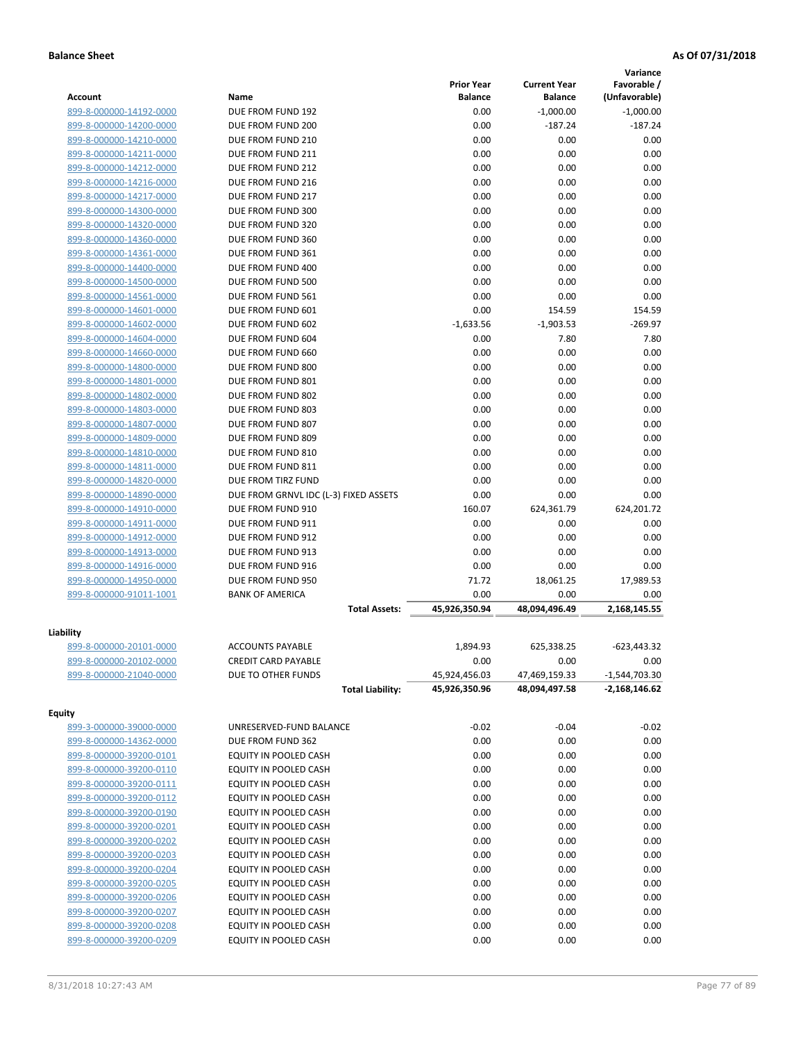**Balance Sheet** **As Of 07/31/2018**

| Account | Name | Prior Year Balance | Current Year Balance | Variance Favorable / (Unfavorable) |
|---|---|---|---|---|
| 899-8-000000-14192-0000 | DUE FROM FUND 192 | 0.00 | -1,000.00 | -1,000.00 |
| 899-8-000000-14200-0000 | DUE FROM FUND 200 | 0.00 | -187.24 | -187.24 |
| 899-8-000000-14210-0000 | DUE FROM FUND 210 | 0.00 | 0.00 | 0.00 |
| 899-8-000000-14211-0000 | DUE FROM FUND 211 | 0.00 | 0.00 | 0.00 |
| 899-8-000000-14212-0000 | DUE FROM FUND 212 | 0.00 | 0.00 | 0.00 |
| 899-8-000000-14216-0000 | DUE FROM FUND 216 | 0.00 | 0.00 | 0.00 |
| 899-8-000000-14217-0000 | DUE FROM FUND 217 | 0.00 | 0.00 | 0.00 |
| 899-8-000000-14300-0000 | DUE FROM FUND 300 | 0.00 | 0.00 | 0.00 |
| 899-8-000000-14320-0000 | DUE FROM FUND 320 | 0.00 | 0.00 | 0.00 |
| 899-8-000000-14360-0000 | DUE FROM FUND 360 | 0.00 | 0.00 | 0.00 |
| 899-8-000000-14361-0000 | DUE FROM FUND 361 | 0.00 | 0.00 | 0.00 |
| 899-8-000000-14400-0000 | DUE FROM FUND 400 | 0.00 | 0.00 | 0.00 |
| 899-8-000000-14500-0000 | DUE FROM FUND 500 | 0.00 | 0.00 | 0.00 |
| 899-8-000000-14561-0000 | DUE FROM FUND 561 | 0.00 | 0.00 | 0.00 |
| 899-8-000000-14601-0000 | DUE FROM FUND 601 | 0.00 | 154.59 | 154.59 |
| 899-8-000000-14602-0000 | DUE FROM FUND 602 | -1,633.56 | -1,903.53 | -269.97 |
| 899-8-000000-14604-0000 | DUE FROM FUND 604 | 0.00 | 7.80 | 7.80 |
| 899-8-000000-14660-0000 | DUE FROM FUND 660 | 0.00 | 0.00 | 0.00 |
| 899-8-000000-14800-0000 | DUE FROM FUND 800 | 0.00 | 0.00 | 0.00 |
| 899-8-000000-14801-0000 | DUE FROM FUND 801 | 0.00 | 0.00 | 0.00 |
| 899-8-000000-14802-0000 | DUE FROM FUND 802 | 0.00 | 0.00 | 0.00 |
| 899-8-000000-14803-0000 | DUE FROM FUND 803 | 0.00 | 0.00 | 0.00 |
| 899-8-000000-14807-0000 | DUE FROM FUND 807 | 0.00 | 0.00 | 0.00 |
| 899-8-000000-14809-0000 | DUE FROM FUND 809 | 0.00 | 0.00 | 0.00 |
| 899-8-000000-14810-0000 | DUE FROM FUND 810 | 0.00 | 0.00 | 0.00 |
| 899-8-000000-14811-0000 | DUE FROM FUND 811 | 0.00 | 0.00 | 0.00 |
| 899-8-000000-14820-0000 | DUE FROM TIRZ FUND | 0.00 | 0.00 | 0.00 |
| 899-8-000000-14890-0000 | DUE FROM GRNVL IDC (L-3) FIXED ASSETS | 0.00 | 0.00 | 0.00 |
| 899-8-000000-14910-0000 | DUE FROM FUND 910 | 160.07 | 624,361.79 | 624,201.72 |
| 899-8-000000-14911-0000 | DUE FROM FUND 911 | 0.00 | 0.00 | 0.00 |
| 899-8-000000-14912-0000 | DUE FROM FUND 912 | 0.00 | 0.00 | 0.00 |
| 899-8-000000-14913-0000 | DUE FROM FUND 913 | 0.00 | 0.00 | 0.00 |
| 899-8-000000-14916-0000 | DUE FROM FUND 916 | 0.00 | 0.00 | 0.00 |
| 899-8-000000-14950-0000 | DUE FROM FUND 950 | 71.72 | 18,061.25 | 17,989.53 |
| 899-8-000000-91011-1001 | BANK OF AMERICA | 0.00 | 0.00 | 0.00 |
| | **Total Assets:** | **45,926,350.94** | **48,094,496.49** | **2,168,145.55** |
| **Liability** | | | | |
| 899-8-000000-20101-0000 | ACCOUNTS PAYABLE | 1,894.93 | 625,338.25 | -623,443.32 |
| 899-8-000000-20102-0000 | CREDIT CARD PAYABLE | 0.00 | 0.00 | 0.00 |
| 899-8-000000-21040-0000 | DUE TO OTHER FUNDS | 45,924,456.03 | 47,469,159.33 | -1,544,703.30 |
| | **Total Liability:** | **45,926,350.96** | **48,094,497.58** | **-2,168,146.62** |
| **Equity** | | | | |
| 899-3-000000-39000-0000 | UNRESERVED-FUND BALANCE | -0.02 | -0.04 | -0.02 |
| 899-8-000000-14362-0000 | DUE FROM FUND 362 | 0.00 | 0.00 | 0.00 |
| 899-8-000000-39200-0101 | EQUITY IN POOLED CASH | 0.00 | 0.00 | 0.00 |
| 899-8-000000-39200-0110 | EQUITY IN POOLED CASH | 0.00 | 0.00 | 0.00 |
| 899-8-000000-39200-0111 | EQUITY IN POOLED CASH | 0.00 | 0.00 | 0.00 |
| 899-8-000000-39200-0112 | EQUITY IN POOLED CASH | 0.00 | 0.00 | 0.00 |
| 899-8-000000-39200-0190 | EQUITY IN POOLED CASH | 0.00 | 0.00 | 0.00 |
| 899-8-000000-39200-0201 | EQUITY IN POOLED CASH | 0.00 | 0.00 | 0.00 |
| 899-8-000000-39200-0202 | EQUITY IN POOLED CASH | 0.00 | 0.00 | 0.00 |
| 899-8-000000-39200-0203 | EQUITY IN POOLED CASH | 0.00 | 0.00 | 0.00 |
| 899-8-000000-39200-0204 | EQUITY IN POOLED CASH | 0.00 | 0.00 | 0.00 |
| 899-8-000000-39200-0205 | EQUITY IN POOLED CASH | 0.00 | 0.00 | 0.00 |
| 899-8-000000-39200-0206 | EQUITY IN POOLED CASH | 0.00 | 0.00 | 0.00 |
| 899-8-000000-39200-0207 | EQUITY IN POOLED CASH | 0.00 | 0.00 | 0.00 |
| 899-8-000000-39200-0208 | EQUITY IN POOLED CASH | 0.00 | 0.00 | 0.00 |
| 899-8-000000-39200-0209 | EQUITY IN POOLED CASH | 0.00 | 0.00 | 0.00 |

8/31/2018 10:27:43 AM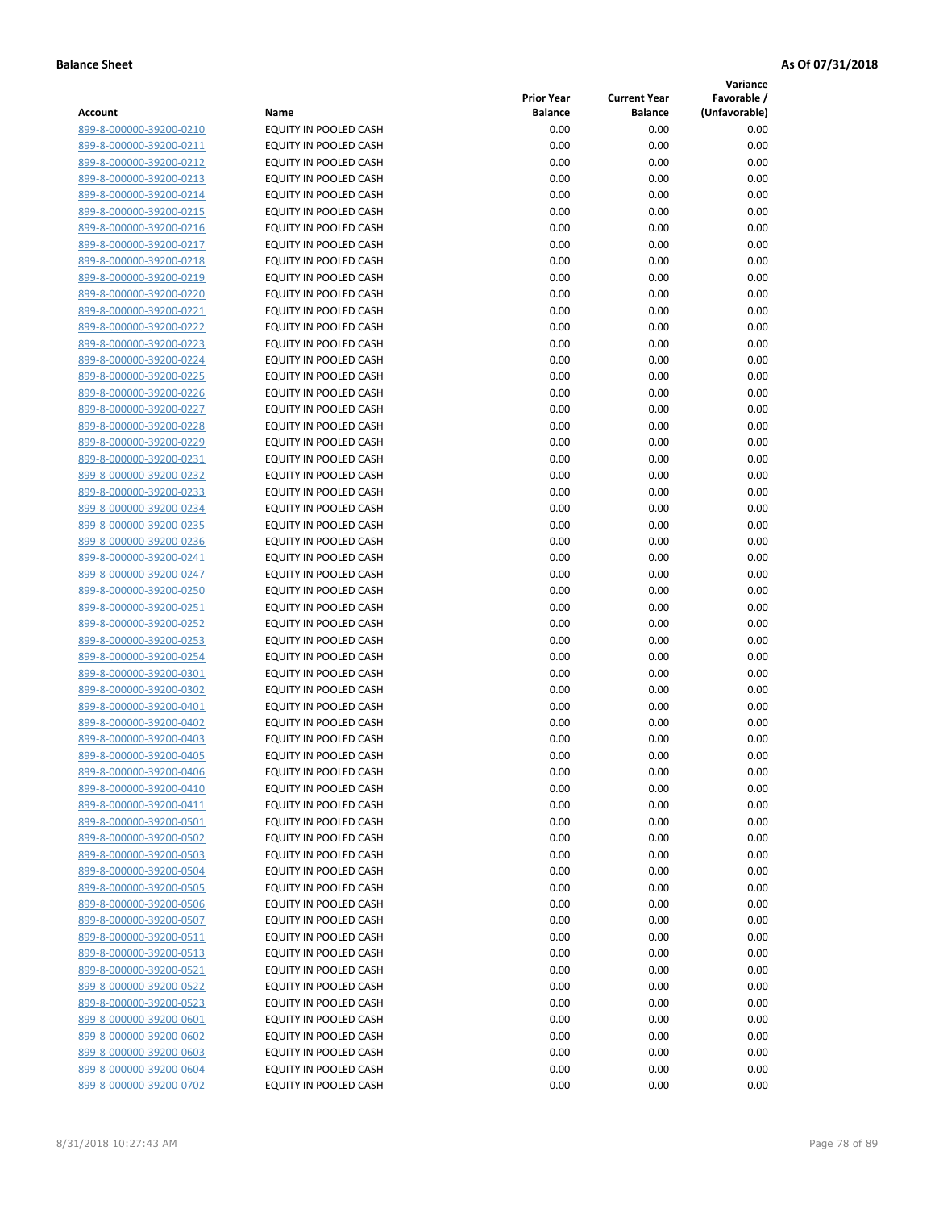**Balance Sheet** **As Of 07/31/2018**

| Account | Name | Prior Year Balance | Current Year Balance | Variance Favorable / (Unfavorable) |
|---|---|---|---|---|
| 899-8-000000-39200-0210 | EQUITY IN POOLED CASH | 0.00 | 0.00 | 0.00 |
| 899-8-000000-39200-0211 | EQUITY IN POOLED CASH | 0.00 | 0.00 | 0.00 |
| 899-8-000000-39200-0212 | EQUITY IN POOLED CASH | 0.00 | 0.00 | 0.00 |
| 899-8-000000-39200-0213 | EQUITY IN POOLED CASH | 0.00 | 0.00 | 0.00 |
| 899-8-000000-39200-0214 | EQUITY IN POOLED CASH | 0.00 | 0.00 | 0.00 |
| 899-8-000000-39200-0215 | EQUITY IN POOLED CASH | 0.00 | 0.00 | 0.00 |
| 899-8-000000-39200-0216 | EQUITY IN POOLED CASH | 0.00 | 0.00 | 0.00 |
| 899-8-000000-39200-0217 | EQUITY IN POOLED CASH | 0.00 | 0.00 | 0.00 |
| 899-8-000000-39200-0218 | EQUITY IN POOLED CASH | 0.00 | 0.00 | 0.00 |
| 899-8-000000-39200-0219 | EQUITY IN POOLED CASH | 0.00 | 0.00 | 0.00 |
| 899-8-000000-39200-0220 | EQUITY IN POOLED CASH | 0.00 | 0.00 | 0.00 |
| 899-8-000000-39200-0221 | EQUITY IN POOLED CASH | 0.00 | 0.00 | 0.00 |
| 899-8-000000-39200-0222 | EQUITY IN POOLED CASH | 0.00 | 0.00 | 0.00 |
| 899-8-000000-39200-0223 | EQUITY IN POOLED CASH | 0.00 | 0.00 | 0.00 |
| 899-8-000000-39200-0224 | EQUITY IN POOLED CASH | 0.00 | 0.00 | 0.00 |
| 899-8-000000-39200-0225 | EQUITY IN POOLED CASH | 0.00 | 0.00 | 0.00 |
| 899-8-000000-39200-0226 | EQUITY IN POOLED CASH | 0.00 | 0.00 | 0.00 |
| 899-8-000000-39200-0227 | EQUITY IN POOLED CASH | 0.00 | 0.00 | 0.00 |
| 899-8-000000-39200-0228 | EQUITY IN POOLED CASH | 0.00 | 0.00 | 0.00 |
| 899-8-000000-39200-0229 | EQUITY IN POOLED CASH | 0.00 | 0.00 | 0.00 |
| 899-8-000000-39200-0231 | EQUITY IN POOLED CASH | 0.00 | 0.00 | 0.00 |
| 899-8-000000-39200-0232 | EQUITY IN POOLED CASH | 0.00 | 0.00 | 0.00 |
| 899-8-000000-39200-0233 | EQUITY IN POOLED CASH | 0.00 | 0.00 | 0.00 |
| 899-8-000000-39200-0234 | EQUITY IN POOLED CASH | 0.00 | 0.00 | 0.00 |
| 899-8-000000-39200-0235 | EQUITY IN POOLED CASH | 0.00 | 0.00 | 0.00 |
| 899-8-000000-39200-0236 | EQUITY IN POOLED CASH | 0.00 | 0.00 | 0.00 |
| 899-8-000000-39200-0241 | EQUITY IN POOLED CASH | 0.00 | 0.00 | 0.00 |
| 899-8-000000-39200-0247 | EQUITY IN POOLED CASH | 0.00 | 0.00 | 0.00 |
| 899-8-000000-39200-0250 | EQUITY IN POOLED CASH | 0.00 | 0.00 | 0.00 |
| 899-8-000000-39200-0251 | EQUITY IN POOLED CASH | 0.00 | 0.00 | 0.00 |
| 899-8-000000-39200-0252 | EQUITY IN POOLED CASH | 0.00 | 0.00 | 0.00 |
| 899-8-000000-39200-0253 | EQUITY IN POOLED CASH | 0.00 | 0.00 | 0.00 |
| 899-8-000000-39200-0254 | EQUITY IN POOLED CASH | 0.00 | 0.00 | 0.00 |
| 899-8-000000-39200-0301 | EQUITY IN POOLED CASH | 0.00 | 0.00 | 0.00 |
| 899-8-000000-39200-0302 | EQUITY IN POOLED CASH | 0.00 | 0.00 | 0.00 |
| 899-8-000000-39200-0401 | EQUITY IN POOLED CASH | 0.00 | 0.00 | 0.00 |
| 899-8-000000-39200-0402 | EQUITY IN POOLED CASH | 0.00 | 0.00 | 0.00 |
| 899-8-000000-39200-0403 | EQUITY IN POOLED CASH | 0.00 | 0.00 | 0.00 |
| 899-8-000000-39200-0405 | EQUITY IN POOLED CASH | 0.00 | 0.00 | 0.00 |
| 899-8-000000-39200-0406 | EQUITY IN POOLED CASH | 0.00 | 0.00 | 0.00 |
| 899-8-000000-39200-0410 | EQUITY IN POOLED CASH | 0.00 | 0.00 | 0.00 |
| 899-8-000000-39200-0411 | EQUITY IN POOLED CASH | 0.00 | 0.00 | 0.00 |
| 899-8-000000-39200-0501 | EQUITY IN POOLED CASH | 0.00 | 0.00 | 0.00 |
| 899-8-000000-39200-0502 | EQUITY IN POOLED CASH | 0.00 | 0.00 | 0.00 |
| 899-8-000000-39200-0503 | EQUITY IN POOLED CASH | 0.00 | 0.00 | 0.00 |
| 899-8-000000-39200-0504 | EQUITY IN POOLED CASH | 0.00 | 0.00 | 0.00 |
| 899-8-000000-39200-0505 | EQUITY IN POOLED CASH | 0.00 | 0.00 | 0.00 |
| 899-8-000000-39200-0506 | EQUITY IN POOLED CASH | 0.00 | 0.00 | 0.00 |
| 899-8-000000-39200-0507 | EQUITY IN POOLED CASH | 0.00 | 0.00 | 0.00 |
| 899-8-000000-39200-0511 | EQUITY IN POOLED CASH | 0.00 | 0.00 | 0.00 |
| 899-8-000000-39200-0513 | EQUITY IN POOLED CASH | 0.00 | 0.00 | 0.00 |
| 899-8-000000-39200-0521 | EQUITY IN POOLED CASH | 0.00 | 0.00 | 0.00 |
| 899-8-000000-39200-0522 | EQUITY IN POOLED CASH | 0.00 | 0.00 | 0.00 |
| 899-8-000000-39200-0523 | EQUITY IN POOLED CASH | 0.00 | 0.00 | 0.00 |
| 899-8-000000-39200-0601 | EQUITY IN POOLED CASH | 0.00 | 0.00 | 0.00 |
| 899-8-000000-39200-0602 | EQUITY IN POOLED CASH | 0.00 | 0.00 | 0.00 |
| 899-8-000000-39200-0603 | EQUITY IN POOLED CASH | 0.00 | 0.00 | 0.00 |
| 899-8-000000-39200-0604 | EQUITY IN POOLED CASH | 0.00 | 0.00 | 0.00 |
| 899-8-000000-39200-0702 | EQUITY IN POOLED CASH | 0.00 | 0.00 | 0.00 |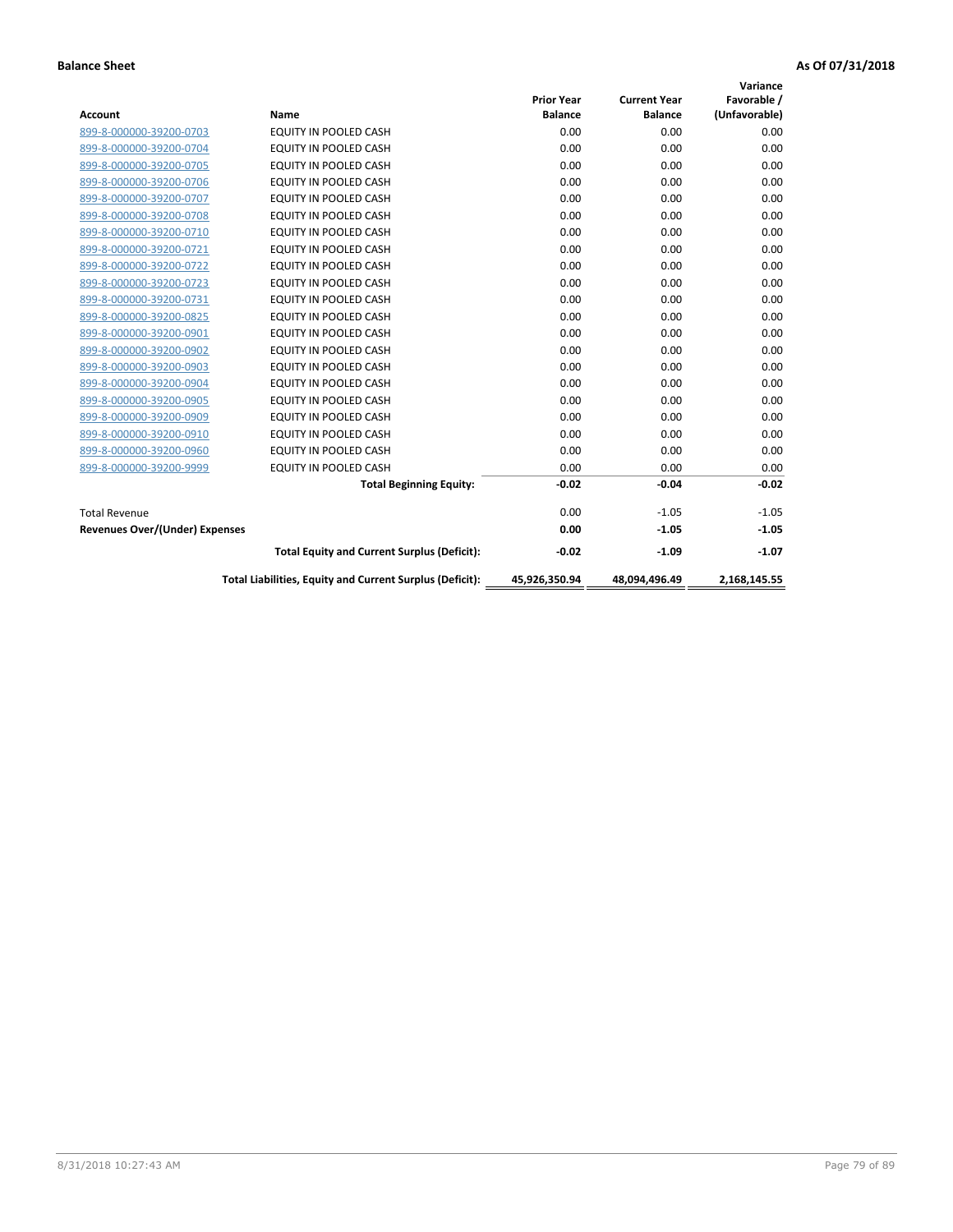**Balance Sheet** **As Of 07/31/2018**

| Account | Name | Prior Year Balance | Current Year Balance | Variance Favorable / (Unfavorable) |
|---|---|---|---|---|
| 899-8-000000-39200-0703 | EQUITY IN POOLED CASH | 0.00 | 0.00 | 0.00 |
| 899-8-000000-39200-0704 | EQUITY IN POOLED CASH | 0.00 | 0.00 | 0.00 |
| 899-8-000000-39200-0705 | EQUITY IN POOLED CASH | 0.00 | 0.00 | 0.00 |
| 899-8-000000-39200-0706 | EQUITY IN POOLED CASH | 0.00 | 0.00 | 0.00 |
| 899-8-000000-39200-0707 | EQUITY IN POOLED CASH | 0.00 | 0.00 | 0.00 |
| 899-8-000000-39200-0708 | EQUITY IN POOLED CASH | 0.00 | 0.00 | 0.00 |
| 899-8-000000-39200-0710 | EQUITY IN POOLED CASH | 0.00 | 0.00 | 0.00 |
| 899-8-000000-39200-0721 | EQUITY IN POOLED CASH | 0.00 | 0.00 | 0.00 |
| 899-8-000000-39200-0722 | EQUITY IN POOLED CASH | 0.00 | 0.00 | 0.00 |
| 899-8-000000-39200-0723 | EQUITY IN POOLED CASH | 0.00 | 0.00 | 0.00 |
| 899-8-000000-39200-0731 | EQUITY IN POOLED CASH | 0.00 | 0.00 | 0.00 |
| 899-8-000000-39200-0825 | EQUITY IN POOLED CASH | 0.00 | 0.00 | 0.00 |
| 899-8-000000-39200-0901 | EQUITY IN POOLED CASH | 0.00 | 0.00 | 0.00 |
| 899-8-000000-39200-0902 | EQUITY IN POOLED CASH | 0.00 | 0.00 | 0.00 |
| 899-8-000000-39200-0903 | EQUITY IN POOLED CASH | 0.00 | 0.00 | 0.00 |
| 899-8-000000-39200-0904 | EQUITY IN POOLED CASH | 0.00 | 0.00 | 0.00 |
| 899-8-000000-39200-0905 | EQUITY IN POOLED CASH | 0.00 | 0.00 | 0.00 |
| 899-8-000000-39200-0909 | EQUITY IN POOLED CASH | 0.00 | 0.00 | 0.00 |
| 899-8-000000-39200-0910 | EQUITY IN POOLED CASH | 0.00 | 0.00 | 0.00 |
| 899-8-000000-39200-0960 | EQUITY IN POOLED CASH | 0.00 | 0.00 | 0.00 |
| 899-8-000000-39200-9999 | EQUITY IN POOLED CASH | 0.00 | 0.00 | 0.00 |
| | **Total Beginning Equity:** | **-0.02** | **-0.04** | **-0.02** |
| Total Revenue | | 0.00 | -1.05 | -1.05 |
| **Revenues Over/(Under) Expenses** | | **0.00** | **-1.05** | **-1.05** |
| | **Total Equity and Current Surplus (Deficit):** | **-0.02** | **-1.09** | **-1.07** |
| | **Total Liabilities, Equity and Current Surplus (Deficit):** | **45,926,350.94** | **48,094,496.49** | **2,168,145.55** |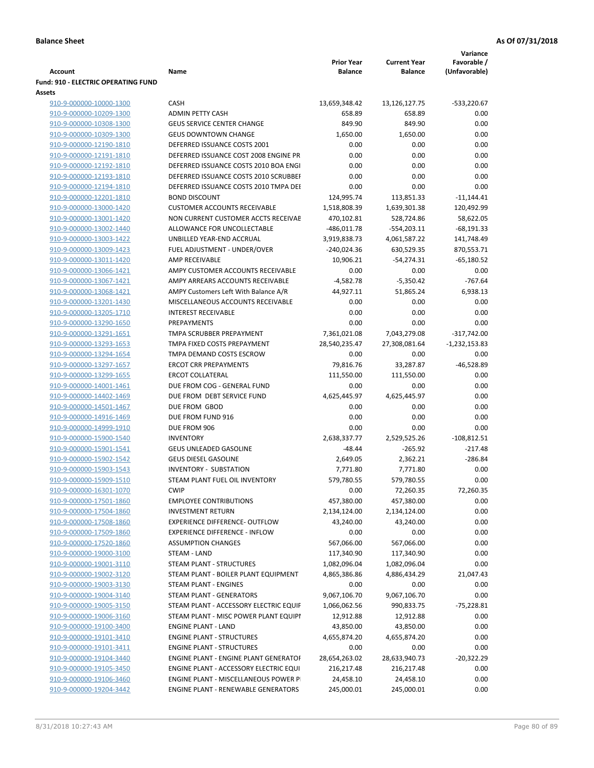**Balance Sheet** **As Of 07/31/2018**

| Account | Name | Prior Year Balance | Current Year Balance | Variance Favorable / (Unfavorable) |
|---|---|---|---|---|
| **Fund: 910 - ELECTRIC OPERATING FUND** | | | | |
| **Assets** | | | | |
| 910-9-000000-10000-1300 | CASH | 13,659,348.42 | 13,126,127.75 | -533,220.67 |
| 910-9-000000-10209-1300 | ADMIN PETTY CASH | 658.89 | 658.89 | 0.00 |
| 910-9-000000-10308-1300 | GEUS SERVICE CENTER CHANGE | 849.90 | 849.90 | 0.00 |
| 910-9-000000-10309-1300 | GEUS DOWNTOWN CHANGE | 1,650.00 | 1,650.00 | 0.00 |
| 910-9-000000-12190-1810 | DEFERRED ISSUANCE COSTS 2001 | 0.00 | 0.00 | 0.00 |
| 910-9-000000-12191-1810 | DEFERRED ISSUANCE COST 2008 ENGINE PR | 0.00 | 0.00 | 0.00 |
| 910-9-000000-12192-1810 | DEFERRED ISSUANCE COSTS 2010 BOA ENGI | 0.00 | 0.00 | 0.00 |
| 910-9-000000-12193-1810 | DEFERRED ISSUANCE COSTS 2010 SCRUBBEI | 0.00 | 0.00 | 0.00 |
| 910-9-000000-12194-1810 | DEFERRED ISSUANCE COSTS 2010 TMPA DEI | 0.00 | 0.00 | 0.00 |
| 910-9-000000-12201-1810 | BOND DISCOUNT | 124,995.74 | 113,851.33 | -11,144.41 |
| 910-9-000000-13000-1420 | CUSTOMER ACCOUNTS RECEIVABLE | 1,518,808.39 | 1,639,301.38 | 120,492.99 |
| 910-9-000000-13001-1420 | NON CURRENT CUSTOMER ACCTS RECEIVAE | 470,102.81 | 528,724.86 | 58,622.05 |
| 910-9-000000-13002-1440 | ALLOWANCE FOR UNCOLLECTABLE | -486,011.78 | -554,203.11 | -68,191.33 |
| 910-9-000000-13003-1422 | UNBILLED YEAR-END ACCRUAL | 3,919,838.73 | 4,061,587.22 | 141,748.49 |
| 910-9-000000-13009-1423 | FUEL ADJUSTMENT - UNDER/OVER | -240,024.36 | 630,529.35 | 870,553.71 |
| 910-9-000000-13011-1420 | AMP RECEIVABLE | 10,906.21 | -54,274.31 | -65,180.52 |
| 910-9-000000-13066-1421 | AMPY CUSTOMER ACCOUNTS RECEIVABLE | 0.00 | 0.00 | 0.00 |
| 910-9-000000-13067-1421 | AMPY ARREARS ACCOUNTS RECEIVABLE | -4,582.78 | -5,350.42 | -767.64 |
| 910-9-000000-13068-1421 | AMPY Customers Left With Balance A/R | 44,927.11 | 51,865.24 | 6,938.13 |
| 910-9-000000-13201-1430 | MISCELLANEOUS ACCOUNTS RECEIVABLE | 0.00 | 0.00 | 0.00 |
| 910-9-000000-13205-1710 | INTEREST RECEIVABLE | 0.00 | 0.00 | 0.00 |
| 910-9-000000-13290-1650 | PREPAYMENTS | 0.00 | 0.00 | 0.00 |
| 910-9-000000-13291-1651 | TMPA SCRUBBER PREPAYMENT | 7,361,021.08 | 7,043,279.08 | -317,742.00 |
| 910-9-000000-13293-1653 | TMPA FIXED COSTS PREPAYMENT | 28,540,235.47 | 27,308,081.64 | -1,232,153.83 |
| 910-9-000000-13294-1654 | TMPA DEMAND COSTS ESCROW | 0.00 | 0.00 | 0.00 |
| 910-9-000000-13297-1657 | ERCOT CRR PREPAYMENTS | 79,816.76 | 33,287.87 | -46,528.89 |
| 910-9-000000-13299-1655 | ERCOT COLLATERAL | 111,550.00 | 111,550.00 | 0.00 |
| 910-9-000000-14001-1461 | DUE FROM COG - GENERAL FUND | 0.00 | 0.00 | 0.00 |
| 910-9-000000-14402-1469 | DUE FROM DEBT SERVICE FUND | 4,625,445.97 | 4,625,445.97 | 0.00 |
| 910-9-000000-14501-1467 | DUE FROM GBOD | 0.00 | 0.00 | 0.00 |
| 910-9-000000-14916-1469 | DUE FROM FUND 916 | 0.00 | 0.00 | 0.00 |
| 910-9-000000-14999-1910 | DUE FROM 906 | 0.00 | 0.00 | 0.00 |
| 910-9-000000-15900-1540 | INVENTORY | 2,638,337.77 | 2,529,525.26 | -108,812.51 |
| 910-9-000000-15901-1541 | GEUS UNLEADED GASOLINE | -48.44 | -265.92 | -217.48 |
| 910-9-000000-15902-1542 | GEUS DIESEL GASOLINE | 2,649.05 | 2,362.21 | -286.84 |
| 910-9-000000-15903-1543 | INVENTORY - SUBSTATION | 7,771.80 | 7,771.80 | 0.00 |
| 910-9-000000-15909-1510 | STEAM PLANT FUEL OIL INVENTORY | 579,780.55 | 579,780.55 | 0.00 |
| 910-9-000000-16301-1070 | CWIP | 0.00 | 72,260.35 | 72,260.35 |
| 910-9-000000-17501-1860 | EMPLOYEE CONTRIBUTIONS | 457,380.00 | 457,380.00 | 0.00 |
| 910-9-000000-17504-1860 | INVESTMENT RETURN | 2,134,124.00 | 2,134,124.00 | 0.00 |
| 910-9-000000-17508-1860 | EXPERIENCE DIFFERENCE- OUTFLOW | 43,240.00 | 43,240.00 | 0.00 |
| 910-9-000000-17509-1860 | EXPERIENCE DIFFERENCE - INFLOW | 0.00 | 0.00 | 0.00 |
| 910-9-000000-17520-1860 | ASSUMPTION CHANGES | 567,066.00 | 567,066.00 | 0.00 |
| 910-9-000000-19000-3100 | STEAM - LAND | 117,340.90 | 117,340.90 | 0.00 |
| 910-9-000000-19001-3110 | STEAM PLANT - STRUCTURES | 1,082,096.04 | 1,082,096.04 | 0.00 |
| 910-9-000000-19002-3120 | STEAM PLANT - BOILER PLANT EQUIPMENT | 4,865,386.86 | 4,886,434.29 | 21,047.43 |
| 910-9-000000-19003-3130 | STEAM PLANT - ENGINES | 0.00 | 0.00 | 0.00 |
| 910-9-000000-19004-3140 | STEAM PLANT - GENERATORS | 9,067,106.70 | 9,067,106.70 | 0.00 |
| 910-9-000000-19005-3150 | STEAM PLANT - ACCESSORY ELECTRIC EQUIF | 1,066,062.56 | 990,833.75 | -75,228.81 |
| 910-9-000000-19006-3160 | STEAM PLANT - MISC POWER PLANT EQUIPI | 12,912.88 | 12,912.88 | 0.00 |
| 910-9-000000-19100-3400 | ENGINE PLANT - LAND | 43,850.00 | 43,850.00 | 0.00 |
| 910-9-000000-19101-3410 | ENGINE PLANT - STRUCTURES | 4,655,874.20 | 4,655,874.20 | 0.00 |
| 910-9-000000-19101-3411 | ENGINE PLANT - STRUCTURES | 0.00 | 0.00 | 0.00 |
| 910-9-000000-19104-3440 | ENGINE PLANT - ENGINE PLANT GENERATOF | 28,654,263.02 | 28,633,940.73 | -20,322.29 |
| 910-9-000000-19105-3450 | ENGINE PLANT - ACCESSORY ELECTRIC EQUI | 216,217.48 | 216,217.48 | 0.00 |
| 910-9-000000-19106-3460 | ENGINE PLANT - MISCELLANEOUS POWER PI | 24,458.10 | 24,458.10 | 0.00 |
| 910-9-000000-19204-3442 | ENGINE PLANT - RENEWABLE GENERATORS | 245,000.01 | 245,000.01 | 0.00 |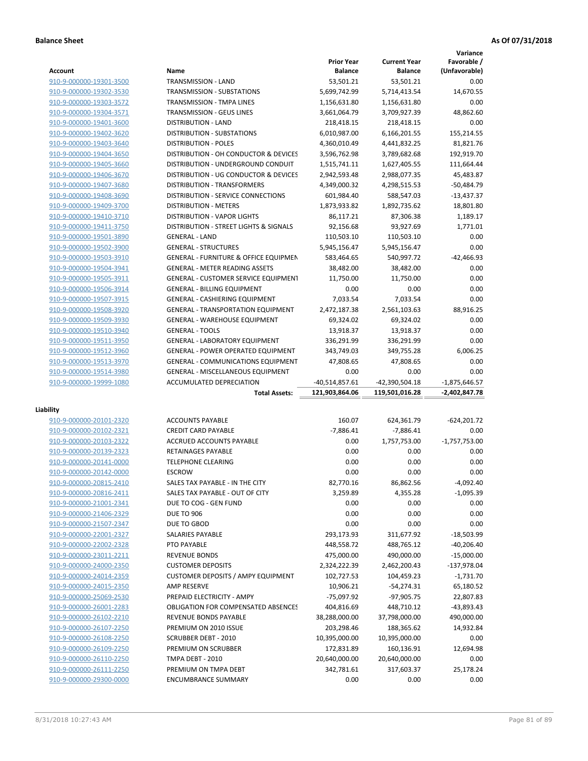**Balance Sheet** **As Of 07/31/2018**

| Account | Name | Prior Year Balance | Current Year Balance | Variance Favorable / (Unfavorable) |
|---|---|---|---|---|
| 910-9-000000-19301-3500 | TRANSMISSION - LAND | 53,501.21 | 53,501.21 | 0.00 |
| 910-9-000000-19302-3530 | TRANSMISSION - SUBSTATIONS | 5,699,742.99 | 5,714,413.54 | 14,670.55 |
| 910-9-000000-19303-3572 | TRANSMISSION - TMPA LINES | 1,156,631.80 | 1,156,631.80 | 0.00 |
| 910-9-000000-19304-3571 | TRANSMISSION - GEUS LINES | 3,661,064.79 | 3,709,927.39 | 48,862.60 |
| 910-9-000000-19401-3600 | DISTRIBUTION - LAND | 218,418.15 | 218,418.15 | 0.00 |
| 910-9-000000-19402-3620 | DISTRIBUTION - SUBSTATIONS | 6,010,987.00 | 6,166,201.55 | 155,214.55 |
| 910-9-000000-19403-3640 | DISTRIBUTION - POLES | 4,360,010.49 | 4,441,832.25 | 81,821.76 |
| 910-9-000000-19404-3650 | DISTRIBUTION - OH CONDUCTOR & DEVICES | 3,596,762.98 | 3,789,682.68 | 192,919.70 |
| 910-9-000000-19405-3660 | DISTRIBUTION - UNDERGROUND CONDUIT | 1,515,741.11 | 1,627,405.55 | 111,664.44 |
| 910-9-000000-19406-3670 | DISTRIBUTION - UG CONDUCTOR & DEVICES | 2,942,593.48 | 2,988,077.35 | 45,483.87 |
| 910-9-000000-19407-3680 | DISTRIBUTION - TRANSFORMERS | 4,349,000.32 | 4,298,515.53 | -50,484.79 |
| 910-9-000000-19408-3690 | DISTRIBUTION - SERVICE CONNECTIONS | 601,984.40 | 588,547.03 | -13,437.37 |
| 910-9-000000-19409-3700 | DISTRIBUTION - METERS | 1,873,933.82 | 1,892,735.62 | 18,801.80 |
| 910-9-000000-19410-3710 | DISTRIBUTION - VAPOR LIGHTS | 86,117.21 | 87,306.38 | 1,189.17 |
| 910-9-000000-19411-3750 | DISTRIBUTION - STREET LIGHTS & SIGNALS | 92,156.68 | 93,927.69 | 1,771.01 |
| 910-9-000000-19501-3890 | GENERAL - LAND | 110,503.10 | 110,503.10 | 0.00 |
| 910-9-000000-19502-3900 | GENERAL - STRUCTURES | 5,945,156.47 | 5,945,156.47 | 0.00 |
| 910-9-000000-19503-3910 | GENERAL - FURNITURE & OFFICE EQUIPMEN | 583,464.65 | 540,997.72 | -42,466.93 |
| 910-9-000000-19504-3941 | GENERAL - METER READING ASSETS | 38,482.00 | 38,482.00 | 0.00 |
| 910-9-000000-19505-3911 | GENERAL - CUSTOMER SERVICE EQUIPMENT | 11,750.00 | 11,750.00 | 0.00 |
| 910-9-000000-19506-3914 | GENERAL - BILLING EQUIPMENT | 0.00 | 0.00 | 0.00 |
| 910-9-000000-19507-3915 | GENERAL - CASHIERING EQUIPMENT | 7,033.54 | 7,033.54 | 0.00 |
| 910-9-000000-19508-3920 | GENERAL - TRANSPORTATION EQUIPMENT | 2,472,187.38 | 2,561,103.63 | 88,916.25 |
| 910-9-000000-19509-3930 | GENERAL - WAREHOUSE EQUIPMENT | 69,324.02 | 69,324.02 | 0.00 |
| 910-9-000000-19510-3940 | GENERAL - TOOLS | 13,918.37 | 13,918.37 | 0.00 |
| 910-9-000000-19511-3950 | GENERAL - LABORATORY EQUIPMENT | 336,291.99 | 336,291.99 | 0.00 |
| 910-9-000000-19512-3960 | GENERAL - POWER OPERATED EQUIPMENT | 343,749.03 | 349,755.28 | 6,006.25 |
| 910-9-000000-19513-3970 | GENERAL - COMMUNICATIONS EQUIPMENT | 47,808.65 | 47,808.65 | 0.00 |
| 910-9-000000-19514-3980 | GENERAL - MISCELLANEOUS EQUIPMENT | 0.00 | 0.00 | 0.00 |
| 910-9-000000-19999-1080 | ACCUMULATED DEPRECIATION | -40,514,857.61 | -42,390,504.18 | -1,875,646.57 |
| | **Total Assets:** | **121,903,864.06** | **119,501,016.28** | **-2,402,847.78** |

**Liability**

| Account | Name | Prior Year Balance | Current Year Balance | Variance Favorable / (Unfavorable) |
|---|---|---|---|---|
| 910-9-000000-20101-2320 | ACCOUNTS PAYABLE | 160.07 | 624,361.79 | -624,201.72 |
| 910-9-000000-20102-2321 | CREDIT CARD PAYABLE | -7,886.41 | -7,886.41 | 0.00 |
| 910-9-000000-20103-2322 | ACCRUED ACCOUNTS PAYABLE | 0.00 | 1,757,753.00 | -1,757,753.00 |
| 910-9-000000-20139-2323 | RETAINAGES PAYABLE | 0.00 | 0.00 | 0.00 |
| 910-9-000000-20141-0000 | TELEPHONE CLEARING | 0.00 | 0.00 | 0.00 |
| 910-9-000000-20142-0000 | ESCROW | 0.00 | 0.00 | 0.00 |
| 910-9-000000-20815-2410 | SALES TAX PAYABLE - IN THE CITY | 82,770.16 | 86,862.56 | -4,092.40 |
| 910-9-000000-20816-2411 | SALES TAX PAYABLE - OUT OF CITY | 3,259.89 | 4,355.28 | -1,095.39 |
| 910-9-000000-21001-2341 | DUE TO COG - GEN FUND | 0.00 | 0.00 | 0.00 |
| 910-9-000000-21406-2329 | DUE TO 906 | 0.00 | 0.00 | 0.00 |
| 910-9-000000-21507-2347 | DUE TO GBOD | 0.00 | 0.00 | 0.00 |
| 910-9-000000-22001-2327 | SALARIES PAYABLE | 293,173.93 | 311,677.92 | -18,503.99 |
| 910-9-000000-22002-2328 | PTO PAYABLE | 448,558.72 | 488,765.12 | -40,206.40 |
| 910-9-000000-23011-2211 | REVENUE BONDS | 475,000.00 | 490,000.00 | -15,000.00 |
| 910-9-000000-24000-2350 | CUSTOMER DEPOSITS | 2,324,222.39 | 2,462,200.43 | -137,978.04 |
| 910-9-000000-24014-2359 | CUSTOMER DEPOSITS / AMPY EQUIPMENT | 102,727.53 | 104,459.23 | -1,731.70 |
| 910-9-000000-24015-2350 | AMP RESERVE | 10,906.21 | -54,274.31 | 65,180.52 |
| 910-9-000000-25069-2530 | PREPAID ELECTRICITY - AMPY | -75,097.92 | -97,905.75 | 22,807.83 |
| 910-9-000000-26001-2283 | OBLIGATION FOR COMPENSATED ABSENCES | 404,816.69 | 448,710.12 | -43,893.43 |
| 910-9-000000-26102-2210 | REVENUE BONDS PAYABLE | 38,288,000.00 | 37,798,000.00 | 490,000.00 |
| 910-9-000000-26107-2250 | PREMIUM ON 2010 ISSUE | 203,298.46 | 188,365.62 | 14,932.84 |
| 910-9-000000-26108-2250 | SCRUBBER DEBT - 2010 | 10,395,000.00 | 10,395,000.00 | 0.00 |
| 910-9-000000-26109-2250 | PREMIUM ON SCRUBBER | 172,831.89 | 160,136.91 | 12,694.98 |
| 910-9-000000-26110-2250 | TMPA DEBT - 2010 | 20,640,000.00 | 20,640,000.00 | 0.00 |
| 910-9-000000-26111-2250 | PREMIUM ON TMPA DEBT | 342,781.61 | 317,603.37 | 25,178.24 |
| 910-9-000000-29300-0000 | ENCUMBRANCE SUMMARY | 0.00 | 0.00 | 0.00 |

8/31/2018 10:27:43 AM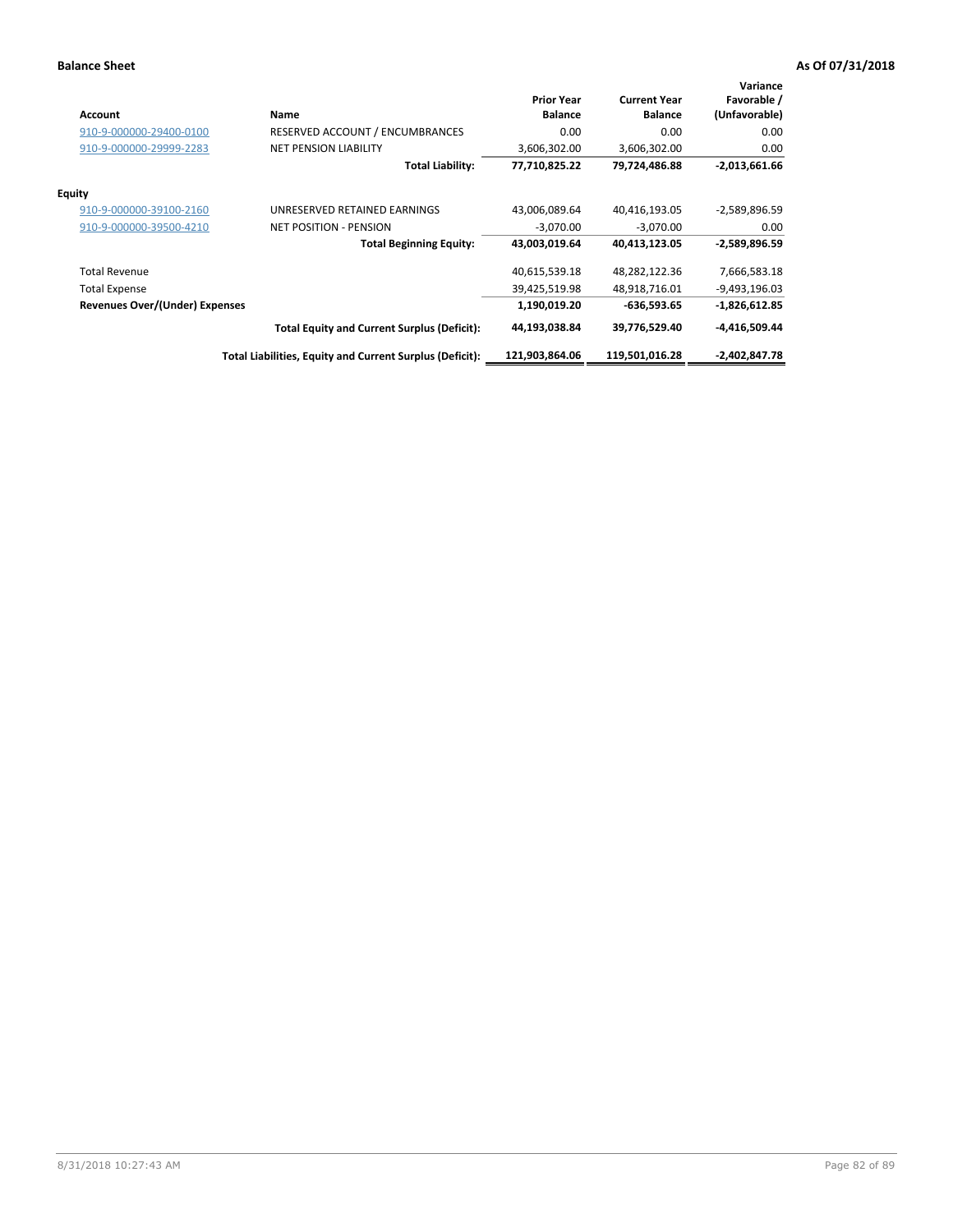**Balance Sheet** **As Of 07/31/2018**

| Account | Name | Prior Year Balance | Current Year Balance | Variance Favorable / (Unfavorable) |
|---|---|---|---|---|
| 910-9-000000-29400-0100 | RESERVED ACCOUNT / ENCUMBRANCES | 0.00 | 0.00 | 0.00 |
| 910-9-000000-29999-2283 | NET PENSION LIABILITY | 3,606,302.00 | 3,606,302.00 | 0.00 |
| | **Total Liability:** | **77,710,825.22** | **79,724,486.88** | **-2,013,661.66** |
| **Equity** | | | | |
| 910-9-000000-39100-2160 | UNRESERVED RETAINED EARNINGS | 43,006,089.64 | 40,416,193.05 | -2,589,896.59 |
| 910-9-000000-39500-4210 | NET POSITION - PENSION | -3,070.00 | -3,070.00 | 0.00 |
| | **Total Beginning Equity:** | **43,003,019.64** | **40,413,123.05** | **-2,589,896.59** |
| Total Revenue | | 40,615,539.18 | 48,282,122.36 | 7,666,583.18 |
| Total Expense | | 39,425,519.98 | 48,918,716.01 | -9,493,196.03 |
| **Revenues Over/(Under) Expenses** | | **1,190,019.20** | **-636,593.65** | **-1,826,612.85** |
| | **Total Equity and Current Surplus (Deficit):** | **44,193,038.84** | **39,776,529.40** | **-4,416,509.44** |
| | **Total Liabilities, Equity and Current Surplus (Deficit):** | **121,903,864.06** | **119,501,016.28** | **-2,402,847.78** |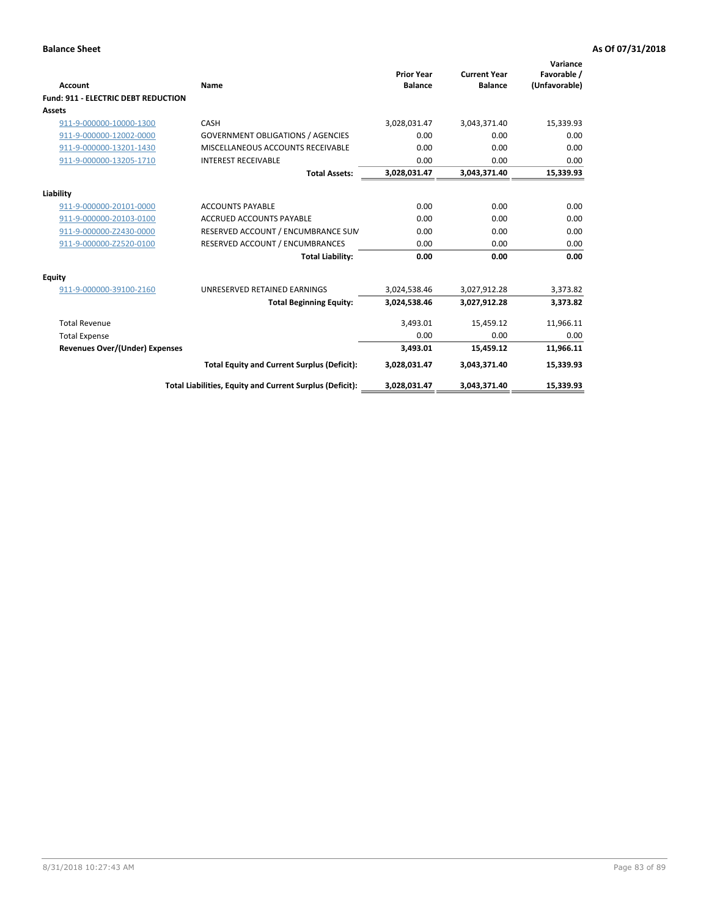**Balance Sheet** **As Of 07/31/2018**

| Account | Name | Prior Year Balance | Current Year Balance | Variance Favorable / (Unfavorable) |
|---|---|---|---|---|
| **Fund: 911 - ELECTRIC DEBT REDUCTION** | | | | |
| **Assets** | | | | |
| 911-9-000000-10000-1300 | CASH | 3,028,031.47 | 3,043,371.40 | 15,339.93 |
| 911-9-000000-12002-0000 | GOVERNMENT OBLIGATIONS / AGENCIES | 0.00 | 0.00 | 0.00 |
| 911-9-000000-13201-1430 | MISCELLANEOUS ACCOUNTS RECEIVABLE | 0.00 | 0.00 | 0.00 |
| 911-9-000000-13205-1710 | INTEREST RECEIVABLE | 0.00 | 0.00 | 0.00 |
| | **Total Assets:** | **3,028,031.47** | **3,043,371.40** | **15,339.93** |
| **Liability** | | | | |
| 911-9-000000-20101-0000 | ACCOUNTS PAYABLE | 0.00 | 0.00 | 0.00 |
| 911-9-000000-20103-0100 | ACCRUED ACCOUNTS PAYABLE | 0.00 | 0.00 | 0.00 |
| 911-9-000000-Z2430-0000 | RESERVED ACCOUNT / ENCUMBRANCE SUM | 0.00 | 0.00 | 0.00 |
| 911-9-000000-Z2520-0100 | RESERVED ACCOUNT / ENCUMBRANCES | 0.00 | 0.00 | 0.00 |
| | **Total Liability:** | **0.00** | **0.00** | **0.00** |
| **Equity** | | | | |
| 911-9-000000-39100-2160 | UNRESERVED RETAINED EARNINGS | 3,024,538.46 | 3,027,912.28 | 3,373.82 |
| | **Total Beginning Equity:** | **3,024,538.46** | **3,027,912.28** | **3,373.82** |
| Total Revenue | | 3,493.01 | 15,459.12 | 11,966.11 |
| Total Expense | | 0.00 | 0.00 | 0.00 |
| **Revenues Over/(Under) Expenses** | | **3,493.01** | **15,459.12** | **11,966.11** |
| | **Total Equity and Current Surplus (Deficit):** | **3,028,031.47** | **3,043,371.40** | **15,339.93** |
| | **Total Liabilities, Equity and Current Surplus (Deficit):** | **3,028,031.47** | **3,043,371.40** | **15,339.93** |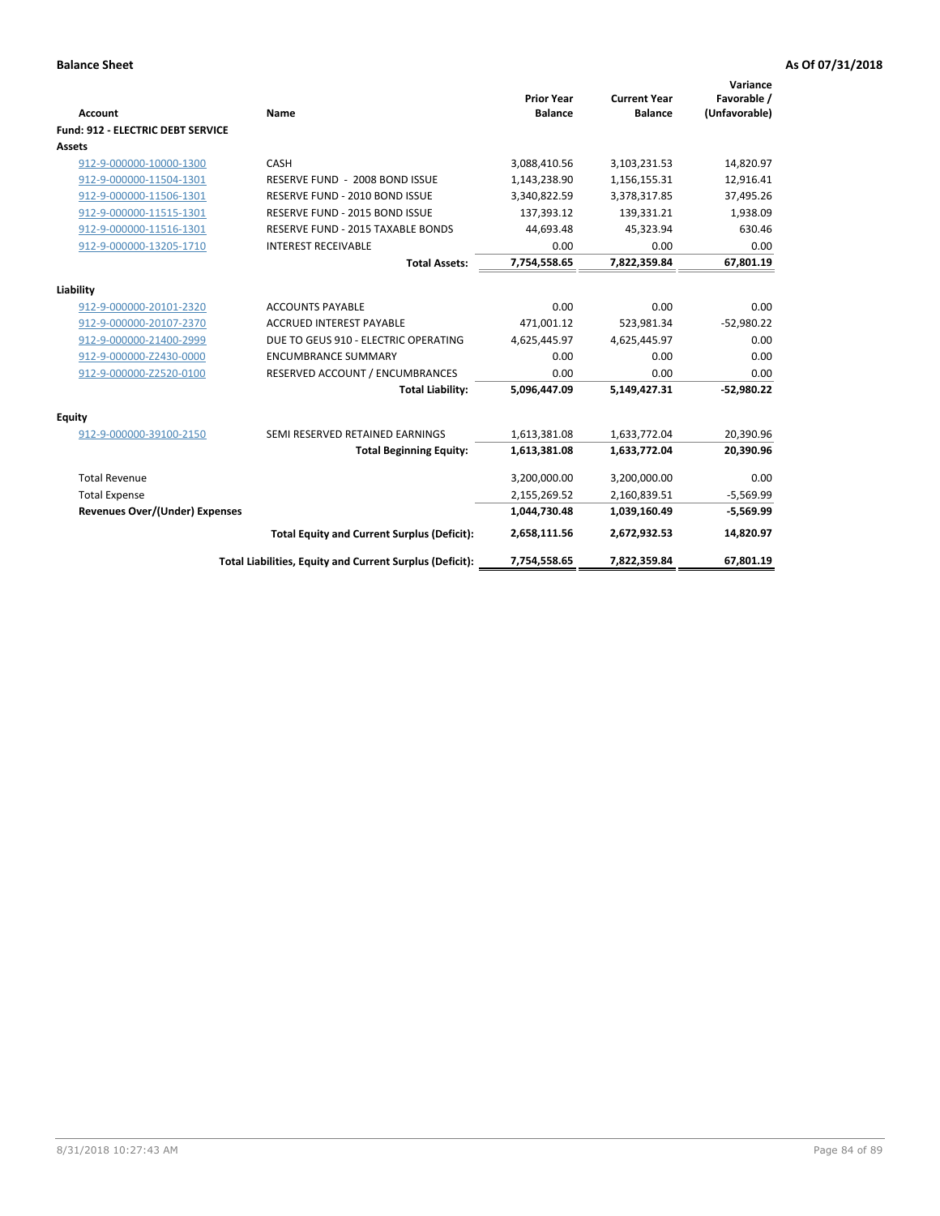**Balance Sheet** | **As Of 07/31/2018**

| Account | Name | Prior Year Balance | Current Year Balance | Variance Favorable / (Unfavorable) |
|---|---|---|---|---|
| **Fund: 912 - ELECTRIC DEBT SERVICE** | | | | |
| **Assets** | | | | |
| 912-9-000000-10000-1300 | CASH | 3,088,410.56 | 3,103,231.53 | 14,820.97 |
| 912-9-000000-11504-1301 | RESERVE FUND - 2008 BOND ISSUE | 1,143,238.90 | 1,156,155.31 | 12,916.41 |
| 912-9-000000-11506-1301 | RESERVE FUND - 2010 BOND ISSUE | 3,340,822.59 | 3,378,317.85 | 37,495.26 |
| 912-9-000000-11515-1301 | RESERVE FUND - 2015 BOND ISSUE | 137,393.12 | 139,331.21 | 1,938.09 |
| 912-9-000000-11516-1301 | RESERVE FUND - 2015 TAXABLE BONDS | 44,693.48 | 45,323.94 | 630.46 |
| 912-9-000000-13205-1710 | INTEREST RECEIVABLE | 0.00 | 0.00 | 0.00 |
| | **Total Assets:** | **7,754,558.65** | **7,822,359.84** | **67,801.19** |
| **Liability** | | | | |
| 912-9-000000-20101-2320 | ACCOUNTS PAYABLE | 0.00 | 0.00 | 0.00 |
| 912-9-000000-20107-2370 | ACCRUED INTEREST PAYABLE | 471,001.12 | 523,981.34 | -52,980.22 |
| 912-9-000000-21400-2999 | DUE TO GEUS 910 - ELECTRIC OPERATING | 4,625,445.97 | 4,625,445.97 | 0.00 |
| 912-9-000000-Z2430-0000 | ENCUMBRANCE SUMMARY | 0.00 | 0.00 | 0.00 |
| 912-9-000000-Z2520-0100 | RESERVED ACCOUNT / ENCUMBRANCES | 0.00 | 0.00 | 0.00 |
| | **Total Liability:** | **5,096,447.09** | **5,149,427.31** | **-52,980.22** |
| **Equity** | | | | |
| 912-9-000000-39100-2150 | SEMI RESERVED RETAINED EARNINGS | 1,613,381.08 | 1,633,772.04 | 20,390.96 |
| | **Total Beginning Equity:** | **1,613,381.08** | **1,633,772.04** | **20,390.96** |
| Total Revenue | | 3,200,000.00 | 3,200,000.00 | 0.00 |
| Total Expense | | 2,155,269.52 | 2,160,839.51 | -5,569.99 |
| **Revenues Over/(Under) Expenses** | | **1,044,730.48** | **1,039,160.49** | **-5,569.99** |
| | **Total Equity and Current Surplus (Deficit):** | **2,658,111.56** | **2,672,932.53** | **14,820.97** |
| | **Total Liabilities, Equity and Current Surplus (Deficit):** | **7,754,558.65** | **7,822,359.84** | **67,801.19** |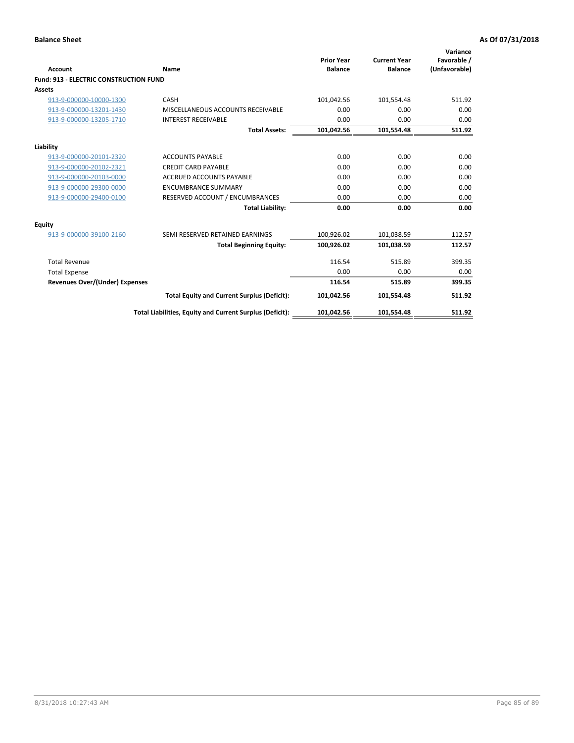**Balance Sheet** **As Of 07/31/2018**

| Account | Name | Prior Year Balance | Current Year Balance | Variance Favorable / (Unfavorable) |
|---|---|---|---|---|
| **Fund: 913 - ELECTRIC CONSTRUCTION FUND** | | | | |
| **Assets** | | | | |
| 913-9-000000-10000-1300 | CASH | 101,042.56 | 101,554.48 | 511.92 |
| 913-9-000000-13201-1430 | MISCELLANEOUS ACCOUNTS RECEIVABLE | 0.00 | 0.00 | 0.00 |
| 913-9-000000-13205-1710 | INTEREST RECEIVABLE | 0.00 | 0.00 | 0.00 |
| | **Total Assets:** | **101,042.56** | **101,554.48** | **511.92** |
| **Liability** | | | | |
| 913-9-000000-20101-2320 | ACCOUNTS PAYABLE | 0.00 | 0.00 | 0.00 |
| 913-9-000000-20102-2321 | CREDIT CARD PAYABLE | 0.00 | 0.00 | 0.00 |
| 913-9-000000-20103-0000 | ACCRUED ACCOUNTS PAYABLE | 0.00 | 0.00 | 0.00 |
| 913-9-000000-29300-0000 | ENCUMBRANCE SUMMARY | 0.00 | 0.00 | 0.00 |
| 913-9-000000-29400-0100 | RESERVED ACCOUNT / ENCUMBRANCES | 0.00 | 0.00 | 0.00 |
| | **Total Liability:** | **0.00** | **0.00** | **0.00** |
| **Equity** | | | | |
| 913-9-000000-39100-2160 | SEMI RESERVED RETAINED EARNINGS | 100,926.02 | 101,038.59 | 112.57 |
| | **Total Beginning Equity:** | **100,926.02** | **101,038.59** | **112.57** |
| Total Revenue | | 116.54 | 515.89 | 399.35 |
| Total Expense | | 0.00 | 0.00 | 0.00 |
| **Revenues Over/(Under) Expenses** | | **116.54** | **515.89** | **399.35** |
| | **Total Equity and Current Surplus (Deficit):** | **101,042.56** | **101,554.48** | **511.92** |
| | **Total Liabilities, Equity and Current Surplus (Deficit):** | **101,042.56** | **101,554.48** | **511.92** |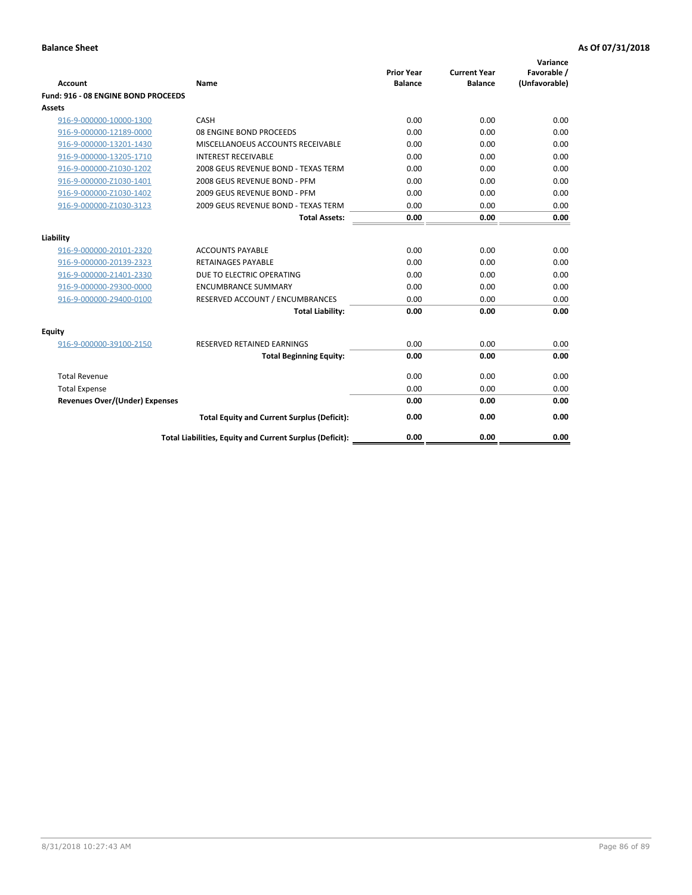**Balance Sheet** **As Of 07/31/2018**

| Account | Name | Prior Year Balance | Current Year Balance | Variance Favorable / (Unfavorable) |
|---|---|---|---|---|
| **Fund: 916 - 08 ENGINE BOND PROCEEDS** | | | | |
| **Assets** | | | | |
| 916-9-000000-10000-1300 | CASH | 0.00 | 0.00 | 0.00 |
| 916-9-000000-12189-0000 | 08 ENGINE BOND PROCEEDS | 0.00 | 0.00 | 0.00 |
| 916-9-000000-13201-1430 | MISCELLANOEUS ACCOUNTS RECEIVABLE | 0.00 | 0.00 | 0.00 |
| 916-9-000000-13205-1710 | INTEREST RECEIVABLE | 0.00 | 0.00 | 0.00 |
| 916-9-000000-Z1030-1202 | 2008 GEUS REVENUE BOND - TEXAS TERM | 0.00 | 0.00 | 0.00 |
| 916-9-000000-Z1030-1401 | 2008 GEUS REVENUE BOND - PFM | 0.00 | 0.00 | 0.00 |
| 916-9-000000-Z1030-1402 | 2009 GEUS REVENUE BOND - PFM | 0.00 | 0.00 | 0.00 |
| 916-9-000000-Z1030-3123 | 2009 GEUS REVENUE BOND - TEXAS TERM | 0.00 | 0.00 | 0.00 |
| | **Total Assets:** | **0.00** | **0.00** | **0.00** |
| **Liability** | | | | |
| 916-9-000000-20101-2320 | ACCOUNTS PAYABLE | 0.00 | 0.00 | 0.00 |
| 916-9-000000-20139-2323 | RETAINAGES PAYABLE | 0.00 | 0.00 | 0.00 |
| 916-9-000000-21401-2330 | DUE TO ELECTRIC OPERATING | 0.00 | 0.00 | 0.00 |
| 916-9-000000-29300-0000 | ENCUMBRANCE SUMMARY | 0.00 | 0.00 | 0.00 |
| 916-9-000000-29400-0100 | RESERVED ACCOUNT / ENCUMBRANCES | 0.00 | 0.00 | 0.00 |
| | **Total Liability:** | **0.00** | **0.00** | **0.00** |
| **Equity** | | | | |
| 916-9-000000-39100-2150 | RESERVED RETAINED EARNINGS | 0.00 | 0.00 | 0.00 |
| | **Total Beginning Equity:** | **0.00** | **0.00** | **0.00** |
| Total Revenue | | 0.00 | 0.00 | 0.00 |
| Total Expense | | 0.00 | 0.00 | 0.00 |
| **Revenues Over/(Under) Expenses** | | **0.00** | **0.00** | **0.00** |
| | **Total Equity and Current Surplus (Deficit):** | **0.00** | **0.00** | **0.00** |
| | **Total Liabilities, Equity and Current Surplus (Deficit):** | **0.00** | **0.00** | **0.00** |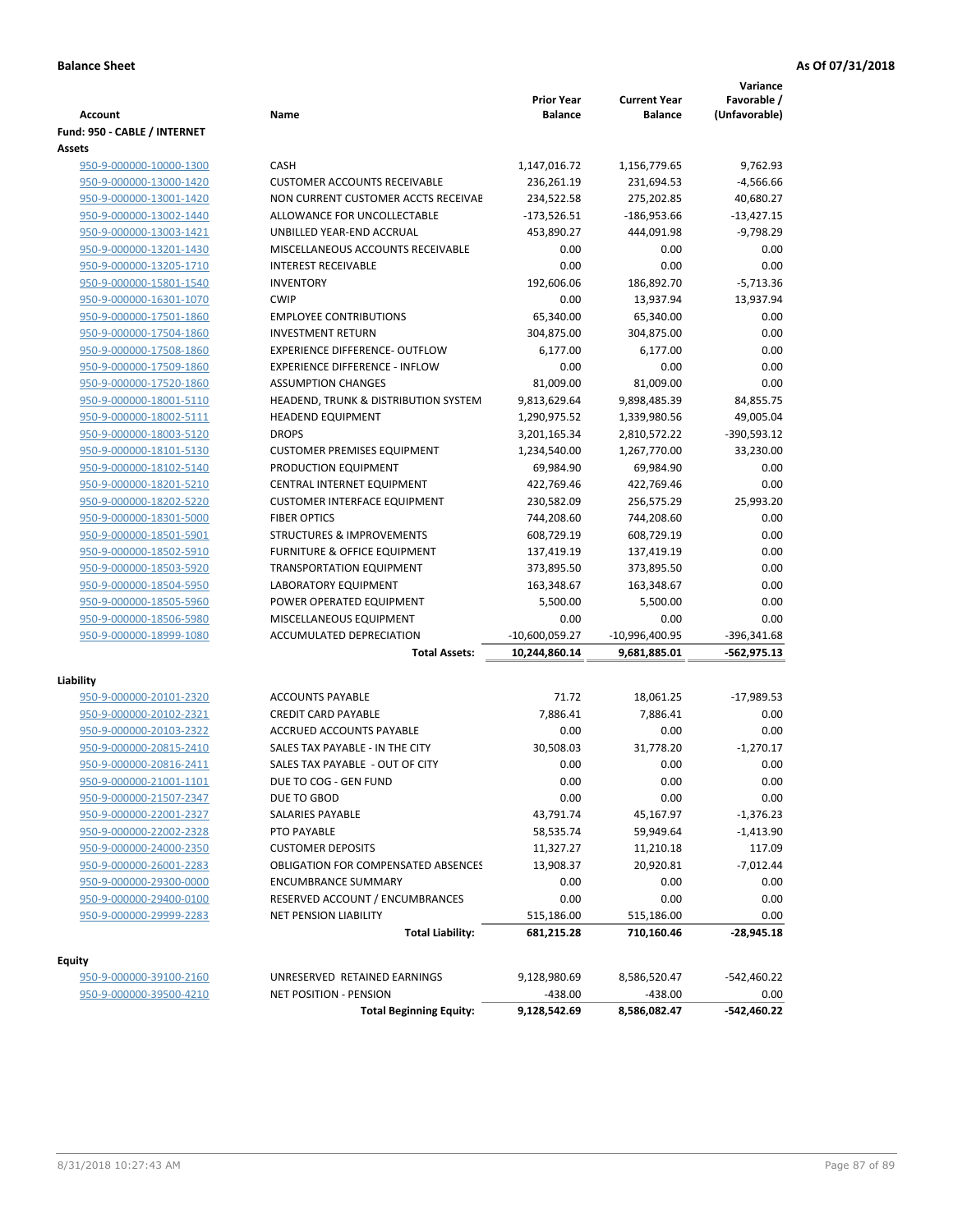**Balance Sheet** **As Of 07/31/2018**

| Account | Name | Prior Year Balance | Current Year Balance | Variance Favorable / (Unfavorable) |
|---|---|---|---|---|
| **Fund: 950 - CABLE / INTERNET** | | | | |
| **Assets** | | | | |
| 950-9-000000-10000-1300 | CASH | 1,147,016.72 | 1,156,779.65 | 9,762.93 |
| 950-9-000000-13000-1420 | CUSTOMER ACCOUNTS RECEIVABLE | 236,261.19 | 231,694.53 | -4,566.66 |
| 950-9-000000-13001-1420 | NON CURRENT CUSTOMER ACCTS RECEIVAE | 234,522.58 | 275,202.85 | 40,680.27 |
| 950-9-000000-13002-1440 | ALLOWANCE FOR UNCOLLECTABLE | -173,526.51 | -186,953.66 | -13,427.15 |
| 950-9-000000-13003-1421 | UNBILLED YEAR-END ACCRUAL | 453,890.27 | 444,091.98 | -9,798.29 |
| 950-9-000000-13201-1430 | MISCELLANEOUS ACCOUNTS RECEIVABLE | 0.00 | 0.00 | 0.00 |
| 950-9-000000-13205-1710 | INTEREST RECEIVABLE | 0.00 | 0.00 | 0.00 |
| 950-9-000000-15801-1540 | INVENTORY | 192,606.06 | 186,892.70 | -5,713.36 |
| 950-9-000000-16301-1070 | CWIP | 0.00 | 13,937.94 | 13,937.94 |
| 950-9-000000-17501-1860 | EMPLOYEE CONTRIBUTIONS | 65,340.00 | 65,340.00 | 0.00 |
| 950-9-000000-17504-1860 | INVESTMENT RETURN | 304,875.00 | 304,875.00 | 0.00 |
| 950-9-000000-17508-1860 | EXPERIENCE DIFFERENCE- OUTFLOW | 6,177.00 | 6,177.00 | 0.00 |
| 950-9-000000-17509-1860 | EXPERIENCE DIFFERENCE - INFLOW | 0.00 | 0.00 | 0.00 |
| 950-9-000000-17520-1860 | ASSUMPTION CHANGES | 81,009.00 | 81,009.00 | 0.00 |
| 950-9-000000-18001-5110 | HEADEND, TRUNK & DISTRIBUTION SYSTEM | 9,813,629.64 | 9,898,485.39 | 84,855.75 |
| 950-9-000000-18002-5111 | HEADEND EQUIPMENT | 1,290,975.52 | 1,339,980.56 | 49,005.04 |
| 950-9-000000-18003-5120 | DROPS | 3,201,165.34 | 2,810,572.22 | -390,593.12 |
| 950-9-000000-18101-5130 | CUSTOMER PREMISES EQUIPMENT | 1,234,540.00 | 1,267,770.00 | 33,230.00 |
| 950-9-000000-18102-5140 | PRODUCTION EQUIPMENT | 69,984.90 | 69,984.90 | 0.00 |
| 950-9-000000-18201-5210 | CENTRAL INTERNET EQUIPMENT | 422,769.46 | 422,769.46 | 0.00 |
| 950-9-000000-18202-5220 | CUSTOMER INTERFACE EQUIPMENT | 230,582.09 | 256,575.29 | 25,993.20 |
| 950-9-000000-18301-5000 | FIBER OPTICS | 744,208.60 | 744,208.60 | 0.00 |
| 950-9-000000-18501-5901 | STRUCTURES & IMPROVEMENTS | 608,729.19 | 608,729.19 | 0.00 |
| 950-9-000000-18502-5910 | FURNITURE & OFFICE EQUIPMENT | 137,419.19 | 137,419.19 | 0.00 |
| 950-9-000000-18503-5920 | TRANSPORTATION EQUIPMENT | 373,895.50 | 373,895.50 | 0.00 |
| 950-9-000000-18504-5950 | LABORATORY EQUIPMENT | 163,348.67 | 163,348.67 | 0.00 |
| 950-9-000000-18505-5960 | POWER OPERATED EQUIPMENT | 5,500.00 | 5,500.00 | 0.00 |
| 950-9-000000-18506-5980 | MISCELLANEOUS EQUIPMENT | 0.00 | 0.00 | 0.00 |
| 950-9-000000-18999-1080 | ACCUMULATED DEPRECIATION | -10,600,059.27 | -10,996,400.95 | -396,341.68 |
| | **Total Assets:** | **10,244,860.14** | **9,681,885.01** | **-562,975.13** |
| **Liability** | | | | |
| 950-9-000000-20101-2320 | ACCOUNTS PAYABLE | 71.72 | 18,061.25 | -17,989.53 |
| 950-9-000000-20102-2321 | CREDIT CARD PAYABLE | 7,886.41 | 7,886.41 | 0.00 |
| 950-9-000000-20103-2322 | ACCRUED ACCOUNTS PAYABLE | 0.00 | 0.00 | 0.00 |
| 950-9-000000-20815-2410 | SALES TAX PAYABLE - IN THE CITY | 30,508.03 | 31,778.20 | -1,270.17 |
| 950-9-000000-20816-2411 | SALES TAX PAYABLE - OUT OF CITY | 0.00 | 0.00 | 0.00 |
| 950-9-000000-21001-1101 | DUE TO COG - GEN FUND | 0.00 | 0.00 | 0.00 |
| 950-9-000000-21507-2347 | DUE TO GBOD | 0.00 | 0.00 | 0.00 |
| 950-9-000000-22001-2327 | SALARIES PAYABLE | 43,791.74 | 45,167.97 | -1,376.23 |
| 950-9-000000-22002-2328 | PTO PAYABLE | 58,535.74 | 59,949.64 | -1,413.90 |
| 950-9-000000-24000-2350 | CUSTOMER DEPOSITS | 11,327.27 | 11,210.18 | 117.09 |
| 950-9-000000-26001-2283 | OBLIGATION FOR COMPENSATED ABSENCES | 13,908.37 | 20,920.81 | -7,012.44 |
| 950-9-000000-29300-0000 | ENCUMBRANCE SUMMARY | 0.00 | 0.00 | 0.00 |
| 950-9-000000-29400-0100 | RESERVED ACCOUNT / ENCUMBRANCES | 0.00 | 0.00 | 0.00 |
| 950-9-000000-29999-2283 | NET PENSION LIABILITY | 515,186.00 | 515,186.00 | 0.00 |
| | **Total Liability:** | **681,215.28** | **710,160.46** | **-28,945.18** |
| **Equity** | | | | |
| 950-9-000000-39100-2160 | UNRESERVED RETAINED EARNINGS | 9,128,980.69 | 8,586,520.47 | -542,460.22 |
| 950-9-000000-39500-4210 | NET POSITION - PENSION | -438.00 | -438.00 | 0.00 |
| | **Total Beginning Equity:** | **9,128,542.69** | **8,586,082.47** | **-542,460.22** |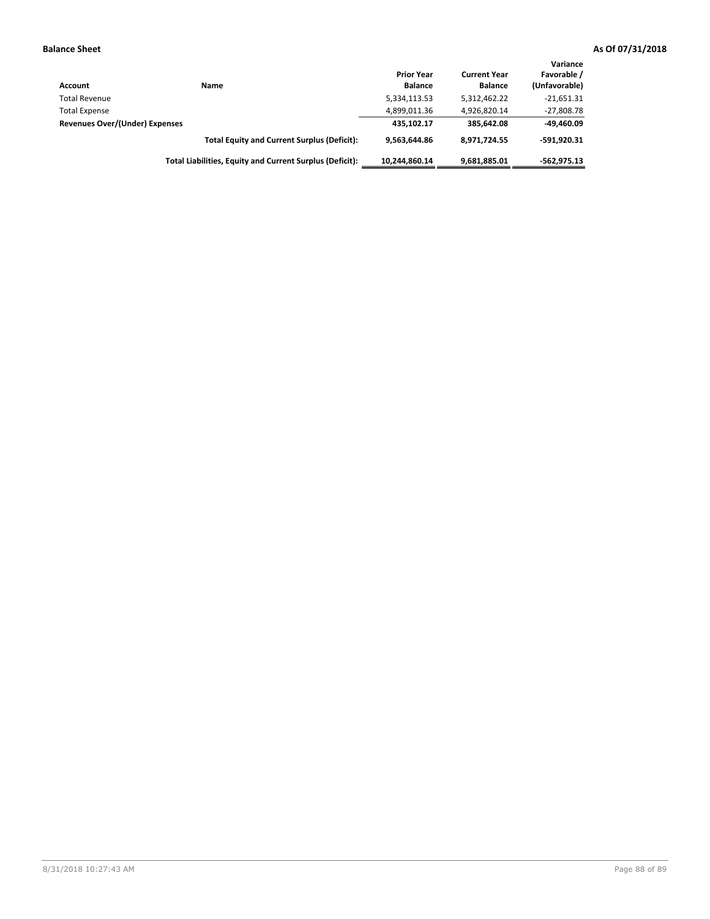**Balance Sheet** **As Of 07/31/2018**

| Account | Name | Prior Year Balance | Current Year Balance | Variance Favorable / (Unfavorable) |
|---|---|---|---|---|
| Total Revenue | | 5,334,113.53 | 5,312,462.22 | -21,651.31 |
| Total Expense | | 4,899,011.36 | 4,926,820.14 | -27,808.78 |
| **Revenues Over/(Under) Expenses** | | **435,102.17** | **385,642.08** | **-49,460.09** |
| | **Total Equity and Current Surplus (Deficit):** | **9,563,644.86** | **8,971,724.55** | **-591,920.31** |
| | **Total Liabilities, Equity and Current Surplus (Deficit):** | **10,244,860.14** | **9,681,885.01** | **-562,975.13** |

8/31/2018 10:27:43 AM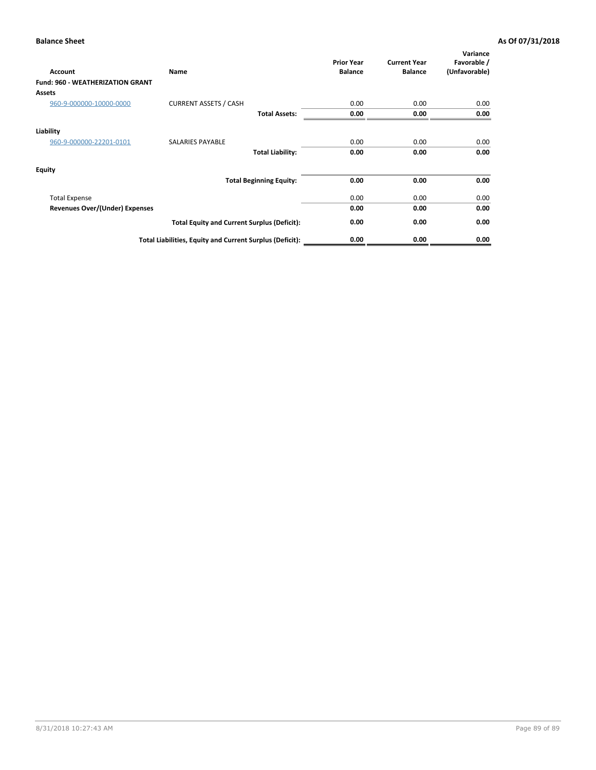**Balance Sheet** **As Of 07/31/2018**

| Account | Name | Prior Year Balance | Current Year Balance | Variance Favorable / (Unfavorable) |
|---|---|---|---|---|
| **Fund: 960 - WEATHERIZATION GRANT** | | | | |
| **Assets** | | | | |
| 960-9-000000-10000-0000 | CURRENT ASSETS / CASH | 0.00 | 0.00 | 0.00 |
| | **Total Assets:** | **0.00** | **0.00** | **0.00** |
| **Liability** | | | | |
| 960-9-000000-22201-0101 | SALARIES PAYABLE | 0.00 | 0.00 | 0.00 |
| | **Total Liability:** | **0.00** | **0.00** | **0.00** |
| **Equity** | | | | |
| | **Total Beginning Equity:** | **0.00** | **0.00** | **0.00** |
| Total Expense | | 0.00 | 0.00 | 0.00 |
| **Revenues Over/(Under) Expenses** | | **0.00** | **0.00** | **0.00** |
| | **Total Equity and Current Surplus (Deficit):** | **0.00** | **0.00** | **0.00** |
| | **Total Liabilities, Equity and Current Surplus (Deficit):** | **0.00** | **0.00** | **0.00** |